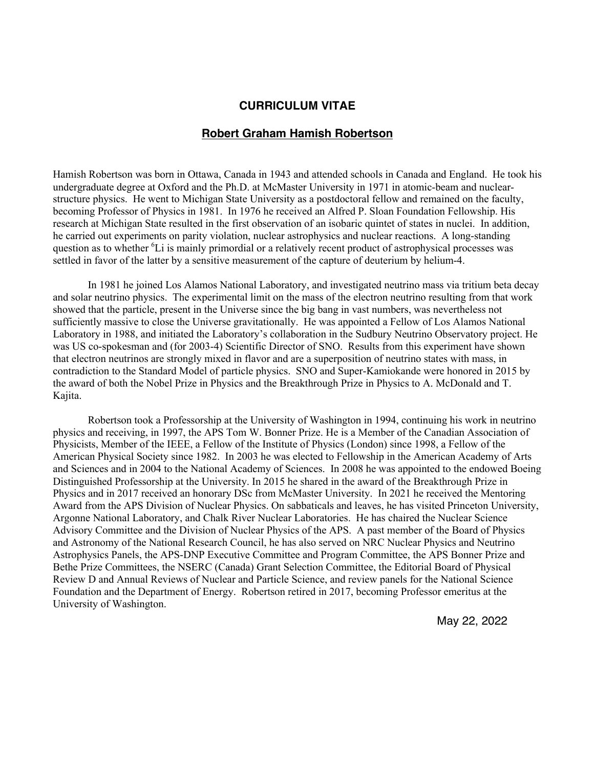# CURRICULUM VITAE

## Robert Graham Hamish Robertson

Hamish Robertson was born in Ottawa, Canada in 1943 and attended schools in Canada and England. He took his undergraduate degree at Oxford and the Ph.D. at McMaster University in 1971 in atomic-beam and nuclear-structure physics. He went to Michigan State University as a postdoctoral fellow and remained on the faculty, becoming Professor of Physics in 1981. In 1976 he received an Alfred P. Sloan Foundation Fellowship. His research at Michigan State resulted in the first observation of an isobaric quintet of states in nuclei. In addition, he carried out experiments on parity violation, nuclear astrophysics and nuclear reactions. A long-standing question as to whether $^{6}$Li is mainly primordial or a relatively recent product of astrophysical processes was settled in favor of the latter by a sensitive measurement of the capture of deuterium by helium-4.

In 1981 he joined Los Alamos National Laboratory, and investigated neutrino mass via tritium beta decay and solar neutrino physics. The experimental limit on the mass of the electron neutrino resulting from that work showed that the particle, present in the Universe since the big bang in vast numbers, was nevertheless not sufficiently massive to close the Universe gravitationally. He was appointed a Fellow of Los Alamos National Laboratory in 1988, and initiated the Laboratory's collaboration in the Sudbury Neutrino Observatory project. He was US co-spokesman and (for 2003-4) Scientific Director of SNO. Results from this experiment have shown that electron neutrinos are strongly mixed in flavor and are a superposition of neutrino states with mass, in contradiction to the Standard Model of particle physics. SNO and Super-Kamiokande were honored in 2015 by the award of both the Nobel Prize in Physics and the Breakthrough Prize in Physics to A. McDonald and T. Kajita.

Robertson took a Professorship at the University of Washington in 1994, continuing his work in neutrino physics and receiving, in 1997, the APS Tom W. Bonner Prize. He is a Member of the Canadian Association of Physicists, Member of the IEEE, a Fellow of the Institute of Physics (London) since 1998, a Fellow of the American Physical Society since 1982. In 2003 he was elected to Fellowship in the American Academy of Arts and Sciences and in 2004 to the National Academy of Sciences. In 2008 he was appointed to the endowed Boeing Distinguished Professorship at the University. In 2015 he shared in the award of the Breakthrough Prize in Physics and in 2017 received an honorary DSc from McMaster University. In 2021 he received the Mentoring Award from the APS Division of Nuclear Physics. On sabbaticals and leaves, he has visited Princeton University, Argonne National Laboratory, and Chalk River Nuclear Laboratories. He has chaired the Nuclear Science Advisory Committee and the Division of Nuclear Physics of the APS. A past member of the Board of Physics and Astronomy of the National Research Council, he has also served on NRC Nuclear Physics and Neutrino Astrophysics Panels, the APS-DNP Executive Committee and Program Committee, the APS Bonner Prize and Bethe Prize Committees, the NSERC (Canada) Grant Selection Committee, the Editorial Board of Physical Review D and Annual Reviews of Nuclear and Particle Science, and review panels for the National Science Foundation and the Department of Energy. Robertson retired in 2017, becoming Professor emeritus at the University of Washington.

May 22, 2022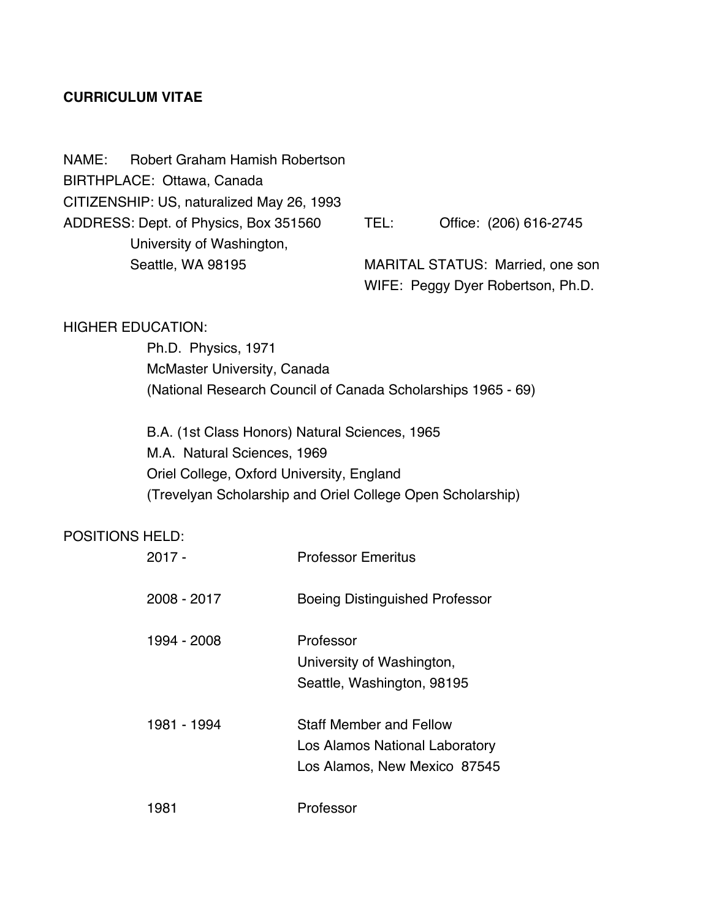**CURRICULUM VITAE**

NAME: Robert Graham Hamish Robertson

BIRTHPLACE: Ottawa, Canada

CITIZENSHIP: US, naturalized May 26, 1993

ADDRESS: Dept. of Physics, Box 351560
University of Washington,
Seattle, WA 98195

TEL: Office: (206) 616-2745

MARITAL STATUS: Married, one son

WIFE: Peggy Dyer Robertson, Ph.D.

HIGHER EDUCATION:

Ph.D. Physics, 1971
McMaster University, Canada
(National Research Council of Canada Scholarships 1965 - 69)

B.A. (1st Class Honors) Natural Sciences, 1965
M.A. Natural Sciences, 1969
Oriel College, Oxford University, England
(Trevelyan Scholarship and Oriel College Open Scholarship)

POSITIONS HELD:

| | |
|---|---|
| 2017 - | Professor Emeritus |
| 2008 - 2017 | Boeing Distinguished Professor |
| 1994 - 2008 | Professor<br>University of Washington,<br>Seattle, Washington, 98195 |
| 1981 - 1994 | Staff Member and Fellow<br>Los Alamos National Laboratory<br>Los Alamos, New Mexico 87545 |
| 1981 | Professor |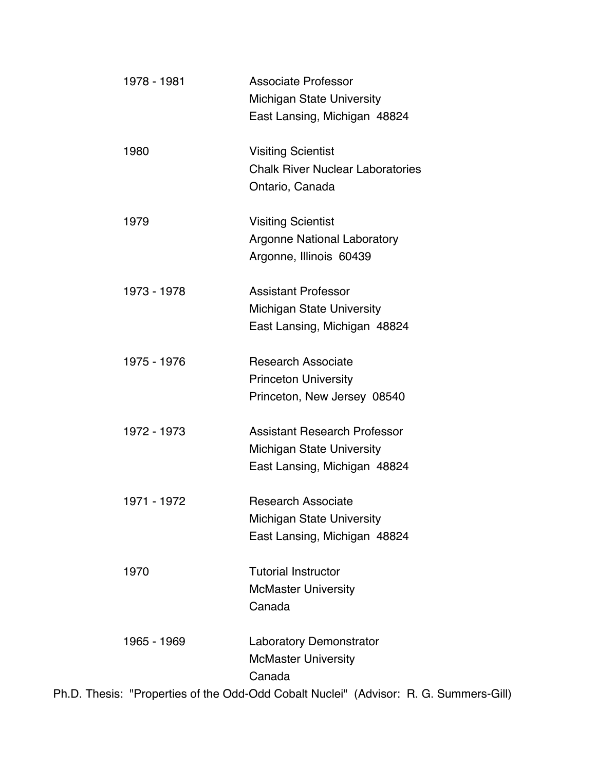| | |
|---|---|
| 1978 - 1981 | Associate Professor<br>Michigan State University<br>East Lansing, Michigan 48824 |
| 1980 | Visiting Scientist<br>Chalk River Nuclear Laboratories<br>Ontario, Canada |
| 1979 | Visiting Scientist<br>Argonne National Laboratory<br>Argonne, Illinois 60439 |
| 1973 - 1978 | Assistant Professor<br>Michigan State University<br>East Lansing, Michigan 48824 |
| 1975 - 1976 | Research Associate<br>Princeton University<br>Princeton, New Jersey 08540 |
| 1972 - 1973 | Assistant Research Professor<br>Michigan State University<br>East Lansing, Michigan 48824 |
| 1971 - 1972 | Research Associate<br>Michigan State University<br>East Lansing, Michigan 48824 |
| 1970 | Tutorial Instructor<br>McMaster University<br>Canada |
| 1965 - 1969 | Laboratory Demonstrator<br>McMaster University<br>Canada |

Ph.D. Thesis: "Properties of the Odd-Odd Cobalt Nuclei" (Advisor: R. G. Summers-Gill)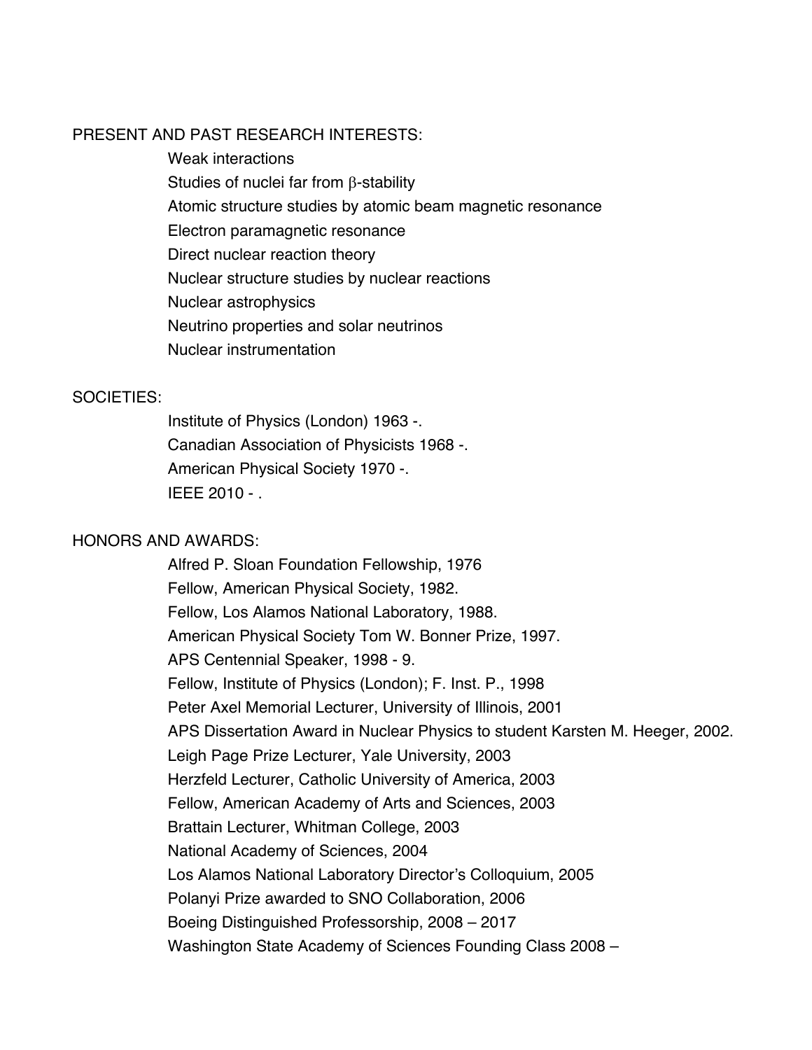## PRESENT AND PAST RESEARCH INTERESTS:

- Weak interactions
- Studies of nuclei far from $\beta$-stability
- Atomic structure studies by atomic beam magnetic resonance
- Electron paramagnetic resonance
- Direct nuclear reaction theory
- Nuclear structure studies by nuclear reactions
- Nuclear astrophysics
- Neutrino properties and solar neutrinos
- Nuclear instrumentation

## SOCIETIES:

- Institute of Physics (London) 1963 -.
- Canadian Association of Physicists 1968 -.
- American Physical Society 1970 -.
- IEEE 2010 - .

## HONORS AND AWARDS:

- Alfred P. Sloan Foundation Fellowship, 1976
- Fellow, American Physical Society, 1982.
- Fellow, Los Alamos National Laboratory, 1988.
- American Physical Society Tom W. Bonner Prize, 1997.
- APS Centennial Speaker, 1998 - 9.
- Fellow, Institute of Physics (London); F. Inst. P., 1998
- Peter Axel Memorial Lecturer, University of Illinois, 2001
- APS Dissertation Award in Nuclear Physics to student Karsten M. Heeger, 2002.
- Leigh Page Prize Lecturer, Yale University, 2003
- Herzfeld Lecturer, Catholic University of America, 2003
- Fellow, American Academy of Arts and Sciences, 2003
- Brattain Lecturer, Whitman College, 2003
- National Academy of Sciences, 2004
- Los Alamos National Laboratory Director's Colloquium, 2005
- Polanyi Prize awarded to SNO Collaboration, 2006
- Boeing Distinguished Professorship, 2008 – 2017
- Washington State Academy of Sciences Founding Class 2008 –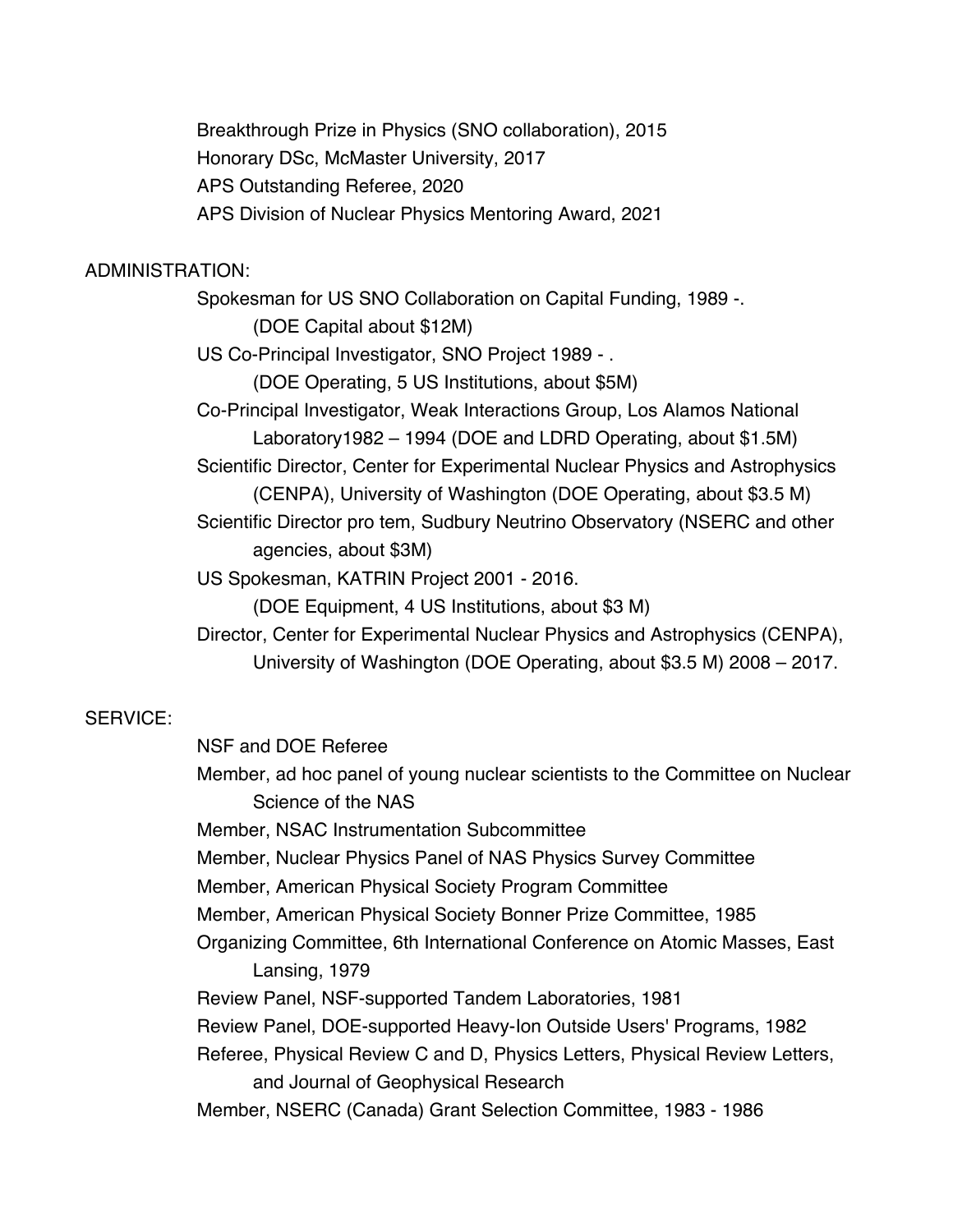Breakthrough Prize in Physics (SNO collaboration), 2015
Honorary DSc, McMaster University, 2017
APS Outstanding Referee, 2020
APS Division of Nuclear Physics Mentoring Award, 2021

ADMINISTRATION:

Spokesman for US SNO Collaboration on Capital Funding, 1989 -.
(DOE Capital about $12M)
US Co-Principal Investigator, SNO Project 1989 - .
(DOE Operating, 5 US Institutions, about $5M)
Co-Principal Investigator, Weak Interactions Group, Los Alamos National Laboratory1982 – 1994 (DOE and LDRD Operating, about $1.5M)
Scientific Director, Center for Experimental Nuclear Physics and Astrophysics (CENPA), University of Washington (DOE Operating, about $3.5 M)
Scientific Director pro tem, Sudbury Neutrino Observatory (NSERC and other agencies, about $3M)
US Spokesman, KATRIN Project 2001 - 2016.
(DOE Equipment, 4 US Institutions, about $3 M)
Director, Center for Experimental Nuclear Physics and Astrophysics (CENPA), University of Washington (DOE Operating, about $3.5 M) 2008 – 2017.

SERVICE:

NSF and DOE Referee
Member, ad hoc panel of young nuclear scientists to the Committee on Nuclear Science of the NAS
Member, NSAC Instrumentation Subcommittee
Member, Nuclear Physics Panel of NAS Physics Survey Committee
Member, American Physical Society Program Committee
Member, American Physical Society Bonner Prize Committee, 1985
Organizing Committee, 6th International Conference on Atomic Masses, East Lansing, 1979
Review Panel, NSF-supported Tandem Laboratories, 1981
Review Panel, DOE-supported Heavy-Ion Outside Users' Programs, 1982
Referee, Physical Review C and D, Physics Letters, Physical Review Letters, and Journal of Geophysical Research
Member, NSERC (Canada) Grant Selection Committee, 1983 - 1986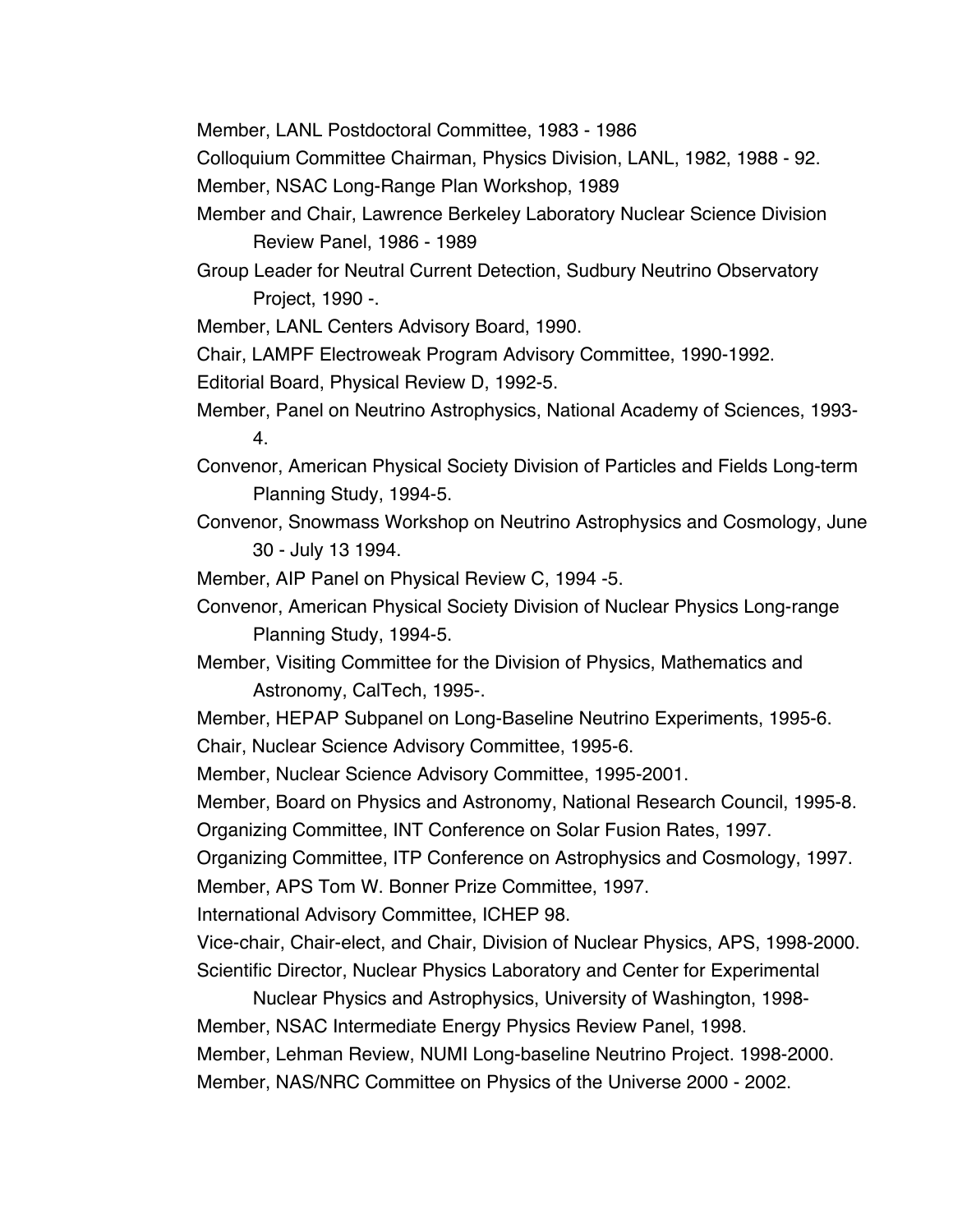Member, LANL Postdoctoral Committee, 1983 - 1986

Colloquium Committee Chairman, Physics Division, LANL, 1982, 1988 - 92.

Member, NSAC Long-Range Plan Workshop, 1989

Member and Chair, Lawrence Berkeley Laboratory Nuclear Science Division Review Panel, 1986 - 1989

Group Leader for Neutral Current Detection, Sudbury Neutrino Observatory Project, 1990 -.

Member, LANL Centers Advisory Board, 1990.

Chair, LAMPF Electroweak Program Advisory Committee, 1990-1992.

Editorial Board, Physical Review D, 1992-5.

Member, Panel on Neutrino Astrophysics, National Academy of Sciences, 1993-4.

Convenor, American Physical Society Division of Particles and Fields Long-term Planning Study, 1994-5.

Convenor, Snowmass Workshop on Neutrino Astrophysics and Cosmology, June 30 - July 13 1994.

Member, AIP Panel on Physical Review C, 1994 -5.

Convenor, American Physical Society Division of Nuclear Physics Long-range Planning Study, 1994-5.

Member, Visiting Committee for the Division of Physics, Mathematics and Astronomy, CalTech, 1995-.

Member, HEPAP Subpanel on Long-Baseline Neutrino Experiments, 1995-6.

Chair, Nuclear Science Advisory Committee, 1995-6.

Member, Nuclear Science Advisory Committee, 1995-2001.

Member, Board on Physics and Astronomy, National Research Council, 1995-8.

Organizing Committee, INT Conference on Solar Fusion Rates, 1997.

Organizing Committee, ITP Conference on Astrophysics and Cosmology, 1997.

Member, APS Tom W. Bonner Prize Committee, 1997.

International Advisory Committee, ICHEP 98.

Vice-chair, Chair-elect, and Chair, Division of Nuclear Physics, APS, 1998-2000.

Scientific Director, Nuclear Physics Laboratory and Center for Experimental Nuclear Physics and Astrophysics, University of Washington, 1998-

Member, NSAC Intermediate Energy Physics Review Panel, 1998.

Member, Lehman Review, NUMI Long-baseline Neutrino Project. 1998-2000.

Member, NAS/NRC Committee on Physics of the Universe 2000 - 2002.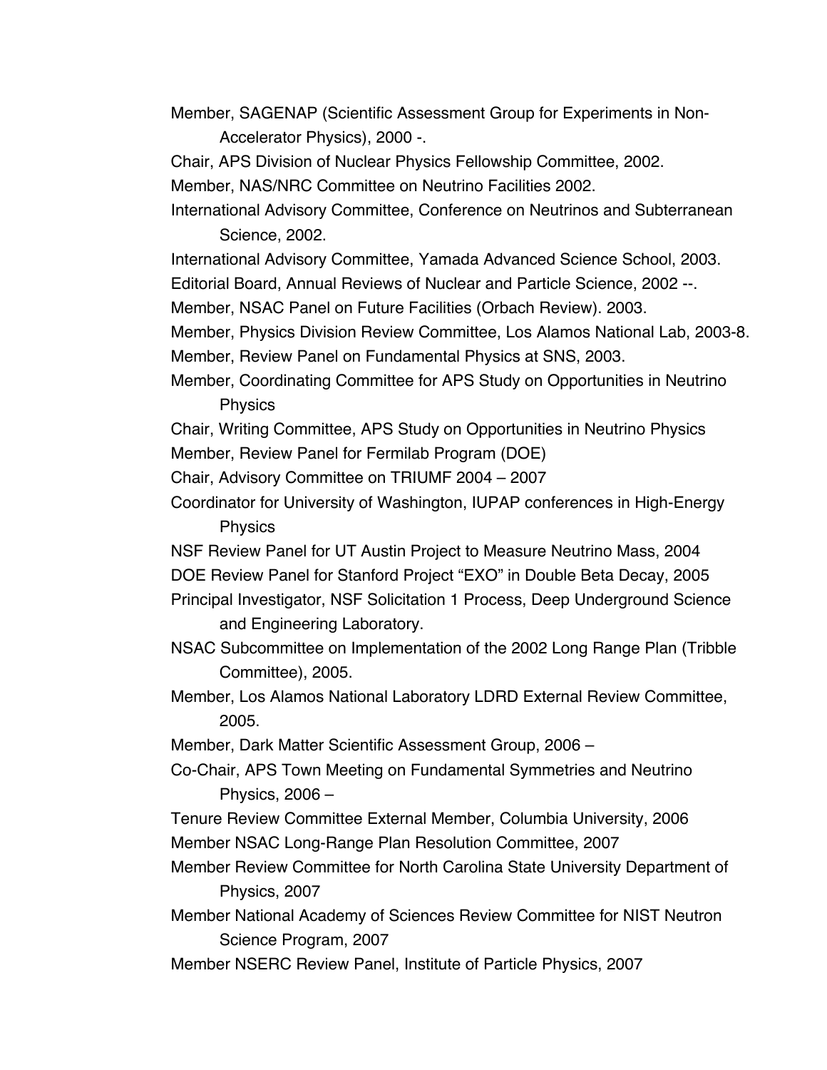Member, SAGENAP (Scientific Assessment Group for Experiments in Non-Accelerator Physics), 2000 -.

Chair, APS Division of Nuclear Physics Fellowship Committee, 2002.

Member, NAS/NRC Committee on Neutrino Facilities 2002.

International Advisory Committee, Conference on Neutrinos and Subterranean Science, 2002.

International Advisory Committee, Yamada Advanced Science School, 2003.

Editorial Board, Annual Reviews of Nuclear and Particle Science, 2002 --.

Member, NSAC Panel on Future Facilities (Orbach Review). 2003.

Member, Physics Division Review Committee, Los Alamos National Lab, 2003-8.

Member, Review Panel on Fundamental Physics at SNS, 2003.

Member, Coordinating Committee for APS Study on Opportunities in Neutrino Physics

Chair, Writing Committee, APS Study on Opportunities in Neutrino Physics

Member, Review Panel for Fermilab Program (DOE)

Chair, Advisory Committee on TRIUMF 2004 – 2007

Coordinator for University of Washington, IUPAP conferences in High-Energy Physics

NSF Review Panel for UT Austin Project to Measure Neutrino Mass, 2004

DOE Review Panel for Stanford Project "EXO" in Double Beta Decay, 2005

Principal Investigator, NSF Solicitation 1 Process, Deep Underground Science and Engineering Laboratory.

NSAC Subcommittee on Implementation of the 2002 Long Range Plan (Tribble Committee), 2005.

Member, Los Alamos National Laboratory LDRD External Review Committee, 2005.

Member, Dark Matter Scientific Assessment Group, 2006 –

Co-Chair, APS Town Meeting on Fundamental Symmetries and Neutrino Physics, 2006 –

Tenure Review Committee External Member, Columbia University, 2006

Member NSAC Long-Range Plan Resolution Committee, 2007

Member Review Committee for North Carolina State University Department of Physics, 2007

Member National Academy of Sciences Review Committee for NIST Neutron Science Program, 2007

Member NSERC Review Panel, Institute of Particle Physics, 2007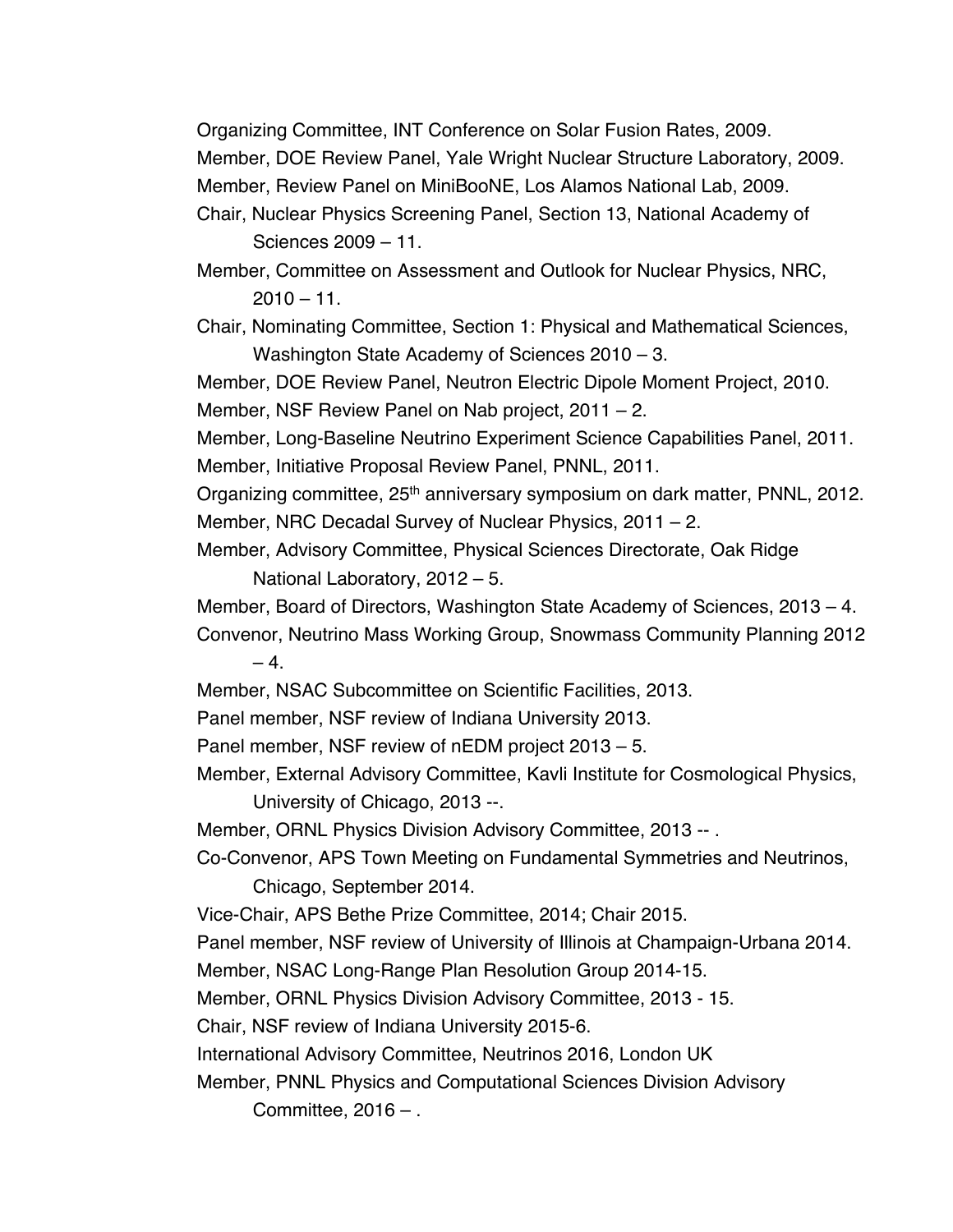Organizing Committee, INT Conference on Solar Fusion Rates, 2009.

Member, DOE Review Panel, Yale Wright Nuclear Structure Laboratory, 2009.

Member, Review Panel on MiniBooNE, Los Alamos National Lab, 2009.

Chair, Nuclear Physics Screening Panel, Section 13, National Academy of Sciences 2009 – 11.

Member, Committee on Assessment and Outlook for Nuclear Physics, NRC, 2010 – 11.

Chair, Nominating Committee, Section 1: Physical and Mathematical Sciences, Washington State Academy of Sciences 2010 – 3.

Member, DOE Review Panel, Neutron Electric Dipole Moment Project, 2010.

Member, NSF Review Panel on Nab project, 2011 – 2.

Member, Long-Baseline Neutrino Experiment Science Capabilities Panel, 2011.

Member, Initiative Proposal Review Panel, PNNL, 2011.

Organizing committee, 25th anniversary symposium on dark matter, PNNL, 2012.

Member, NRC Decadal Survey of Nuclear Physics, 2011 – 2.

Member, Advisory Committee, Physical Sciences Directorate, Oak Ridge National Laboratory, 2012 – 5.

Member, Board of Directors, Washington State Academy of Sciences, 2013 – 4.

Convenor, Neutrino Mass Working Group, Snowmass Community Planning 2012 – 4.

Member, NSAC Subcommittee on Scientific Facilities, 2013.

Panel member, NSF review of Indiana University 2013.

Panel member, NSF review of nEDM project 2013 – 5.

Member, External Advisory Committee, Kavli Institute for Cosmological Physics, University of Chicago, 2013 --.

Member, ORNL Physics Division Advisory Committee, 2013 -- .

Co-Convenor, APS Town Meeting on Fundamental Symmetries and Neutrinos, Chicago, September 2014.

Vice-Chair, APS Bethe Prize Committee, 2014; Chair 2015.

Panel member, NSF review of University of Illinois at Champaign-Urbana 2014.

Member, NSAC Long-Range Plan Resolution Group 2014-15.

Member, ORNL Physics Division Advisory Committee, 2013 - 15.

Chair, NSF review of Indiana University 2015-6.

International Advisory Committee, Neutrinos 2016, London UK

Member, PNNL Physics and Computational Sciences Division Advisory Committee, 2016 – .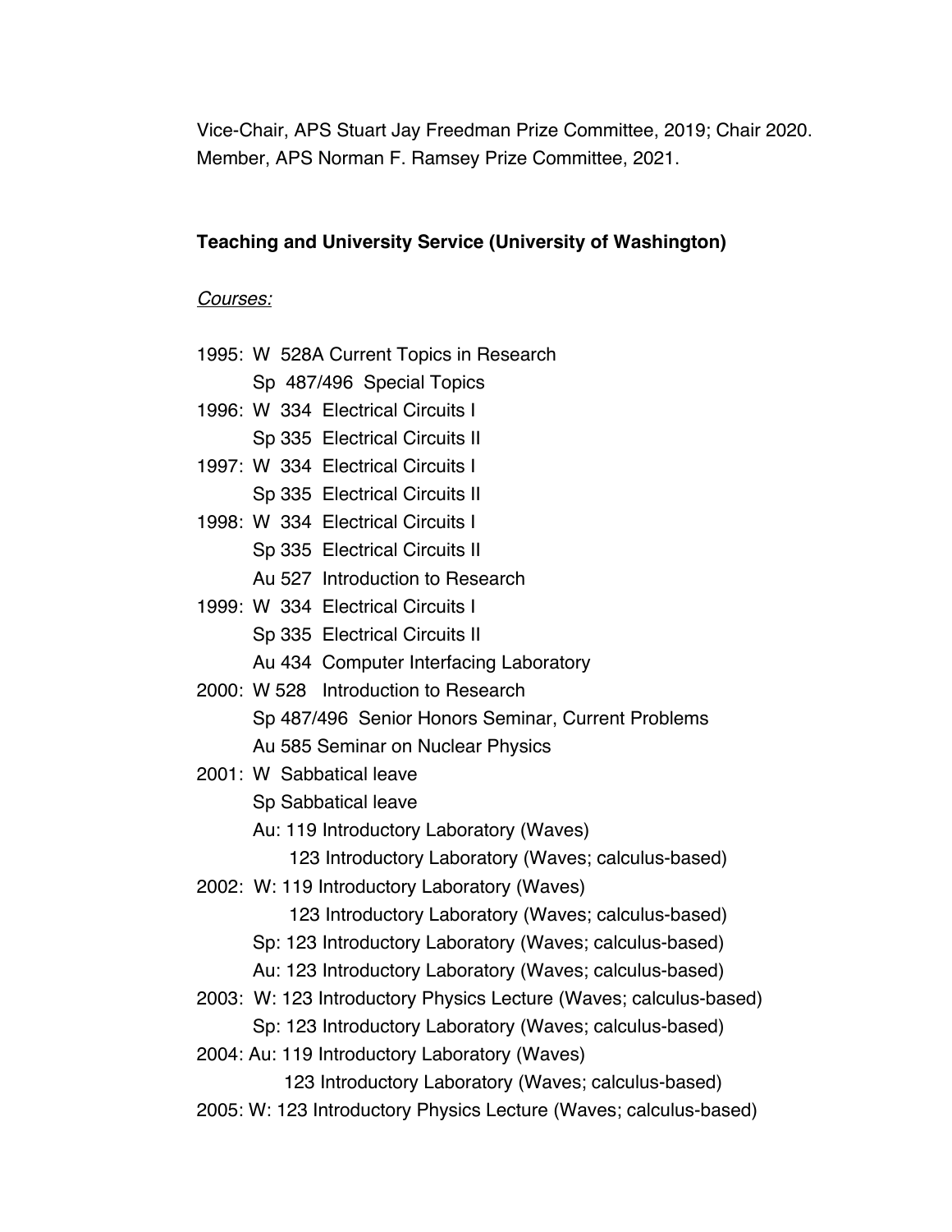Vice-Chair, APS Stuart Jay Freedman Prize Committee, 2019; Chair 2020.
Member, APS Norman F. Ramsey Prize Committee, 2021.

**Teaching and University Service (University of Washington)**

*Courses:*

1995: W 528A Current Topics in Research
Sp 487/496 Special Topics

1996: W 334 Electrical Circuits I
Sp 335 Electrical Circuits II

1997: W 334 Electrical Circuits I
Sp 335 Electrical Circuits II

1998: W 334 Electrical Circuits I
Sp 335 Electrical Circuits II
Au 527 Introduction to Research

1999: W 334 Electrical Circuits I
Sp 335 Electrical Circuits II
Au 434 Computer Interfacing Laboratory

2000: W 528 Introduction to Research
Sp 487/496 Senior Honors Seminar, Current Problems
Au 585 Seminar on Nuclear Physics

2001: W Sabbatical leave
Sp Sabbatical leave
Au: 119 Introductory Laboratory (Waves)
123 Introductory Laboratory (Waves; calculus-based)

2002: W: 119 Introductory Laboratory (Waves)
123 Introductory Laboratory (Waves; calculus-based)
Sp: 123 Introductory Laboratory (Waves; calculus-based)
Au: 123 Introductory Laboratory (Waves; calculus-based)

2003: W: 123 Introductory Physics Lecture (Waves; calculus-based)
Sp: 123 Introductory Laboratory (Waves; calculus-based)

2004: Au: 119 Introductory Laboratory (Waves)
123 Introductory Laboratory (Waves; calculus-based)

2005: W: 123 Introductory Physics Lecture (Waves; calculus-based)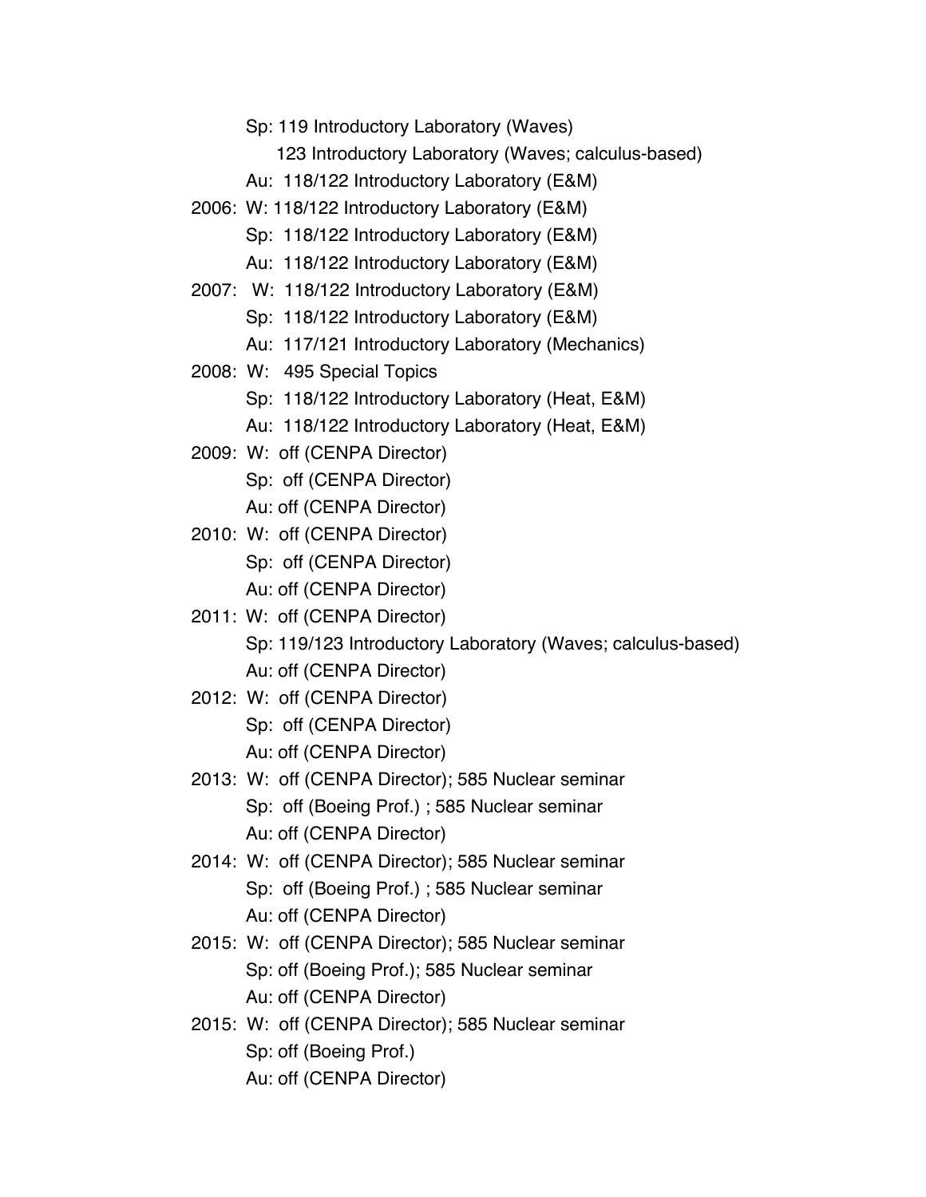Sp: 119 Introductory Laboratory (Waves)
123 Introductory Laboratory (Waves; calculus-based)
Au: 118/122 Introductory Laboratory (E&M)

2006: W: 118/122 Introductory Laboratory (E&M)
Sp: 118/122 Introductory Laboratory (E&M)
Au: 118/122 Introductory Laboratory (E&M)

2007: W: 118/122 Introductory Laboratory (E&M)
Sp: 118/122 Introductory Laboratory (E&M)
Au: 117/121 Introductory Laboratory (Mechanics)

2008: W: 495 Special Topics
Sp: 118/122 Introductory Laboratory (Heat, E&M)
Au: 118/122 Introductory Laboratory (Heat, E&M)

2009: W: off (CENPA Director)
Sp: off (CENPA Director)
Au: off (CENPA Director)

2010: W: off (CENPA Director)
Sp: off (CENPA Director)
Au: off (CENPA Director)

2011: W: off (CENPA Director)
Sp: 119/123 Introductory Laboratory (Waves; calculus-based)
Au: off (CENPA Director)

2012: W: off (CENPA Director)
Sp: off (CENPA Director)
Au: off (CENPA Director)

2013: W: off (CENPA Director); 585 Nuclear seminar
Sp: off (Boeing Prof.) ; 585 Nuclear seminar
Au: off (CENPA Director)

2014: W: off (CENPA Director); 585 Nuclear seminar
Sp: off (Boeing Prof.) ; 585 Nuclear seminar
Au: off (CENPA Director)

2015: W: off (CENPA Director); 585 Nuclear seminar
Sp: off (Boeing Prof.); 585 Nuclear seminar
Au: off (CENPA Director)

2015: W: off (CENPA Director); 585 Nuclear seminar
Sp: off (Boeing Prof.)
Au: off (CENPA Director)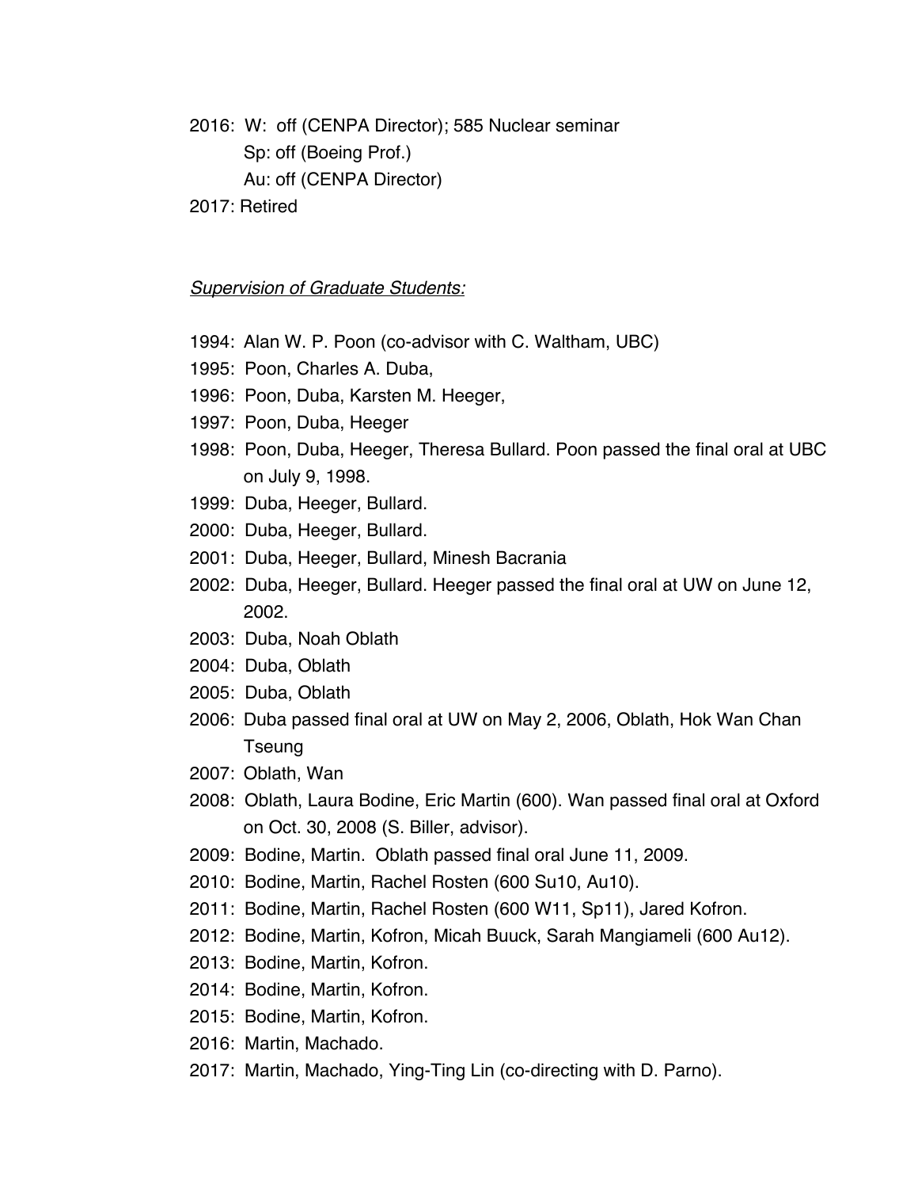2016: W: off (CENPA Director); 585 Nuclear seminar
Sp: off (Boeing Prof.)
Au: off (CENPA Director)

2017: Retired

*Supervision of Graduate Students:*

1994: Alan W. P. Poon (co-advisor with C. Waltham, UBC)
1995: Poon, Charles A. Duba,
1996: Poon, Duba, Karsten M. Heeger,
1997: Poon, Duba, Heeger
1998: Poon, Duba, Heeger, Theresa Bullard. Poon passed the final oral at UBC on July 9, 1998.
1999: Duba, Heeger, Bullard.
2000: Duba, Heeger, Bullard.
2001: Duba, Heeger, Bullard, Minesh Bacrania
2002: Duba, Heeger, Bullard. Heeger passed the final oral at UW on June 12, 2002.
2003: Duba, Noah Oblath
2004: Duba, Oblath
2005: Duba, Oblath
2006: Duba passed final oral at UW on May 2, 2006, Oblath, Hok Wan Chan Tseung
2007: Oblath, Wan
2008: Oblath, Laura Bodine, Eric Martin (600). Wan passed final oral at Oxford on Oct. 30, 2008 (S. Biller, advisor).
2009: Bodine, Martin. Oblath passed final oral June 11, 2009.
2010: Bodine, Martin, Rachel Rosten (600 Su10, Au10).
2011: Bodine, Martin, Rachel Rosten (600 W11, Sp11), Jared Kofron.
2012: Bodine, Martin, Kofron, Micah Buuck, Sarah Mangiameli (600 Au12).
2013: Bodine, Martin, Kofron.
2014: Bodine, Martin, Kofron.
2015: Bodine, Martin, Kofron.
2016: Martin, Machado.
2017: Martin, Machado, Ying-Ting Lin (co-directing with D. Parno).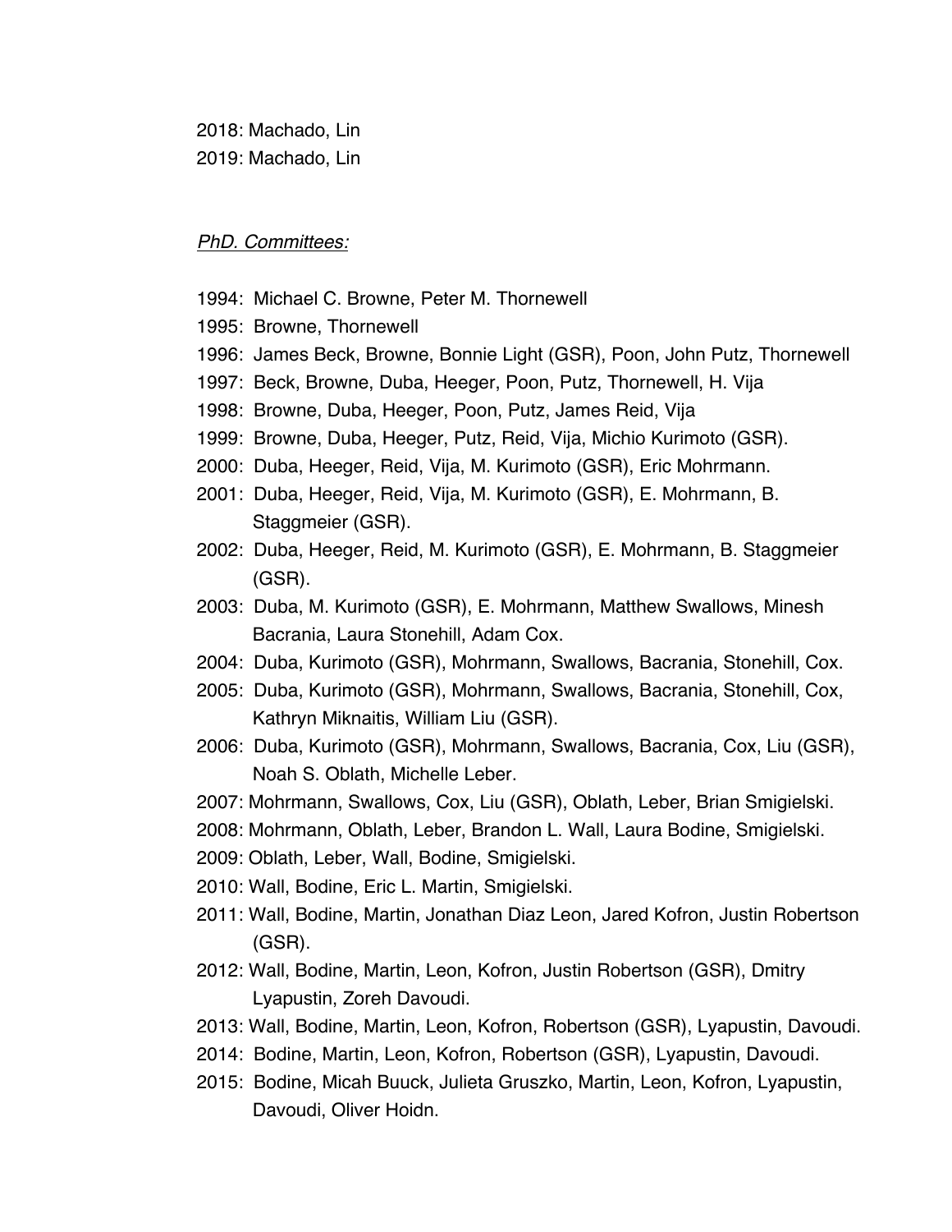2018: Machado, Lin

2019: Machado, Lin

*PhD. Committees:*

1994: Michael C. Browne, Peter M. Thornewell

1995: Browne, Thornewell

1996: James Beck, Browne, Bonnie Light (GSR), Poon, John Putz, Thornewell

1997: Beck, Browne, Duba, Heeger, Poon, Putz, Thornewell, H. Vija

1998: Browne, Duba, Heeger, Poon, Putz, James Reid, Vija

1999: Browne, Duba, Heeger, Putz, Reid, Vija, Michio Kurimoto (GSR).

2000: Duba, Heeger, Reid, Vija, M. Kurimoto (GSR), Eric Mohrmann.

2001: Duba, Heeger, Reid, Vija, M. Kurimoto (GSR), E. Mohrmann, B. Staggmeier (GSR).

2002: Duba, Heeger, Reid, M. Kurimoto (GSR), E. Mohrmann, B. Staggmeier (GSR).

2003: Duba, M. Kurimoto (GSR), E. Mohrmann, Matthew Swallows, Minesh Bacrania, Laura Stonehill, Adam Cox.

2004: Duba, Kurimoto (GSR), Mohrmann, Swallows, Bacrania, Stonehill, Cox.

2005: Duba, Kurimoto (GSR), Mohrmann, Swallows, Bacrania, Stonehill, Cox, Kathryn Miknaitis, William Liu (GSR).

2006: Duba, Kurimoto (GSR), Mohrmann, Swallows, Bacrania, Cox, Liu (GSR), Noah S. Oblath, Michelle Leber.

2007: Mohrmann, Swallows, Cox, Liu (GSR), Oblath, Leber, Brian Smigielski.

2008: Mohrmann, Oblath, Leber, Brandon L. Wall, Laura Bodine, Smigielski.

2009: Oblath, Leber, Wall, Bodine, Smigielski.

2010: Wall, Bodine, Eric L. Martin, Smigielski.

2011: Wall, Bodine, Martin, Jonathan Diaz Leon, Jared Kofron, Justin Robertson (GSR).

2012: Wall, Bodine, Martin, Leon, Kofron, Justin Robertson (GSR), Dmitry Lyapustin, Zoreh Davoudi.

2013: Wall, Bodine, Martin, Leon, Kofron, Robertson (GSR), Lyapustin, Davoudi.

2014: Bodine, Martin, Leon, Kofron, Robertson (GSR), Lyapustin, Davoudi.

2015: Bodine, Micah Buuck, Julieta Gruszko, Martin, Leon, Kofron, Lyapustin, Davoudi, Oliver Hoidn.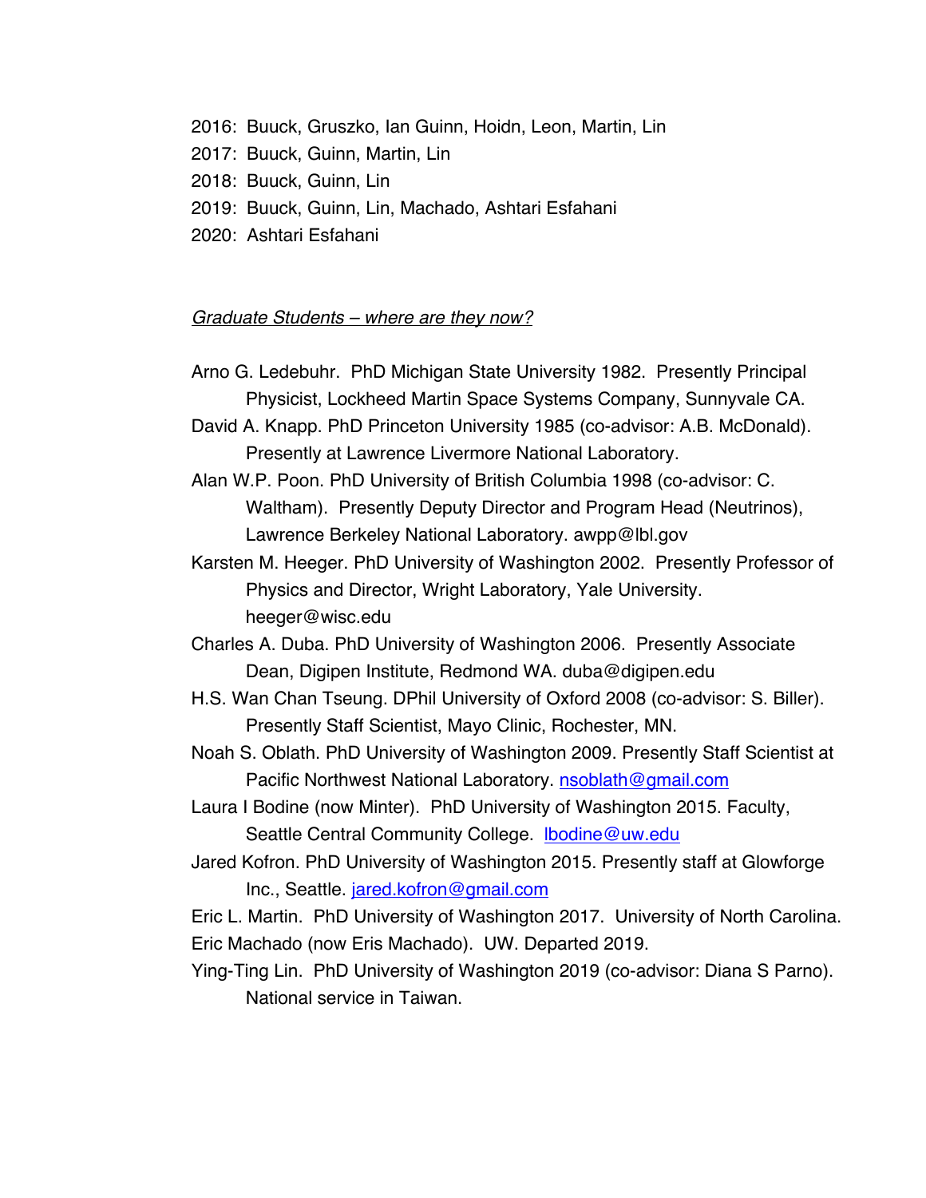2016: Buuck, Gruszko, Ian Guinn, Hoidn, Leon, Martin, Lin  
2017: Buuck, Guinn, Martin, Lin  
2018: Buuck, Guinn, Lin  
2019: Buuck, Guinn, Lin, Machado, Ashtari Esfahani  
2020: Ashtari Esfahani

*Graduate Students – where are they now?*

Arno G. Ledebuhr. PhD Michigan State University 1982. Presently Principal Physicist, Lockheed Martin Space Systems Company, Sunnyvale CA.

David A. Knapp. PhD Princeton University 1985 (co-advisor: A.B. McDonald). Presently at Lawrence Livermore National Laboratory.

Alan W.P. Poon. PhD University of British Columbia 1998 (co-advisor: C. Waltham). Presently Deputy Director and Program Head (Neutrinos), Lawrence Berkeley National Laboratory. awpp@lbl.gov

Karsten M. Heeger. PhD University of Washington 2002. Presently Professor of Physics and Director, Wright Laboratory, Yale University. heeger@wisc.edu

Charles A. Duba. PhD University of Washington 2006. Presently Associate Dean, Digipen Institute, Redmond WA. duba@digipen.edu

H.S. Wan Chan Tseung. DPhil University of Oxford 2008 (co-advisor: S. Biller). Presently Staff Scientist, Mayo Clinic, Rochester, MN.

Noah S. Oblath. PhD University of Washington 2009. Presently Staff Scientist at Pacific Northwest National Laboratory. nsoblath@gmail.com

Laura I Bodine (now Minter). PhD University of Washington 2015. Faculty, Seattle Central Community College. lbodine@uw.edu

Jared Kofron. PhD University of Washington 2015. Presently staff at Glowforge Inc., Seattle. jared.kofron@gmail.com

Eric L. Martin. PhD University of Washington 2017. University of North Carolina.

Eric Machado (now Eris Machado). UW. Departed 2019.

Ying-Ting Lin. PhD University of Washington 2019 (co-advisor: Diana S Parno). National service in Taiwan.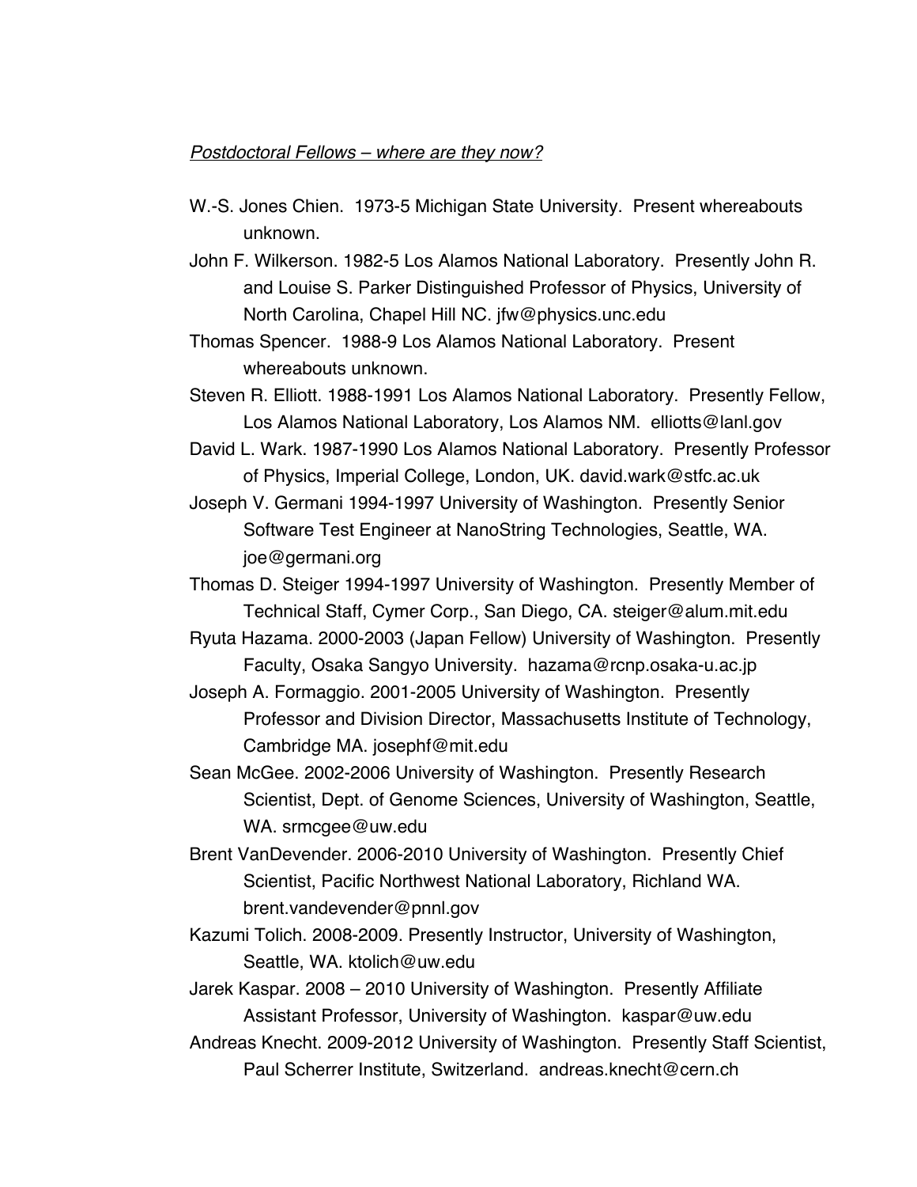*Postdoctoral Fellows – where are they now?*

W.-S. Jones Chien. 1973-5 Michigan State University. Present whereabouts unknown.

John F. Wilkerson. 1982-5 Los Alamos National Laboratory. Presently John R. and Louise S. Parker Distinguished Professor of Physics, University of North Carolina, Chapel Hill NC. jfw@physics.unc.edu

Thomas Spencer. 1988-9 Los Alamos National Laboratory. Present whereabouts unknown.

Steven R. Elliott. 1988-1991 Los Alamos National Laboratory. Presently Fellow, Los Alamos National Laboratory, Los Alamos NM. elliotts@lanl.gov

David L. Wark. 1987-1990 Los Alamos National Laboratory. Presently Professor of Physics, Imperial College, London, UK. david.wark@stfc.ac.uk

Joseph V. Germani 1994-1997 University of Washington. Presently Senior Software Test Engineer at NanoString Technologies, Seattle, WA. joe@germani.org

Thomas D. Steiger 1994-1997 University of Washington. Presently Member of Technical Staff, Cymer Corp., San Diego, CA. steiger@alum.mit.edu

Ryuta Hazama. 2000-2003 (Japan Fellow) University of Washington. Presently Faculty, Osaka Sangyo University. hazama@rcnp.osaka-u.ac.jp

Joseph A. Formaggio. 2001-2005 University of Washington. Presently Professor and Division Director, Massachusetts Institute of Technology, Cambridge MA. josephf@mit.edu

Sean McGee. 2002-2006 University of Washington. Presently Research Scientist, Dept. of Genome Sciences, University of Washington, Seattle, WA. srmcgee@uw.edu

Brent VanDevender. 2006-2010 University of Washington. Presently Chief Scientist, Pacific Northwest National Laboratory, Richland WA. brent.vandevender@pnnl.gov

Kazumi Tolich. 2008-2009. Presently Instructor, University of Washington, Seattle, WA. ktolich@uw.edu

Jarek Kaspar. 2008 – 2010 University of Washington. Presently Affiliate Assistant Professor, University of Washington. kaspar@uw.edu

Andreas Knecht. 2009-2012 University of Washington. Presently Staff Scientist, Paul Scherrer Institute, Switzerland. andreas.knecht@cern.ch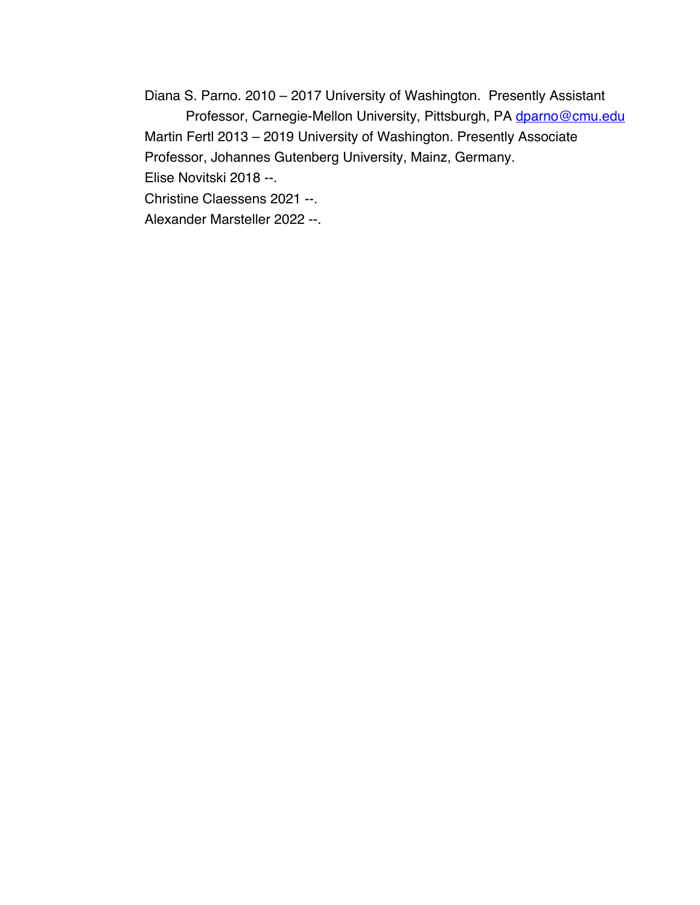Diana S. Parno. 2010 – 2017 University of Washington.  Presently Assistant Professor, Carnegie-Mellon University, Pittsburgh, PA dparno@cmu.edu

Martin Fertl 2013 – 2019 University of Washington. Presently Associate Professor, Johannes Gutenberg University, Mainz, Germany.

Elise Novitski 2018 --.

Christine Claessens 2021 --.

Alexander Marsteller 2022 --.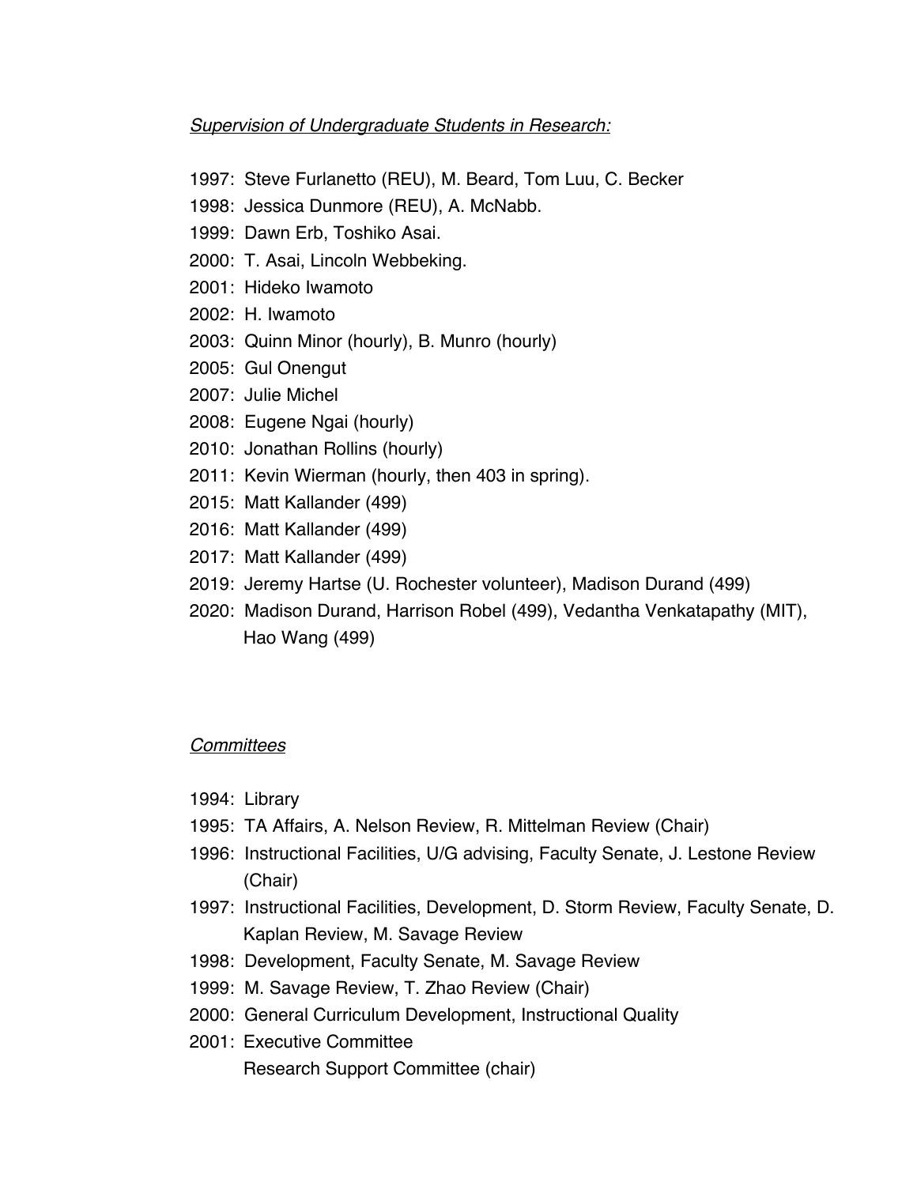*Supervision of Undergraduate Students in Research:*

1997: Steve Furlanetto (REU), M. Beard, Tom Luu, C. Becker
1998: Jessica Dunmore (REU), A. McNabb.
1999: Dawn Erb, Toshiko Asai.
2000: T. Asai, Lincoln Webbeking.
2001: Hideko Iwamoto
2002: H. Iwamoto
2003: Quinn Minor (hourly), B. Munro (hourly)
2005: Gul Onengut
2007: Julie Michel
2008: Eugene Ngai (hourly)
2010: Jonathan Rollins (hourly)
2011: Kevin Wierman (hourly, then 403 in spring).
2015: Matt Kallander (499)
2016: Matt Kallander (499)
2017: Matt Kallander (499)
2019: Jeremy Hartse (U. Rochester volunteer), Madison Durand (499)
2020: Madison Durand, Harrison Robel (499), Vedantha Venkatapathy (MIT), Hao Wang (499)

*Committees*

1994: Library
1995: TA Affairs, A. Nelson Review, R. Mittelman Review (Chair)
1996: Instructional Facilities, U/G advising, Faculty Senate, J. Lestone Review (Chair)
1997: Instructional Facilities, Development, D. Storm Review, Faculty Senate, D. Kaplan Review, M. Savage Review
1998: Development, Faculty Senate, M. Savage Review
1999: M. Savage Review, T. Zhao Review (Chair)
2000: General Curriculum Development, Instructional Quality
2001: Executive Committee
Research Support Committee (chair)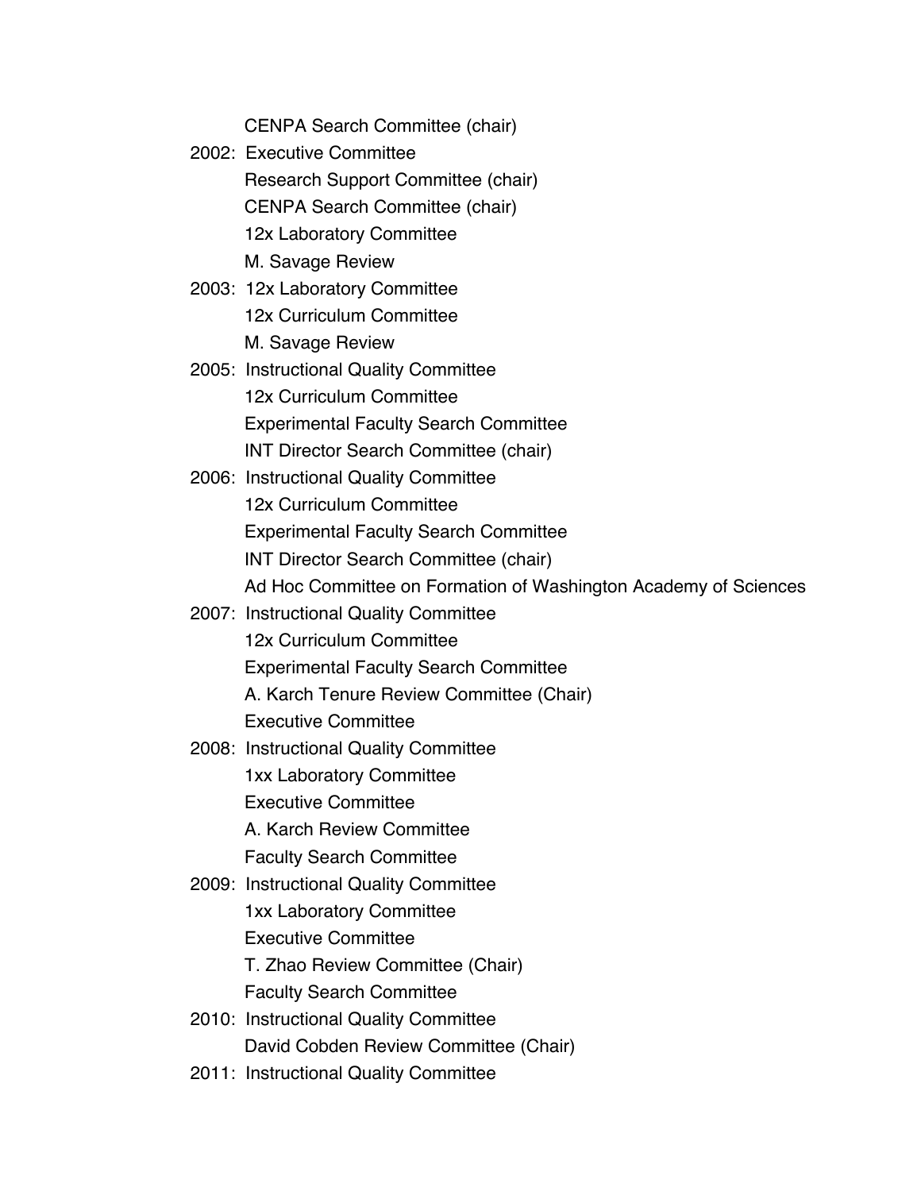CENPA Search Committee (chair)

2002: Executive Committee
Research Support Committee (chair)
CENPA Search Committee (chair)
12x Laboratory Committee
M. Savage Review

2003: 12x Laboratory Committee
12x Curriculum Committee
M. Savage Review

2005: Instructional Quality Committee
12x Curriculum Committee
Experimental Faculty Search Committee
INT Director Search Committee (chair)

2006: Instructional Quality Committee
12x Curriculum Committee
Experimental Faculty Search Committee
INT Director Search Committee (chair)
Ad Hoc Committee on Formation of Washington Academy of Sciences

2007: Instructional Quality Committee
12x Curriculum Committee
Experimental Faculty Search Committee
A. Karch Tenure Review Committee (Chair)
Executive Committee

2008: Instructional Quality Committee
1xx Laboratory Committee
Executive Committee
A. Karch Review Committee
Faculty Search Committee

2009: Instructional Quality Committee
1xx Laboratory Committee
Executive Committee
T. Zhao Review Committee (Chair)
Faculty Search Committee

2010: Instructional Quality Committee
David Cobden Review Committee (Chair)

2011: Instructional Quality Committee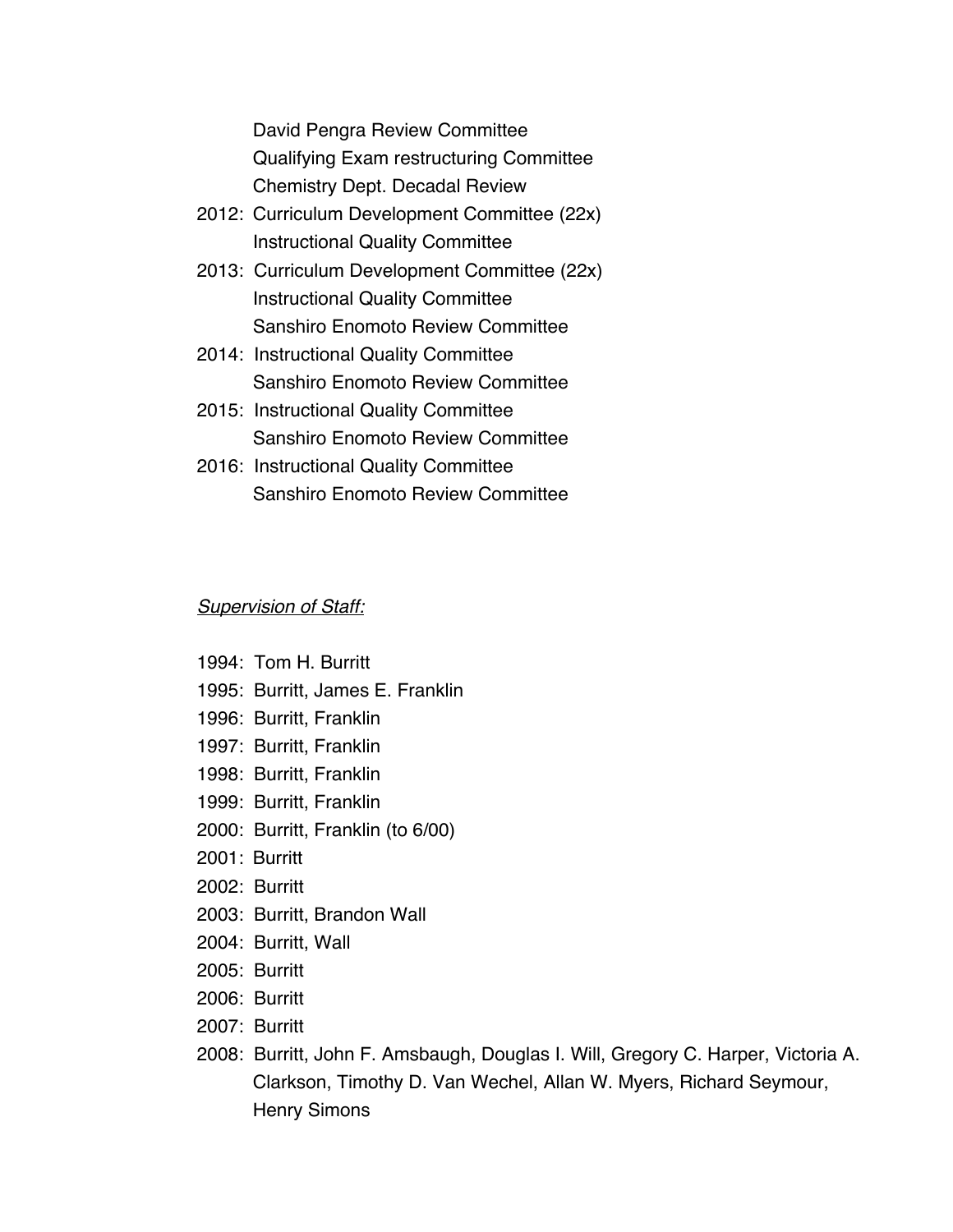David Pengra Review Committee
Qualifying Exam restructuring Committee
Chemistry Dept. Decadal Review

2012: Curriculum Development Committee (22x)
Instructional Quality Committee

2013: Curriculum Development Committee (22x)
Instructional Quality Committee
Sanshiro Enomoto Review Committee

2014: Instructional Quality Committee
Sanshiro Enomoto Review Committee

2015: Instructional Quality Committee
Sanshiro Enomoto Review Committee

2016: Instructional Quality Committee
Sanshiro Enomoto Review Committee

*Supervision of Staff:*

1994: Tom H. Burritt
1995: Burritt, James E. Franklin
1996: Burritt, Franklin
1997: Burritt, Franklin
1998: Burritt, Franklin
1999: Burritt, Franklin
2000: Burritt, Franklin (to 6/00)
2001: Burritt
2002: Burritt
2003: Burritt, Brandon Wall
2004: Burritt, Wall
2005: Burritt
2006: Burritt
2007: Burritt
2008: Burritt, John F. Amsbaugh, Douglas I. Will, Gregory C. Harper, Victoria A. Clarkson, Timothy D. Van Wechel, Allan W. Myers, Richard Seymour, Henry Simons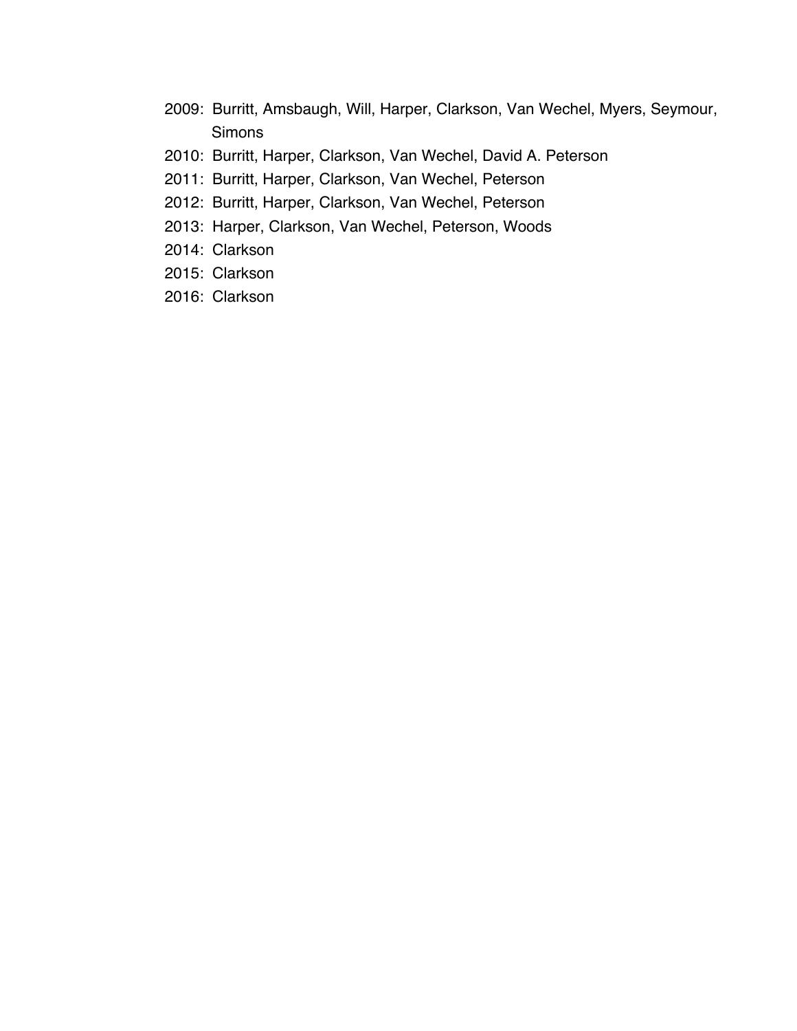2009: Burritt, Amsbaugh, Will, Harper, Clarkson, Van Wechel, Myers, Seymour, Simons

2010: Burritt, Harper, Clarkson, Van Wechel, David A. Peterson

2011: Burritt, Harper, Clarkson, Van Wechel, Peterson

2012: Burritt, Harper, Clarkson, Van Wechel, Peterson

2013: Harper, Clarkson, Van Wechel, Peterson, Woods

2014: Clarkson

2015: Clarkson

2016: Clarkson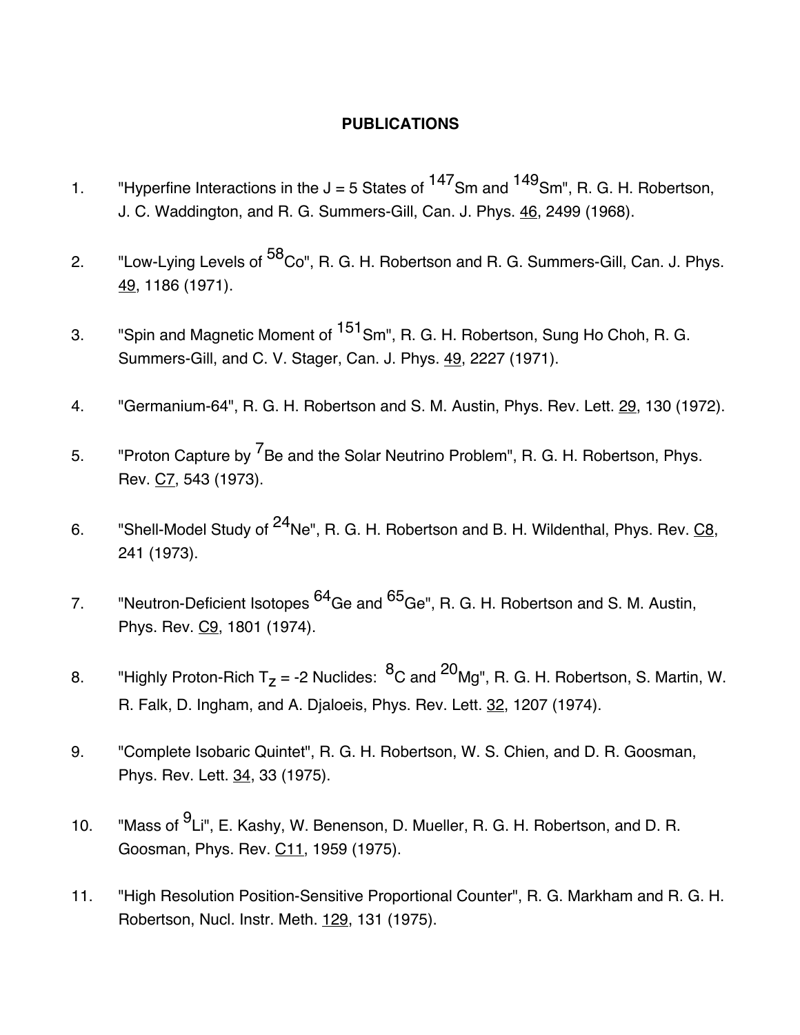# PUBLICATIONS

1. "Hyperfine Interactions in the J = 5 States of $^{147}$Sm and $^{149}$Sm", R. G. H. Robertson, J. C. Waddington, and R. G. Summers-Gill, Can. J. Phys. 46, 2499 (1968).

2. "Low-Lying Levels of $^{58}$Co", R. G. H. Robertson and R. G. Summers-Gill, Can. J. Phys. 49, 1186 (1971).

3. "Spin and Magnetic Moment of $^{151}$Sm", R. G. H. Robertson, Sung Ho Choh, R. G. Summers-Gill, and C. V. Stager, Can. J. Phys. 49, 2227 (1971).

4. "Germanium-64", R. G. H. Robertson and S. M. Austin, Phys. Rev. Lett. 29, 130 (1972).

5. "Proton Capture by $^{7}$Be and the Solar Neutrino Problem", R. G. H. Robertson, Phys. Rev. C7, 543 (1973).

6. "Shell-Model Study of $^{24}$Ne", R. G. H. Robertson and B. H. Wildenthal, Phys. Rev. C8, 241 (1973).

7. "Neutron-Deficient Isotopes $^{64}$Ge and $^{65}$Ge", R. G. H. Robertson and S. M. Austin, Phys. Rev. C9, 1801 (1974).

8. "Highly Proton-Rich $T_Z$ = -2 Nuclides: $^{8}$C and $^{20}$Mg", R. G. H. Robertson, S. Martin, W. R. Falk, D. Ingham, and A. Djaloeis, Phys. Rev. Lett. 32, 1207 (1974).

9. "Complete Isobaric Quintet", R. G. H. Robertson, W. S. Chien, and D. R. Goosman, Phys. Rev. Lett. 34, 33 (1975).

10. "Mass of $^{9}$Li", E. Kashy, W. Benenson, D. Mueller, R. G. H. Robertson, and D. R. Goosman, Phys. Rev. C11, 1959 (1975).

11. "High Resolution Position-Sensitive Proportional Counter", R. G. Markham and R. G. H. Robertson, Nucl. Instr. Meth. 129, 131 (1975).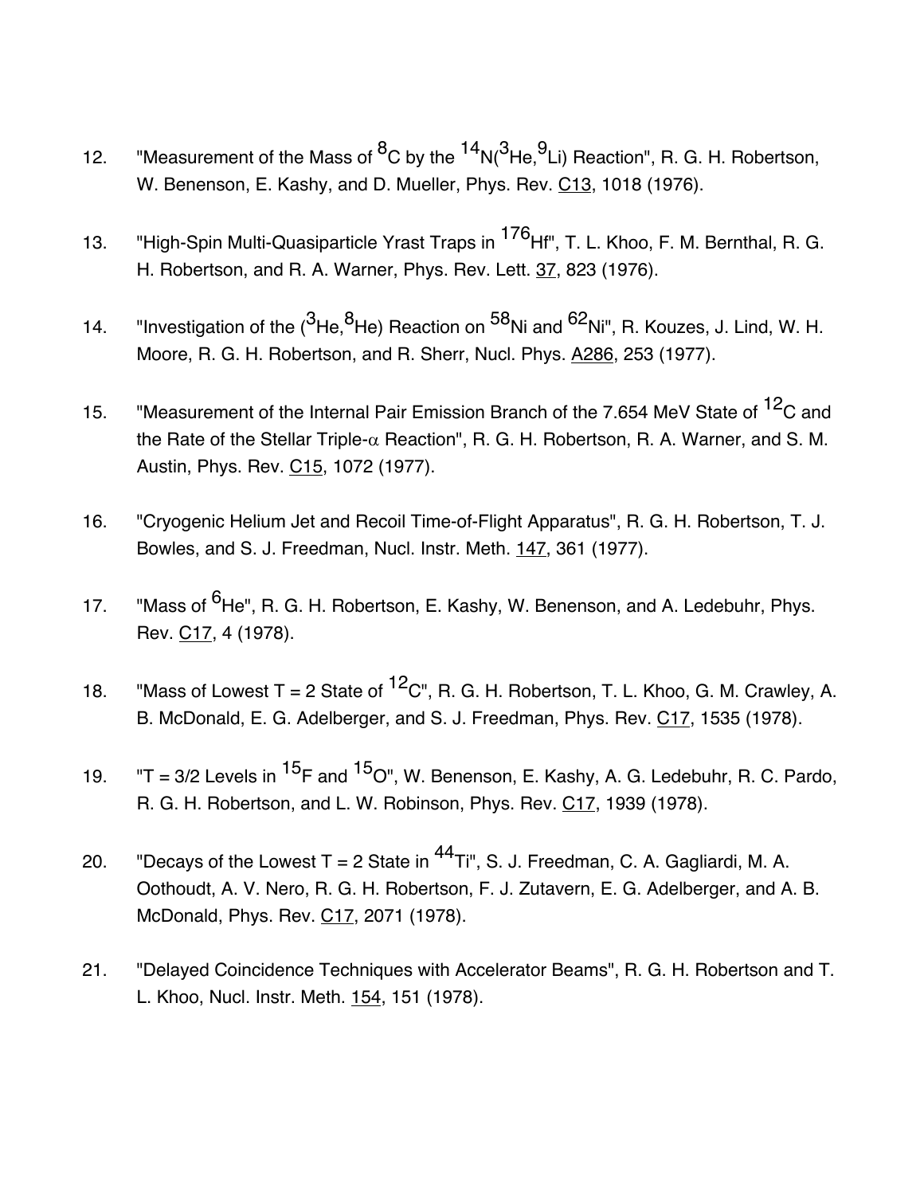12. "Measurement of the Mass of $^{8}$C by the $^{14}$N($^{3}$He,$^{9}$Li) Reaction", R. G. H. Robertson, W. Benenson, E. Kashy, and D. Mueller, Phys. Rev. C13, 1018 (1976).

13. "High-Spin Multi-Quasiparticle Yrast Traps in $^{176}$Hf", T. L. Khoo, F. M. Bernthal, R. G. H. Robertson, and R. A. Warner, Phys. Rev. Lett. 37, 823 (1976).

14. "Investigation of the ($^{3}$He,$^{8}$He) Reaction on $^{58}$Ni and $^{62}$Ni", R. Kouzes, J. Lind, W. H. Moore, R. G. H. Robertson, and R. Sherr, Nucl. Phys. A286, 253 (1977).

15. "Measurement of the Internal Pair Emission Branch of the 7.654 MeV State of $^{12}$C and the Rate of the Stellar Triple-$\alpha$ Reaction", R. G. H. Robertson, R. A. Warner, and S. M. Austin, Phys. Rev. C15, 1072 (1977).

16. "Cryogenic Helium Jet and Recoil Time-of-Flight Apparatus", R. G. H. Robertson, T. J. Bowles, and S. J. Freedman, Nucl. Instr. Meth. 147, 361 (1977).

17. "Mass of $^{6}$He", R. G. H. Robertson, E. Kashy, W. Benenson, and A. Ledebuhr, Phys. Rev. C17, 4 (1978).

18. "Mass of Lowest T = 2 State of $^{12}$C", R. G. H. Robertson, T. L. Khoo, G. M. Crawley, A. B. McDonald, E. G. Adelberger, and S. J. Freedman, Phys. Rev. C17, 1535 (1978).

19. "T = 3/2 Levels in $^{15}$F and $^{15}$O", W. Benenson, E. Kashy, A. G. Ledebuhr, R. C. Pardo, R. G. H. Robertson, and L. W. Robinson, Phys. Rev. C17, 1939 (1978).

20. "Decays of the Lowest T = 2 State in $^{44}$Ti", S. J. Freedman, C. A. Gagliardi, M. A. Oothoudt, A. V. Nero, R. G. H. Robertson, F. J. Zutavern, E. G. Adelberger, and A. B. McDonald, Phys. Rev. C17, 2071 (1978).

21. "Delayed Coincidence Techniques with Accelerator Beams", R. G. H. Robertson and T. L. Khoo, Nucl. Instr. Meth. 154, 151 (1978).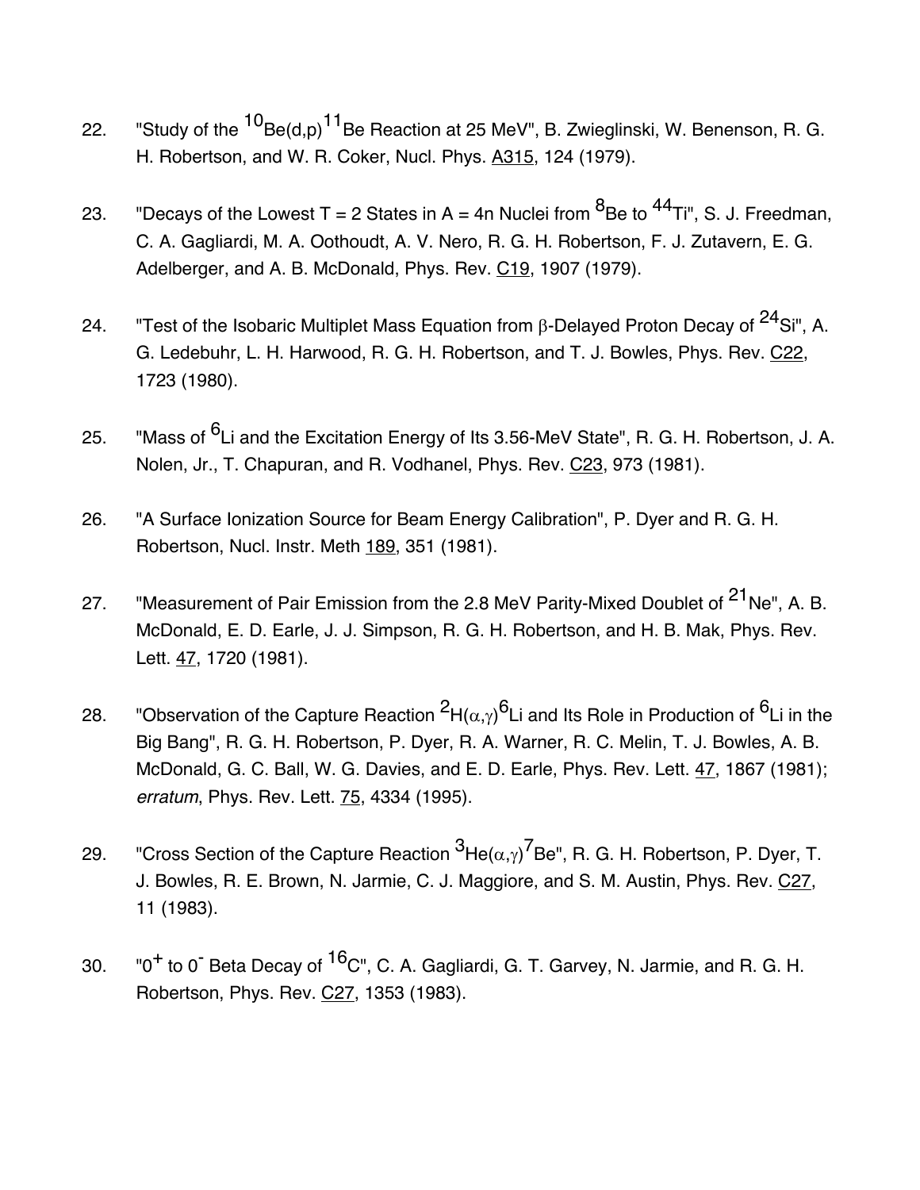22. "Study of the $^{10}Be(d,p)^{11}Be$ Reaction at 25 MeV", B. Zwieglinski, W. Benenson, R. G. H. Robertson, and W. R. Coker, Nucl. Phys. A315, 124 (1979).

23. "Decays of the Lowest T = 2 States in A = 4n Nuclei from $^{8}Be$ to $^{44}Ti$", S. J. Freedman, C. A. Gagliardi, M. A. Oothoudt, A. V. Nero, R. G. H. Robertson, F. J. Zutavern, E. G. Adelberger, and A. B. McDonald, Phys. Rev. C19, 1907 (1979).

24. "Test of the Isobaric Multiplet Mass Equation from $\beta$-Delayed Proton Decay of $^{24}Si$", A. G. Ledebuhr, L. H. Harwood, R. G. H. Robertson, and T. J. Bowles, Phys. Rev. C22, 1723 (1980).

25. "Mass of $^{6}Li$ and the Excitation Energy of Its 3.56-MeV State", R. G. H. Robertson, J. A. Nolen, Jr., T. Chapuran, and R. Vodhanel, Phys. Rev. C23, 973 (1981).

26. "A Surface Ionization Source for Beam Energy Calibration", P. Dyer and R. G. H. Robertson, Nucl. Instr. Meth 189, 351 (1981).

27. "Measurement of Pair Emission from the 2.8 MeV Parity-Mixed Doublet of $^{21}Ne$", A. B. McDonald, E. D. Earle, J. J. Simpson, R. G. H. Robertson, and H. B. Mak, Phys. Rev. Lett. 47, 1720 (1981).

28. "Observation of the Capture Reaction $^{2}H(\alpha,\gamma)^{6}Li$ and Its Role in Production of $^{6}Li$ in the Big Bang", R. G. H. Robertson, P. Dyer, R. A. Warner, R. C. Melin, T. J. Bowles, A. B. McDonald, G. C. Ball, W. G. Davies, and E. D. Earle, Phys. Rev. Lett. 47, 1867 (1981); *erratum*, Phys. Rev. Lett. 75, 4334 (1995).

29. "Cross Section of the Capture Reaction $^{3}He(\alpha,\gamma)^{7}Be$", R. G. H. Robertson, P. Dyer, T. J. Bowles, R. E. Brown, N. Jarmie, C. J. Maggiore, and S. M. Austin, Phys. Rev. C27, 11 (1983).

30. "$0^{+}$ to $0^{-}$ Beta Decay of $^{16}C$", C. A. Gagliardi, G. T. Garvey, N. Jarmie, and R. G. H. Robertson, Phys. Rev. C27, 1353 (1983).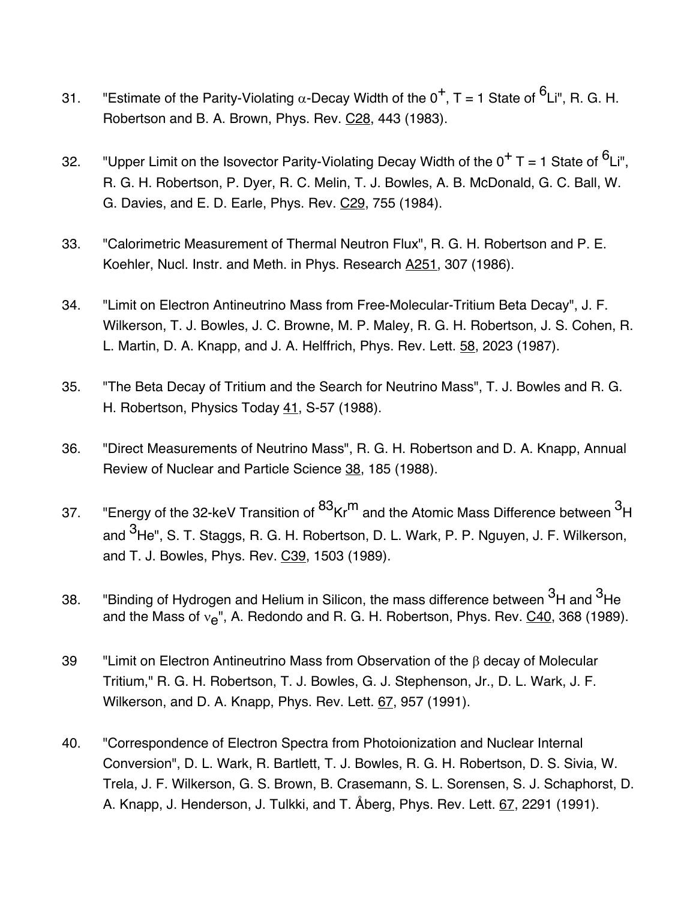31. "Estimate of the Parity-Violating $\alpha$-Decay Width of the $0^+$, T = 1 State of $^6$Li", R. G. H. Robertson and B. A. Brown, Phys. Rev. C28, 443 (1983).

32. "Upper Limit on the Isovector Parity-Violating Decay Width of the $0^+$ T = 1 State of $^6$Li", R. G. H. Robertson, P. Dyer, R. C. Melin, T. J. Bowles, A. B. McDonald, G. C. Ball, W. G. Davies, and E. D. Earle, Phys. Rev. C29, 755 (1984).

33. "Calorimetric Measurement of Thermal Neutron Flux", R. G. H. Robertson and P. E. Koehler, Nucl. Instr. and Meth. in Phys. Research A251, 307 (1986).

34. "Limit on Electron Antineutrino Mass from Free-Molecular-Tritium Beta Decay", J. F. Wilkerson, T. J. Bowles, J. C. Browne, M. P. Maley, R. G. H. Robertson, J. S. Cohen, R. L. Martin, D. A. Knapp, and J. A. Helffrich, Phys. Rev. Lett. 58, 2023 (1987).

35. "The Beta Decay of Tritium and the Search for Neutrino Mass", T. J. Bowles and R. G. H. Robertson, Physics Today 41, S-57 (1988).

36. "Direct Measurements of Neutrino Mass", R. G. H. Robertson and D. A. Knapp, Annual Review of Nuclear and Particle Science 38, 185 (1988).

37. "Energy of the 32-keV Transition of $^{83}$Kr$^m$ and the Atomic Mass Difference between $^3$H and $^3$He", S. T. Staggs, R. G. H. Robertson, D. L. Wark, P. P. Nguyen, J. F. Wilkerson, and T. J. Bowles, Phys. Rev. C39, 1503 (1989).

38. "Binding of Hydrogen and Helium in Silicon, the mass difference between $^3$H and $^3$He and the Mass of $\nu_e$", A. Redondo and R. G. H. Robertson, Phys. Rev. C40, 368 (1989).

39 "Limit on Electron Antineutrino Mass from Observation of the $\beta$ decay of Molecular Tritium," R. G. H. Robertson, T. J. Bowles, G. J. Stephenson, Jr., D. L. Wark, J. F. Wilkerson, and D. A. Knapp, Phys. Rev. Lett. 67, 957 (1991).

40. "Correspondence of Electron Spectra from Photoionization and Nuclear Internal Conversion", D. L. Wark, R. Bartlett, T. J. Bowles, R. G. H. Robertson, D. S. Sivia, W. Trela, J. F. Wilkerson, G. S. Brown, B. Crasemann, S. L. Sorensen, S. J. Schaphorst, D. A. Knapp, J. Henderson, J. Tulkki, and T. Åberg, Phys. Rev. Lett. 67, 2291 (1991).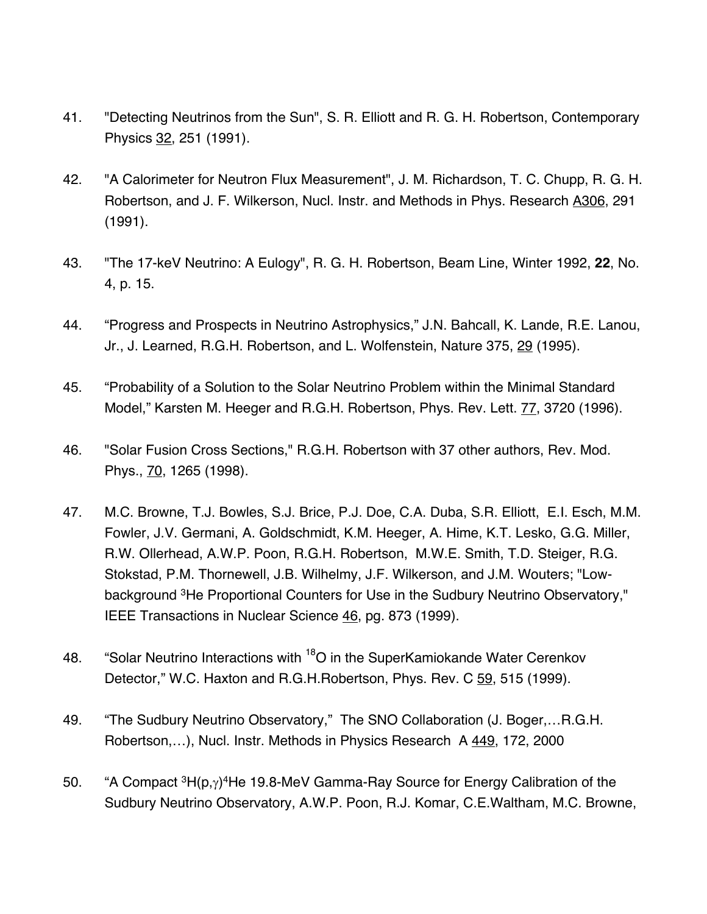41. "Detecting Neutrinos from the Sun", S. R. Elliott and R. G. H. Robertson, Contemporary Physics 32, 251 (1991).

42. "A Calorimeter for Neutron Flux Measurement", J. M. Richardson, T. C. Chupp, R. G. H. Robertson, and J. F. Wilkerson, Nucl. Instr. and Methods in Phys. Research A306, 291 (1991).

43. "The 17-keV Neutrino: A Eulogy", R. G. H. Robertson, Beam Line, Winter 1992, **22**, No. 4, p. 15.

44. "Progress and Prospects in Neutrino Astrophysics," J.N. Bahcall, K. Lande, R.E. Lanou, Jr., J. Learned, R.G.H. Robertson, and L. Wolfenstein, Nature 375, 29 (1995).

45. "Probability of a Solution to the Solar Neutrino Problem within the Minimal Standard Model," Karsten M. Heeger and R.G.H. Robertson, Phys. Rev. Lett. 77, 3720 (1996).

46. "Solar Fusion Cross Sections," R.G.H. Robertson with 37 other authors, Rev. Mod. Phys., 70, 1265 (1998).

47. M.C. Browne, T.J. Bowles, S.J. Brice, P.J. Doe, C.A. Duba, S.R. Elliott, E.I. Esch, M.M. Fowler, J.V. Germani, A. Goldschmidt, K.M. Heeger, A. Hime, K.T. Lesko, G.G. Miller, R.W. Ollerhead, A.W.P. Poon, R.G.H. Robertson, M.W.E. Smith, T.D. Steiger, R.G. Stokstad, P.M. Thornewell, J.B. Wilhelmy, J.F. Wilkerson, and J.M. Wouters; "Low-background $^{3}$He Proportional Counters for Use in the Sudbury Neutrino Observatory," IEEE Transactions in Nuclear Science 46, pg. 873 (1999).

48. "Solar Neutrino Interactions with $^{18}$O in the SuperKamiokande Water Cerenkov Detector," W.C. Haxton and R.G.H.Robertson, Phys. Rev. C 59, 515 (1999).

49. "The Sudbury Neutrino Observatory," The SNO Collaboration (J. Boger,…R.G.H. Robertson,…), Nucl. Instr. Methods in Physics Research A 449, 172, 2000

50. "A Compact $^{3}$H(p,$\gamma$)$^{4}$He 19.8-MeV Gamma-Ray Source for Energy Calibration of the Sudbury Neutrino Observatory, A.W.P. Poon, R.J. Komar, C.E.Waltham, M.C. Browne,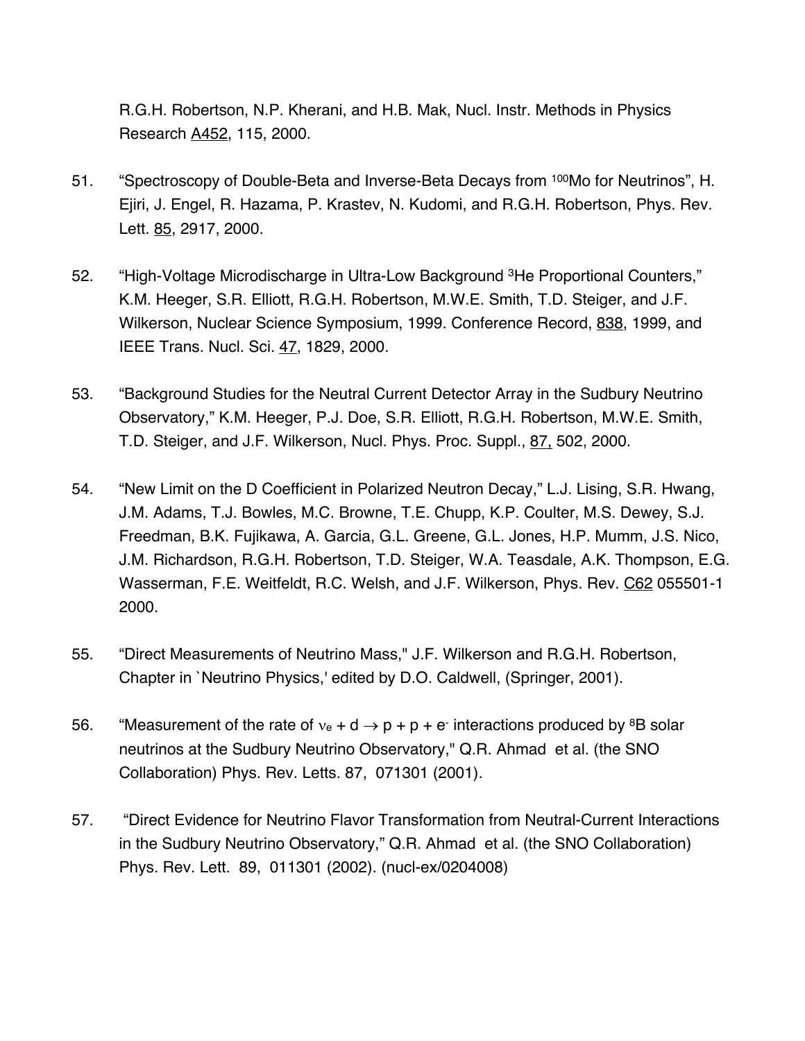R.G.H. Robertson, N.P. Kherani, and H.B. Mak, Nucl. Instr. Methods in Physics Research A452, 115, 2000.

51. "Spectroscopy of Double-Beta and Inverse-Beta Decays from $^{100}$Mo for Neutrinos", H. Ejiri, J. Engel, R. Hazama, P. Krastev, N. Kudomi, and R.G.H. Robertson, Phys. Rev. Lett. 85, 2917, 2000.

52. "High-Voltage Microdischarge in Ultra-Low Background $^{3}$He Proportional Counters," K.M. Heeger, S.R. Elliott, R.G.H. Robertson, M.W.E. Smith, T.D. Steiger, and J.F. Wilkerson, Nuclear Science Symposium, 1999. Conference Record, 838, 1999, and IEEE Trans. Nucl. Sci. 47, 1829, 2000.

53. "Background Studies for the Neutral Current Detector Array in the Sudbury Neutrino Observatory," K.M. Heeger, P.J. Doe, S.R. Elliott, R.G.H. Robertson, M.W.E. Smith, T.D. Steiger, and J.F. Wilkerson, Nucl. Phys. Proc. Suppl., 87, 502, 2000.

54. "New Limit on the D Coefficient in Polarized Neutron Decay," L.J. Lising, S.R. Hwang, J.M. Adams, T.J. Bowles, M.C. Browne, T.E. Chupp, K.P. Coulter, M.S. Dewey, S.J. Freedman, B.K. Fujikawa, A. Garcia, G.L. Greene, G.L. Jones, H.P. Mumm, J.S. Nico, J.M. Richardson, R.G.H. Robertson, T.D. Steiger, W.A. Teasdale, A.K. Thompson, E.G. Wasserman, F.E. Weitfeldt, R.C. Welsh, and J.F. Wilkerson, Phys. Rev. C62 055501-1 2000.

55. "Direct Measurements of Neutrino Mass," J.F. Wilkerson and R.G.H. Robertson, Chapter in `Neutrino Physics,' edited by D.O. Caldwell, (Springer, 2001).

56. "Measurement of the rate of $\nu_e + d \rightarrow p + p + e^-$ interactions produced by $^{8}$B solar neutrinos at the Sudbury Neutrino Observatory," Q.R. Ahmad et al. (the SNO Collaboration) Phys. Rev. Letts. 87, 071301 (2001).

57. "Direct Evidence for Neutrino Flavor Transformation from Neutral-Current Interactions in the Sudbury Neutrino Observatory," Q.R. Ahmad et al. (the SNO Collaboration) Phys. Rev. Lett. 89, 011301 (2002). (nucl-ex/0204008)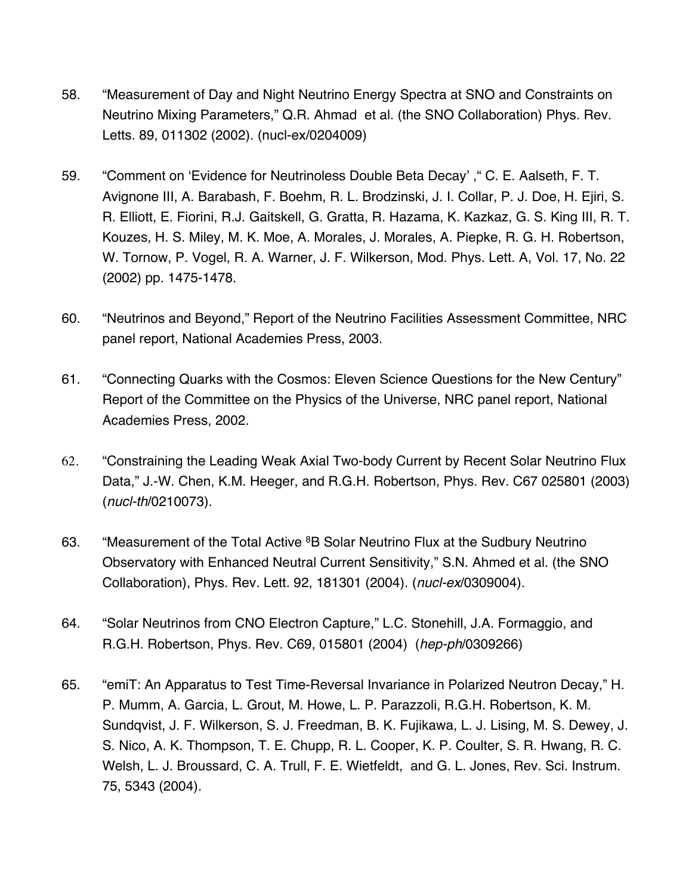58. "Measurement of Day and Night Neutrino Energy Spectra at SNO and Constraints on Neutrino Mixing Parameters," Q.R. Ahmad et al. (the SNO Collaboration) Phys. Rev. Letts. 89, 011302 (2002). (nucl-ex/0204009)

59. "Comment on 'Evidence for Neutrinoless Double Beta Decay' ," C. E. Aalseth, F. T. Avignone III, A. Barabash, F. Boehm, R. L. Brodzinski, J. I. Collar, P. J. Doe, H. Ejiri, S. R. Elliott, E. Fiorini, R.J. Gaitskell, G. Gratta, R. Hazama, K. Kazkaz, G. S. King III, R. T. Kouzes, H. S. Miley, M. K. Moe, A. Morales, J. Morales, A. Piepke, R. G. H. Robertson, W. Tornow, P. Vogel, R. A. Warner, J. F. Wilkerson, Mod. Phys. Lett. A, Vol. 17, No. 22 (2002) pp. 1475-1478.

60. "Neutrinos and Beyond," Report of the Neutrino Facilities Assessment Committee, NRC panel report, National Academies Press, 2003.

61. "Connecting Quarks with the Cosmos: Eleven Science Questions for the New Century" Report of the Committee on the Physics of the Universe, NRC panel report, National Academies Press, 2002.

62. "Constraining the Leading Weak Axial Two-body Current by Recent Solar Neutrino Flux Data," J.-W. Chen, K.M. Heeger, and R.G.H. Robertson, Phys. Rev. C67 025801 (2003) (*nucl-th*/0210073).

63. "Measurement of the Total Active $^{8}$B Solar Neutrino Flux at the Sudbury Neutrino Observatory with Enhanced Neutral Current Sensitivity," S.N. Ahmed et al. (the SNO Collaboration), Phys. Rev. Lett. 92, 181301 (2004). (*nucl-ex*/0309004).

64. "Solar Neutrinos from CNO Electron Capture," L.C. Stonehill, J.A. Formaggio, and R.G.H. Robertson, Phys. Rev. C69, 015801 (2004) (*hep-ph*/0309266)

65. "emiT: An Apparatus to Test Time-Reversal Invariance in Polarized Neutron Decay," H. P. Mumm, A. Garcia, L. Grout, M. Howe, L. P. Parazzoli, R.G.H. Robertson, K. M. Sundqvist, J. F. Wilkerson, S. J. Freedman, B. K. Fujikawa, L. J. Lising, M. S. Dewey, J. S. Nico, A. K. Thompson, T. E. Chupp, R. L. Cooper, K. P. Coulter, S. R. Hwang, R. C. Welsh, L. J. Broussard, C. A. Trull, F. E. Wietfeldt, and G. L. Jones, Rev. Sci. Instrum. 75, 5343 (2004).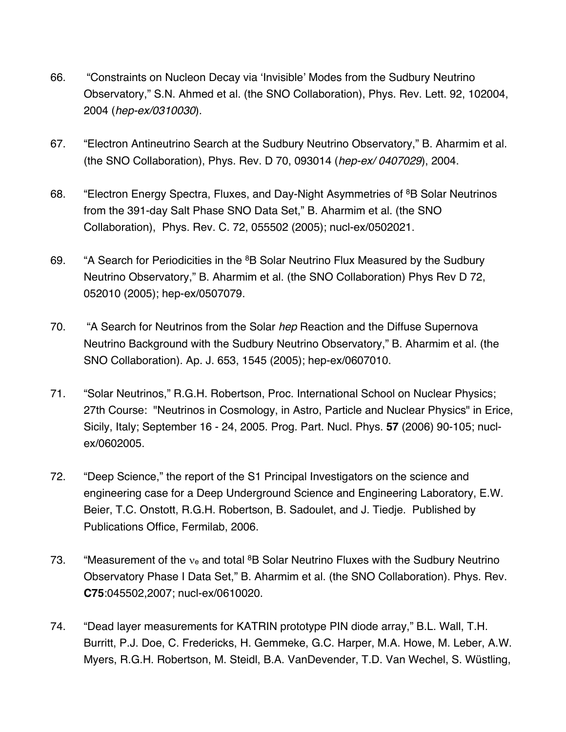66. “Constraints on Nucleon Decay via ‘Invisible’ Modes from the Sudbury Neutrino Observatory,” S.N. Ahmed et al. (the SNO Collaboration), Phys. Rev. Lett. 92, 102004, 2004 (*hep-ex/0310030*).

67. “Electron Antineutrino Search at the Sudbury Neutrino Observatory,” B. Aharmim et al. (the SNO Collaboration), Phys. Rev. D 70, 093014 (*hep-ex/ 0407029*), 2004.

68. “Electron Energy Spectra, Fluxes, and Day-Night Asymmetries of $^{8}$B Solar Neutrinos from the 391-day Salt Phase SNO Data Set,” B. Aharmim et al. (the SNO Collaboration), Phys. Rev. C. 72, 055502 (2005); nucl-ex/0502021.

69. “A Search for Periodicities in the $^{8}$B Solar Neutrino Flux Measured by the Sudbury Neutrino Observatory,” B. Aharmim et al. (the SNO Collaboration) Phys Rev D 72, 052010 (2005); hep-ex/0507079.

70. “A Search for Neutrinos from the Solar *hep* Reaction and the Diffuse Supernova Neutrino Background with the Sudbury Neutrino Observatory,” B. Aharmim et al. (the SNO Collaboration). Ap. J. 653, 1545 (2005); hep-ex/0607010.

71. “Solar Neutrinos,” R.G.H. Robertson, Proc. International School on Nuclear Physics; 27th Course: "Neutrinos in Cosmology, in Astro, Particle and Nuclear Physics" in Erice, Sicily, Italy; September 16 - 24, 2005. Prog. Part. Nucl. Phys. **57** (2006) 90-105; nucl-ex/0602005.

72. “Deep Science,” the report of the S1 Principal Investigators on the science and engineering case for a Deep Underground Science and Engineering Laboratory, E.W. Beier, T.C. Onstott, R.G.H. Robertson, B. Sadoulet, and J. Tiedje. Published by Publications Office, Fermilab, 2006.

73. “Measurement of the $\nu_e$ and total $^{8}$B Solar Neutrino Fluxes with the Sudbury Neutrino Observatory Phase I Data Set,” B. Aharmim et al. (the SNO Collaboration). Phys. Rev. **C75**:045502,2007; nucl-ex/0610020.

74. “Dead layer measurements for KATRIN prototype PIN diode array,” B.L. Wall, T.H. Burritt, P.J. Doe, C. Fredericks, H. Gemmeke, G.C. Harper, M.A. Howe, M. Leber, A.W. Myers, R.G.H. Robertson, M. Steidl, B.A. VanDevender, T.D. Van Wechel, S. Wüstling,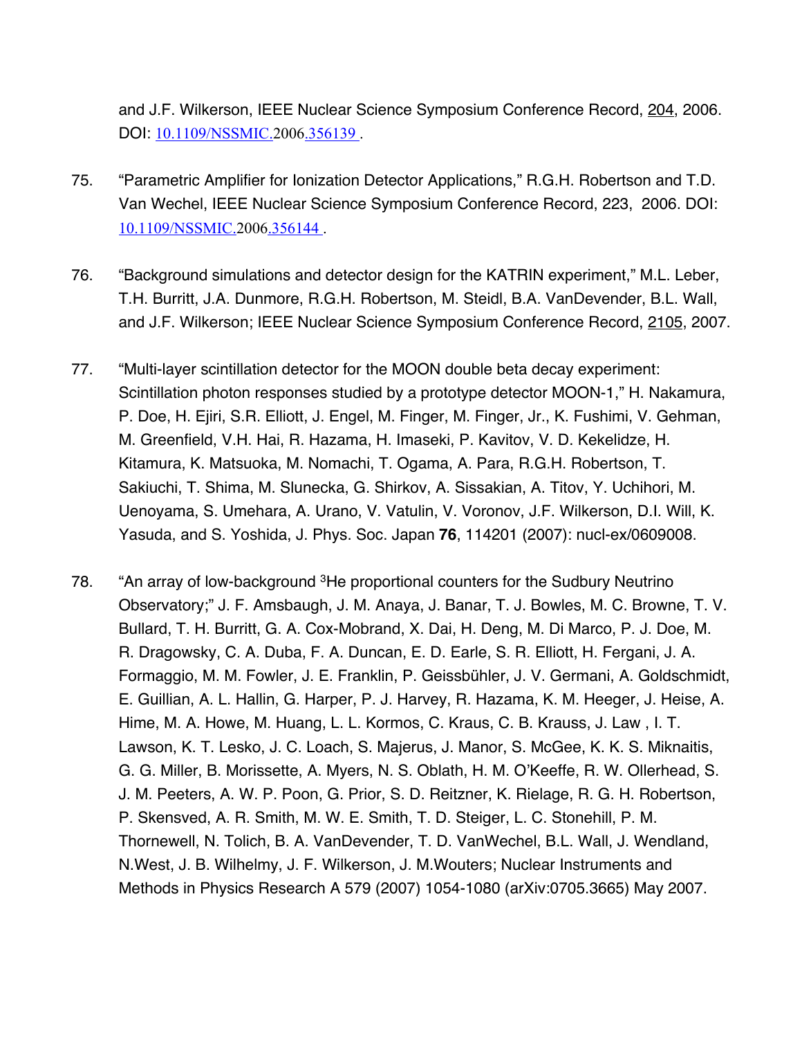and J.F. Wilkerson, IEEE Nuclear Science Symposium Conference Record, 204, 2006. DOI: 10.1109/NSSMIC.2006.356139 .

75. "Parametric Amplifier for Ionization Detector Applications," R.G.H. Robertson and T.D. Van Wechel, IEEE Nuclear Science Symposium Conference Record, 223, 2006. DOI: 10.1109/NSSMIC.2006.356144 .

76. "Background simulations and detector design for the KATRIN experiment," M.L. Leber, T.H. Burritt, J.A. Dunmore, R.G.H. Robertson, M. Steidl, B.A. VanDevender, B.L. Wall, and J.F. Wilkerson; IEEE Nuclear Science Symposium Conference Record, 2105, 2007.

77. "Multi-layer scintillation detector for the MOON double beta decay experiment: Scintillation photon responses studied by a prototype detector MOON-1," H. Nakamura, P. Doe, H. Ejiri, S.R. Elliott, J. Engel, M. Finger, M. Finger, Jr., K. Fushimi, V. Gehman, M. Greenfield, V.H. Hai, R. Hazama, H. Imaseki, P. Kavitov, V. D. Kekelidze, H. Kitamura, K. Matsuoka, M. Nomachi, T. Ogama, A. Para, R.G.H. Robertson, T. Sakiuchi, T. Shima, M. Slunecka, G. Shirkov, A. Sissakian, A. Titov, Y. Uchihori, M. Uenoyama, S. Umehara, A. Urano, V. Vatulin, V. Voronov, J.F. Wilkerson, D.I. Will, K. Yasuda, and S. Yoshida, J. Phys. Soc. Japan **76**, 114201 (2007): nucl-ex/0609008.

78. "An array of low-background $^3$He proportional counters for the Sudbury Neutrino Observatory;" J. F. Amsbaugh, J. M. Anaya, J. Banar, T. J. Bowles, M. C. Browne, T. V. Bullard, T. H. Burritt, G. A. Cox-Mobrand, X. Dai, H. Deng, M. Di Marco, P. J. Doe, M. R. Dragowsky, C. A. Duba, F. A. Duncan, E. D. Earle, S. R. Elliott, H. Fergani, J. A. Formaggio, M. M. Fowler, J. E. Franklin, P. Geissbühler, J. V. Germani, A. Goldschmidt, E. Guillian, A. L. Hallin, G. Harper, P. J. Harvey, R. Hazama, K. M. Heeger, J. Heise, A. Hime, M. A. Howe, M. Huang, L. L. Kormos, C. Kraus, C. B. Krauss, J. Law , I. T. Lawson, K. T. Lesko, J. C. Loach, S. Majerus, J. Manor, S. McGee, K. K. S. Miknaitis, G. G. Miller, B. Morissette, A. Myers, N. S. Oblath, H. M. O'Keeffe, R. W. Ollerhead, S. J. M. Peeters, A. W. P. Poon, G. Prior, S. D. Reitzner, K. Rielage, R. G. H. Robertson, P. Skensved, A. R. Smith, M. W. E. Smith, T. D. Steiger, L. C. Stonehill, P. M. Thornewell, N. Tolich, B. A. VanDevender, T. D. VanWechel, B.L. Wall, J. Wendland, N.West, J. B. Wilhelmy, J. F. Wilkerson, J. M.Wouters; Nuclear Instruments and Methods in Physics Research A 579 (2007) 1054-1080 (arXiv:0705.3665) May 2007.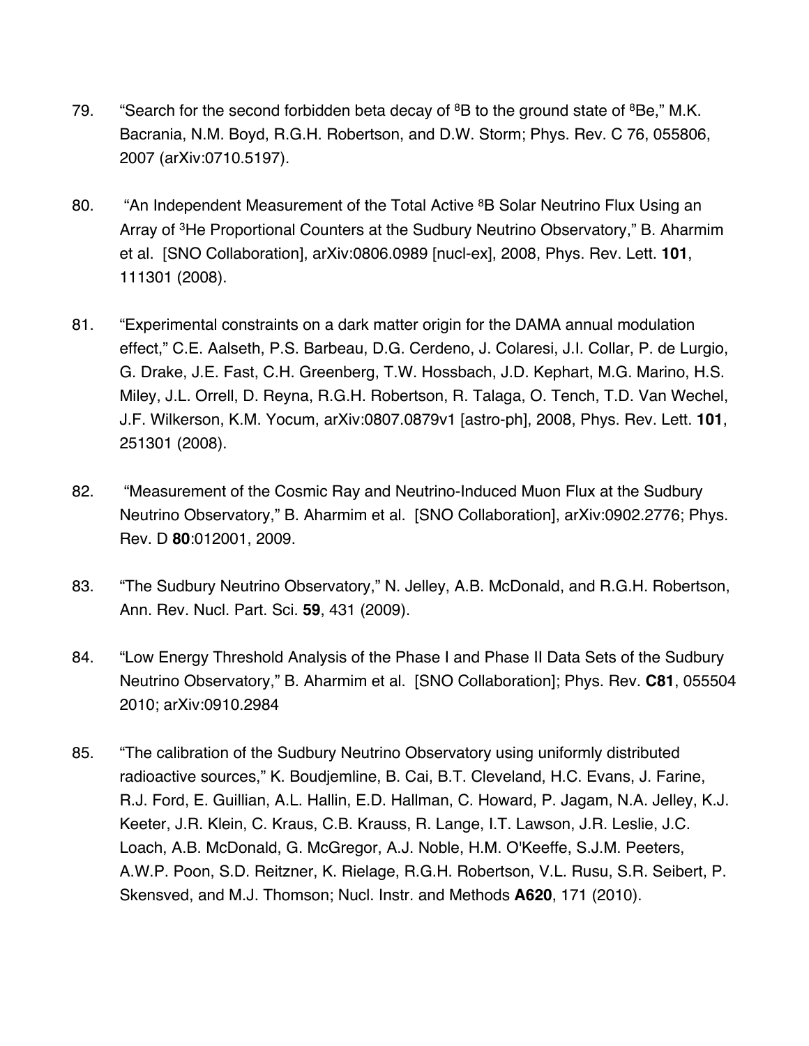79. “Search for the second forbidden beta decay of $^{8}B$ to the ground state of $^{8}Be$,” M.K. Bacrania, N.M. Boyd, R.G.H. Robertson, and D.W. Storm; Phys. Rev. C 76, 055806, 2007 (arXiv:0710.5197).

80. “An Independent Measurement of the Total Active $^{8}B$ Solar Neutrino Flux Using an Array of $^{3}He$ Proportional Counters at the Sudbury Neutrino Observatory,” B. Aharmim et al. [SNO Collaboration], arXiv:0806.0989 [nucl-ex], 2008, Phys. Rev. Lett. **101**, 111301 (2008).

81. “Experimental constraints on a dark matter origin for the DAMA annual modulation effect,” C.E. Aalseth, P.S. Barbeau, D.G. Cerdeno, J. Colaresi, J.I. Collar, P. de Lurgio, G. Drake, J.E. Fast, C.H. Greenberg, T.W. Hossbach, J.D. Kephart, M.G. Marino, H.S. Miley, J.L. Orrell, D. Reyna, R.G.H. Robertson, R. Talaga, O. Tench, T.D. Van Wechel, J.F. Wilkerson, K.M. Yocum, arXiv:0807.0879v1 [astro-ph], 2008, Phys. Rev. Lett. **101**, 251301 (2008).

82. “Measurement of the Cosmic Ray and Neutrino-Induced Muon Flux at the Sudbury Neutrino Observatory,” B. Aharmim et al. [SNO Collaboration], arXiv:0902.2776; Phys. Rev. D **80**:012001, 2009.

83. “The Sudbury Neutrino Observatory,” N. Jelley, A.B. McDonald, and R.G.H. Robertson, Ann. Rev. Nucl. Part. Sci. **59**, 431 (2009).

84. “Low Energy Threshold Analysis of the Phase I and Phase II Data Sets of the Sudbury Neutrino Observatory,” B. Aharmim et al. [SNO Collaboration]; Phys. Rev. **C81**, 055504 2010; arXiv:0910.2984

85. “The calibration of the Sudbury Neutrino Observatory using uniformly distributed radioactive sources,” K. Boudjemline, B. Cai, B.T. Cleveland, H.C. Evans, J. Farine, R.J. Ford, E. Guillian, A.L. Hallin, E.D. Hallman, C. Howard, P. Jagam, N.A. Jelley, K.J. Keeter, J.R. Klein, C. Kraus, C.B. Krauss, R. Lange, I.T. Lawson, J.R. Leslie, J.C. Loach, A.B. McDonald, G. McGregor, A.J. Noble, H.M. O'Keeffe, S.J.M. Peeters, A.W.P. Poon, S.D. Reitzner, K. Rielage, R.G.H. Robertson, V.L. Rusu, S.R. Seibert, P. Skensved, and M.J. Thomson; Nucl. Instr. and Methods **A620**, 171 (2010).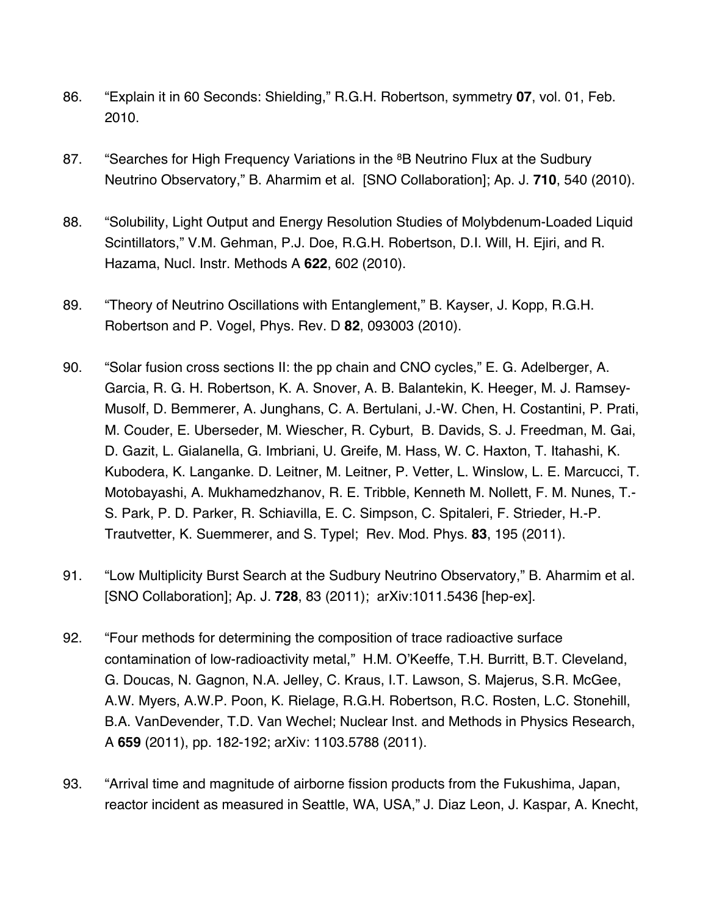86. "Explain it in 60 Seconds: Shielding," R.G.H. Robertson, symmetry **07**, vol. 01, Feb. 2010.

87. "Searches for High Frequency Variations in the $^{8}$B Neutrino Flux at the Sudbury Neutrino Observatory," B. Aharmim et al. [SNO Collaboration]; Ap. J. **710**, 540 (2010).

88. "Solubility, Light Output and Energy Resolution Studies of Molybdenum-Loaded Liquid Scintillators," V.M. Gehman, P.J. Doe, R.G.H. Robertson, D.I. Will, H. Ejiri, and R. Hazama, Nucl. Instr. Methods A **622**, 602 (2010).

89. "Theory of Neutrino Oscillations with Entanglement," B. Kayser, J. Kopp, R.G.H. Robertson and P. Vogel, Phys. Rev. D **82**, 093003 (2010).

90. "Solar fusion cross sections II: the pp chain and CNO cycles," E. G. Adelberger, A. Garcia, R. G. H. Robertson, K. A. Snover, A. B. Balantekin, K. Heeger, M. J. Ramsey-Musolf, D. Bemmerer, A. Junghans, C. A. Bertulani, J.-W. Chen, H. Costantini, P. Prati, M. Couder, E. Uberseder, M. Wiescher, R. Cyburt, B. Davids, S. J. Freedman, M. Gai, D. Gazit, L. Gialanella, G. Imbriani, U. Greife, M. Hass, W. C. Haxton, T. Itahashi, K. Kubodera, K. Langanke. D. Leitner, M. Leitner, P. Vetter, L. Winslow, L. E. Marcucci, T. Motobayashi, A. Mukhamedzhanov, R. E. Tribble, Kenneth M. Nollett, F. M. Nunes, T.-S. Park, P. D. Parker, R. Schiavilla, E. C. Simpson, C. Spitaleri, F. Strieder, H.-P. Trautvetter, K. Suemmerer, and S. Typel; Rev. Mod. Phys. **83**, 195 (2011).

91. "Low Multiplicity Burst Search at the Sudbury Neutrino Observatory," B. Aharmim et al. [SNO Collaboration]; Ap. J. **728**, 83 (2011); arXiv:1011.5436 [hep-ex].

92. "Four methods for determining the composition of trace radioactive surface contamination of low-radioactivity metal," H.M. O'Keeffe, T.H. Burritt, B.T. Cleveland, G. Doucas, N. Gagnon, N.A. Jelley, C. Kraus, I.T. Lawson, S. Majerus, S.R. McGee, A.W. Myers, A.W.P. Poon, K. Rielage, R.G.H. Robertson, R.C. Rosten, L.C. Stonehill, B.A. VanDevender, T.D. Van Wechel; Nuclear Inst. and Methods in Physics Research, A **659** (2011), pp. 182-192; arXiv: 1103.5788 (2011).

93. "Arrival time and magnitude of airborne fission products from the Fukushima, Japan, reactor incident as measured in Seattle, WA, USA," J. Diaz Leon, J. Kaspar, A. Knecht,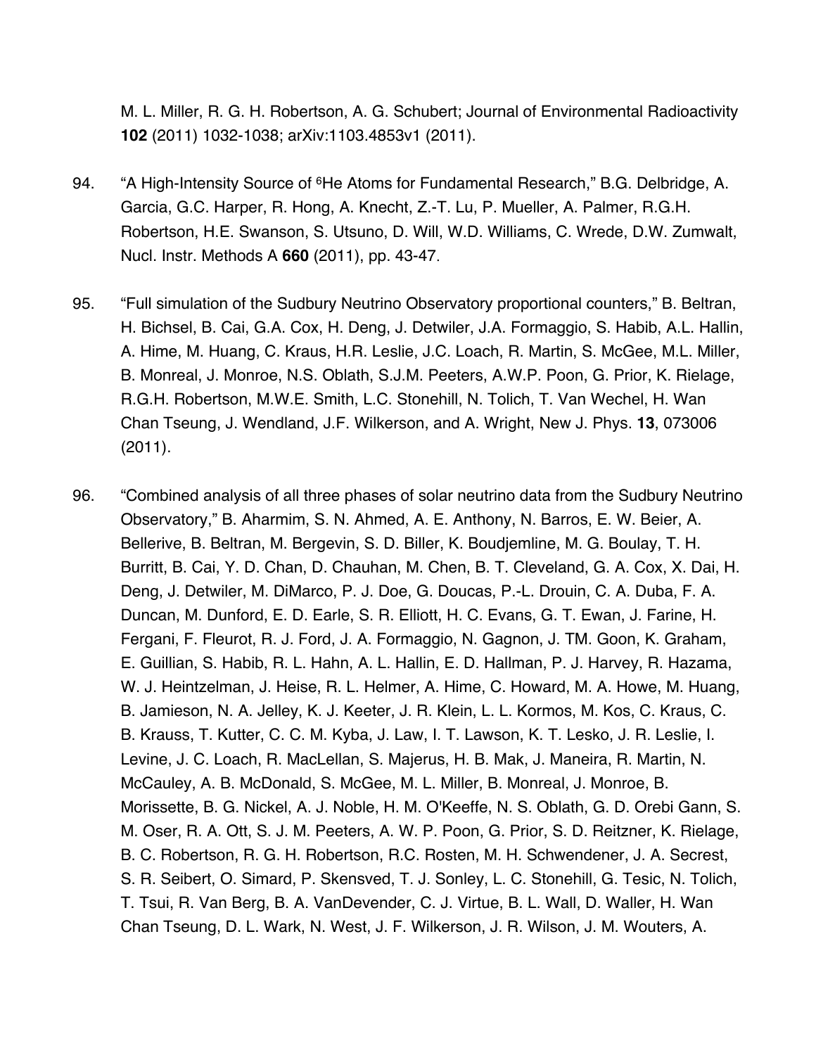M. L. Miller, R. G. H. Robertson, A. G. Schubert; Journal of Environmental Radioactivity **102** (2011) 1032-1038; arXiv:1103.4853v1 (2011).

94. "A High-Intensity Source of $^{6}$He Atoms for Fundamental Research," B.G. Delbridge, A. Garcia, G.C. Harper, R. Hong, A. Knecht, Z.-T. Lu, P. Mueller, A. Palmer, R.G.H. Robertson, H.E. Swanson, S. Utsuno, D. Will, W.D. Williams, C. Wrede, D.W. Zumwalt, Nucl. Instr. Methods A **660** (2011), pp. 43-47.

95. "Full simulation of the Sudbury Neutrino Observatory proportional counters," B. Beltran, H. Bichsel, B. Cai, G.A. Cox, H. Deng, J. Detwiler, J.A. Formaggio, S. Habib, A.L. Hallin, A. Hime, M. Huang, C. Kraus, H.R. Leslie, J.C. Loach, R. Martin, S. McGee, M.L. Miller, B. Monreal, J. Monroe, N.S. Oblath, S.J.M. Peeters, A.W.P. Poon, G. Prior, K. Rielage, R.G.H. Robertson, M.W.E. Smith, L.C. Stonehill, N. Tolich, T. Van Wechel, H. Wan Chan Tseung, J. Wendland, J.F. Wilkerson, and A. Wright, New J. Phys. **13**, 073006 (2011).

96. "Combined analysis of all three phases of solar neutrino data from the Sudbury Neutrino Observatory," B. Aharmim, S. N. Ahmed, A. E. Anthony, N. Barros, E. W. Beier, A. Bellerive, B. Beltran, M. Bergevin, S. D. Biller, K. Boudjemline, M. G. Boulay, T. H. Burritt, B. Cai, Y. D. Chan, D. Chauhan, M. Chen, B. T. Cleveland, G. A. Cox, X. Dai, H. Deng, J. Detwiler, M. DiMarco, P. J. Doe, G. Doucas, P.-L. Drouin, C. A. Duba, F. A. Duncan, M. Dunford, E. D. Earle, S. R. Elliott, H. C. Evans, G. T. Ewan, J. Farine, H. Fergani, F. Fleurot, R. J. Ford, J. A. Formaggio, N. Gagnon, J. TM. Goon, K. Graham, E. Guillian, S. Habib, R. L. Hahn, A. L. Hallin, E. D. Hallman, P. J. Harvey, R. Hazama, W. J. Heintzelman, J. Heise, R. L. Helmer, A. Hime, C. Howard, M. A. Howe, M. Huang, B. Jamieson, N. A. Jelley, K. J. Keeter, J. R. Klein, L. L. Kormos, M. Kos, C. Kraus, C. B. Krauss, T. Kutter, C. C. M. Kyba, J. Law, I. T. Lawson, K. T. Lesko, J. R. Leslie, I. Levine, J. C. Loach, R. MacLellan, S. Majerus, H. B. Mak, J. Maneira, R. Martin, N. McCauley, A. B. McDonald, S. McGee, M. L. Miller, B. Monreal, J. Monroe, B. Morissette, B. G. Nickel, A. J. Noble, H. M. O'Keeffe, N. S. Oblath, G. D. Orebi Gann, S. M. Oser, R. A. Ott, S. J. M. Peeters, A. W. P. Poon, G. Prior, S. D. Reitzner, K. Rielage, B. C. Robertson, R. G. H. Robertson, R.C. Rosten, M. H. Schwendener, J. A. Secrest, S. R. Seibert, O. Simard, P. Skensved, T. J. Sonley, L. C. Stonehill, G. Tesic, N. Tolich, T. Tsui, R. Van Berg, B. A. VanDevender, C. J. Virtue, B. L. Wall, D. Waller, H. Wan Chan Tseung, D. L. Wark, N. West, J. F. Wilkerson, J. R. Wilson, J. M. Wouters, A.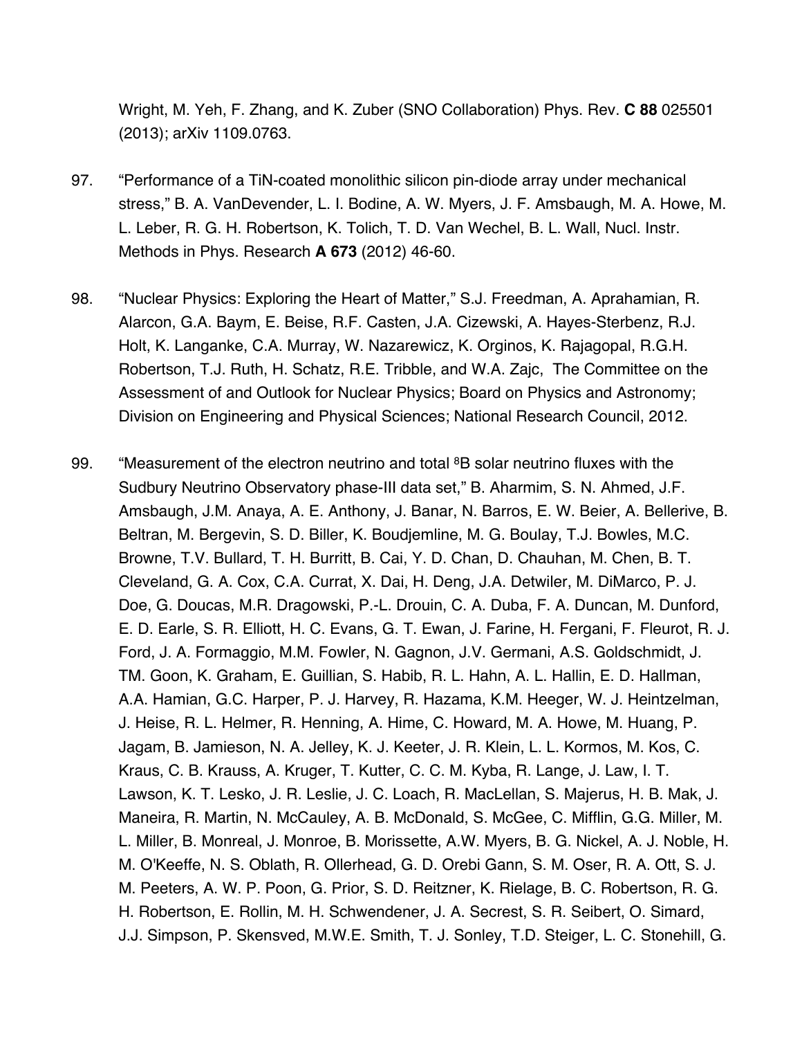Wright, M. Yeh, F. Zhang, and K. Zuber (SNO Collaboration) Phys. Rev. **C 88** 025501 (2013); arXiv 1109.0763.

97. "Performance of a TiN-coated monolithic silicon pin-diode array under mechanical stress," B. A. VanDevender, L. I. Bodine, A. W. Myers, J. F. Amsbaugh, M. A. Howe, M. L. Leber, R. G. H. Robertson, K. Tolich, T. D. Van Wechel, B. L. Wall, Nucl. Instr. Methods in Phys. Research **A 673** (2012) 46-60.

98. "Nuclear Physics: Exploring the Heart of Matter," S.J. Freedman, A. Aprahamian, R. Alarcon, G.A. Baym, E. Beise, R.F. Casten, J.A. Cizewski, A. Hayes-Sterbenz, R.J. Holt, K. Langanke, C.A. Murray, W. Nazarewicz, K. Orginos, K. Rajagopal, R.G.H. Robertson, T.J. Ruth, H. Schatz, R.E. Tribble, and W.A. Zajc, The Committee on the Assessment of and Outlook for Nuclear Physics; Board on Physics and Astronomy; Division on Engineering and Physical Sciences; National Research Council, 2012.

99. "Measurement of the electron neutrino and total $^{8}$B solar neutrino fluxes with the Sudbury Neutrino Observatory phase-III data set," B. Aharmim, S. N. Ahmed, J.F. Amsbaugh, J.M. Anaya, A. E. Anthony, J. Banar, N. Barros, E. W. Beier, A. Bellerive, B. Beltran, M. Bergevin, S. D. Biller, K. Boudjemline, M. G. Boulay, T.J. Bowles, M.C. Browne, T.V. Bullard, T. H. Burritt, B. Cai, Y. D. Chan, D. Chauhan, M. Chen, B. T. Cleveland, G. A. Cox, C.A. Currat, X. Dai, H. Deng, J.A. Detwiler, M. DiMarco, P. J. Doe, G. Doucas, M.R. Dragowski, P.-L. Drouin, C. A. Duba, F. A. Duncan, M. Dunford, E. D. Earle, S. R. Elliott, H. C. Evans, G. T. Ewan, J. Farine, H. Fergani, F. Fleurot, R. J. Ford, J. A. Formaggio, M.M. Fowler, N. Gagnon, J.V. Germani, A.S. Goldschmidt, J. TM. Goon, K. Graham, E. Guillian, S. Habib, R. L. Hahn, A. L. Hallin, E. D. Hallman, A.A. Hamian, G.C. Harper, P. J. Harvey, R. Hazama, K.M. Heeger, W. J. Heintzelman, J. Heise, R. L. Helmer, R. Henning, A. Hime, C. Howard, M. A. Howe, M. Huang, P. Jagam, B. Jamieson, N. A. Jelley, K. J. Keeter, J. R. Klein, L. L. Kormos, M. Kos, C. Kraus, C. B. Krauss, A. Kruger, T. Kutter, C. C. M. Kyba, R. Lange, J. Law, I. T. Lawson, K. T. Lesko, J. R. Leslie, J. C. Loach, R. MacLellan, S. Majerus, H. B. Mak, J. Maneira, R. Martin, N. McCauley, A. B. McDonald, S. McGee, C. Mifflin, G.G. Miller, M. L. Miller, B. Monreal, J. Monroe, B. Morissette, A.W. Myers, B. G. Nickel, A. J. Noble, H. M. O'Keeffe, N. S. Oblath, R. Ollerhead, G. D. Orebi Gann, S. M. Oser, R. A. Ott, S. J. M. Peeters, A. W. P. Poon, G. Prior, S. D. Reitzner, K. Rielage, B. C. Robertson, R. G. H. Robertson, E. Rollin, M. H. Schwendener, J. A. Secrest, S. R. Seibert, O. Simard, J.J. Simpson, P. Skensved, M.W.E. Smith, T. J. Sonley, T.D. Steiger, L. C. Stonehill, G.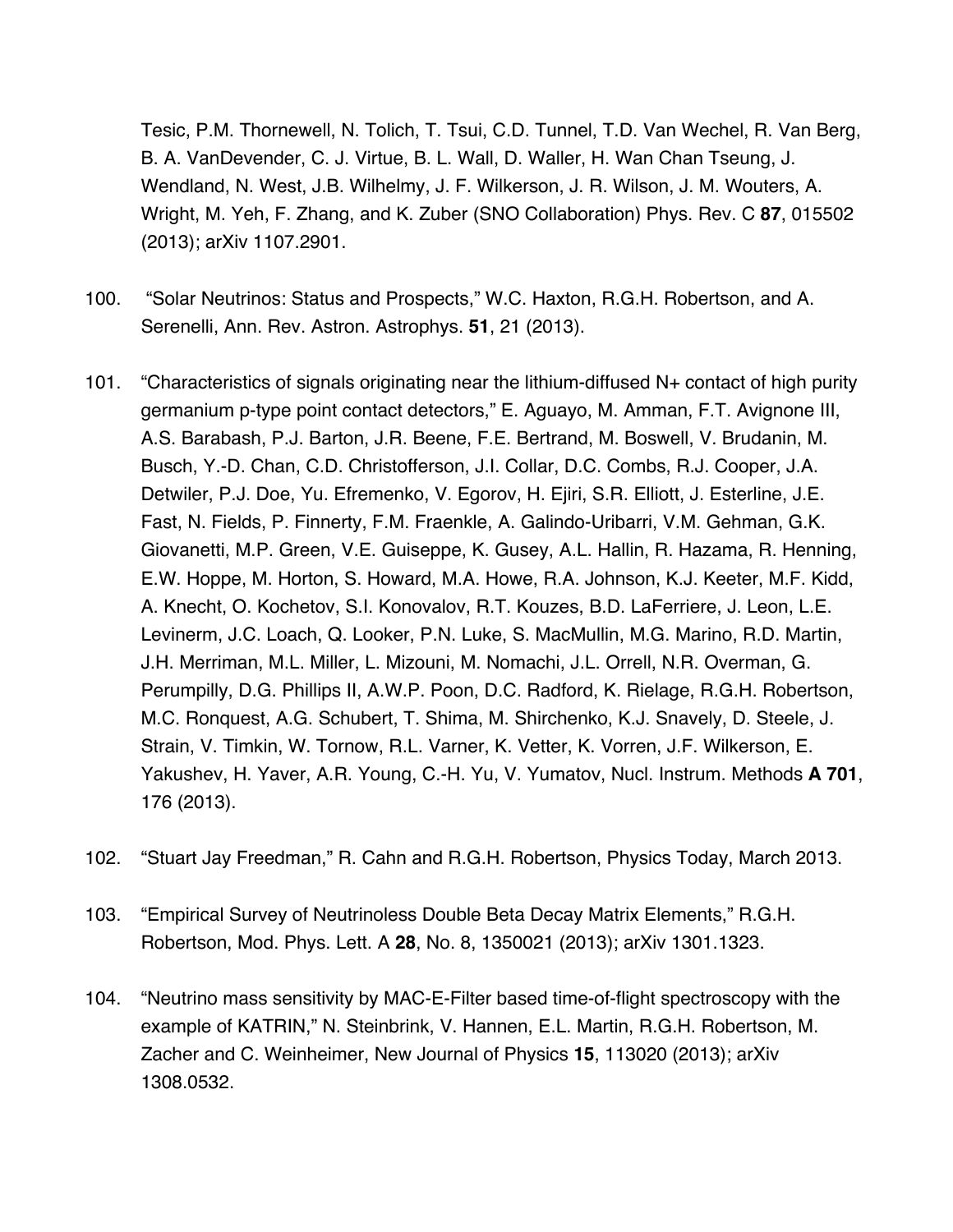Tesic, P.M. Thornewell, N. Tolich, T. Tsui, C.D. Tunnel, T.D. Van Wechel, R. Van Berg, B. A. VanDevender, C. J. Virtue, B. L. Wall, D. Waller, H. Wan Chan Tseung, J. Wendland, N. West, J.B. Wilhelmy, J. F. Wilkerson, J. R. Wilson, J. M. Wouters, A. Wright, M. Yeh, F. Zhang, and K. Zuber (SNO Collaboration) Phys. Rev. C **87**, 015502 (2013); arXiv 1107.2901.

100. "Solar Neutrinos: Status and Prospects," W.C. Haxton, R.G.H. Robertson, and A. Serenelli, Ann. Rev. Astron. Astrophys. **51**, 21 (2013).

101. "Characteristics of signals originating near the lithium-diffused N+ contact of high purity germanium p-type point contact detectors," E. Aguayo, M. Amman, F.T. Avignone III, A.S. Barabash, P.J. Barton, J.R. Beene, F.E. Bertrand, M. Boswell, V. Brudanin, M. Busch, Y.-D. Chan, C.D. Christofferson, J.I. Collar, D.C. Combs, R.J. Cooper, J.A. Detwiler, P.J. Doe, Yu. Efremenko, V. Egorov, H. Ejiri, S.R. Elliott, J. Esterline, J.E. Fast, N. Fields, P. Finnerty, F.M. Fraenkle, A. Galindo-Uribarri, V.M. Gehman, G.K. Giovanetti, M.P. Green, V.E. Guiseppe, K. Gusey, A.L. Hallin, R. Hazama, R. Henning, E.W. Hoppe, M. Horton, S. Howard, M.A. Howe, R.A. Johnson, K.J. Keeter, M.F. Kidd, A. Knecht, O. Kochetov, S.I. Konovalov, R.T. Kouzes, B.D. LaFerriere, J. Leon, L.E. Levinerm, J.C. Loach, Q. Looker, P.N. Luke, S. MacMullin, M.G. Marino, R.D. Martin, J.H. Merriman, M.L. Miller, L. Mizouni, M. Nomachi, J.L. Orrell, N.R. Overman, G. Perumpilly, D.G. Phillips II, A.W.P. Poon, D.C. Radford, K. Rielage, R.G.H. Robertson, M.C. Ronquest, A.G. Schubert, T. Shima, M. Shirchenko, K.J. Snavely, D. Steele, J. Strain, V. Timkin, W. Tornow, R.L. Varner, K. Vetter, K. Vorren, J.F. Wilkerson, E. Yakushev, H. Yaver, A.R. Young, C.-H. Yu, V. Yumatov, Nucl. Instrum. Methods **A 701**, 176 (2013).

102. "Stuart Jay Freedman," R. Cahn and R.G.H. Robertson, Physics Today, March 2013.

103. "Empirical Survey of Neutrinoless Double Beta Decay Matrix Elements," R.G.H. Robertson, Mod. Phys. Lett. A **28**, No. 8, 1350021 (2013); arXiv 1301.1323.

104. "Neutrino mass sensitivity by MAC-E-Filter based time-of-flight spectroscopy with the example of KATRIN," N. Steinbrink, V. Hannen, E.L. Martin, R.G.H. Robertson, M. Zacher and C. Weinheimer, New Journal of Physics **15**, 113020 (2013); arXiv 1308.0532.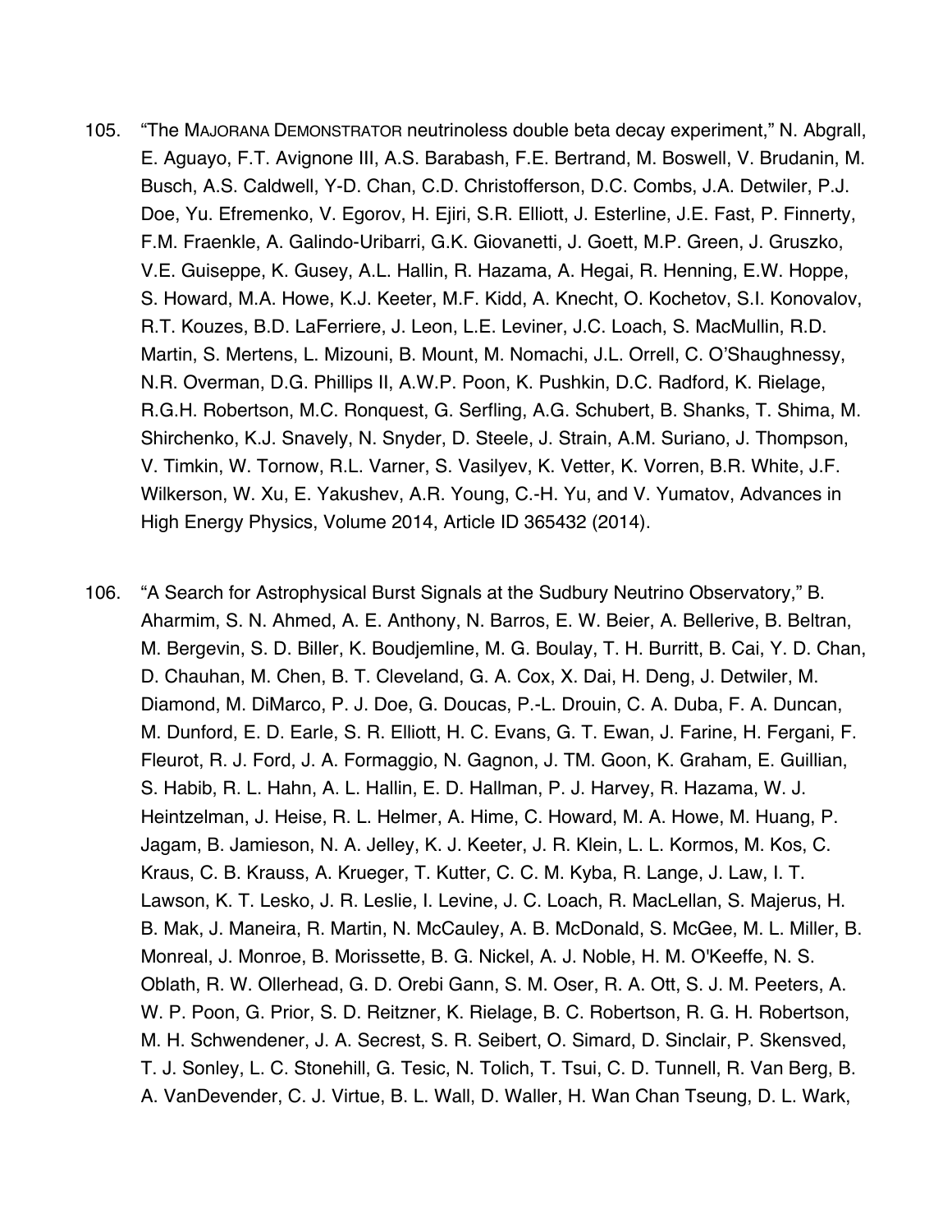105. "The MAJORANA DEMONSTRATOR neutrinoless double beta decay experiment," N. Abgrall, E. Aguayo, F.T. Avignone III, A.S. Barabash, F.E. Bertrand, M. Boswell, V. Brudanin, M. Busch, A.S. Caldwell, Y-D. Chan, C.D. Christofferson, D.C. Combs, J.A. Detwiler, P.J. Doe, Yu. Efremenko, V. Egorov, H. Ejiri, S.R. Elliott, J. Esterline, J.E. Fast, P. Finnerty, F.M. Fraenkle, A. Galindo-Uribarri, G.K. Giovanetti, J. Goett, M.P. Green, J. Gruszko, V.E. Guiseppe, K. Gusey, A.L. Hallin, R. Hazama, A. Hegai, R. Henning, E.W. Hoppe, S. Howard, M.A. Howe, K.J. Keeter, M.F. Kidd, A. Knecht, O. Kochetov, S.I. Konovalov, R.T. Kouzes, B.D. LaFerriere, J. Leon, L.E. Leviner, J.C. Loach, S. MacMullin, R.D. Martin, S. Mertens, L. Mizouni, B. Mount, M. Nomachi, J.L. Orrell, C. O'Shaughnessy, N.R. Overman, D.G. Phillips II, A.W.P. Poon, K. Pushkin, D.C. Radford, K. Rielage, R.G.H. Robertson, M.C. Ronquest, G. Serfling, A.G. Schubert, B. Shanks, T. Shima, M. Shirchenko, K.J. Snavely, N. Snyder, D. Steele, J. Strain, A.M. Suriano, J. Thompson, V. Timkin, W. Tornow, R.L. Varner, S. Vasilyev, K. Vetter, K. Vorren, B.R. White, J.F. Wilkerson, W. Xu, E. Yakushev, A.R. Young, C.-H. Yu, and V. Yumatov, Advances in High Energy Physics, Volume 2014, Article ID 365432 (2014).

106. "A Search for Astrophysical Burst Signals at the Sudbury Neutrino Observatory," B. Aharmim, S. N. Ahmed, A. E. Anthony, N. Barros, E. W. Beier, A. Bellerive, B. Beltran, M. Bergevin, S. D. Biller, K. Boudjemline, M. G. Boulay, T. H. Burritt, B. Cai, Y. D. Chan, D. Chauhan, M. Chen, B. T. Cleveland, G. A. Cox, X. Dai, H. Deng, J. Detwiler, M. Diamond, M. DiMarco, P. J. Doe, G. Doucas, P.-L. Drouin, C. A. Duba, F. A. Duncan, M. Dunford, E. D. Earle, S. R. Elliott, H. C. Evans, G. T. Ewan, J. Farine, H. Fergani, F. Fleurot, R. J. Ford, J. A. Formaggio, N. Gagnon, J. TM. Goon, K. Graham, E. Guillian, S. Habib, R. L. Hahn, A. L. Hallin, E. D. Hallman, P. J. Harvey, R. Hazama, W. J. Heintzelman, J. Heise, R. L. Helmer, A. Hime, C. Howard, M. A. Howe, M. Huang, P. Jagam, B. Jamieson, N. A. Jelley, K. J. Keeter, J. R. Klein, L. L. Kormos, M. Kos, C. Kraus, C. B. Krauss, A. Krueger, T. Kutter, C. C. M. Kyba, R. Lange, J. Law, I. T. Lawson, K. T. Lesko, J. R. Leslie, I. Levine, J. C. Loach, R. MacLellan, S. Majerus, H. B. Mak, J. Maneira, R. Martin, N. McCauley, A. B. McDonald, S. McGee, M. L. Miller, B. Monreal, J. Monroe, B. Morissette, B. G. Nickel, A. J. Noble, H. M. O'Keeffe, N. S. Oblath, R. W. Ollerhead, G. D. Orebi Gann, S. M. Oser, R. A. Ott, S. J. M. Peeters, A. W. P. Poon, G. Prior, S. D. Reitzner, K. Rielage, B. C. Robertson, R. G. H. Robertson, M. H. Schwendener, J. A. Secrest, S. R. Seibert, O. Simard, D. Sinclair, P. Skensved, T. J. Sonley, L. C. Stonehill, G. Tesic, N. Tolich, T. Tsui, C. D. Tunnell, R. Van Berg, B. A. VanDevender, C. J. Virtue, B. L. Wall, D. Waller, H. Wan Chan Tseung, D. L. Wark,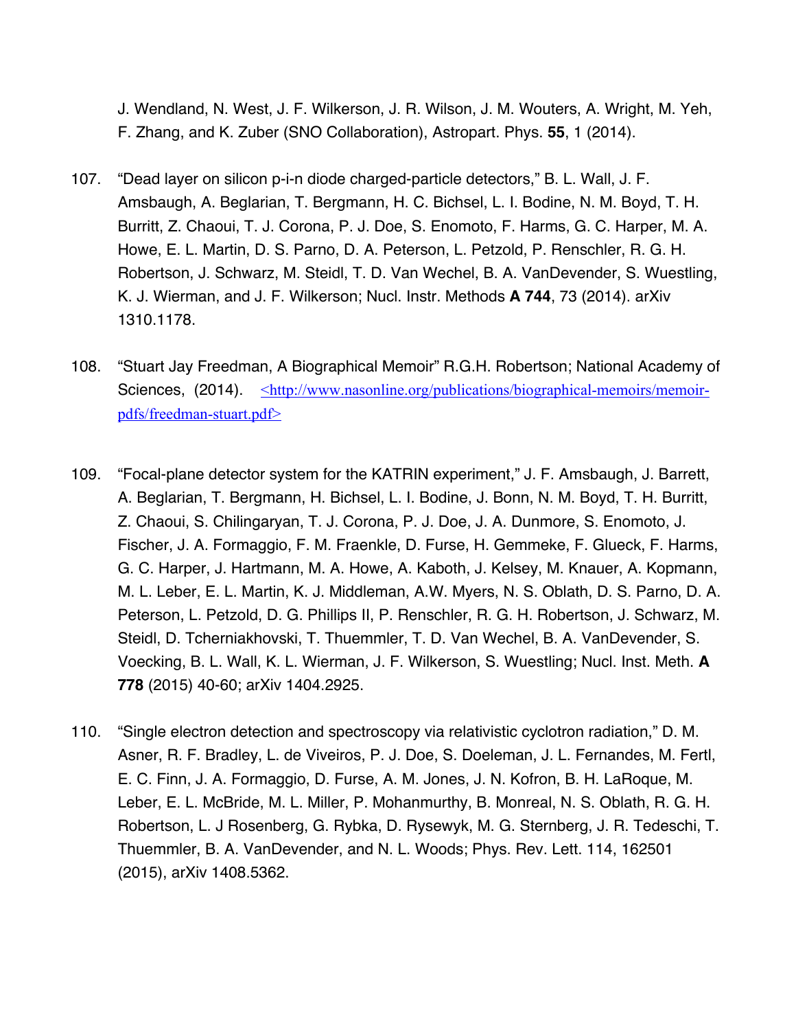J. Wendland, N. West, J. F. Wilkerson, J. R. Wilson, J. M. Wouters, A. Wright, M. Yeh, F. Zhang, and K. Zuber (SNO Collaboration), Astropart. Phys. **55**, 1 (2014).

107. “Dead layer on silicon p-i-n diode charged-particle detectors,” B. L. Wall, J. F. Amsbaugh, A. Beglarian, T. Bergmann, H. C. Bichsel, L. I. Bodine, N. M. Boyd, T. H. Burritt, Z. Chaoui, T. J. Corona, P. J. Doe, S. Enomoto, F. Harms, G. C. Harper, M. A. Howe, E. L. Martin, D. S. Parno, D. A. Peterson, L. Petzold, P. Renschler, R. G. H. Robertson, J. Schwarz, M. Steidl, T. D. Van Wechel, B. A. VanDevender, S. Wuestling, K. J. Wierman, and J. F. Wilkerson; Nucl. Instr. Methods **A 744**, 73 (2014). arXiv 1310.1178.

108. “Stuart Jay Freedman, A Biographical Memoir” R.G.H. Robertson; National Academy of Sciences, (2014). <http://www.nasonline.org/publications/biographical-memoirs/memoir-pdfs/freedman-stuart.pdf>

109. “Focal-plane detector system for the KATRIN experiment,” J. F. Amsbaugh, J. Barrett, A. Beglarian, T. Bergmann, H. Bichsel, L. I. Bodine, J. Bonn, N. M. Boyd, T. H. Burritt, Z. Chaoui, S. Chilingaryan, T. J. Corona, P. J. Doe, J. A. Dunmore, S. Enomoto, J. Fischer, J. A. Formaggio, F. M. Fraenkle, D. Furse, H. Gemmeke, F. Glueck, F. Harms, G. C. Harper, J. Hartmann, M. A. Howe, A. Kaboth, J. Kelsey, M. Knauer, A. Kopmann, M. L. Leber, E. L. Martin, K. J. Middleman, A.W. Myers, N. S. Oblath, D. S. Parno, D. A. Peterson, L. Petzold, D. G. Phillips II, P. Renschler, R. G. H. Robertson, J. Schwarz, M. Steidl, D. Tcherniakhovski, T. Thuemmler, T. D. Van Wechel, B. A. VanDevender, S. Voecking, B. L. Wall, K. L. Wierman, J. F. Wilkerson, S. Wuestling; Nucl. Inst. Meth. **A 778** (2015) 40-60; arXiv 1404.2925.

110. “Single electron detection and spectroscopy via relativistic cyclotron radiation,” D. M. Asner, R. F. Bradley, L. de Viveiros, P. J. Doe, S. Doeleman, J. L. Fernandes, M. Fertl, E. C. Finn, J. A. Formaggio, D. Furse, A. M. Jones, J. N. Kofron, B. H. LaRoque, M. Leber, E. L. McBride, M. L. Miller, P. Mohanmurthy, B. Monreal, N. S. Oblath, R. G. H. Robertson, L. J Rosenberg, G. Rybka, D. Rysewyk, M. G. Sternberg, J. R. Tedeschi, T. Thuemmler, B. A. VanDevender, and N. L. Woods; Phys. Rev. Lett. 114, 162501 (2015), arXiv 1408.5362.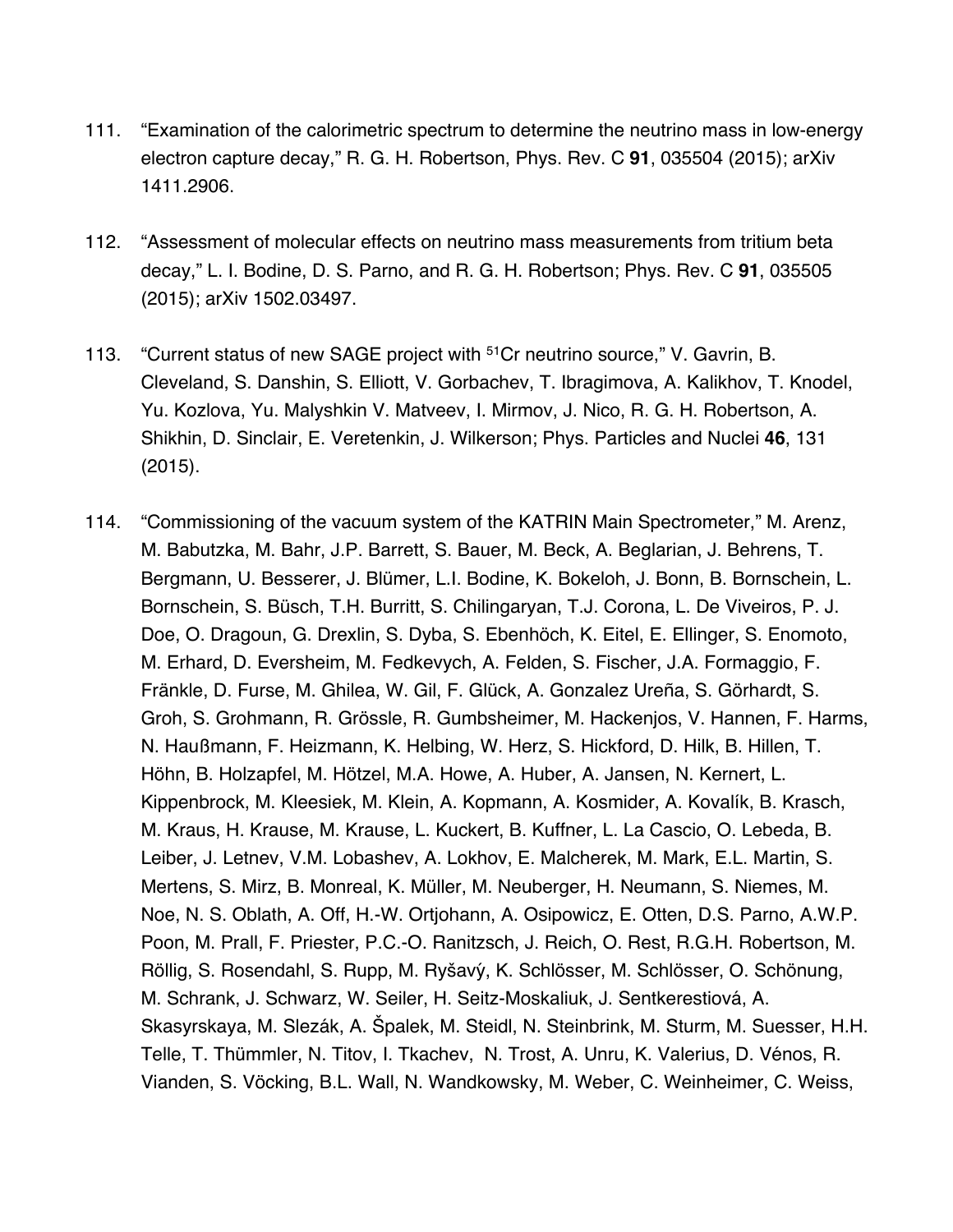111. "Examination of the calorimetric spectrum to determine the neutrino mass in low-energy electron capture decay," R. G. H. Robertson, Phys. Rev. C **91**, 035504 (2015); arXiv 1411.2906.

112. "Assessment of molecular effects on neutrino mass measurements from tritium beta decay," L. I. Bodine, D. S. Parno, and R. G. H. Robertson; Phys. Rev. C **91**, 035505 (2015); arXiv 1502.03497.

113. "Current status of new SAGE project with $^{51}$Cr neutrino source," V. Gavrin, B. Cleveland, S. Danshin, S. Elliott, V. Gorbachev, T. Ibragimova, A. Kalikhov, T. Knodel, Yu. Kozlova, Yu. Malyshkin V. Matveev, I. Mirmov, J. Nico, R. G. H. Robertson, A. Shikhin, D. Sinclair, E. Veretenkin, J. Wilkerson; Phys. Particles and Nuclei **46**, 131 (2015).

114. "Commissioning of the vacuum system of the KATRIN Main Spectrometer," M. Arenz, M. Babutzka, M. Bahr, J.P. Barrett, S. Bauer, M. Beck, A. Beglarian, J. Behrens, T. Bergmann, U. Besserer, J. Blümer, L.I. Bodine, K. Bokeloh, J. Bonn, B. Bornschein, L. Bornschein, S. Büsch, T.H. Burritt, S. Chilingaryan, T.J. Corona, L. De Viveiros, P. J. Doe, O. Dragoun, G. Drexlin, S. Dyba, S. Ebenhöch, K. Eitel, E. Ellinger, S. Enomoto, M. Erhard, D. Eversheim, M. Fedkevych, A. Felden, S. Fischer, J.A. Formaggio, F. Fränkle, D. Furse, M. Ghilea, W. Gil, F. Glück, A. Gonzalez Ureña, S. Görhardt, S. Groh, S. Grohmann, R. Grössle, R. Gumbsheimer, M. Hackenjos, V. Hannen, F. Harms, N. Haußmann, F. Heizmann, K. Helbing, W. Herz, S. Hickford, D. Hilk, B. Hillen, T. Höhn, B. Holzapfel, M. Hötzel, M.A. Howe, A. Huber, A. Jansen, N. Kernert, L. Kippenbrock, M. Kleesiek, M. Klein, A. Kopmann, A. Kosmider, A. Kovalík, B. Krasch, M. Kraus, H. Krause, M. Krause, L. Kuckert, B. Kuffner, L. La Cascio, O. Lebeda, B. Leiber, J. Letnev, V.M. Lobashev, A. Lokhov, E. Malcherek, M. Mark, E.L. Martin, S. Mertens, S. Mirz, B. Monreal, K. Müller, M. Neuberger, H. Neumann, S. Niemes, M. Noe, N. S. Oblath, A. Off, H.-W. Ortjohann, A. Osipowicz, E. Otten, D.S. Parno, A.W.P. Poon, M. Prall, F. Priester, P.C.-O. Ranitzsch, J. Reich, O. Rest, R.G.H. Robertson, M. Röllig, S. Rosendahl, S. Rupp, M. Ryšavý, K. Schlösser, M. Schlösser, O. Schönung, M. Schrank, J. Schwarz, W. Seiler, H. Seitz-Moskaliuk, J. Sentkerestiová, A. Skasyrskaya, M. Slezák, A. Špalek, M. Steidl, N. Steinbrink, M. Sturm, M. Suesser, H.H. Telle, T. Thümmler, N. Titov, I. Tkachev, N. Trost, A. Unru, K. Valerius, D. Vénos, R. Vianden, S. Vöcking, B.L. Wall, N. Wandkowsky, M. Weber, C. Weinheimer, C. Weiss,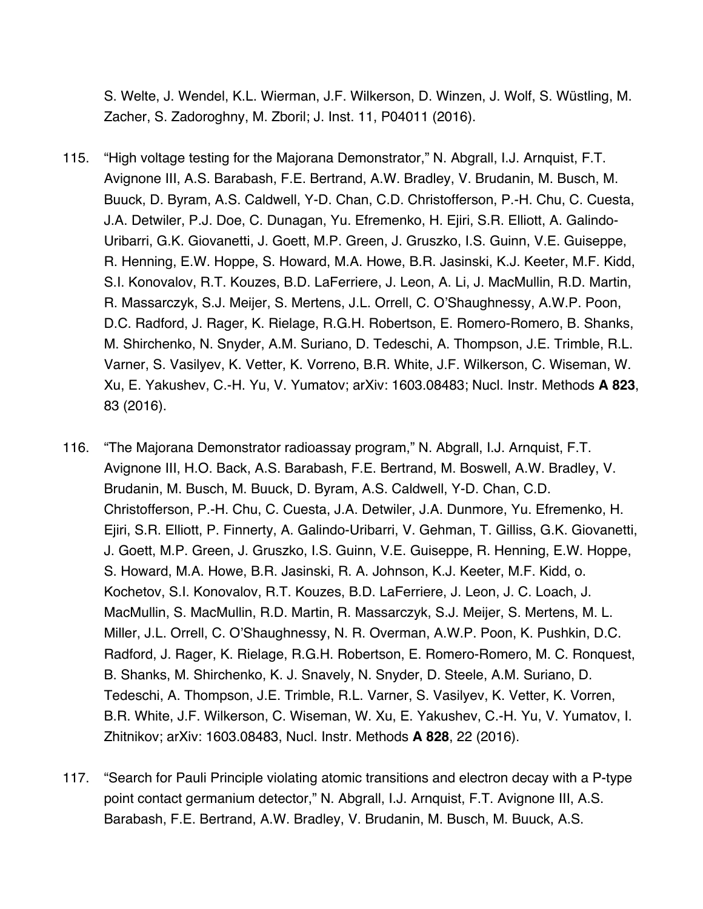S. Welte, J. Wendel, K.L. Wierman, J.F. Wilkerson, D. Winzen, J. Wolf, S. Wüstling, M. Zacher, S. Zadoroghny, M. Zboril; J. Inst. 11, P04011 (2016).

115. "High voltage testing for the Majorana Demonstrator," N. Abgrall, I.J. Arnquist, F.T. Avignone III, A.S. Barabash, F.E. Bertrand, A.W. Bradley, V. Brudanin, M. Busch, M. Buuck, D. Byram, A.S. Caldwell, Y-D. Chan, C.D. Christofferson, P.-H. Chu, C. Cuesta, J.A. Detwiler, P.J. Doe, C. Dunagan, Yu. Efremenko, H. Ejiri, S.R. Elliott, A. Galindo-Uribarri, G.K. Giovanetti, J. Goett, M.P. Green, J. Gruszko, I.S. Guinn, V.E. Guiseppe, R. Henning, E.W. Hoppe, S. Howard, M.A. Howe, B.R. Jasinski, K.J. Keeter, M.F. Kidd, S.I. Konovalov, R.T. Kouzes, B.D. LaFerriere, J. Leon, A. Li, J. MacMullin, R.D. Martin, R. Massarczyk, S.J. Meijer, S. Mertens, J.L. Orrell, C. O'Shaughnessy, A.W.P. Poon, D.C. Radford, J. Rager, K. Rielage, R.G.H. Robertson, E. Romero-Romero, B. Shanks, M. Shirchenko, N. Snyder, A.M. Suriano, D. Tedeschi, A. Thompson, J.E. Trimble, R.L. Varner, S. Vasilyev, K. Vetter, K. Vorreno, B.R. White, J.F. Wilkerson, C. Wiseman, W. Xu, E. Yakushev, C.-H. Yu, V. Yumatov; arXiv: 1603.08483; Nucl. Instr. Methods **A 823**, 83 (2016).

116. "The Majorana Demonstrator radioassay program," N. Abgrall, I.J. Arnquist, F.T. Avignone III, H.O. Back, A.S. Barabash, F.E. Bertrand, M. Boswell, A.W. Bradley, V. Brudanin, M. Busch, M. Buuck, D. Byram, A.S. Caldwell, Y-D. Chan, C.D. Christofferson, P.-H. Chu, C. Cuesta, J.A. Detwiler, J.A. Dunmore, Yu. Efremenko, H. Ejiri, S.R. Elliott, P. Finnerty, A. Galindo-Uribarri, V. Gehman, T. Gilliss, G.K. Giovanetti, J. Goett, M.P. Green, J. Gruszko, I.S. Guinn, V.E. Guiseppe, R. Henning, E.W. Hoppe, S. Howard, M.A. Howe, B.R. Jasinski, R. A. Johnson, K.J. Keeter, M.F. Kidd, o. Kochetov, S.I. Konovalov, R.T. Kouzes, B.D. LaFerriere, J. Leon, J. C. Loach, J. MacMullin, S. MacMullin, R.D. Martin, R. Massarczyk, S.J. Meijer, S. Mertens, M. L. Miller, J.L. Orrell, C. O'Shaughnessy, N. R. Overman, A.W.P. Poon, K. Pushkin, D.C. Radford, J. Rager, K. Rielage, R.G.H. Robertson, E. Romero-Romero, M. C. Ronquest, B. Shanks, M. Shirchenko, K. J. Snavely, N. Snyder, D. Steele, A.M. Suriano, D. Tedeschi, A. Thompson, J.E. Trimble, R.L. Varner, S. Vasilyev, K. Vetter, K. Vorren, B.R. White, J.F. Wilkerson, C. Wiseman, W. Xu, E. Yakushev, C.-H. Yu, V. Yumatov, I. Zhitnikov; arXiv: 1603.08483, Nucl. Instr. Methods **A 828**, 22 (2016).

117. "Search for Pauli Principle violating atomic transitions and electron decay with a P-type point contact germanium detector," N. Abgrall, I.J. Arnquist, F.T. Avignone III, A.S. Barabash, F.E. Bertrand, A.W. Bradley, V. Brudanin, M. Busch, M. Buuck, A.S.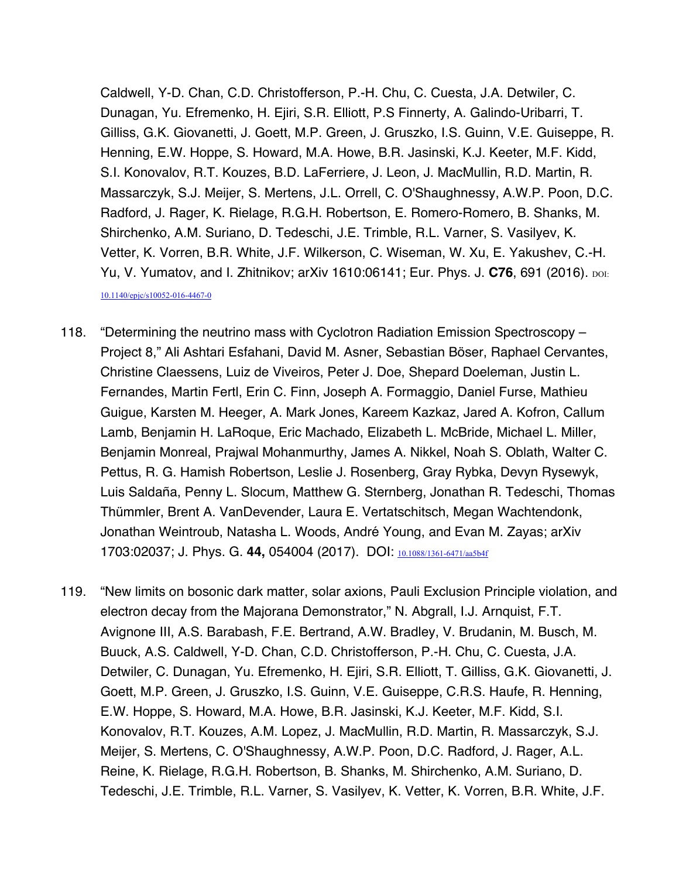Caldwell, Y-D. Chan, C.D. Christofferson, P.-H. Chu, C. Cuesta, J.A. Detwiler, C. Dunagan, Yu. Efremenko, H. Ejiri, S.R. Elliott, P.S Finnerty, A. Galindo-Uribarri, T. Gilliss, G.K. Giovanetti, J. Goett, M.P. Green, J. Gruszko, I.S. Guinn, V.E. Guiseppe, R. Henning, E.W. Hoppe, S. Howard, M.A. Howe, B.R. Jasinski, K.J. Keeter, M.F. Kidd, S.I. Konovalov, R.T. Kouzes, B.D. LaFerriere, J. Leon, J. MacMullin, R.D. Martin, R. Massarczyk, S.J. Meijer, S. Mertens, J.L. Orrell, C. O'Shaughnessy, A.W.P. Poon, D.C. Radford, J. Rager, K. Rielage, R.G.H. Robertson, E. Romero-Romero, B. Shanks, M. Shirchenko, A.M. Suriano, D. Tedeschi, J.E. Trimble, R.L. Varner, S. Vasilyev, K. Vetter, K. Vorren, B.R. White, J.F. Wilkerson, C. Wiseman, W. Xu, E. Yakushev, C.-H. Yu, V. Yumatov, and I. Zhitnikov; arXiv 1610:06141; Eur. Phys. J. **C76**, 691 (2016). DOI: 10.1140/epjc/s10052-016-4467-0

118. "Determining the neutrino mass with Cyclotron Radiation Emission Spectroscopy – Project 8," Ali Ashtari Esfahani, David M. Asner, Sebastian Böser, Raphael Cervantes, Christine Claessens, Luiz de Viveiros, Peter J. Doe, Shepard Doeleman, Justin L. Fernandes, Martin Fertl, Erin C. Finn, Joseph A. Formaggio, Daniel Furse, Mathieu Guigue, Karsten M. Heeger, A. Mark Jones, Kareem Kazkaz, Jared A. Kofron, Callum Lamb, Benjamin H. LaRoque, Eric Machado, Elizabeth L. McBride, Michael L. Miller, Benjamin Monreal, Prajwal Mohanmurthy, James A. Nikkel, Noah S. Oblath, Walter C. Pettus, R. G. Hamish Robertson, Leslie J. Rosenberg, Gray Rybka, Devyn Rysewyk, Luis Saldaña, Penny L. Slocum, Matthew G. Sternberg, Jonathan R. Tedeschi, Thomas Thümmler, Brent A. VanDevender, Laura E. Vertatschitsch, Megan Wachtendonk, Jonathan Weintroub, Natasha L. Woods, André Young, and Evan M. Zayas; arXiv 1703:02037; J. Phys. G. **44,** 054004 (2017). DOI: 10.1088/1361-6471/aa5b4f

119. "New limits on bosonic dark matter, solar axions, Pauli Exclusion Principle violation, and electron decay from the Majorana Demonstrator," N. Abgrall, I.J. Arnquist, F.T. Avignone III, A.S. Barabash, F.E. Bertrand, A.W. Bradley, V. Brudanin, M. Busch, M. Buuck, A.S. Caldwell, Y-D. Chan, C.D. Christofferson, P.-H. Chu, C. Cuesta, J.A. Detwiler, C. Dunagan, Yu. Efremenko, H. Ejiri, S.R. Elliott, T. Gilliss, G.K. Giovanetti, J. Goett, M.P. Green, J. Gruszko, I.S. Guinn, V.E. Guiseppe, C.R.S. Haufe, R. Henning, E.W. Hoppe, S. Howard, M.A. Howe, B.R. Jasinski, K.J. Keeter, M.F. Kidd, S.I. Konovalov, R.T. Kouzes, A.M. Lopez, J. MacMullin, R.D. Martin, R. Massarczyk, S.J. Meijer, S. Mertens, C. O'Shaughnessy, A.W.P. Poon, D.C. Radford, J. Rager, A.L. Reine, K. Rielage, R.G.H. Robertson, B. Shanks, M. Shirchenko, A.M. Suriano, D. Tedeschi, J.E. Trimble, R.L. Varner, S. Vasilyev, K. Vetter, K. Vorren, B.R. White, J.F.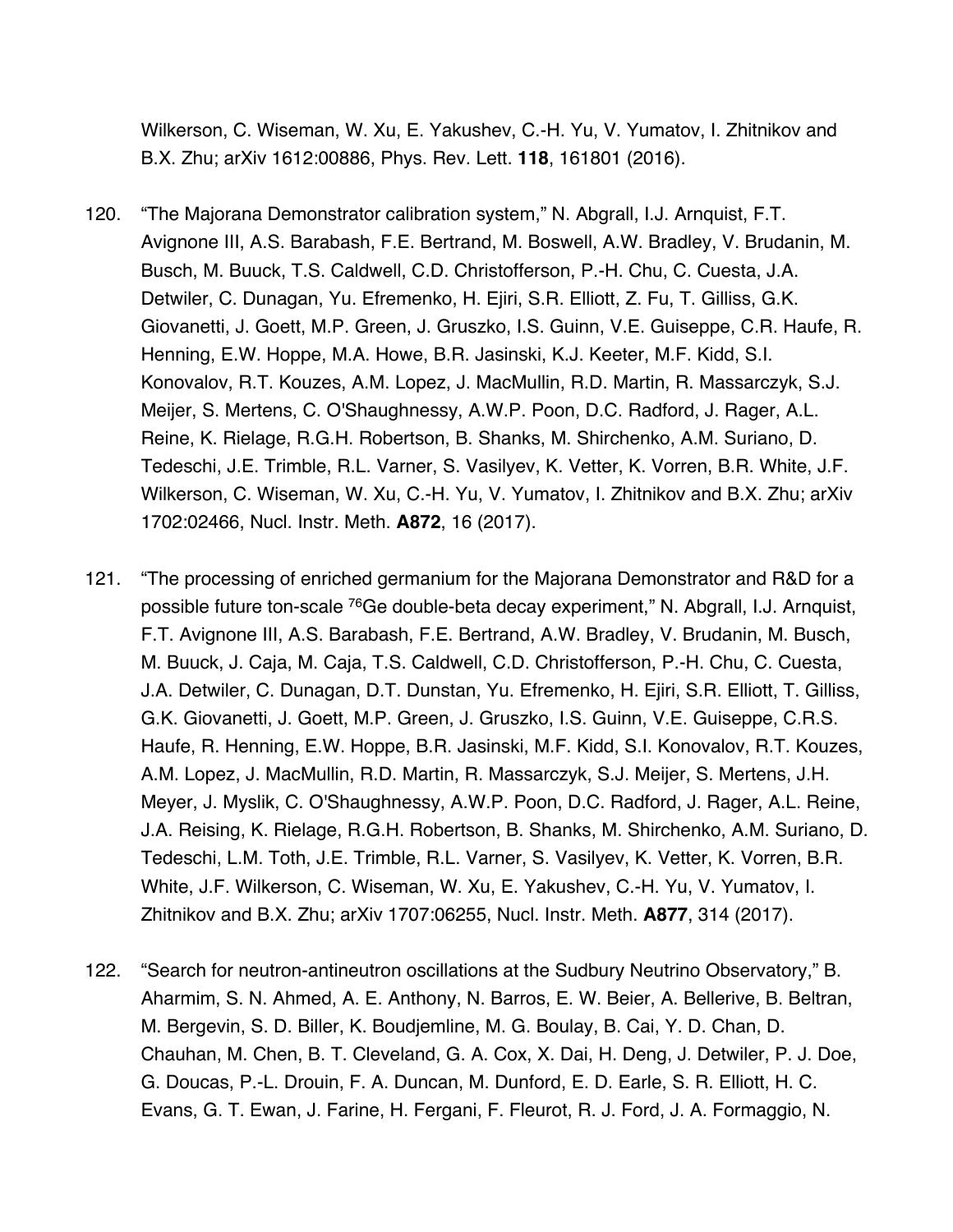Wilkerson, C. Wiseman, W. Xu, E. Yakushev, C.-H. Yu, V. Yumatov, I. Zhitnikov and B.X. Zhu; arXiv 1612:00886, Phys. Rev. Lett. **118**, 161801 (2016).

120. “The Majorana Demonstrator calibration system,” N. Abgrall, I.J. Arnquist, F.T. Avignone III, A.S. Barabash, F.E. Bertrand, M. Boswell, A.W. Bradley, V. Brudanin, M. Busch, M. Buuck, T.S. Caldwell, C.D. Christofferson, P.-H. Chu, C. Cuesta, J.A. Detwiler, C. Dunagan, Yu. Efremenko, H. Ejiri, S.R. Elliott, Z. Fu, T. Gilliss, G.K. Giovanetti, J. Goett, M.P. Green, J. Gruszko, I.S. Guinn, V.E. Guiseppe, C.R. Haufe, R. Henning, E.W. Hoppe, M.A. Howe, B.R. Jasinski, K.J. Keeter, M.F. Kidd, S.I. Konovalov, R.T. Kouzes, A.M. Lopez, J. MacMullin, R.D. Martin, R. Massarczyk, S.J. Meijer, S. Mertens, C. O'Shaughnessy, A.W.P. Poon, D.C. Radford, J. Rager, A.L. Reine, K. Rielage, R.G.H. Robertson, B. Shanks, M. Shirchenko, A.M. Suriano, D. Tedeschi, J.E. Trimble, R.L. Varner, S. Vasilyev, K. Vetter, K. Vorren, B.R. White, J.F. Wilkerson, C. Wiseman, W. Xu, C.-H. Yu, V. Yumatov, I. Zhitnikov and B.X. Zhu; arXiv 1702:02466, Nucl. Instr. Meth. **A872**, 16 (2017).

121. “The processing of enriched germanium for the Majorana Demonstrator and R&D for a possible future ton-scale $^{76}$Ge double-beta decay experiment,” N. Abgrall, I.J. Arnquist, F.T. Avignone III, A.S. Barabash, F.E. Bertrand, A.W. Bradley, V. Brudanin, M. Busch, M. Buuck, J. Caja, M. Caja, T.S. Caldwell, C.D. Christofferson, P.-H. Chu, C. Cuesta, J.A. Detwiler, C. Dunagan, D.T. Dunstan, Yu. Efremenko, H. Ejiri, S.R. Elliott, T. Gilliss, G.K. Giovanetti, J. Goett, M.P. Green, J. Gruszko, I.S. Guinn, V.E. Guiseppe, C.R.S. Haufe, R. Henning, E.W. Hoppe, B.R. Jasinski, M.F. Kidd, S.I. Konovalov, R.T. Kouzes, A.M. Lopez, J. MacMullin, R.D. Martin, R. Massarczyk, S.J. Meijer, S. Mertens, J.H. Meyer, J. Myslik, C. O'Shaughnessy, A.W.P. Poon, D.C. Radford, J. Rager, A.L. Reine, J.A. Reising, K. Rielage, R.G.H. Robertson, B. Shanks, M. Shirchenko, A.M. Suriano, D. Tedeschi, L.M. Toth, J.E. Trimble, R.L. Varner, S. Vasilyev, K. Vetter, K. Vorren, B.R. White, J.F. Wilkerson, C. Wiseman, W. Xu, E. Yakushev, C.-H. Yu, V. Yumatov, I. Zhitnikov and B.X. Zhu; arXiv 1707:06255, Nucl. Instr. Meth. **A877**, 314 (2017).

122. “Search for neutron-antineutron oscillations at the Sudbury Neutrino Observatory,” B. Aharmim, S. N. Ahmed, A. E. Anthony, N. Barros, E. W. Beier, A. Bellerive, B. Beltran, M. Bergevin, S. D. Biller, K. Boudjemline, M. G. Boulay, B. Cai, Y. D. Chan, D. Chauhan, M. Chen, B. T. Cleveland, G. A. Cox, X. Dai, H. Deng, J. Detwiler, P. J. Doe, G. Doucas, P.-L. Drouin, F. A. Duncan, M. Dunford, E. D. Earle, S. R. Elliott, H. C. Evans, G. T. Ewan, J. Farine, H. Fergani, F. Fleurot, R. J. Ford, J. A. Formaggio, N.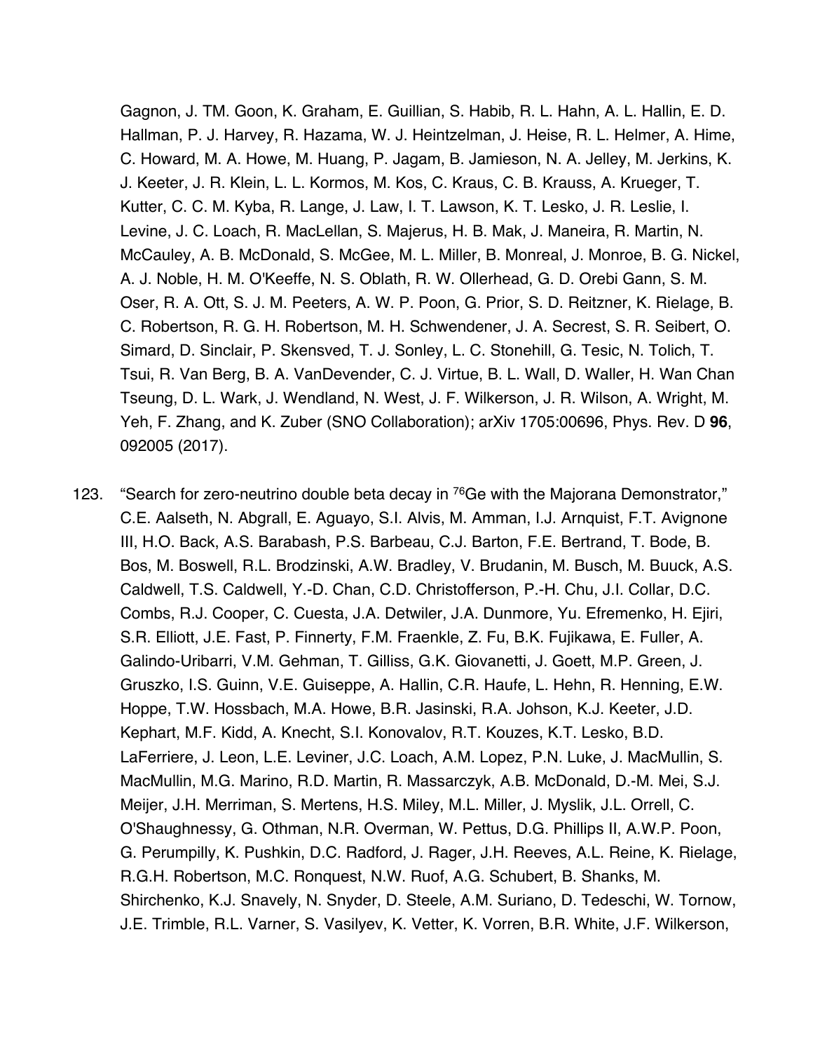Gagnon, J. TM. Goon, K. Graham, E. Guillian, S. Habib, R. L. Hahn, A. L. Hallin, E. D. Hallman, P. J. Harvey, R. Hazama, W. J. Heintzelman, J. Heise, R. L. Helmer, A. Hime, C. Howard, M. A. Howe, M. Huang, P. Jagam, B. Jamieson, N. A. Jelley, M. Jerkins, K. J. Keeter, J. R. Klein, L. L. Kormos, M. Kos, C. Kraus, C. B. Krauss, A. Krueger, T. Kutter, C. C. M. Kyba, R. Lange, J. Law, I. T. Lawson, K. T. Lesko, J. R. Leslie, I. Levine, J. C. Loach, R. MacLellan, S. Majerus, H. B. Mak, J. Maneira, R. Martin, N. McCauley, A. B. McDonald, S. McGee, M. L. Miller, B. Monreal, J. Monroe, B. G. Nickel, A. J. Noble, H. M. O'Keeffe, N. S. Oblath, R. W. Ollerhead, G. D. Orebi Gann, S. M. Oser, R. A. Ott, S. J. M. Peeters, A. W. P. Poon, G. Prior, S. D. Reitzner, K. Rielage, B. C. Robertson, R. G. H. Robertson, M. H. Schwendener, J. A. Secrest, S. R. Seibert, O. Simard, D. Sinclair, P. Skensved, T. J. Sonley, L. C. Stonehill, G. Tesic, N. Tolich, T. Tsui, R. Van Berg, B. A. VanDevender, C. J. Virtue, B. L. Wall, D. Waller, H. Wan Chan Tseung, D. L. Wark, J. Wendland, N. West, J. F. Wilkerson, J. R. Wilson, A. Wright, M. Yeh, F. Zhang, and K. Zuber (SNO Collaboration); arXiv 1705:00696, Phys. Rev. D **96**, 092005 (2017).

123. "Search for zero-neutrino double beta decay in $^{76}$Ge with the Majorana Demonstrator," C.E. Aalseth, N. Abgrall, E. Aguayo, S.I. Alvis, M. Amman, I.J. Arnquist, F.T. Avignone III, H.O. Back, A.S. Barabash, P.S. Barbeau, C.J. Barton, F.E. Bertrand, T. Bode, B. Bos, M. Boswell, R.L. Brodzinski, A.W. Bradley, V. Brudanin, M. Busch, M. Buuck, A.S. Caldwell, T.S. Caldwell, Y.-D. Chan, C.D. Christofferson, P.-H. Chu, J.I. Collar, D.C. Combs, R.J. Cooper, C. Cuesta, J.A. Detwiler, J.A. Dunmore, Yu. Efremenko, H. Ejiri, S.R. Elliott, J.E. Fast, P. Finnerty, F.M. Fraenkle, Z. Fu, B.K. Fujikawa, E. Fuller, A. Galindo-Uribarri, V.M. Gehman, T. Gilliss, G.K. Giovanetti, J. Goett, M.P. Green, J. Gruszko, I.S. Guinn, V.E. Guiseppe, A. Hallin, C.R. Haufe, L. Hehn, R. Henning, E.W. Hoppe, T.W. Hossbach, M.A. Howe, B.R. Jasinski, R.A. Johson, K.J. Keeter, J.D. Kephart, M.F. Kidd, A. Knecht, S.I. Konovalov, R.T. Kouzes, K.T. Lesko, B.D. LaFerriere, J. Leon, L.E. Leviner, J.C. Loach, A.M. Lopez, P.N. Luke, J. MacMullin, S. MacMullin, M.G. Marino, R.D. Martin, R. Massarczyk, A.B. McDonald, D.-M. Mei, S.J. Meijer, J.H. Merriman, S. Mertens, H.S. Miley, M.L. Miller, J. Myslik, J.L. Orrell, C. O'Shaughnessy, G. Othman, N.R. Overman, W. Pettus, D.G. Phillips II, A.W.P. Poon, G. Perumpilly, K. Pushkin, D.C. Radford, J. Rager, J.H. Reeves, A.L. Reine, K. Rielage, R.G.H. Robertson, M.C. Ronquest, N.W. Ruof, A.G. Schubert, B. Shanks, M. Shirchenko, K.J. Snavely, N. Snyder, D. Steele, A.M. Suriano, D. Tedeschi, W. Tornow, J.E. Trimble, R.L. Varner, S. Vasilyev, K. Vetter, K. Vorren, B.R. White, J.F. Wilkerson,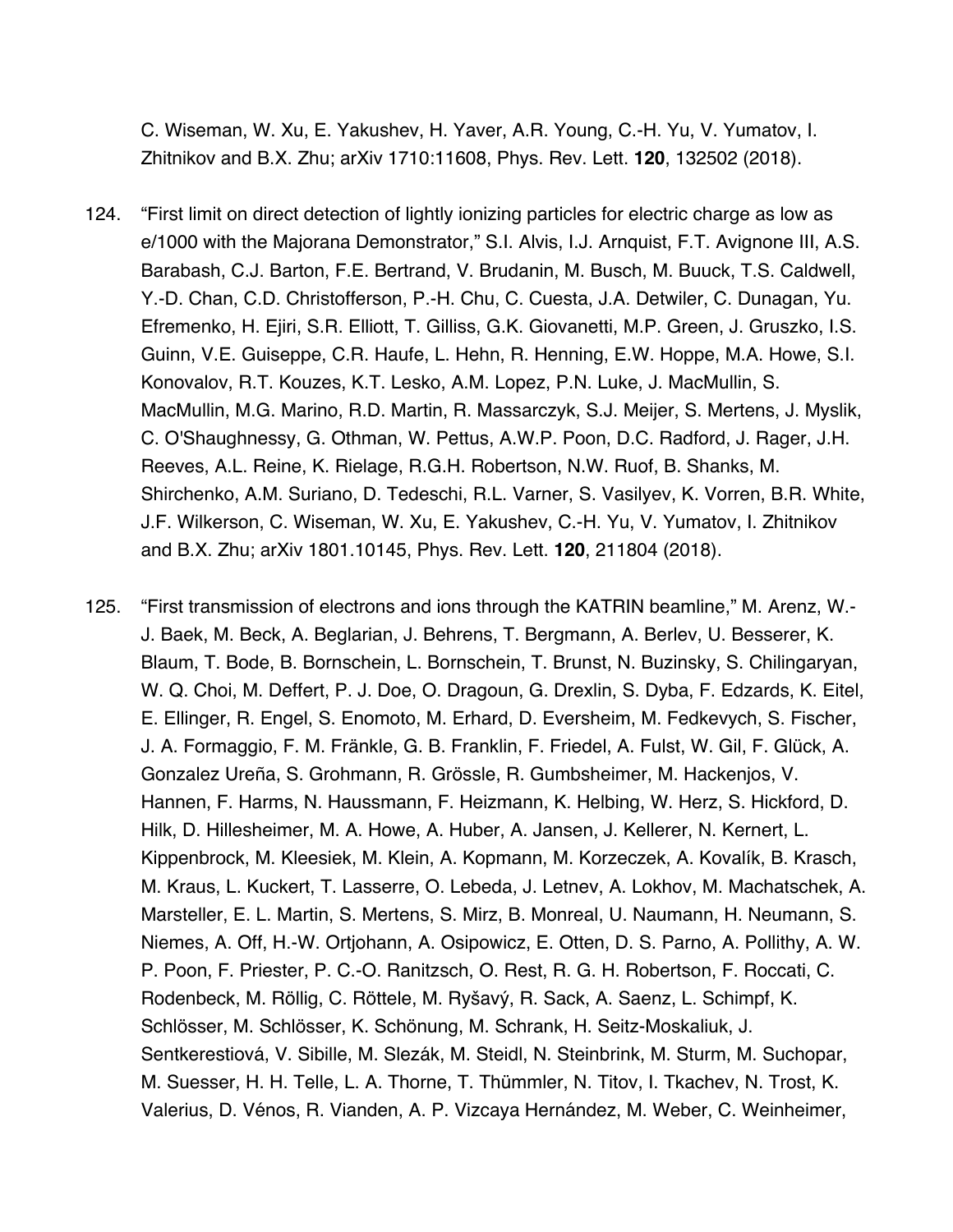C. Wiseman, W. Xu, E. Yakushev, H. Yaver, A.R. Young, C.-H. Yu, V. Yumatov, I. Zhitnikov and B.X. Zhu; arXiv 1710:11608, Phys. Rev. Lett. **120**, 132502 (2018).

124. "First limit on direct detection of lightly ionizing particles for electric charge as low as e/1000 with the Majorana Demonstrator," S.I. Alvis, I.J. Arnquist, F.T. Avignone III, A.S. Barabash, C.J. Barton, F.E. Bertrand, V. Brudanin, M. Busch, M. Buuck, T.S. Caldwell, Y.-D. Chan, C.D. Christofferson, P.-H. Chu, C. Cuesta, J.A. Detwiler, C. Dunagan, Yu. Efremenko, H. Ejiri, S.R. Elliott, T. Gilliss, G.K. Giovanetti, M.P. Green, J. Gruszko, I.S. Guinn, V.E. Guiseppe, C.R. Haufe, L. Hehn, R. Henning, E.W. Hoppe, M.A. Howe, S.I. Konovalov, R.T. Kouzes, K.T. Lesko, A.M. Lopez, P.N. Luke, J. MacMullin, S. MacMullin, M.G. Marino, R.D. Martin, R. Massarczyk, S.J. Meijer, S. Mertens, J. Myslik, C. O'Shaughnessy, G. Othman, W. Pettus, A.W.P. Poon, D.C. Radford, J. Rager, J.H. Reeves, A.L. Reine, K. Rielage, R.G.H. Robertson, N.W. Ruof, B. Shanks, M. Shirchenko, A.M. Suriano, D. Tedeschi, R.L. Varner, S. Vasilyev, K. Vorren, B.R. White, J.F. Wilkerson, C. Wiseman, W. Xu, E. Yakushev, C.-H. Yu, V. Yumatov, I. Zhitnikov and B.X. Zhu; arXiv 1801.10145, Phys. Rev. Lett. **120**, 211804 (2018).

125. "First transmission of electrons and ions through the KATRIN beamline," M. Arenz, W.-J. Baek, M. Beck, A. Beglarian, J. Behrens, T. Bergmann, A. Berlev, U. Besserer, K. Blaum, T. Bode, B. Bornschein, L. Bornschein, T. Brunst, N. Buzinsky, S. Chilingaryan, W. Q. Choi, M. Deffert, P. J. Doe, O. Dragoun, G. Drexlin, S. Dyba, F. Edzards, K. Eitel, E. Ellinger, R. Engel, S. Enomoto, M. Erhard, D. Eversheim, M. Fedkevych, S. Fischer, J. A. Formaggio, F. M. Fränkle, G. B. Franklin, F. Friedel, A. Fulst, W. Gil, F. Glück, A. Gonzalez Ureña, S. Grohmann, R. Grössle, R. Gumbsheimer, M. Hackenjos, V. Hannen, F. Harms, N. Haussmann, F. Heizmann, K. Helbing, W. Herz, S. Hickford, D. Hilk, D. Hillesheimer, M. A. Howe, A. Huber, A. Jansen, J. Kellerer, N. Kernert, L. Kippenbrock, M. Kleesiek, M. Klein, A. Kopmann, M. Korzeczek, A. Kovalík, B. Krasch, M. Kraus, L. Kuckert, T. Lasserre, O. Lebeda, J. Letnev, A. Lokhov, M. Machatschek, A. Marsteller, E. L. Martin, S. Mertens, S. Mirz, B. Monreal, U. Naumann, H. Neumann, S. Niemes, A. Off, H.-W. Ortjohann, A. Osipowicz, E. Otten, D. S. Parno, A. Pollithy, A. W. P. Poon, F. Priester, P. C.-O. Ranitzsch, O. Rest, R. G. H. Robertson, F. Roccati, C. Rodenbeck, M. Röllig, C. Röttele, M. Ryšavý, R. Sack, A. Saenz, L. Schimpf, K. Schlösser, M. Schlösser, K. Schönung, M. Schrank, H. Seitz-Moskaliuk, J. Sentkerestiová, V. Sibille, M. Slezák, M. Steidl, N. Steinbrink, M. Sturm, M. Suchopar, M. Suesser, H. H. Telle, L. A. Thorne, T. Thümmler, N. Titov, I. Tkachev, N. Trost, K. Valerius, D. Vénos, R. Vianden, A. P. Vizcaya Hernández, M. Weber, C. Weinheimer,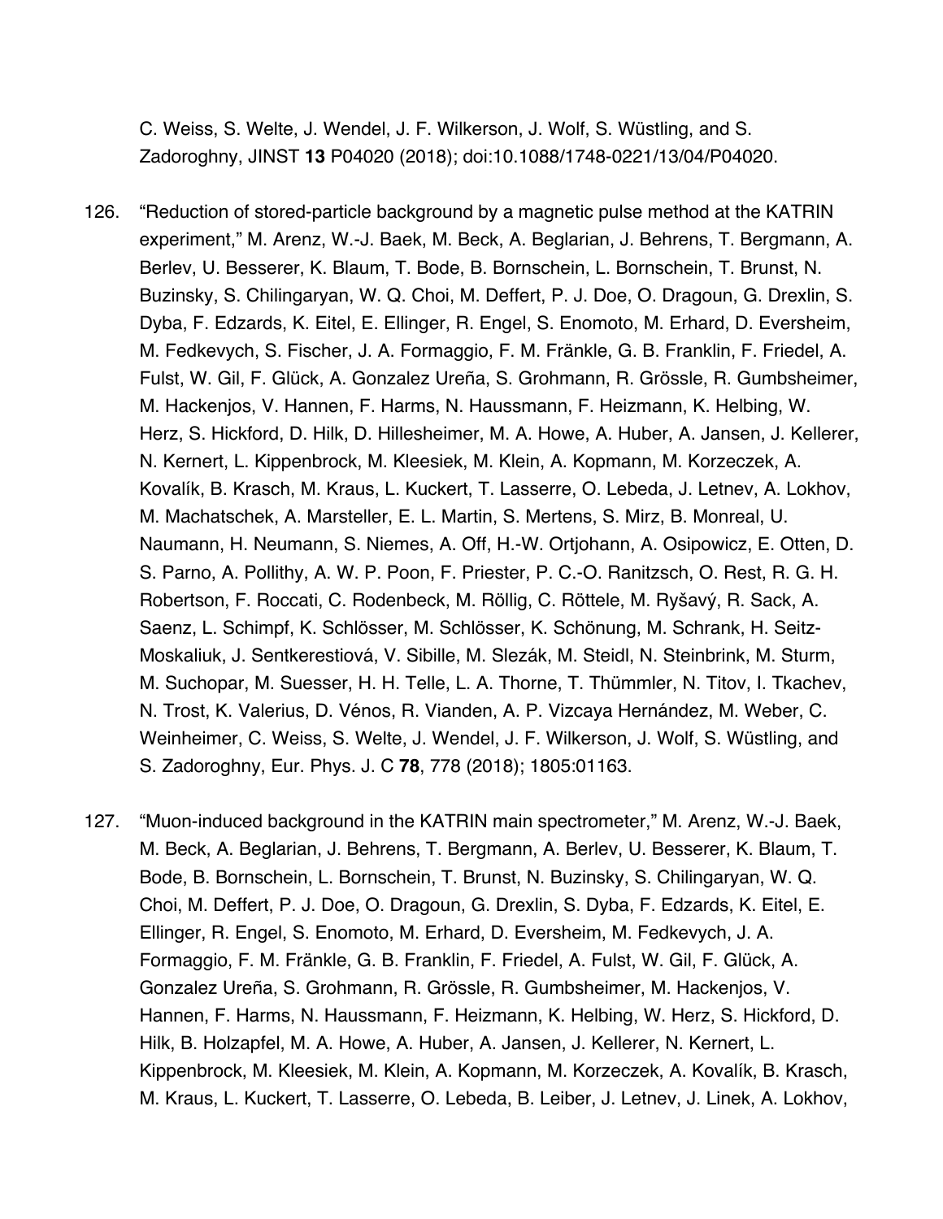C. Weiss, S. Welte, J. Wendel, J. F. Wilkerson, J. Wolf, S. Wüstling, and S. Zadoroghny, JINST **13** P04020 (2018); doi:10.1088/1748-0221/13/04/P04020.

126. "Reduction of stored-particle background by a magnetic pulse method at the KATRIN experiment," M. Arenz, W.-J. Baek, M. Beck, A. Beglarian, J. Behrens, T. Bergmann, A. Berlev, U. Besserer, K. Blaum, T. Bode, B. Bornschein, L. Bornschein, T. Brunst, N. Buzinsky, S. Chilingaryan, W. Q. Choi, M. Deffert, P. J. Doe, O. Dragoun, G. Drexlin, S. Dyba, F. Edzards, K. Eitel, E. Ellinger, R. Engel, S. Enomoto, M. Erhard, D. Eversheim, M. Fedkevych, S. Fischer, J. A. Formaggio, F. M. Fränkle, G. B. Franklin, F. Friedel, A. Fulst, W. Gil, F. Glück, A. Gonzalez Ureña, S. Grohmann, R. Grössle, R. Gumbsheimer, M. Hackenjos, V. Hannen, F. Harms, N. Haussmann, F. Heizmann, K. Helbing, W. Herz, S. Hickford, D. Hilk, D. Hillesheimer, M. A. Howe, A. Huber, A. Jansen, J. Kellerer, N. Kernert, L. Kippenbrock, M. Kleesiek, M. Klein, A. Kopmann, M. Korzeczek, A. Kovalík, B. Krasch, M. Kraus, L. Kuckert, T. Lasserre, O. Lebeda, J. Letnev, A. Lokhov, M. Machatschek, A. Marsteller, E. L. Martin, S. Mertens, S. Mirz, B. Monreal, U. Naumann, H. Neumann, S. Niemes, A. Off, H.-W. Ortjohann, A. Osipowicz, E. Otten, D. S. Parno, A. Pollithy, A. W. P. Poon, F. Priester, P. C.-O. Ranitzsch, O. Rest, R. G. H. Robertson, F. Roccati, C. Rodenbeck, M. Röllig, C. Röttele, M. Ryšavý, R. Sack, A. Saenz, L. Schimpf, K. Schlösser, M. Schlösser, K. Schönung, M. Schrank, H. Seitz-Moskaliuk, J. Sentkerestiová, V. Sibille, M. Slezák, M. Steidl, N. Steinbrink, M. Sturm, M. Suchopar, M. Suesser, H. H. Telle, L. A. Thorne, T. Thümmler, N. Titov, I. Tkachev, N. Trost, K. Valerius, D. Vénos, R. Vianden, A. P. Vizcaya Hernández, M. Weber, C. Weinheimer, C. Weiss, S. Welte, J. Wendel, J. F. Wilkerson, J. Wolf, S. Wüstling, and S. Zadoroghny, Eur. Phys. J. C **78**, 778 (2018); 1805:01163.

127. "Muon-induced background in the KATRIN main spectrometer," M. Arenz, W.-J. Baek, M. Beck, A. Beglarian, J. Behrens, T. Bergmann, A. Berlev, U. Besserer, K. Blaum, T. Bode, B. Bornschein, L. Bornschein, T. Brunst, N. Buzinsky, S. Chilingaryan, W. Q. Choi, M. Deffert, P. J. Doe, O. Dragoun, G. Drexlin, S. Dyba, F. Edzards, K. Eitel, E. Ellinger, R. Engel, S. Enomoto, M. Erhard, D. Eversheim, M. Fedkevych, J. A. Formaggio, F. M. Fränkle, G. B. Franklin, F. Friedel, A. Fulst, W. Gil, F. Glück, A. Gonzalez Ureña, S. Grohmann, R. Grössle, R. Gumbsheimer, M. Hackenjos, V. Hannen, F. Harms, N. Haussmann, F. Heizmann, K. Helbing, W. Herz, S. Hickford, D. Hilk, B. Holzapfel, M. A. Howe, A. Huber, A. Jansen, J. Kellerer, N. Kernert, L. Kippenbrock, M. Kleesiek, M. Klein, A. Kopmann, M. Korzeczek, A. Kovalík, B. Krasch, M. Kraus, L. Kuckert, T. Lasserre, O. Lebeda, B. Leiber, J. Letnev, J. Linek, A. Lokhov,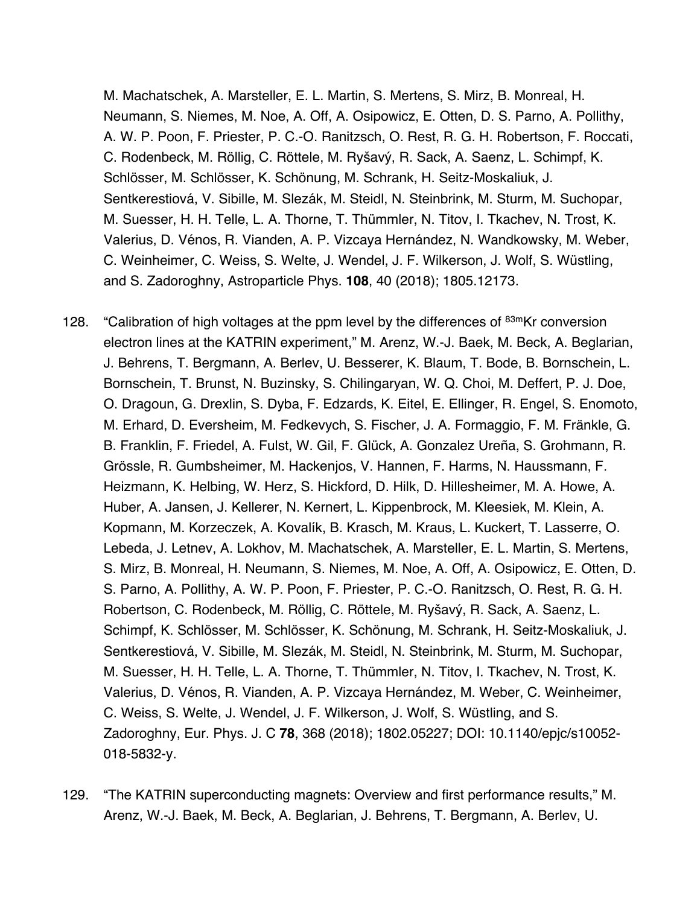M. Machatschek, A. Marsteller, E. L. Martin, S. Mertens, S. Mirz, B. Monreal, H. Neumann, S. Niemes, M. Noe, A. Off, A. Osipowicz, E. Otten, D. S. Parno, A. Pollithy, A. W. P. Poon, F. Priester, P. C.-O. Ranitzsch, O. Rest, R. G. H. Robertson, F. Roccati, C. Rodenbeck, M. Röllig, C. Röttele, M. Ryšavý, R. Sack, A. Saenz, L. Schimpf, K. Schlösser, M. Schlösser, K. Schönung, M. Schrank, H. Seitz-Moskaliuk, J. Sentkerestiová, V. Sibille, M. Slezák, M. Steidl, N. Steinbrink, M. Sturm, M. Suchopar, M. Suesser, H. H. Telle, L. A. Thorne, T. Thümmler, N. Titov, I. Tkachev, N. Trost, K. Valerius, D. Vénos, R. Vianden, A. P. Vizcaya Hernández, N. Wandkowsky, M. Weber, C. Weinheimer, C. Weiss, S. Welte, J. Wendel, J. F. Wilkerson, J. Wolf, S. Wüstling, and S. Zadoroghny, Astroparticle Phys. **108**, 40 (2018); 1805.12173.

128. "Calibration of high voltages at the ppm level by the differences of $^{83m}$Kr conversion electron lines at the KATRIN experiment," M. Arenz, W.-J. Baek, M. Beck, A. Beglarian, J. Behrens, T. Bergmann, A. Berlev, U. Besserer, K. Blaum, T. Bode, B. Bornschein, L. Bornschein, T. Brunst, N. Buzinsky, S. Chilingaryan, W. Q. Choi, M. Deffert, P. J. Doe, O. Dragoun, G. Drexlin, S. Dyba, F. Edzards, K. Eitel, E. Ellinger, R. Engel, S. Enomoto, M. Erhard, D. Eversheim, M. Fedkevych, S. Fischer, J. A. Formaggio, F. M. Fränkle, G. B. Franklin, F. Friedel, A. Fulst, W. Gil, F. Glück, A. Gonzalez Ureña, S. Grohmann, R. Grössle, R. Gumbsheimer, M. Hackenjos, V. Hannen, F. Harms, N. Haussmann, F. Heizmann, K. Helbing, W. Herz, S. Hickford, D. Hilk, D. Hillesheimer, M. A. Howe, A. Huber, A. Jansen, J. Kellerer, N. Kernert, L. Kippenbrock, M. Kleesiek, M. Klein, A. Kopmann, M. Korzeczek, A. Kovalík, B. Krasch, M. Kraus, L. Kuckert, T. Lasserre, O. Lebeda, J. Letnev, A. Lokhov, M. Machatschek, A. Marsteller, E. L. Martin, S. Mertens, S. Mirz, B. Monreal, H. Neumann, S. Niemes, M. Noe, A. Off, A. Osipowicz, E. Otten, D. S. Parno, A. Pollithy, A. W. P. Poon, F. Priester, P. C.-O. Ranitzsch, O. Rest, R. G. H. Robertson, C. Rodenbeck, M. Röllig, C. Röttele, M. Ryšavý, R. Sack, A. Saenz, L. Schimpf, K. Schlösser, M. Schlösser, K. Schönung, M. Schrank, H. Seitz-Moskaliuk, J. Sentkerestiová, V. Sibille, M. Slezák, M. Steidl, N. Steinbrink, M. Sturm, M. Suchopar, M. Suesser, H. H. Telle, L. A. Thorne, T. Thümmler, N. Titov, I. Tkachev, N. Trost, K. Valerius, D. Vénos, R. Vianden, A. P. Vizcaya Hernández, M. Weber, C. Weinheimer, C. Weiss, S. Welte, J. Wendel, J. F. Wilkerson, J. Wolf, S. Wüstling, and S. Zadoroghny, Eur. Phys. J. C **78**, 368 (2018); 1802.05227; DOI: 10.1140/epjc/s10052-018-5832-y.

129. "The KATRIN superconducting magnets: Overview and first performance results," M. Arenz, W.-J. Baek, M. Beck, A. Beglarian, J. Behrens, T. Bergmann, A. Berlev, U.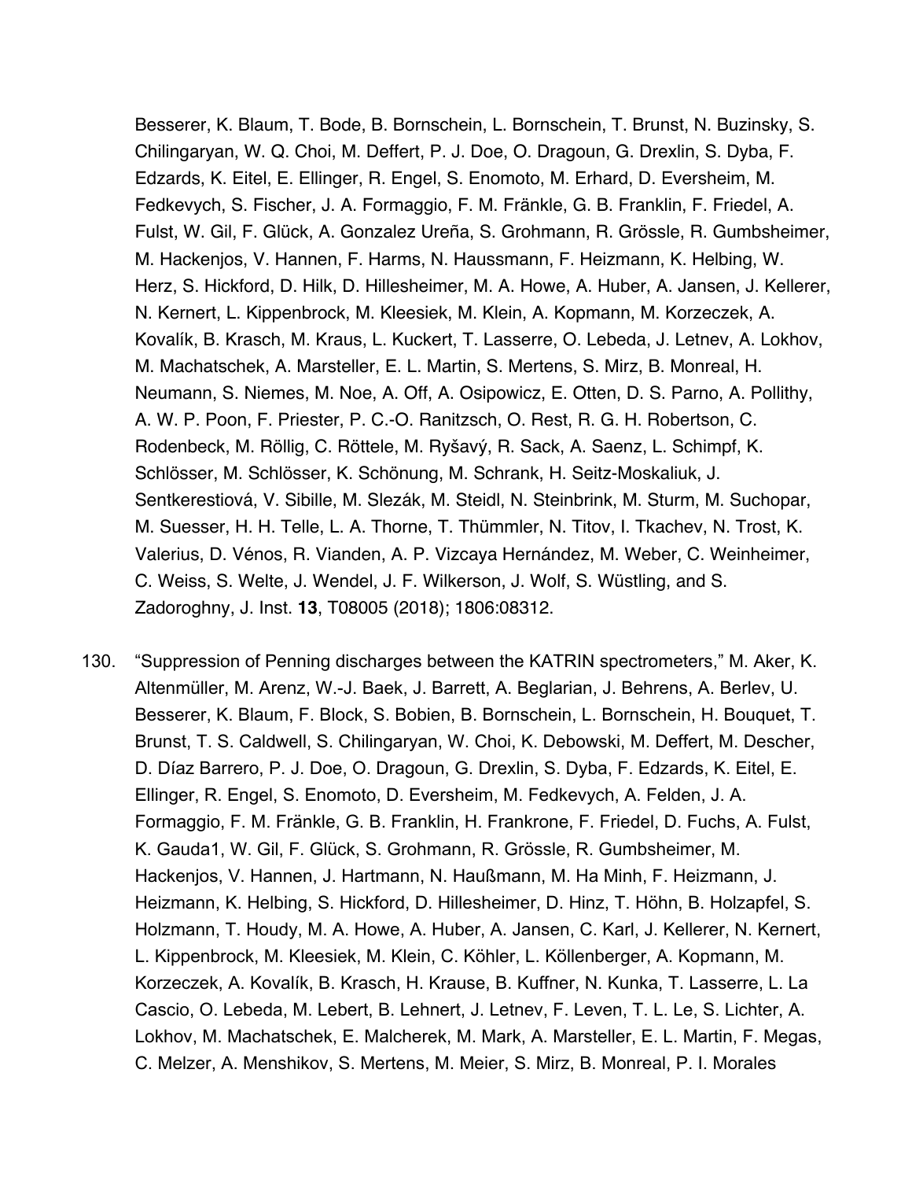Besserer, K. Blaum, T. Bode, B. Bornschein, L. Bornschein, T. Brunst, N. Buzinsky, S. Chilingaryan, W. Q. Choi, M. Deffert, P. J. Doe, O. Dragoun, G. Drexlin, S. Dyba, F. Edzards, K. Eitel, E. Ellinger, R. Engel, S. Enomoto, M. Erhard, D. Eversheim, M. Fedkevych, S. Fischer, J. A. Formaggio, F. M. Fränkle, G. B. Franklin, F. Friedel, A. Fulst, W. Gil, F. Glück, A. Gonzalez Ureña, S. Grohmann, R. Grössle, R. Gumbsheimer, M. Hackenjos, V. Hannen, F. Harms, N. Haussmann, F. Heizmann, K. Helbing, W. Herz, S. Hickford, D. Hilk, D. Hillesheimer, M. A. Howe, A. Huber, A. Jansen, J. Kellerer, N. Kernert, L. Kippenbrock, M. Kleesiek, M. Klein, A. Kopmann, M. Korzeczek, A. Kovalík, B. Krasch, M. Kraus, L. Kuckert, T. Lasserre, O. Lebeda, J. Letnev, A. Lokhov, M. Machatschek, A. Marsteller, E. L. Martin, S. Mertens, S. Mirz, B. Monreal, H. Neumann, S. Niemes, M. Noe, A. Off, A. Osipowicz, E. Otten, D. S. Parno, A. Pollithy, A. W. P. Poon, F. Priester, P. C.-O. Ranitzsch, O. Rest, R. G. H. Robertson, C. Rodenbeck, M. Röllig, C. Röttele, M. Ryšavý, R. Sack, A. Saenz, L. Schimpf, K. Schlösser, M. Schlösser, K. Schönung, M. Schrank, H. Seitz-Moskaliuk, J. Sentkerestiová, V. Sibille, M. Slezák, M. Steidl, N. Steinbrink, M. Sturm, M. Suchopar, M. Suesser, H. H. Telle, L. A. Thorne, T. Thümmler, N. Titov, I. Tkachev, N. Trost, K. Valerius, D. Vénos, R. Vianden, A. P. Vizcaya Hernández, M. Weber, C. Weinheimer, C. Weiss, S. Welte, J. Wendel, J. F. Wilkerson, J. Wolf, S. Wüstling, and S. Zadoroghny, J. Inst. **13**, T08005 (2018); 1806:08312.

130. "Suppression of Penning discharges between the KATRIN spectrometers," M. Aker, K. Altenmüller, M. Arenz, W.-J. Baek, J. Barrett, A. Beglarian, J. Behrens, A. Berlev, U. Besserer, K. Blaum, F. Block, S. Bobien, B. Bornschein, L. Bornschein, H. Bouquet, T. Brunst, T. S. Caldwell, S. Chilingaryan, W. Choi, K. Debowski, M. Deffert, M. Descher, D. Díaz Barrero, P. J. Doe, O. Dragoun, G. Drexlin, S. Dyba, F. Edzards, K. Eitel, E. Ellinger, R. Engel, S. Enomoto, D. Eversheim, M. Fedkevych, A. Felden, J. A. Formaggio, F. M. Fränkle, G. B. Franklin, H. Frankrone, F. Friedel, D. Fuchs, A. Fulst, K. Gauda1, W. Gil, F. Glück, S. Grohmann, R. Grössle, R. Gumbsheimer, M. Hackenjos, V. Hannen, J. Hartmann, N. Haußmann, M. Ha Minh, F. Heizmann, J. Heizmann, K. Helbing, S. Hickford, D. Hillesheimer, D. Hinz, T. Höhn, B. Holzapfel, S. Holzmann, T. Houdy, M. A. Howe, A. Huber, A. Jansen, C. Karl, J. Kellerer, N. Kernert, L. Kippenbrock, M. Kleesiek, M. Klein, C. Köhler, L. Köllenberger, A. Kopmann, M. Korzeczek, A. Kovalík, B. Krasch, H. Krause, B. Kuffner, N. Kunka, T. Lasserre, L. La Cascio, O. Lebeda, M. Lebert, B. Lehnert, J. Letnev, F. Leven, T. L. Le, S. Lichter, A. Lokhov, M. Machatschek, E. Malcherek, M. Mark, A. Marsteller, E. L. Martin, F. Megas, C. Melzer, A. Menshikov, S. Mertens, M. Meier, S. Mirz, B. Monreal, P. I. Morales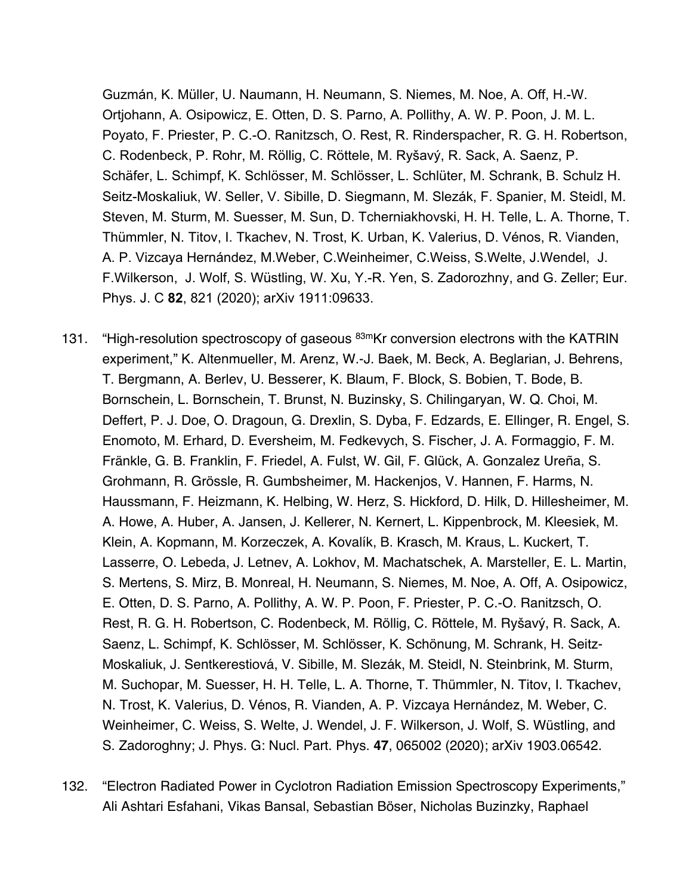Guzmán, K. Müller, U. Naumann, H. Neumann, S. Niemes, M. Noe, A. Off, H.-W. Ortjohann, A. Osipowicz, E. Otten, D. S. Parno, A. Pollithy, A. W. P. Poon, J. M. L. Poyato, F. Priester, P. C.-O. Ranitzsch, O. Rest, R. Rinderspacher, R. G. H. Robertson, C. Rodenbeck, P. Rohr, M. Röllig, C. Röttele, M. Ryšavý, R. Sack, A. Saenz, P. Schäfer, L. Schimpf, K. Schlösser, M. Schlösser, L. Schlüter, M. Schrank, B. Schulz H. Seitz-Moskaliuk, W. Seller, V. Sibille, D. Siegmann, M. Slezák, F. Spanier, M. Steidl, M. Steven, M. Sturm, M. Suesser, M. Sun, D. Tcherniakhovski, H. H. Telle, L. A. Thorne, T. Thümmler, N. Titov, I. Tkachev, N. Trost, K. Urban, K. Valerius, D. Vénos, R. Vianden, A. P. Vizcaya Hernández, M.Weber, C.Weinheimer, C.Weiss, S.Welte, J.Wendel, J. F.Wilkerson, J. Wolf, S. Wüstling, W. Xu, Y.-R. Yen, S. Zadorozhny, and G. Zeller; Eur. Phys. J. C **82**, 821 (2020); arXiv 1911:09633.

131. "High-resolution spectroscopy of gaseous $^{83m}$Kr conversion electrons with the KATRIN experiment," K. Altenmueller, M. Arenz, W.-J. Baek, M. Beck, A. Beglarian, J. Behrens, T. Bergmann, A. Berlev, U. Besserer, K. Blaum, F. Block, S. Bobien, T. Bode, B. Bornschein, L. Bornschein, T. Brunst, N. Buzinsky, S. Chilingaryan, W. Q. Choi, M. Deffert, P. J. Doe, O. Dragoun, G. Drexlin, S. Dyba, F. Edzards, E. Ellinger, R. Engel, S. Enomoto, M. Erhard, D. Eversheim, M. Fedkevych, S. Fischer, J. A. Formaggio, F. M. Fränkle, G. B. Franklin, F. Friedel, A. Fulst, W. Gil, F. Glück, A. Gonzalez Ureña, S. Grohmann, R. Grössle, R. Gumbsheimer, M. Hackenjos, V. Hannen, F. Harms, N. Haussmann, F. Heizmann, K. Helbing, W. Herz, S. Hickford, D. Hilk, D. Hillesheimer, M. A. Howe, A. Huber, A. Jansen, J. Kellerer, N. Kernert, L. Kippenbrock, M. Kleesiek, M. Klein, A. Kopmann, M. Korzeczek, A. Kovalík, B. Krasch, M. Kraus, L. Kuckert, T. Lasserre, O. Lebeda, J. Letnev, A. Lokhov, M. Machatschek, A. Marsteller, E. L. Martin, S. Mertens, S. Mirz, B. Monreal, H. Neumann, S. Niemes, M. Noe, A. Off, A. Osipowicz, E. Otten, D. S. Parno, A. Pollithy, A. W. P. Poon, F. Priester, P. C.-O. Ranitzsch, O. Rest, R. G. H. Robertson, C. Rodenbeck, M. Röllig, C. Röttele, M. Ryšavý, R. Sack, A. Saenz, L. Schimpf, K. Schlösser, M. Schlösser, K. Schönung, M. Schrank, H. Seitz-Moskaliuk, J. Sentkerestiová, V. Sibille, M. Slezák, M. Steidl, N. Steinbrink, M. Sturm, M. Suchopar, M. Suesser, H. H. Telle, L. A. Thorne, T. Thümmler, N. Titov, I. Tkachev, N. Trost, K. Valerius, D. Vénos, R. Vianden, A. P. Vizcaya Hernández, M. Weber, C. Weinheimer, C. Weiss, S. Welte, J. Wendel, J. F. Wilkerson, J. Wolf, S. Wüstling, and S. Zadoroghny; J. Phys. G: Nucl. Part. Phys. **47**, 065002 (2020); arXiv 1903.06542.

132. "Electron Radiated Power in Cyclotron Radiation Emission Spectroscopy Experiments," Ali Ashtari Esfahani, Vikas Bansal, Sebastian Böser, Nicholas Buzinzky, Raphael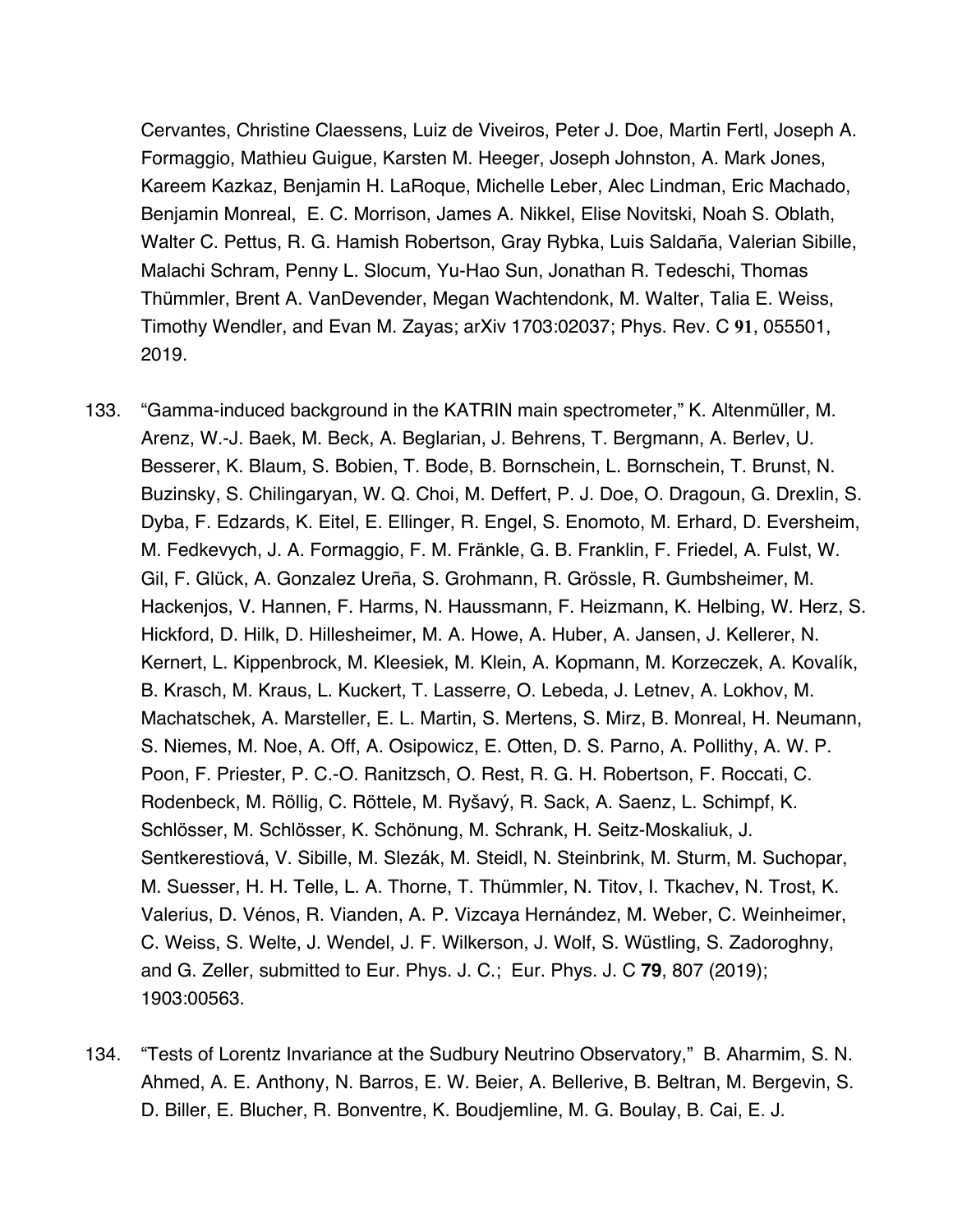Cervantes, Christine Claessens, Luiz de Viveiros, Peter J. Doe, Martin Fertl, Joseph A. Formaggio, Mathieu Guigue, Karsten M. Heeger, Joseph Johnston, A. Mark Jones, Kareem Kazkaz, Benjamin H. LaRoque, Michelle Leber, Alec Lindman, Eric Machado, Benjamin Monreal, E. C. Morrison, James A. Nikkel, Elise Novitski, Noah S. Oblath, Walter C. Pettus, R. G. Hamish Robertson, Gray Rybka, Luis Saldaña, Valerian Sibille, Malachi Schram, Penny L. Slocum, Yu-Hao Sun, Jonathan R. Tedeschi, Thomas Thümmler, Brent A. VanDevender, Megan Wachtendonk, M. Walter, Talia E. Weiss, Timothy Wendler, and Evan M. Zayas; arXiv 1703:02037; Phys. Rev. C **91**, 055501, 2019.

133. "Gamma-induced background in the KATRIN main spectrometer," K. Altenmüller, M. Arenz, W.-J. Baek, M. Beck, A. Beglarian, J. Behrens, T. Bergmann, A. Berlev, U. Besserer, K. Blaum, S. Bobien, T. Bode, B. Bornschein, L. Bornschein, T. Brunst, N. Buzinsky, S. Chilingaryan, W. Q. Choi, M. Deffert, P. J. Doe, O. Dragoun, G. Drexlin, S. Dyba, F. Edzards, K. Eitel, E. Ellinger, R. Engel, S. Enomoto, M. Erhard, D. Eversheim, M. Fedkevych, J. A. Formaggio, F. M. Fränkle, G. B. Franklin, F. Friedel, A. Fulst, W. Gil, F. Glück, A. Gonzalez Ureña, S. Grohmann, R. Grössle, R. Gumbsheimer, M. Hackenjos, V. Hannen, F. Harms, N. Haussmann, F. Heizmann, K. Helbing, W. Herz, S. Hickford, D. Hilk, D. Hillesheimer, M. A. Howe, A. Huber, A. Jansen, J. Kellerer, N. Kernert, L. Kippenbrock, M. Kleesiek, M. Klein, A. Kopmann, M. Korzeczek, A. Kovalík, B. Krasch, M. Kraus, L. Kuckert, T. Lasserre, O. Lebeda, J. Letnev, A. Lokhov, M. Machatschek, A. Marsteller, E. L. Martin, S. Mertens, S. Mirz, B. Monreal, H. Neumann, S. Niemes, M. Noe, A. Off, A. Osipowicz, E. Otten, D. S. Parno, A. Pollithy, A. W. P. Poon, F. Priester, P. C.-O. Ranitzsch, O. Rest, R. G. H. Robertson, F. Roccati, C. Rodenbeck, M. Röllig, C. Röttele, M. Ryšavý, R. Sack, A. Saenz, L. Schimpf, K. Schlösser, M. Schlösser, K. Schönung, M. Schrank, H. Seitz-Moskaliuk, J. Sentkerestiová, V. Sibille, M. Slezák, M. Steidl, N. Steinbrink, M. Sturm, M. Suchopar, M. Suesser, H. H. Telle, L. A. Thorne, T. Thümmler, N. Titov, I. Tkachev, N. Trost, K. Valerius, D. Vénos, R. Vianden, A. P. Vizcaya Hernández, M. Weber, C. Weinheimer, C. Weiss, S. Welte, J. Wendel, J. F. Wilkerson, J. Wolf, S. Wüstling, S. Zadoroghny, and G. Zeller, submitted to Eur. Phys. J. C.; Eur. Phys. J. C **79**, 807 (2019); 1903:00563.

134. "Tests of Lorentz Invariance at the Sudbury Neutrino Observatory," B. Aharmim, S. N. Ahmed, A. E. Anthony, N. Barros, E. W. Beier, A. Bellerive, B. Beltran, M. Bergevin, S. D. Biller, E. Blucher, R. Bonventre, K. Boudjemline, M. G. Boulay, B. Cai, E. J.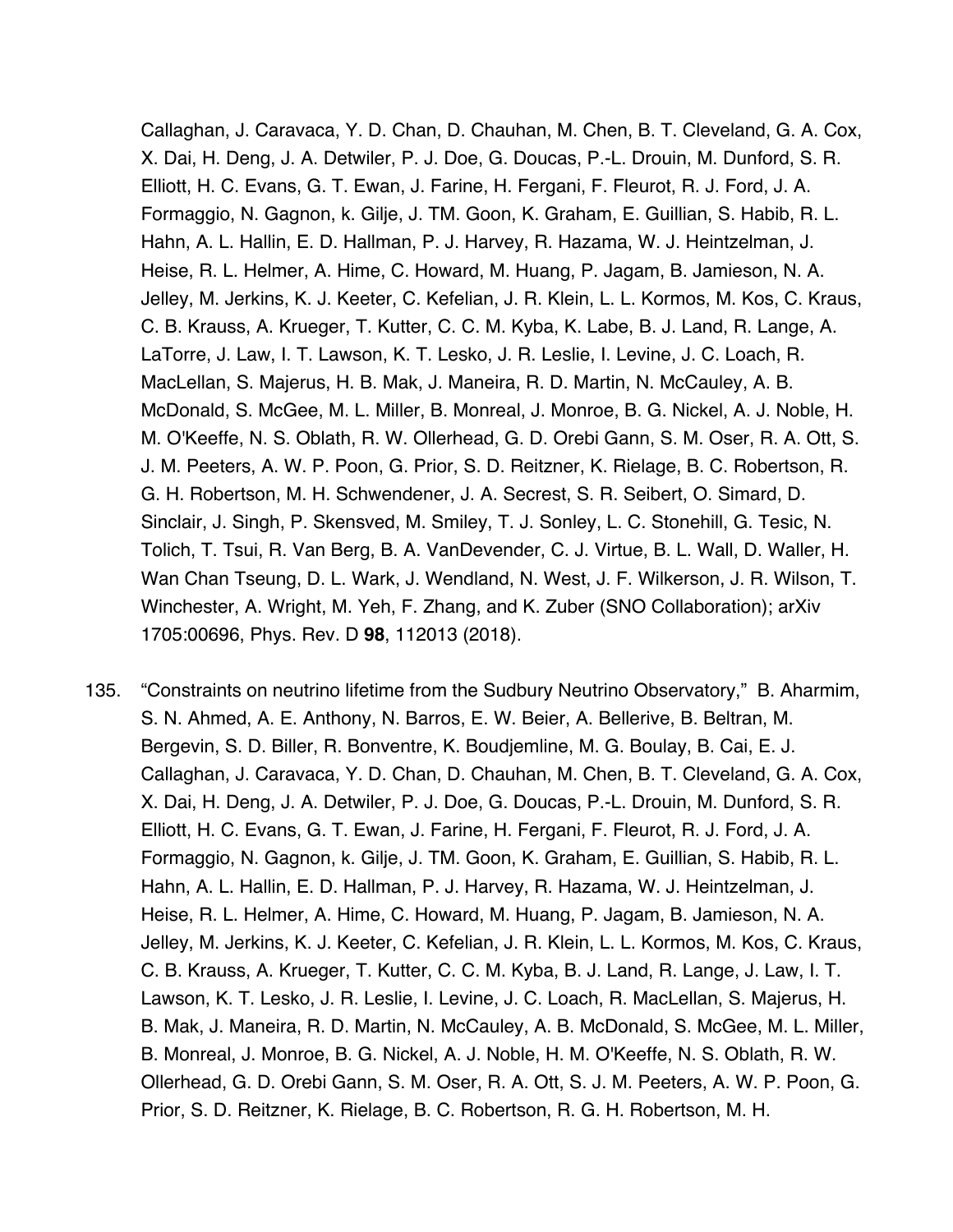Callaghan, J. Caravaca, Y. D. Chan, D. Chauhan, M. Chen, B. T. Cleveland, G. A. Cox, X. Dai, H. Deng, J. A. Detwiler, P. J. Doe, G. Doucas, P.-L. Drouin, M. Dunford, S. R. Elliott, H. C. Evans, G. T. Ewan, J. Farine, H. Fergani, F. Fleurot, R. J. Ford, J. A. Formaggio, N. Gagnon, k. Gilje, J. TM. Goon, K. Graham, E. Guillian, S. Habib, R. L. Hahn, A. L. Hallin, E. D. Hallman, P. J. Harvey, R. Hazama, W. J. Heintzelman, J. Heise, R. L. Helmer, A. Hime, C. Howard, M. Huang, P. Jagam, B. Jamieson, N. A. Jelley, M. Jerkins, K. J. Keeter, C. Kefelian, J. R. Klein, L. L. Kormos, M. Kos, C. Kraus, C. B. Krauss, A. Krueger, T. Kutter, C. C. M. Kyba, K. Labe, B. J. Land, R. Lange, A. LaTorre, J. Law, I. T. Lawson, K. T. Lesko, J. R. Leslie, I. Levine, J. C. Loach, R. MacLellan, S. Majerus, H. B. Mak, J. Maneira, R. D. Martin, N. McCauley, A. B. McDonald, S. McGee, M. L. Miller, B. Monreal, J. Monroe, B. G. Nickel, A. J. Noble, H. M. O'Keeffe, N. S. Oblath, R. W. Ollerhead, G. D. Orebi Gann, S. M. Oser, R. A. Ott, S. J. M. Peeters, A. W. P. Poon, G. Prior, S. D. Reitzner, K. Rielage, B. C. Robertson, R. G. H. Robertson, M. H. Schwendener, J. A. Secrest, S. R. Seibert, O. Simard, D. Sinclair, J. Singh, P. Skensved, M. Smiley, T. J. Sonley, L. C. Stonehill, G. Tesic, N. Tolich, T. Tsui, R. Van Berg, B. A. VanDevender, C. J. Virtue, B. L. Wall, D. Waller, H. Wan Chan Tseung, D. L. Wark, J. Wendland, N. West, J. F. Wilkerson, J. R. Wilson, T. Winchester, A. Wright, M. Yeh, F. Zhang, and K. Zuber (SNO Collaboration); arXiv 1705:00696, Phys. Rev. D **98**, 112013 (2018).

135. "Constraints on neutrino lifetime from the Sudbury Neutrino Observatory," B. Aharmim, S. N. Ahmed, A. E. Anthony, N. Barros, E. W. Beier, A. Bellerive, B. Beltran, M. Bergevin, S. D. Biller, R. Bonventre, K. Boudjemline, M. G. Boulay, B. Cai, E. J. Callaghan, J. Caravaca, Y. D. Chan, D. Chauhan, M. Chen, B. T. Cleveland, G. A. Cox, X. Dai, H. Deng, J. A. Detwiler, P. J. Doe, G. Doucas, P.-L. Drouin, M. Dunford, S. R. Elliott, H. C. Evans, G. T. Ewan, J. Farine, H. Fergani, F. Fleurot, R. J. Ford, J. A. Formaggio, N. Gagnon, k. Gilje, J. TM. Goon, K. Graham, E. Guillian, S. Habib, R. L. Hahn, A. L. Hallin, E. D. Hallman, P. J. Harvey, R. Hazama, W. J. Heintzelman, J. Heise, R. L. Helmer, A. Hime, C. Howard, M. Huang, P. Jagam, B. Jamieson, N. A. Jelley, M. Jerkins, K. J. Keeter, C. Kefelian, J. R. Klein, L. L. Kormos, M. Kos, C. Kraus, C. B. Krauss, A. Krueger, T. Kutter, C. C. M. Kyba, B. J. Land, R. Lange, J. Law, I. T. Lawson, K. T. Lesko, J. R. Leslie, I. Levine, J. C. Loach, R. MacLellan, S. Majerus, H. B. Mak, J. Maneira, R. D. Martin, N. McCauley, A. B. McDonald, S. McGee, M. L. Miller, B. Monreal, J. Monroe, B. G. Nickel, A. J. Noble, H. M. O'Keeffe, N. S. Oblath, R. W. Ollerhead, G. D. Orebi Gann, S. M. Oser, R. A. Ott, S. J. M. Peeters, A. W. P. Poon, G. Prior, S. D. Reitzner, K. Rielage, B. C. Robertson, R. G. H. Robertson, M. H.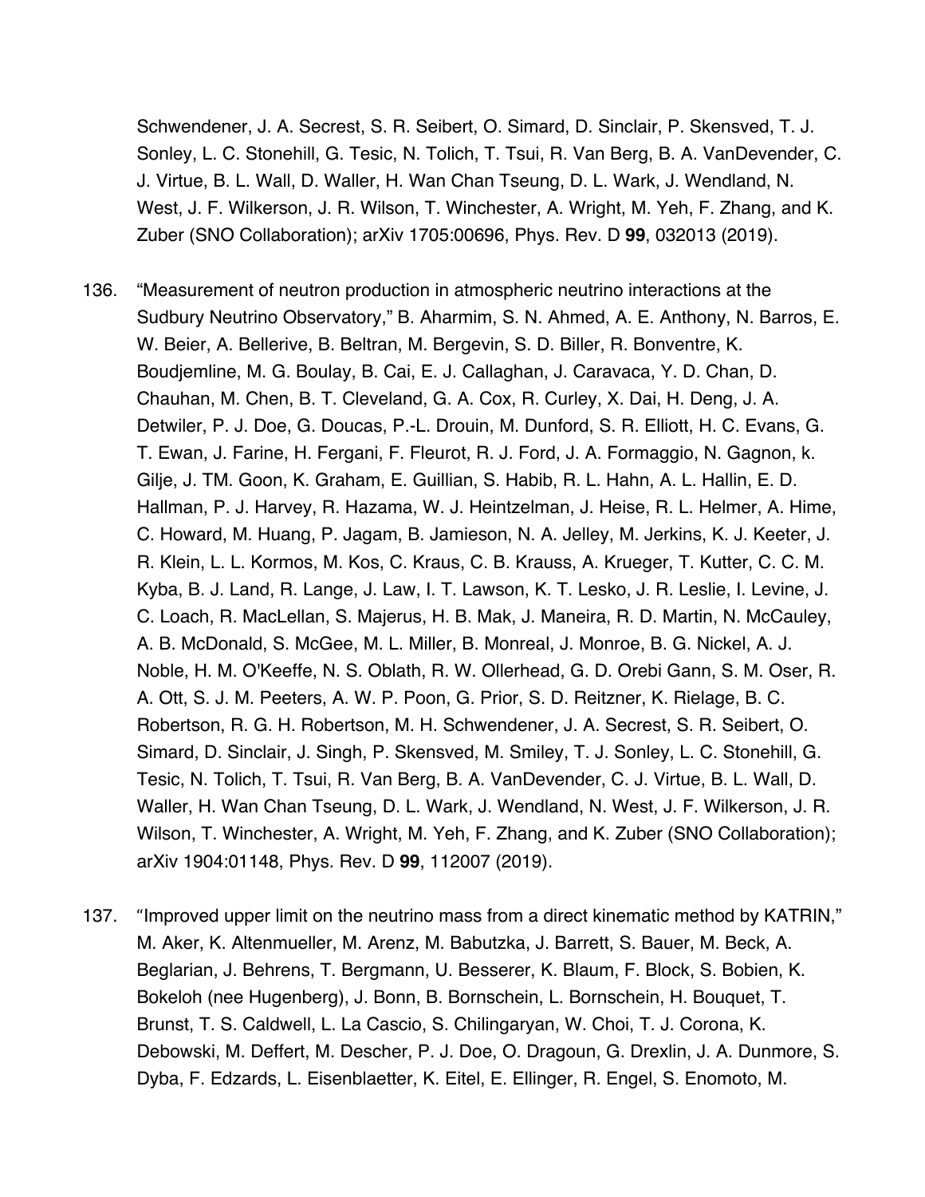Schwendener, J. A. Secrest, S. R. Seibert, O. Simard, D. Sinclair, P. Skensved, T. J. Sonley, L. C. Stonehill, G. Tesic, N. Tolich, T. Tsui, R. Van Berg, B. A. VanDevender, C. J. Virtue, B. L. Wall, D. Waller, H. Wan Chan Tseung, D. L. Wark, J. Wendland, N. West, J. F. Wilkerson, J. R. Wilson, T. Winchester, A. Wright, M. Yeh, F. Zhang, and K. Zuber (SNO Collaboration); arXiv 1705:00696, Phys. Rev. D **99**, 032013 (2019).

136. "Measurement of neutron production in atmospheric neutrino interactions at the Sudbury Neutrino Observatory," B. Aharmim, S. N. Ahmed, A. E. Anthony, N. Barros, E. W. Beier, A. Bellerive, B. Beltran, M. Bergevin, S. D. Biller, R. Bonventre, K. Boudjemline, M. G. Boulay, B. Cai, E. J. Callaghan, J. Caravaca, Y. D. Chan, D. Chauhan, M. Chen, B. T. Cleveland, G. A. Cox, R. Curley, X. Dai, H. Deng, J. A. Detwiler, P. J. Doe, G. Doucas, P.-L. Drouin, M. Dunford, S. R. Elliott, H. C. Evans, G. T. Ewan, J. Farine, H. Fergani, F. Fleurot, R. J. Ford, J. A. Formaggio, N. Gagnon, k. Gilje, J. TM. Goon, K. Graham, E. Guillian, S. Habib, R. L. Hahn, A. L. Hallin, E. D. Hallman, P. J. Harvey, R. Hazama, W. J. Heintzelman, J. Heise, R. L. Helmer, A. Hime, C. Howard, M. Huang, P. Jagam, B. Jamieson, N. A. Jelley, M. Jerkins, K. J. Keeter, J. R. Klein, L. L. Kormos, M. Kos, C. Kraus, C. B. Krauss, A. Krueger, T. Kutter, C. C. M. Kyba, B. J. Land, R. Lange, J. Law, I. T. Lawson, K. T. Lesko, J. R. Leslie, I. Levine, J. C. Loach, R. MacLellan, S. Majerus, H. B. Mak, J. Maneira, R. D. Martin, N. McCauley, A. B. McDonald, S. McGee, M. L. Miller, B. Monreal, J. Monroe, B. G. Nickel, A. J. Noble, H. M. O'Keeffe, N. S. Oblath, R. W. Ollerhead, G. D. Orebi Gann, S. M. Oser, R. A. Ott, S. J. M. Peeters, A. W. P. Poon, G. Prior, S. D. Reitzner, K. Rielage, B. C. Robertson, R. G. H. Robertson, M. H. Schwendener, J. A. Secrest, S. R. Seibert, O. Simard, D. Sinclair, J. Singh, P. Skensved, M. Smiley, T. J. Sonley, L. C. Stonehill, G. Tesic, N. Tolich, T. Tsui, R. Van Berg, B. A. VanDevender, C. J. Virtue, B. L. Wall, D. Waller, H. Wan Chan Tseung, D. L. Wark, J. Wendland, N. West, J. F. Wilkerson, J. R. Wilson, T. Winchester, A. Wright, M. Yeh, F. Zhang, and K. Zuber (SNO Collaboration); arXiv 1904:01148, Phys. Rev. D **99**, 112007 (2019).

137. "Improved upper limit on the neutrino mass from a direct kinematic method by KATRIN," M. Aker, K. Altenmueller, M. Arenz, M. Babutzka, J. Barrett, S. Bauer, M. Beck, A. Beglarian, J. Behrens, T. Bergmann, U. Besserer, K. Blaum, F. Block, S. Bobien, K. Bokeloh (nee Hugenberg), J. Bonn, B. Bornschein, L. Bornschein, H. Bouquet, T. Brunst, T. S. Caldwell, L. La Cascio, S. Chilingaryan, W. Choi, T. J. Corona, K. Debowski, M. Deffert, M. Descher, P. J. Doe, O. Dragoun, G. Drexlin, J. A. Dunmore, S. Dyba, F. Edzards, L. Eisenblaetter, K. Eitel, E. Ellinger, R. Engel, S. Enomoto, M.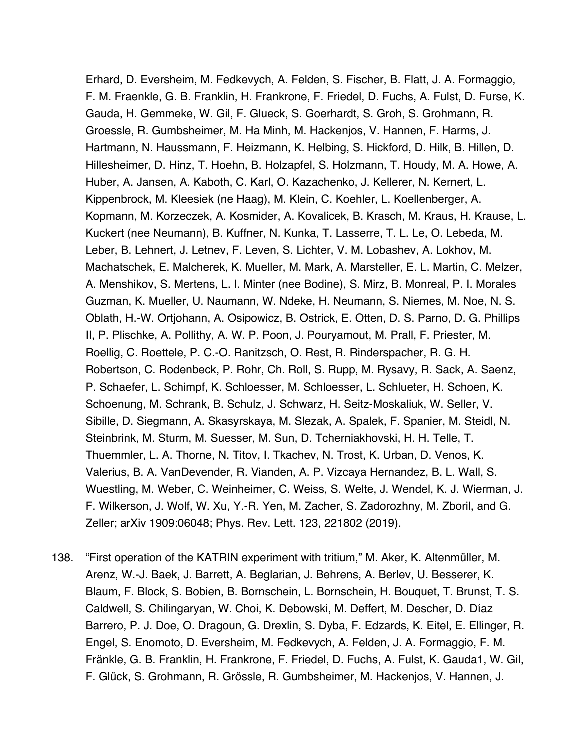Erhard, D. Eversheim, M. Fedkevych, A. Felden, S. Fischer, B. Flatt, J. A. Formaggio, F. M. Fraenkle, G. B. Franklin, H. Frankrone, F. Friedel, D. Fuchs, A. Fulst, D. Furse, K. Gauda, H. Gemmeke, W. Gil, F. Glueck, S. Goerhardt, S. Groh, S. Grohmann, R. Groessle, R. Gumbsheimer, M. Ha Minh, M. Hackenjos, V. Hannen, F. Harms, J. Hartmann, N. Haussmann, F. Heizmann, K. Helbing, S. Hickford, D. Hilk, B. Hillen, D. Hillesheimer, D. Hinz, T. Hoehn, B. Holzapfel, S. Holzmann, T. Houdy, M. A. Howe, A. Huber, A. Jansen, A. Kaboth, C. Karl, O. Kazachenko, J. Kellerer, N. Kernert, L. Kippenbrock, M. Kleesiek (ne Haag), M. Klein, C. Koehler, L. Koellenberger, A. Kopmann, M. Korzeczek, A. Kosmider, A. Kovalicek, B. Krasch, M. Kraus, H. Krause, L. Kuckert (nee Neumann), B. Kuffner, N. Kunka, T. Lasserre, T. L. Le, O. Lebeda, M. Leber, B. Lehnert, J. Letnev, F. Leven, S. Lichter, V. M. Lobashev, A. Lokhov, M. Machatschek, E. Malcherek, K. Mueller, M. Mark, A. Marsteller, E. L. Martin, C. Melzer, A. Menshikov, S. Mertens, L. I. Minter (nee Bodine), S. Mirz, B. Monreal, P. I. Morales Guzman, K. Mueller, U. Naumann, W. Ndeke, H. Neumann, S. Niemes, M. Noe, N. S. Oblath, H.-W. Ortjohann, A. Osipowicz, B. Ostrick, E. Otten, D. S. Parno, D. G. Phillips II, P. Plischke, A. Pollithy, A. W. P. Poon, J. Pouryamout, M. Prall, F. Priester, M. Roellig, C. Roettele, P. C.-O. Ranitzsch, O. Rest, R. Rinderspacher, R. G. H. Robertson, C. Rodenbeck, P. Rohr, Ch. Roll, S. Rupp, M. Rysavy, R. Sack, A. Saenz, P. Schaefer, L. Schimpf, K. Schloesser, M. Schloesser, L. Schlueter, H. Schoen, K. Schoenung, M. Schrank, B. Schulz, J. Schwarz, H. Seitz-Moskaliuk, W. Seller, V. Sibille, D. Siegmann, A. Skasyrskaya, M. Slezak, A. Spalek, F. Spanier, M. Steidl, N. Steinbrink, M. Sturm, M. Suesser, M. Sun, D. Tcherniakhovski, H. H. Telle, T. Thuemmler, L. A. Thorne, N. Titov, I. Tkachev, N. Trost, K. Urban, D. Venos, K. Valerius, B. A. VanDevender, R. Vianden, A. P. Vizcaya Hernandez, B. L. Wall, S. Wuestling, M. Weber, C. Weinheimer, C. Weiss, S. Welte, J. Wendel, K. J. Wierman, J. F. Wilkerson, J. Wolf, W. Xu, Y.-R. Yen, M. Zacher, S. Zadorozhny, M. Zboril, and G. Zeller; arXiv 1909:06048; Phys. Rev. Lett. 123, 221802 (2019).

138. "First operation of the KATRIN experiment with tritium," M. Aker, K. Altenmüller, M. Arenz, W.-J. Baek, J. Barrett, A. Beglarian, J. Behrens, A. Berlev, U. Besserer, K. Blaum, F. Block, S. Bobien, B. Bornschein, L. Bornschein, H. Bouquet, T. Brunst, T. S. Caldwell, S. Chilingaryan, W. Choi, K. Debowski, M. Deffert, M. Descher, D. Díaz Barrero, P. J. Doe, O. Dragoun, G. Drexlin, S. Dyba, F. Edzards, K. Eitel, E. Ellinger, R. Engel, S. Enomoto, D. Eversheim, M. Fedkevych, A. Felden, J. A. Formaggio, F. M. Fränkle, G. B. Franklin, H. Frankrone, F. Friedel, D. Fuchs, A. Fulst, K. Gauda1, W. Gil, F. Glück, S. Grohmann, R. Grössle, R. Gumbsheimer, M. Hackenjos, V. Hannen, J.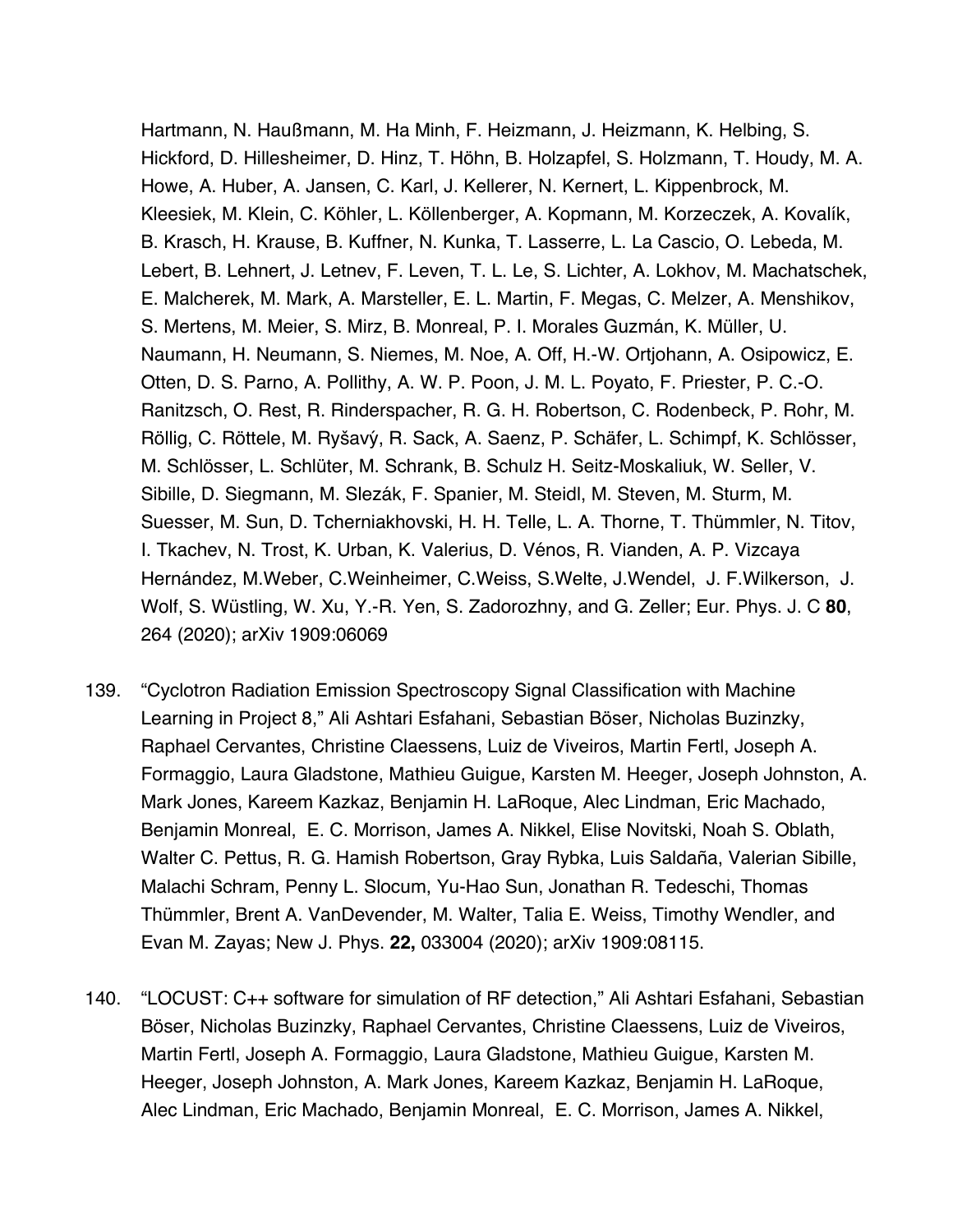Hartmann, N. Haußmann, M. Ha Minh, F. Heizmann, J. Heizmann, K. Helbing, S. Hickford, D. Hillesheimer, D. Hinz, T. Höhn, B. Holzapfel, S. Holzmann, T. Houdy, M. A. Howe, A. Huber, A. Jansen, C. Karl, J. Kellerer, N. Kernert, L. Kippenbrock, M. Kleesiek, M. Klein, C. Köhler, L. Köllenberger, A. Kopmann, M. Korzeczek, A. Kovalík, B. Krasch, H. Krause, B. Kuffner, N. Kunka, T. Lasserre, L. La Cascio, O. Lebeda, M. Lebert, B. Lehnert, J. Letnev, F. Leven, T. L. Le, S. Lichter, A. Lokhov, M. Machatschek, E. Malcherek, M. Mark, A. Marsteller, E. L. Martin, F. Megas, C. Melzer, A. Menshikov, S. Mertens, M. Meier, S. Mirz, B. Monreal, P. I. Morales Guzmán, K. Müller, U. Naumann, H. Neumann, S. Niemes, M. Noe, A. Off, H.-W. Ortjohann, A. Osipowicz, E. Otten, D. S. Parno, A. Pollithy, A. W. P. Poon, J. M. L. Poyato, F. Priester, P. C.-O. Ranitzsch, O. Rest, R. Rinderspacher, R. G. H. Robertson, C. Rodenbeck, P. Rohr, M. Röllig, C. Röttele, M. Ryšavý, R. Sack, A. Saenz, P. Schäfer, L. Schimpf, K. Schlösser, M. Schlösser, L. Schlüter, M. Schrank, B. Schulz H. Seitz-Moskaliuk, W. Seller, V. Sibille, D. Siegmann, M. Slezák, F. Spanier, M. Steidl, M. Steven, M. Sturm, M. Suesser, M. Sun, D. Tcherniakhovski, H. H. Telle, L. A. Thorne, T. Thümmler, N. Titov, I. Tkachev, N. Trost, K. Urban, K. Valerius, D. Vénos, R. Vianden, A. P. Vizcaya Hernández, M.Weber, C.Weinheimer, C.Weiss, S.Welte, J.Wendel, J. F.Wilkerson, J. Wolf, S. Wüstling, W. Xu, Y.-R. Yen, S. Zadorozhny, and G. Zeller; Eur. Phys. J. C **80**, 264 (2020); arXiv 1909:06069

139. "Cyclotron Radiation Emission Spectroscopy Signal Classification with Machine Learning in Project 8," Ali Ashtari Esfahani, Sebastian Böser, Nicholas Buzinzky, Raphael Cervantes, Christine Claessens, Luiz de Viveiros, Martin Fertl, Joseph A. Formaggio, Laura Gladstone, Mathieu Guigue, Karsten M. Heeger, Joseph Johnston, A. Mark Jones, Kareem Kazkaz, Benjamin H. LaRoque, Alec Lindman, Eric Machado, Benjamin Monreal, E. C. Morrison, James A. Nikkel, Elise Novitski, Noah S. Oblath, Walter C. Pettus, R. G. Hamish Robertson, Gray Rybka, Luis Saldaña, Valerian Sibille, Malachi Schram, Penny L. Slocum, Yu-Hao Sun, Jonathan R. Tedeschi, Thomas Thümmler, Brent A. VanDevender, M. Walter, Talia E. Weiss, Timothy Wendler, and Evan M. Zayas; New J. Phys. **22,** 033004 (2020); arXiv 1909:08115.

140. "LOCUST: C++ software for simulation of RF detection," Ali Ashtari Esfahani, Sebastian Böser, Nicholas Buzinzky, Raphael Cervantes, Christine Claessens, Luiz de Viveiros, Martin Fertl, Joseph A. Formaggio, Laura Gladstone, Mathieu Guigue, Karsten M. Heeger, Joseph Johnston, A. Mark Jones, Kareem Kazkaz, Benjamin H. LaRoque, Alec Lindman, Eric Machado, Benjamin Monreal, E. C. Morrison, James A. Nikkel,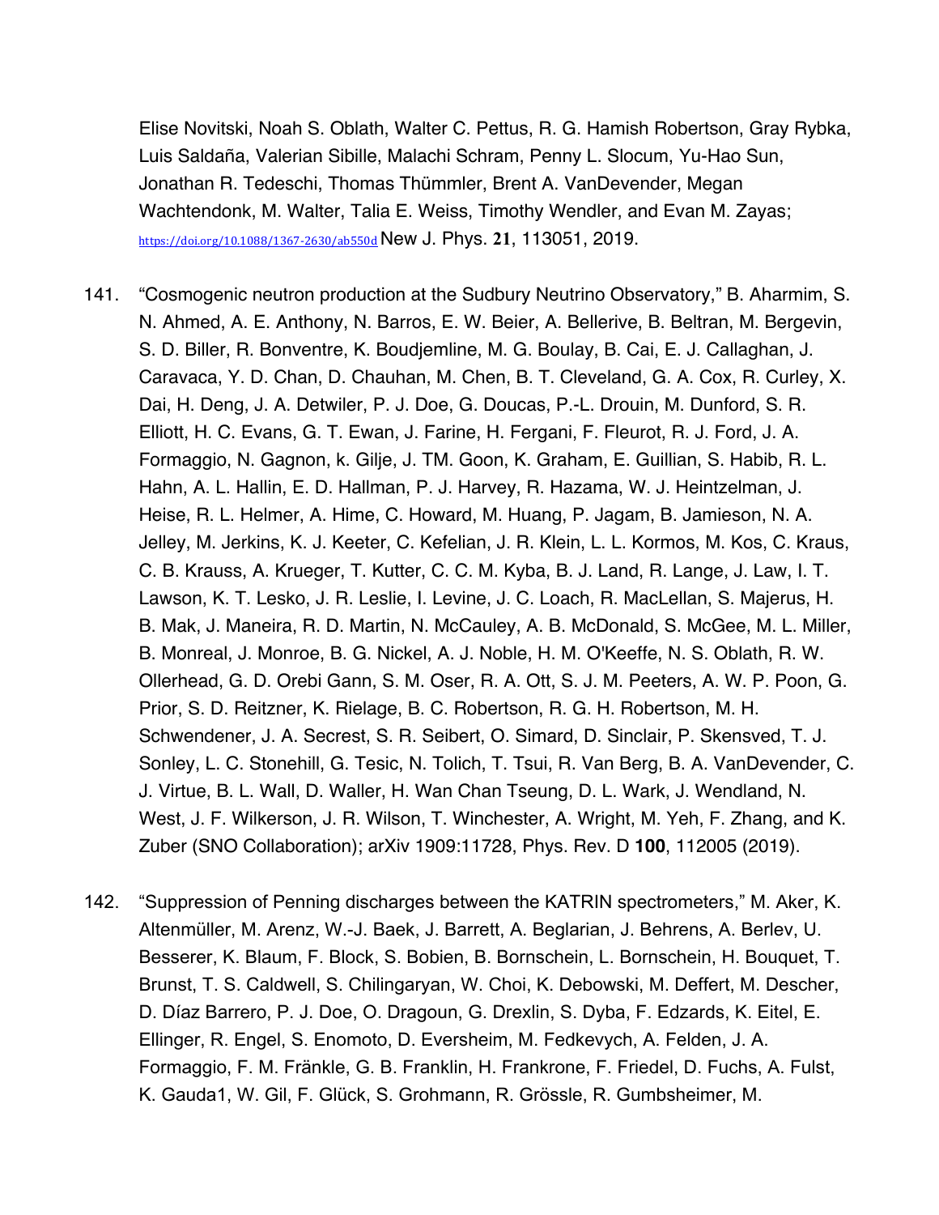Elise Novitski, Noah S. Oblath, Walter C. Pettus, R. G. Hamish Robertson, Gray Rybka, Luis Saldaña, Valerian Sibille, Malachi Schram, Penny L. Slocum, Yu-Hao Sun, Jonathan R. Tedeschi, Thomas Thümmler, Brent A. VanDevender, Megan Wachtendonk, M. Walter, Talia E. Weiss, Timothy Wendler, and Evan M. Zayas; https://doi.org/10.1088/1367-2630/ab550d New J. Phys. **21**, 113051, 2019.

141. "Cosmogenic neutron production at the Sudbury Neutrino Observatory," B. Aharmim, S. N. Ahmed, A. E. Anthony, N. Barros, E. W. Beier, A. Bellerive, B. Beltran, M. Bergevin, S. D. Biller, R. Bonventre, K. Boudjemline, M. G. Boulay, B. Cai, E. J. Callaghan, J. Caravaca, Y. D. Chan, D. Chauhan, M. Chen, B. T. Cleveland, G. A. Cox, R. Curley, X. Dai, H. Deng, J. A. Detwiler, P. J. Doe, G. Doucas, P.-L. Drouin, M. Dunford, S. R. Elliott, H. C. Evans, G. T. Ewan, J. Farine, H. Fergani, F. Fleurot, R. J. Ford, J. A. Formaggio, N. Gagnon, k. Gilje, J. TM. Goon, K. Graham, E. Guillian, S. Habib, R. L. Hahn, A. L. Hallin, E. D. Hallman, P. J. Harvey, R. Hazama, W. J. Heintzelman, J. Heise, R. L. Helmer, A. Hime, C. Howard, M. Huang, P. Jagam, B. Jamieson, N. A. Jelley, M. Jerkins, K. J. Keeter, C. Kefelian, J. R. Klein, L. L. Kormos, M. Kos, C. Kraus, C. B. Krauss, A. Krueger, T. Kutter, C. C. M. Kyba, B. J. Land, R. Lange, J. Law, I. T. Lawson, K. T. Lesko, J. R. Leslie, I. Levine, J. C. Loach, R. MacLellan, S. Majerus, H. B. Mak, J. Maneira, R. D. Martin, N. McCauley, A. B. McDonald, S. McGee, M. L. Miller, B. Monreal, J. Monroe, B. G. Nickel, A. J. Noble, H. M. O'Keeffe, N. S. Oblath, R. W. Ollerhead, G. D. Orebi Gann, S. M. Oser, R. A. Ott, S. J. M. Peeters, A. W. P. Poon, G. Prior, S. D. Reitzner, K. Rielage, B. C. Robertson, R. G. H. Robertson, M. H. Schwendener, J. A. Secrest, S. R. Seibert, O. Simard, D. Sinclair, P. Skensved, T. J. Sonley, L. C. Stonehill, G. Tesic, N. Tolich, T. Tsui, R. Van Berg, B. A. VanDevender, C. J. Virtue, B. L. Wall, D. Waller, H. Wan Chan Tseung, D. L. Wark, J. Wendland, N. West, J. F. Wilkerson, J. R. Wilson, T. Winchester, A. Wright, M. Yeh, F. Zhang, and K. Zuber (SNO Collaboration); arXiv 1909:11728, Phys. Rev. D **100**, 112005 (2019).

142. "Suppression of Penning discharges between the KATRIN spectrometers," M. Aker, K. Altenmüller, M. Arenz, W.-J. Baek, J. Barrett, A. Beglarian, J. Behrens, A. Berlev, U. Besserer, K. Blaum, F. Block, S. Bobien, B. Bornschein, L. Bornschein, H. Bouquet, T. Brunst, T. S. Caldwell, S. Chilingaryan, W. Choi, K. Debowski, M. Deffert, M. Descher, D. Díaz Barrero, P. J. Doe, O. Dragoun, G. Drexlin, S. Dyba, F. Edzards, K. Eitel, E. Ellinger, R. Engel, S. Enomoto, D. Eversheim, M. Fedkevych, A. Felden, J. A. Formaggio, F. M. Fränkle, G. B. Franklin, H. Frankrone, F. Friedel, D. Fuchs, A. Fulst, K. Gauda1, W. Gil, F. Glück, S. Grohmann, R. Grössle, R. Gumbsheimer, M.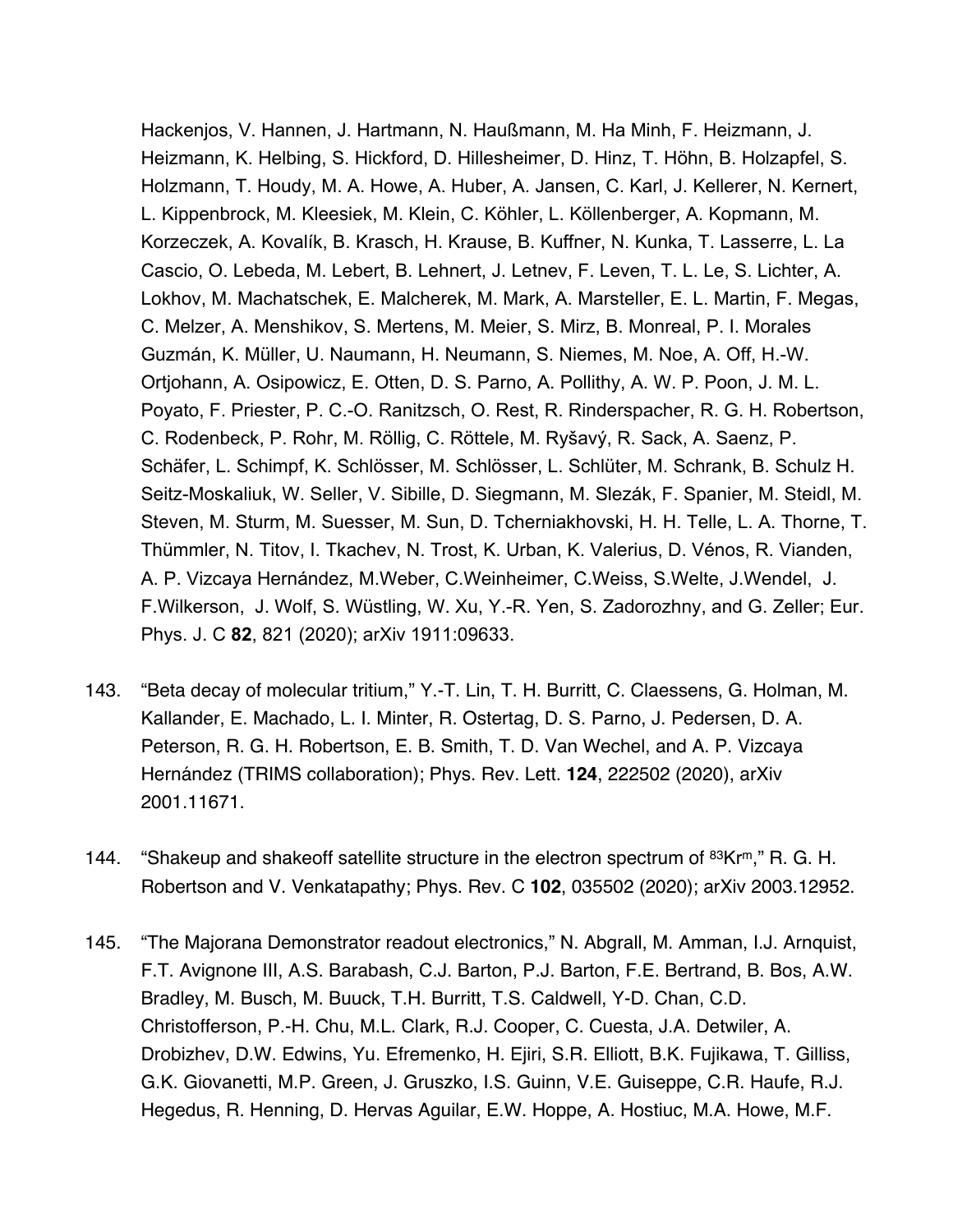Hackenjos, V. Hannen, J. Hartmann, N. Haußmann, M. Ha Minh, F. Heizmann, J. Heizmann, K. Helbing, S. Hickford, D. Hillesheimer, D. Hinz, T. Höhn, B. Holzapfel, S. Holzmann, T. Houdy, M. A. Howe, A. Huber, A. Jansen, C. Karl, J. Kellerer, N. Kernert, L. Kippenbrock, M. Kleesiek, M. Klein, C. Köhler, L. Köllenberger, A. Kopmann, M. Korzeczek, A. Kovalík, B. Krasch, H. Krause, B. Kuffner, N. Kunka, T. Lasserre, L. La Cascio, O. Lebeda, M. Lebert, B. Lehnert, J. Letnev, F. Leven, T. L. Le, S. Lichter, A. Lokhov, M. Machatschek, E. Malcherek, M. Mark, A. Marsteller, E. L. Martin, F. Megas, C. Melzer, A. Menshikov, S. Mertens, M. Meier, S. Mirz, B. Monreal, P. I. Morales Guzmán, K. Müller, U. Naumann, H. Neumann, S. Niemes, M. Noe, A. Off, H.-W. Ortjohann, A. Osipowicz, E. Otten, D. S. Parno, A. Pollithy, A. W. P. Poon, J. M. L. Poyato, F. Priester, P. C.-O. Ranitzsch, O. Rest, R. Rinderspacher, R. G. H. Robertson, C. Rodenbeck, P. Rohr, M. Röllig, C. Röttele, M. Ryšavý, R. Sack, A. Saenz, P. Schäfer, L. Schimpf, K. Schlösser, M. Schlösser, L. Schlüter, M. Schrank, B. Schulz H. Seitz-Moskaliuk, W. Seller, V. Sibille, D. Siegmann, M. Slezák, F. Spanier, M. Steidl, M. Steven, M. Sturm, M. Suesser, M. Sun, D. Tcherniakhovski, H. H. Telle, L. A. Thorne, T. Thümmler, N. Titov, I. Tkachev, N. Trost, K. Urban, K. Valerius, D. Vénos, R. Vianden, A. P. Vizcaya Hernández, M.Weber, C.Weinheimer, C.Weiss, S.Welte, J.Wendel, J. F.Wilkerson, J. Wolf, S. Wüstling, W. Xu, Y.-R. Yen, S. Zadorozhny, and G. Zeller; Eur. Phys. J. C **82**, 821 (2020); arXiv 1911:09633.

143. "Beta decay of molecular tritium," Y.-T. Lin, T. H. Burritt, C. Claessens, G. Holman, M. Kallander, E. Machado, L. I. Minter, R. Ostertag, D. S. Parno, J. Pedersen, D. A. Peterson, R. G. H. Robertson, E. B. Smith, T. D. Van Wechel, and A. P. Vizcaya Hernández (TRIMS collaboration); Phys. Rev. Lett. **124**, 222502 (2020), arXiv 2001.11671.

144. "Shakeup and shakeoff satellite structure in the electron spectrum of $^{83}Kr^{m}$," R. G. H. Robertson and V. Venkatapathy; Phys. Rev. C **102**, 035502 (2020); arXiv 2003.12952.

145. "The Majorana Demonstrator readout electronics," N. Abgrall, M. Amman, I.J. Arnquist, F.T. Avignone III, A.S. Barabash, C.J. Barton, P.J. Barton, F.E. Bertrand, B. Bos, A.W. Bradley, M. Busch, M. Buuck, T.H. Burritt, T.S. Caldwell, Y-D. Chan, C.D. Christofferson, P.-H. Chu, M.L. Clark, R.J. Cooper, C. Cuesta, J.A. Detwiler, A. Drobizhev, D.W. Edwins, Yu. Efremenko, H. Ejiri, S.R. Elliott, B.K. Fujikawa, T. Gilliss, G.K. Giovanetti, M.P. Green, J. Gruszko, I.S. Guinn, V.E. Guiseppe, C.R. Haufe, R.J. Hegedus, R. Henning, D. Hervas Aguilar, E.W. Hoppe, A. Hostiuc, M.A. Howe, M.F.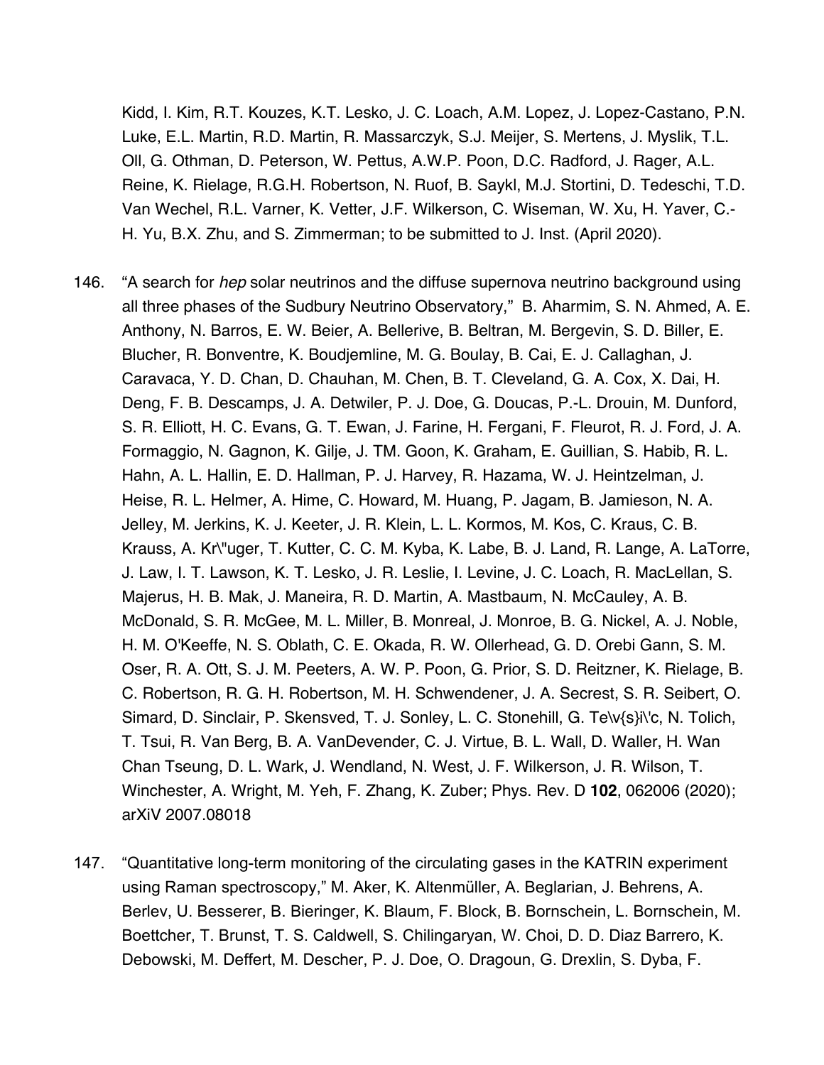Kidd, I. Kim, R.T. Kouzes, K.T. Lesko, J. C. Loach, A.M. Lopez, J. Lopez-Castano, P.N. Luke, E.L. Martin, R.D. Martin, R. Massarczyk, S.J. Meijer, S. Mertens, J. Myslik, T.L. Oll, G. Othman, D. Peterson, W. Pettus, A.W.P. Poon, D.C. Radford, J. Rager, A.L. Reine, K. Rielage, R.G.H. Robertson, N. Ruof, B. Saykl, M.J. Stortini, D. Tedeschi, T.D. Van Wechel, R.L. Varner, K. Vetter, J.F. Wilkerson, C. Wiseman, W. Xu, H. Yaver, C.-H. Yu, B.X. Zhu, and S. Zimmerman; to be submitted to J. Inst. (April 2020).

146. "A search for *hep* solar neutrinos and the diffuse supernova neutrino background using all three phases of the Sudbury Neutrino Observatory," B. Aharmim, S. N. Ahmed, A. E. Anthony, N. Barros, E. W. Beier, A. Bellerive, B. Beltran, M. Bergevin, S. D. Biller, E. Blucher, R. Bonventre, K. Boudjemline, M. G. Boulay, B. Cai, E. J. Callaghan, J. Caravaca, Y. D. Chan, D. Chauhan, M. Chen, B. T. Cleveland, G. A. Cox, X. Dai, H. Deng, F. B. Descamps, J. A. Detwiler, P. J. Doe, G. Doucas, P.-L. Drouin, M. Dunford, S. R. Elliott, H. C. Evans, G. T. Ewan, J. Farine, H. Fergani, F. Fleurot, R. J. Ford, J. A. Formaggio, N. Gagnon, K. Gilje, J. TM. Goon, K. Graham, E. Guillian, S. Habib, R. L. Hahn, A. L. Hallin, E. D. Hallman, P. J. Harvey, R. Hazama, W. J. Heintzelman, J. Heise, R. L. Helmer, A. Hime, C. Howard, M. Huang, P. Jagam, B. Jamieson, N. A. Jelley, M. Jerkins, K. J. Keeter, J. R. Klein, L. L. Kormos, M. Kos, C. Kraus, C. B. Krauss, A. Kr\"uger, T. Kutter, C. C. M. Kyba, K. Labe, B. J. Land, R. Lange, A. LaTorre, J. Law, I. T. Lawson, K. T. Lesko, J. R. Leslie, I. Levine, J. C. Loach, R. MacLellan, S. Majerus, H. B. Mak, J. Maneira, R. D. Martin, A. Mastbaum, N. McCauley, A. B. McDonald, S. R. McGee, M. L. Miller, B. Monreal, J. Monroe, B. G. Nickel, A. J. Noble, H. M. O'Keeffe, N. S. Oblath, C. E. Okada, R. W. Ollerhead, G. D. Orebi Gann, S. M. Oser, R. A. Ott, S. J. M. Peeters, A. W. P. Poon, G. Prior, S. D. Reitzner, K. Rielage, B. C. Robertson, R. G. H. Robertson, M. H. Schwendener, J. A. Secrest, S. R. Seibert, O. Simard, D. Sinclair, P. Skensved, T. J. Sonley, L. C. Stonehill, G. Te\v{s}i\'c, N. Tolich, T. Tsui, R. Van Berg, B. A. VanDevender, C. J. Virtue, B. L. Wall, D. Waller, H. Wan Chan Tseung, D. L. Wark, J. Wendland, N. West, J. F. Wilkerson, J. R. Wilson, T. Winchester, A. Wright, M. Yeh, F. Zhang, K. Zuber; Phys. Rev. D **102**, 062006 (2020); arXiV 2007.08018

147. "Quantitative long-term monitoring of the circulating gases in the KATRIN experiment using Raman spectroscopy," M. Aker, K. Altenmüller, A. Beglarian, J. Behrens, A. Berlev, U. Besserer, B. Bieringer, K. Blaum, F. Block, B. Bornschein, L. Bornschein, M. Boettcher, T. Brunst, T. S. Caldwell, S. Chilingaryan, W. Choi, D. D. Diaz Barrero, K. Debowski, M. Deffert, M. Descher, P. J. Doe, O. Dragoun, G. Drexlin, S. Dyba, F.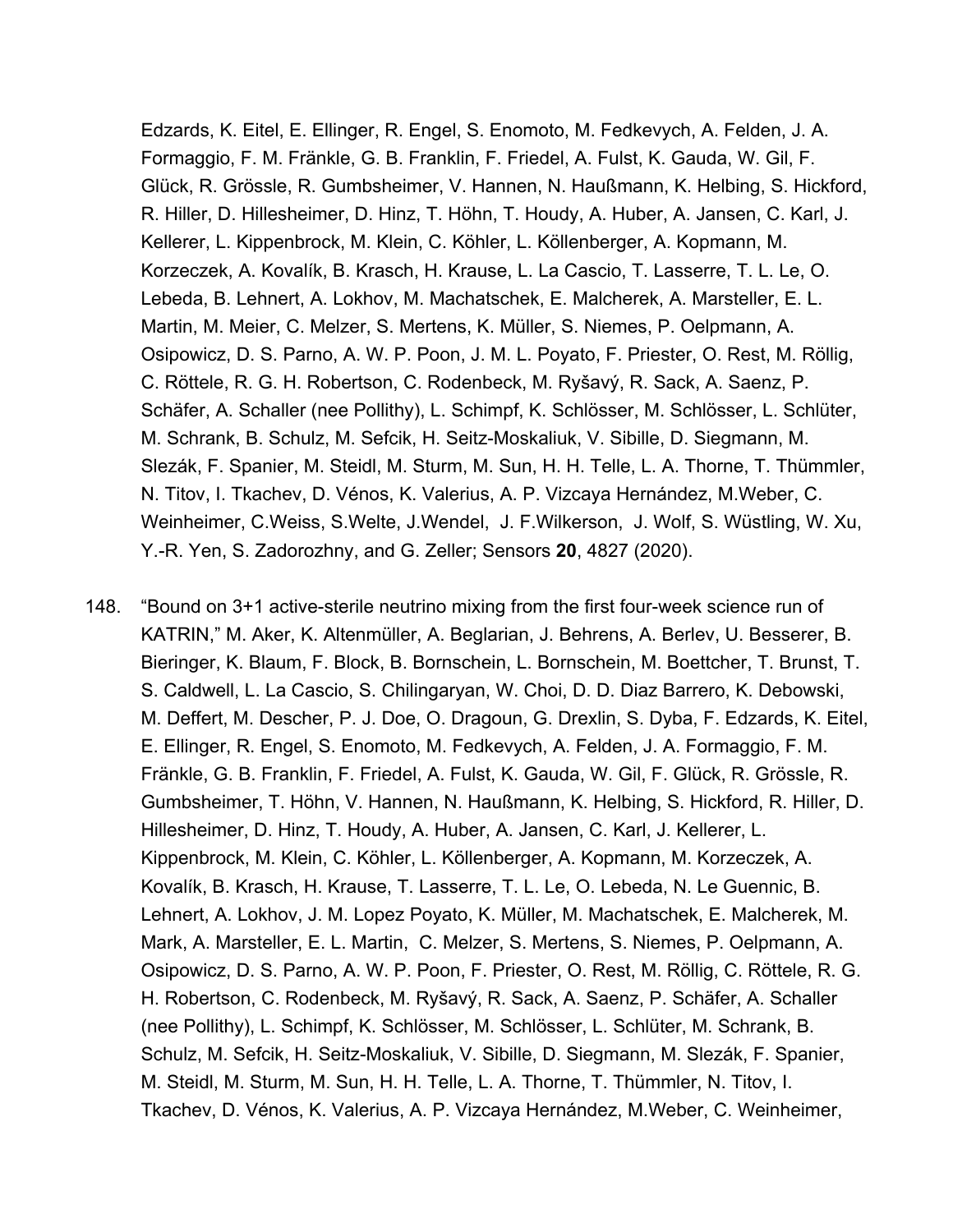Edzards, K. Eitel, E. Ellinger, R. Engel, S. Enomoto, M. Fedkevych, A. Felden, J. A. Formaggio, F. M. Fränkle, G. B. Franklin, F. Friedel, A. Fulst, K. Gauda, W. Gil, F. Glück, R. Grössle, R. Gumbsheimer, V. Hannen, N. Haußmann, K. Helbing, S. Hickford, R. Hiller, D. Hillesheimer, D. Hinz, T. Höhn, T. Houdy, A. Huber, A. Jansen, C. Karl, J. Kellerer, L. Kippenbrock, M. Klein, C. Köhler, L. Köllenberger, A. Kopmann, M. Korzeczek, A. Kovalík, B. Krasch, H. Krause, L. La Cascio, T. Lasserre, T. L. Le, O. Lebeda, B. Lehnert, A. Lokhov, M. Machatschek, E. Malcherek, A. Marsteller, E. L. Martin, M. Meier, C. Melzer, S. Mertens, K. Müller, S. Niemes, P. Oelpmann, A. Osipowicz, D. S. Parno, A. W. P. Poon, J. M. L. Poyato, F. Priester, O. Rest, M. Röllig, C. Röttele, R. G. H. Robertson, C. Rodenbeck, M. Ryšavý, R. Sack, A. Saenz, P. Schäfer, A. Schaller (nee Pollithy), L. Schimpf, K. Schlösser, M. Schlösser, L. Schlüter, M. Schrank, B. Schulz, M. Sefcik, H. Seitz-Moskaliuk, V. Sibille, D. Siegmann, M. Slezák, F. Spanier, M. Steidl, M. Sturm, M. Sun, H. H. Telle, L. A. Thorne, T. Thümmler, N. Titov, I. Tkachev, D. Vénos, K. Valerius, A. P. Vizcaya Hernández, M.Weber, C. Weinheimer, C.Weiss, S.Welte, J.Wendel, J. F.Wilkerson, J. Wolf, S. Wüstling, W. Xu, Y.-R. Yen, S. Zadorozhny, and G. Zeller; Sensors **20**, 4827 (2020).

148. "Bound on 3+1 active-sterile neutrino mixing from the first four-week science run of KATRIN," M. Aker, K. Altenmüller, A. Beglarian, J. Behrens, A. Berlev, U. Besserer, B. Bieringer, K. Blaum, F. Block, B. Bornschein, L. Bornschein, M. Boettcher, T. Brunst, T. S. Caldwell, L. La Cascio, S. Chilingaryan, W. Choi, D. D. Diaz Barrero, K. Debowski, M. Deffert, M. Descher, P. J. Doe, O. Dragoun, G. Drexlin, S. Dyba, F. Edzards, K. Eitel, E. Ellinger, R. Engel, S. Enomoto, M. Fedkevych, A. Felden, J. A. Formaggio, F. M. Fränkle, G. B. Franklin, F. Friedel, A. Fulst, K. Gauda, W. Gil, F. Glück, R. Grössle, R. Gumbsheimer, T. Höhn, V. Hannen, N. Haußmann, K. Helbing, S. Hickford, R. Hiller, D. Hillesheimer, D. Hinz, T. Houdy, A. Huber, A. Jansen, C. Karl, J. Kellerer, L. Kippenbrock, M. Klein, C. Köhler, L. Köllenberger, A. Kopmann, M. Korzeczek, A. Kovalík, B. Krasch, H. Krause, T. Lasserre, T. L. Le, O. Lebeda, N. Le Guennic, B. Lehnert, A. Lokhov, J. M. Lopez Poyato, K. Müller, M. Machatschek, E. Malcherek, M. Mark, A. Marsteller, E. L. Martin, C. Melzer, S. Mertens, S. Niemes, P. Oelpmann, A. Osipowicz, D. S. Parno, A. W. P. Poon, F. Priester, O. Rest, M. Röllig, C. Röttele, R. G. H. Robertson, C. Rodenbeck, M. Ryšavý, R. Sack, A. Saenz, P. Schäfer, A. Schaller (nee Pollithy), L. Schimpf, K. Schlösser, M. Schlösser, L. Schlüter, M. Schrank, B. Schulz, M. Sefcik, H. Seitz-Moskaliuk, V. Sibille, D. Siegmann, M. Slezák, F. Spanier, M. Steidl, M. Sturm, M. Sun, H. H. Telle, L. A. Thorne, T. Thümmler, N. Titov, I. Tkachev, D. Vénos, K. Valerius, A. P. Vizcaya Hernández, M.Weber, C. Weinheimer,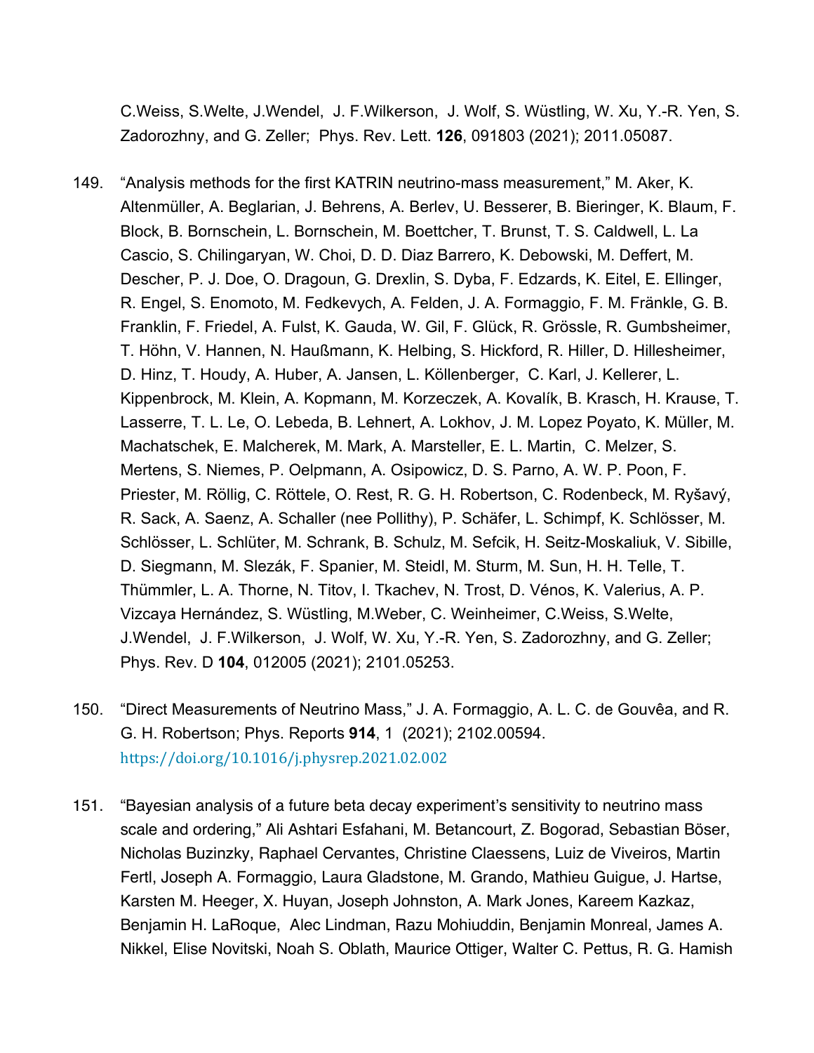C.Weiss, S.Welte, J.Wendel, J. F.Wilkerson, J. Wolf, S. Wüstling, W. Xu, Y.-R. Yen, S. Zadorozhny, and G. Zeller; Phys. Rev. Lett. **126**, 091803 (2021); 2011.05087.

149. "Analysis methods for the first KATRIN neutrino-mass measurement," M. Aker, K. Altenmüller, A. Beglarian, J. Behrens, A. Berlev, U. Besserer, B. Bieringer, K. Blaum, F. Block, B. Bornschein, L. Bornschein, M. Boettcher, T. Brunst, T. S. Caldwell, L. La Cascio, S. Chilingaryan, W. Choi, D. D. Diaz Barrero, K. Debowski, M. Deffert, M. Descher, P. J. Doe, O. Dragoun, G. Drexlin, S. Dyba, F. Edzards, K. Eitel, E. Ellinger, R. Engel, S. Enomoto, M. Fedkevych, A. Felden, J. A. Formaggio, F. M. Fränkle, G. B. Franklin, F. Friedel, A. Fulst, K. Gauda, W. Gil, F. Glück, R. Grössle, R. Gumbsheimer, T. Höhn, V. Hannen, N. Haußmann, K. Helbing, S. Hickford, R. Hiller, D. Hillesheimer, D. Hinz, T. Houdy, A. Huber, A. Jansen, L. Köllenberger, C. Karl, J. Kellerer, L. Kippenbrock, M. Klein, A. Kopmann, M. Korzeczek, A. Kovalík, B. Krasch, H. Krause, T. Lasserre, T. L. Le, O. Lebeda, B. Lehnert, A. Lokhov, J. M. Lopez Poyato, K. Müller, M. Machatschek, E. Malcherek, M. Mark, A. Marsteller, E. L. Martin, C. Melzer, S. Mertens, S. Niemes, P. Oelpmann, A. Osipowicz, D. S. Parno, A. W. P. Poon, F. Priester, M. Röllig, C. Röttele, O. Rest, R. G. H. Robertson, C. Rodenbeck, M. Ryšavý, R. Sack, A. Saenz, A. Schaller (nee Pollithy), P. Schäfer, L. Schimpf, K. Schlösser, M. Schlösser, L. Schlüter, M. Schrank, B. Schulz, M. Sefcik, H. Seitz-Moskaliuk, V. Sibille, D. Siegmann, M. Slezák, F. Spanier, M. Steidl, M. Sturm, M. Sun, H. H. Telle, T. Thümmler, L. A. Thorne, N. Titov, I. Tkachev, N. Trost, D. Vénos, K. Valerius, A. P. Vizcaya Hernández, S. Wüstling, M.Weber, C. Weinheimer, C.Weiss, S.Welte, J.Wendel, J. F.Wilkerson, J. Wolf, W. Xu, Y.-R. Yen, S. Zadorozhny, and G. Zeller; Phys. Rev. D **104**, 012005 (2021); 2101.05253.

150. "Direct Measurements of Neutrino Mass," J. A. Formaggio, A. L. C. de Gouvêa, and R. G. H. Robertson; Phys. Reports **914**, 1 (2021); 2102.00594. https://doi.org/10.1016/j.physrep.2021.02.002

151. "Bayesian analysis of a future beta decay experiment's sensitivity to neutrino mass scale and ordering," Ali Ashtari Esfahani, M. Betancourt, Z. Bogorad, Sebastian Böser, Nicholas Buzinzky, Raphael Cervantes, Christine Claessens, Luiz de Viveiros, Martin Fertl, Joseph A. Formaggio, Laura Gladstone, M. Grando, Mathieu Guigue, J. Hartse, Karsten M. Heeger, X. Huyan, Joseph Johnston, A. Mark Jones, Kareem Kazkaz, Benjamin H. LaRoque, Alec Lindman, Razu Mohiuddin, Benjamin Monreal, James A. Nikkel, Elise Novitski, Noah S. Oblath, Maurice Ottiger, Walter C. Pettus, R. G. Hamish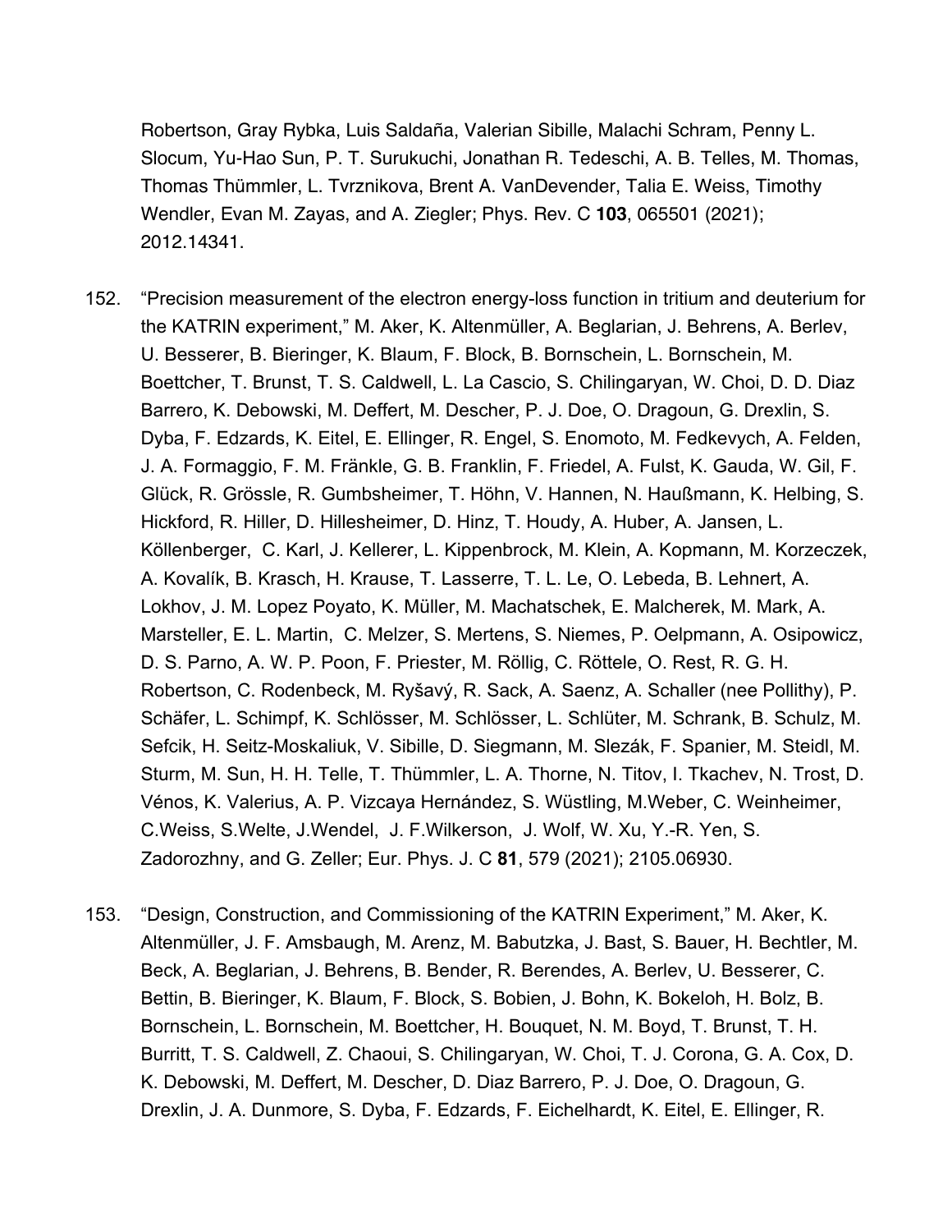Robertson, Gray Rybka, Luis Saldaña, Valerian Sibille, Malachi Schram, Penny L. Slocum, Yu-Hao Sun, P. T. Surukuchi, Jonathan R. Tedeschi, A. B. Telles, M. Thomas, Thomas Thümmler, L. Tvrznikova, Brent A. VanDevender, Talia E. Weiss, Timothy Wendler, Evan M. Zayas, and A. Ziegler; Phys. Rev. C **103**, 065501 (2021); 2012.14341.

152. "Precision measurement of the electron energy-loss function in tritium and deuterium for the KATRIN experiment," M. Aker, K. Altenmüller, A. Beglarian, J. Behrens, A. Berlev, U. Besserer, B. Bieringer, K. Blaum, F. Block, B. Bornschein, L. Bornschein, M. Boettcher, T. Brunst, T. S. Caldwell, L. La Cascio, S. Chilingaryan, W. Choi, D. D. Diaz Barrero, K. Debowski, M. Deffert, M. Descher, P. J. Doe, O. Dragoun, G. Drexlin, S. Dyba, F. Edzards, K. Eitel, E. Ellinger, R. Engel, S. Enomoto, M. Fedkevych, A. Felden, J. A. Formaggio, F. M. Fränkle, G. B. Franklin, F. Friedel, A. Fulst, K. Gauda, W. Gil, F. Glück, R. Grössle, R. Gumbsheimer, T. Höhn, V. Hannen, N. Haußmann, K. Helbing, S. Hickford, R. Hiller, D. Hillesheimer, D. Hinz, T. Houdy, A. Huber, A. Jansen, L. Köllenberger, C. Karl, J. Kellerer, L. Kippenbrock, M. Klein, A. Kopmann, M. Korzeczek, A. Kovalík, B. Krasch, H. Krause, T. Lasserre, T. L. Le, O. Lebeda, B. Lehnert, A. Lokhov, J. M. Lopez Poyato, K. Müller, M. Machatschek, E. Malcherek, M. Mark, A. Marsteller, E. L. Martin, C. Melzer, S. Mertens, S. Niemes, P. Oelpmann, A. Osipowicz, D. S. Parno, A. W. P. Poon, F. Priester, M. Röllig, C. Röttele, O. Rest, R. G. H. Robertson, C. Rodenbeck, M. Ryšavý, R. Sack, A. Saenz, A. Schaller (nee Pollithy), P. Schäfer, L. Schimpf, K. Schlösser, M. Schlösser, L. Schlüter, M. Schrank, B. Schulz, M. Sefcik, H. Seitz-Moskaliuk, V. Sibille, D. Siegmann, M. Slezák, F. Spanier, M. Steidl, M. Sturm, M. Sun, H. H. Telle, T. Thümmler, L. A. Thorne, N. Titov, I. Tkachev, N. Trost, D. Vénos, K. Valerius, A. P. Vizcaya Hernández, S. Wüstling, M.Weber, C. Weinheimer, C.Weiss, S.Welte, J.Wendel, J. F.Wilkerson, J. Wolf, W. Xu, Y.-R. Yen, S. Zadorozhny, and G. Zeller; Eur. Phys. J. C **81**, 579 (2021); 2105.06930.

153. "Design, Construction, and Commissioning of the KATRIN Experiment," M. Aker, K. Altenmüller, J. F. Amsbaugh, M. Arenz, M. Babutzka, J. Bast, S. Bauer, H. Bechtler, M. Beck, A. Beglarian, J. Behrens, B. Bender, R. Berendes, A. Berlev, U. Besserer, C. Bettin, B. Bieringer, K. Blaum, F. Block, S. Bobien, J. Bohn, K. Bokeloh, H. Bolz, B. Bornschein, L. Bornschein, M. Boettcher, H. Bouquet, N. M. Boyd, T. Brunst, T. H. Burritt, T. S. Caldwell, Z. Chaoui, S. Chilingaryan, W. Choi, T. J. Corona, G. A. Cox, D. K. Debowski, M. Deffert, M. Descher, D. Diaz Barrero, P. J. Doe, O. Dragoun, G. Drexlin, J. A. Dunmore, S. Dyba, F. Edzards, F. Eichelhardt, K. Eitel, E. Ellinger, R.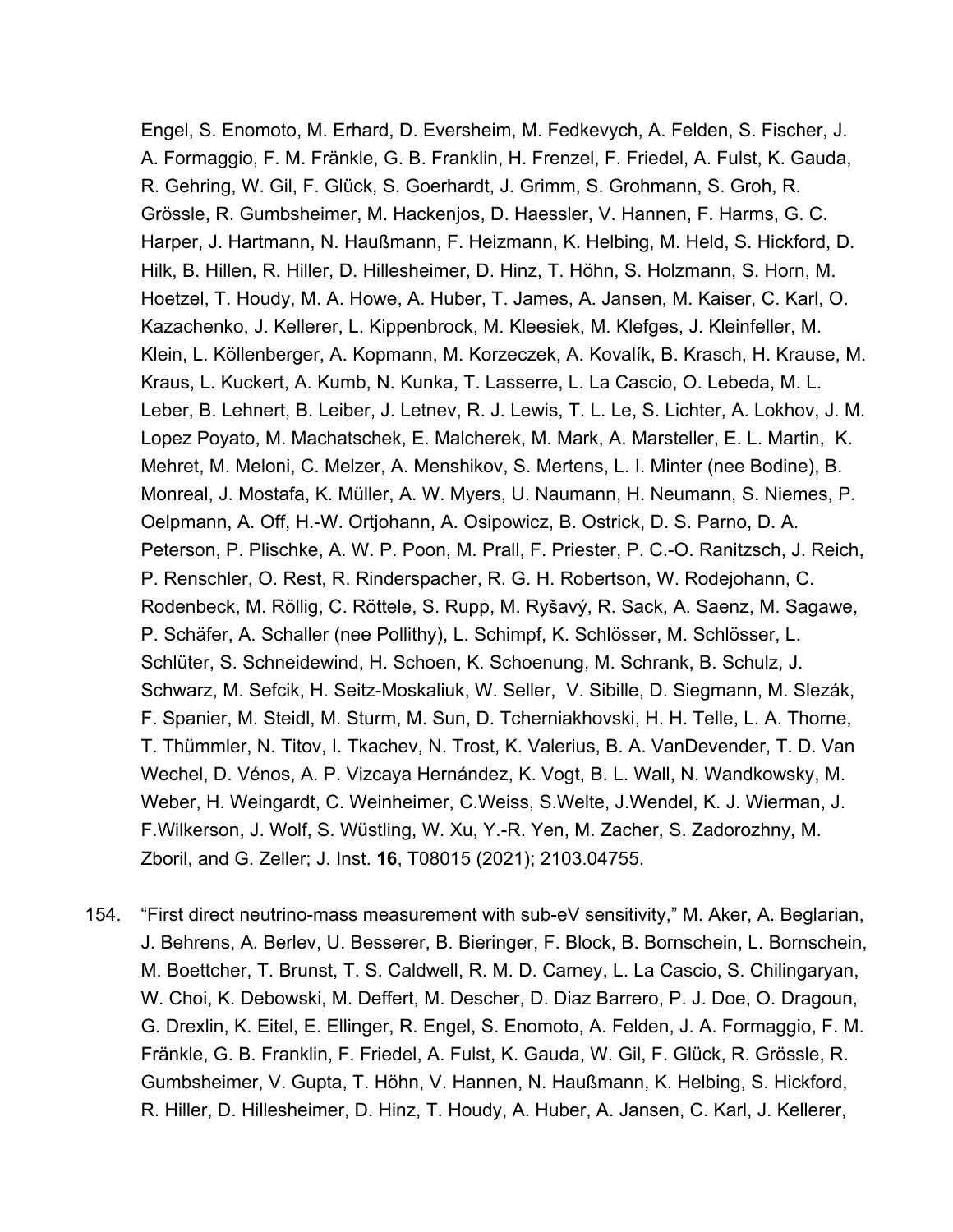Engel, S. Enomoto, M. Erhard, D. Eversheim, M. Fedkevych, A. Felden, S. Fischer, J. A. Formaggio, F. M. Fränkle, G. B. Franklin, H. Frenzel, F. Friedel, A. Fulst, K. Gauda, R. Gehring, W. Gil, F. Glück, S. Goerhardt, J. Grimm, S. Grohmann, S. Groh, R. Grössle, R. Gumbsheimer, M. Hackenjos, D. Haessler, V. Hannen, F. Harms, G. C. Harper, J. Hartmann, N. Haußmann, F. Heizmann, K. Helbing, M. Held, S. Hickford, D. Hilk, B. Hillen, R. Hiller, D. Hillesheimer, D. Hinz, T. Höhn, S. Holzmann, S. Horn, M. Hoetzel, T. Houdy, M. A. Howe, A. Huber, T. James, A. Jansen, M. Kaiser, C. Karl, O. Kazachenko, J. Kellerer, L. Kippenbrock, M. Kleesiek, M. Klefges, J. Kleinfeller, M. Klein, L. Köllenberger, A. Kopmann, M. Korzeczek, A. Kovalík, B. Krasch, H. Krause, M. Kraus, L. Kuckert, A. Kumb, N. Kunka, T. Lasserre, L. La Cascio, O. Lebeda, M. L. Leber, B. Lehnert, B. Leiber, J. Letnev, R. J. Lewis, T. L. Le, S. Lichter, A. Lokhov, J. M. Lopez Poyato, M. Machatschek, E. Malcherek, M. Mark, A. Marsteller, E. L. Martin, K. Mehret, M. Meloni, C. Melzer, A. Menshikov, S. Mertens, L. I. Minter (nee Bodine), B. Monreal, J. Mostafa, K. Müller, A. W. Myers, U. Naumann, H. Neumann, S. Niemes, P. Oelpmann, A. Off, H.-W. Ortjohann, A. Osipowicz, B. Ostrick, D. S. Parno, D. A. Peterson, P. Plischke, A. W. P. Poon, M. Prall, F. Priester, P. C.-O. Ranitzsch, J. Reich, P. Renschler, O. Rest, R. Rinderspacher, R. G. H. Robertson, W. Rodejohann, C. Rodenbeck, M. Röllig, C. Röttele, S. Rupp, M. Ryšavý, R. Sack, A. Saenz, M. Sagawe, P. Schäfer, A. Schaller (nee Pollithy), L. Schimpf, K. Schlösser, M. Schlösser, L. Schlüter, S. Schneidewind, H. Schoen, K. Schoenung, M. Schrank, B. Schulz, J. Schwarz, M. Sefcik, H. Seitz-Moskaliuk, W. Seller, V. Sibille, D. Siegmann, M. Slezák, F. Spanier, M. Steidl, M. Sturm, M. Sun, D. Tcherniakhovski, H. H. Telle, L. A. Thorne, T. Thümmler, N. Titov, I. Tkachev, N. Trost, K. Valerius, B. A. VanDevender, T. D. Van Wechel, D. Vénos, A. P. Vizcaya Hernández, K. Vogt, B. L. Wall, N. Wandkowsky, M. Weber, H. Weingardt, C. Weinheimer, C.Weiss, S.Welte, J.Wendel, K. J. Wierman, J. F.Wilkerson, J. Wolf, S. Wüstling, W. Xu, Y.-R. Yen, M. Zacher, S. Zadorozhny, M. Zboril, and G. Zeller; J. Inst. **16**, T08015 (2021); 2103.04755.

154. "First direct neutrino-mass measurement with sub-eV sensitivity," M. Aker, A. Beglarian, J. Behrens, A. Berlev, U. Besserer, B. Bieringer, F. Block, B. Bornschein, L. Bornschein, M. Boettcher, T. Brunst, T. S. Caldwell, R. M. D. Carney, L. La Cascio, S. Chilingaryan, W. Choi, K. Debowski, M. Deffert, M. Descher, D. Diaz Barrero, P. J. Doe, O. Dragoun, G. Drexlin, K. Eitel, E. Ellinger, R. Engel, S. Enomoto, A. Felden, J. A. Formaggio, F. M. Fränkle, G. B. Franklin, F. Friedel, A. Fulst, K. Gauda, W. Gil, F. Glück, R. Grössle, R. Gumbsheimer, V. Gupta, T. Höhn, V. Hannen, N. Haußmann, K. Helbing, S. Hickford, R. Hiller, D. Hillesheimer, D. Hinz, T. Houdy, A. Huber, A. Jansen, C. Karl, J. Kellerer,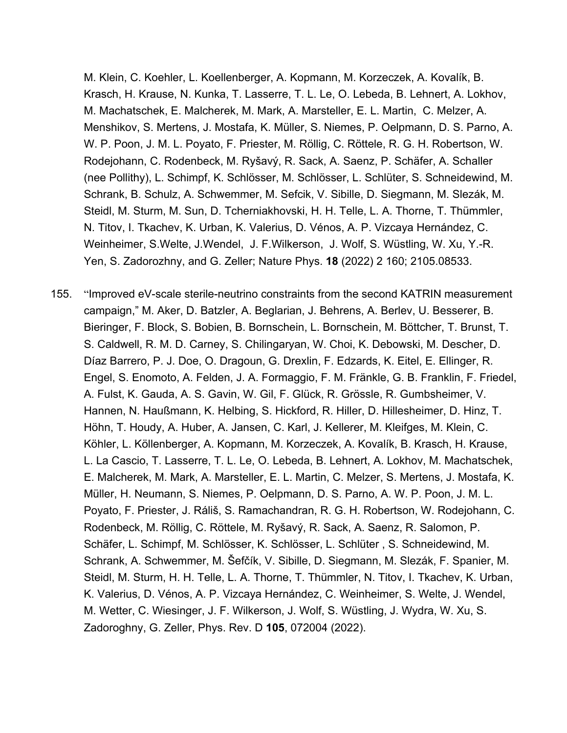M. Klein, C. Koehler, L. Koellenberger, A. Kopmann, M. Korzeczek, A. Kovalík, B. Krasch, H. Krause, N. Kunka, T. Lasserre, T. L. Le, O. Lebeda, B. Lehnert, A. Lokhov, M. Machatschek, E. Malcherek, M. Mark, A. Marsteller, E. L. Martin, C. Melzer, A. Menshikov, S. Mertens, J. Mostafa, K. Müller, S. Niemes, P. Oelpmann, D. S. Parno, A. W. P. Poon, J. M. L. Poyato, F. Priester, M. Röllig, C. Röttele, R. G. H. Robertson, W. Rodejohann, C. Rodenbeck, M. Ryšavý, R. Sack, A. Saenz, P. Schäfer, A. Schaller (nee Pollithy), L. Schimpf, K. Schlösser, M. Schlösser, L. Schlüter, S. Schneidewind, M. Schrank, B. Schulz, A. Schwemmer, M. Sefcik, V. Sibille, D. Siegmann, M. Slezák, M. Steidl, M. Sturm, M. Sun, D. Tcherniakhovski, H. H. Telle, L. A. Thorne, T. Thümmler, N. Titov, I. Tkachev, K. Urban, K. Valerius, D. Vénos, A. P. Vizcaya Hernández, C. Weinheimer, S.Welte, J.Wendel, J. F.Wilkerson, J. Wolf, S. Wüstling, W. Xu, Y.-R. Yen, S. Zadorozhny, and G. Zeller; Nature Phys. **18** (2022) 2 160; 2105.08533.

155. "Improved eV-scale sterile-neutrino constraints from the second KATRIN measurement campaign," M. Aker, D. Batzler, A. Beglarian, J. Behrens, A. Berlev, U. Besserer, B. Bieringer, F. Block, S. Bobien, B. Bornschein, L. Bornschein, M. Böttcher, T. Brunst, T. S. Caldwell, R. M. D. Carney, S. Chilingaryan, W. Choi, K. Debowski, M. Descher, D. Díaz Barrero, P. J. Doe, O. Dragoun, G. Drexlin, F. Edzards, K. Eitel, E. Ellinger, R. Engel, S. Enomoto, A. Felden, J. A. Formaggio, F. M. Fränkle, G. B. Franklin, F. Friedel, A. Fulst, K. Gauda, A. S. Gavin, W. Gil, F. Glück, R. Grössle, R. Gumbsheimer, V. Hannen, N. Haußmann, K. Helbing, S. Hickford, R. Hiller, D. Hillesheimer, D. Hinz, T. Höhn, T. Houdy, A. Huber, A. Jansen, C. Karl, J. Kellerer, M. Kleifges, M. Klein, C. Köhler, L. Köllenberger, A. Kopmann, M. Korzeczek, A. Kovalík, B. Krasch, H. Krause, L. La Cascio, T. Lasserre, T. L. Le, O. Lebeda, B. Lehnert, A. Lokhov, M. Machatschek, E. Malcherek, M. Mark, A. Marsteller, E. L. Martin, C. Melzer, S. Mertens, J. Mostafa, K. Müller, H. Neumann, S. Niemes, P. Oelpmann, D. S. Parno, A. W. P. Poon, J. M. L. Poyato, F. Priester, J. Ráliš, S. Ramachandran, R. G. H. Robertson, W. Rodejohann, C. Rodenbeck, M. Röllig, C. Röttele, M. Ryšavý, R. Sack, A. Saenz, R. Salomon, P. Schäfer, L. Schimpf, M. Schlösser, K. Schlösser, L. Schlüter , S. Schneidewind, M. Schrank, A. Schwemmer, M. Šefčík, V. Sibille, D. Siegmann, M. Slezák, F. Spanier, M. Steidl, M. Sturm, H. H. Telle, L. A. Thorne, T. Thümmler, N. Titov, I. Tkachev, K. Urban, K. Valerius, D. Vénos, A. P. Vizcaya Hernández, C. Weinheimer, S. Welte, J. Wendel, M. Wetter, C. Wiesinger, J. F. Wilkerson, J. Wolf, S. Wüstling, J. Wydra, W. Xu, S. Zadoroghny, G. Zeller, Phys. Rev. D **105**, 072004 (2022).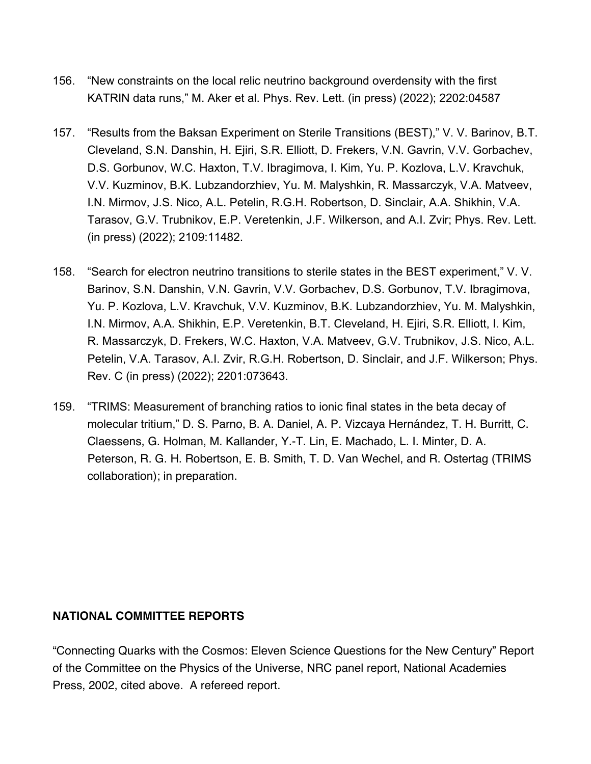156. "New constraints on the local relic neutrino background overdensity with the first KATRIN data runs," M. Aker et al. Phys. Rev. Lett. (in press) (2022); 2202:04587

157. "Results from the Baksan Experiment on Sterile Transitions (BEST)," V. V. Barinov, B.T. Cleveland, S.N. Danshin, H. Ejiri, S.R. Elliott, D. Frekers, V.N. Gavrin, V.V. Gorbachev, D.S. Gorbunov, W.C. Haxton, T.V. Ibragimova, I. Kim, Yu. P. Kozlova, L.V. Kravchuk, V.V. Kuzminov, B.K. Lubzandorzhiev, Yu. M. Malyshkin, R. Massarczyk, V.A. Matveev, I.N. Mirmov, J.S. Nico, A.L. Petelin, R.G.H. Robertson, D. Sinclair, A.A. Shikhin, V.A. Tarasov, G.V. Trubnikov, E.P. Veretenkin, J.F. Wilkerson, and A.I. Zvir; Phys. Rev. Lett. (in press) (2022); 2109:11482.

158. "Search for electron neutrino transitions to sterile states in the BEST experiment," V. V. Barinov, S.N. Danshin, V.N. Gavrin, V.V. Gorbachev, D.S. Gorbunov, T.V. Ibragimova, Yu. P. Kozlova, L.V. Kravchuk, V.V. Kuzminov, B.K. Lubzandorzhiev, Yu. M. Malyshkin, I.N. Mirmov, A.A. Shikhin, E.P. Veretenkin, B.T. Cleveland, H. Ejiri, S.R. Elliott, I. Kim, R. Massarczyk, D. Frekers, W.C. Haxton, V.A. Matveev, G.V. Trubnikov, J.S. Nico, A.L. Petelin, V.A. Tarasov, A.I. Zvir, R.G.H. Robertson, D. Sinclair, and J.F. Wilkerson; Phys. Rev. C (in press) (2022); 2201:073643.

159. "TRIMS: Measurement of branching ratios to ionic final states in the beta decay of molecular tritium," D. S. Parno, B. A. Daniel, A. P. Vizcaya Hernández, T. H. Burritt, C. Claessens, G. Holman, M. Kallander, Y.-T. Lin, E. Machado, L. I. Minter, D. A. Peterson, R. G. H. Robertson, E. B. Smith, T. D. Van Wechel, and R. Ostertag (TRIMS collaboration); in preparation.

**NATIONAL COMMITTEE REPORTS**

"Connecting Quarks with the Cosmos: Eleven Science Questions for the New Century" Report of the Committee on the Physics of the Universe, NRC panel report, National Academies Press, 2002, cited above. A refereed report.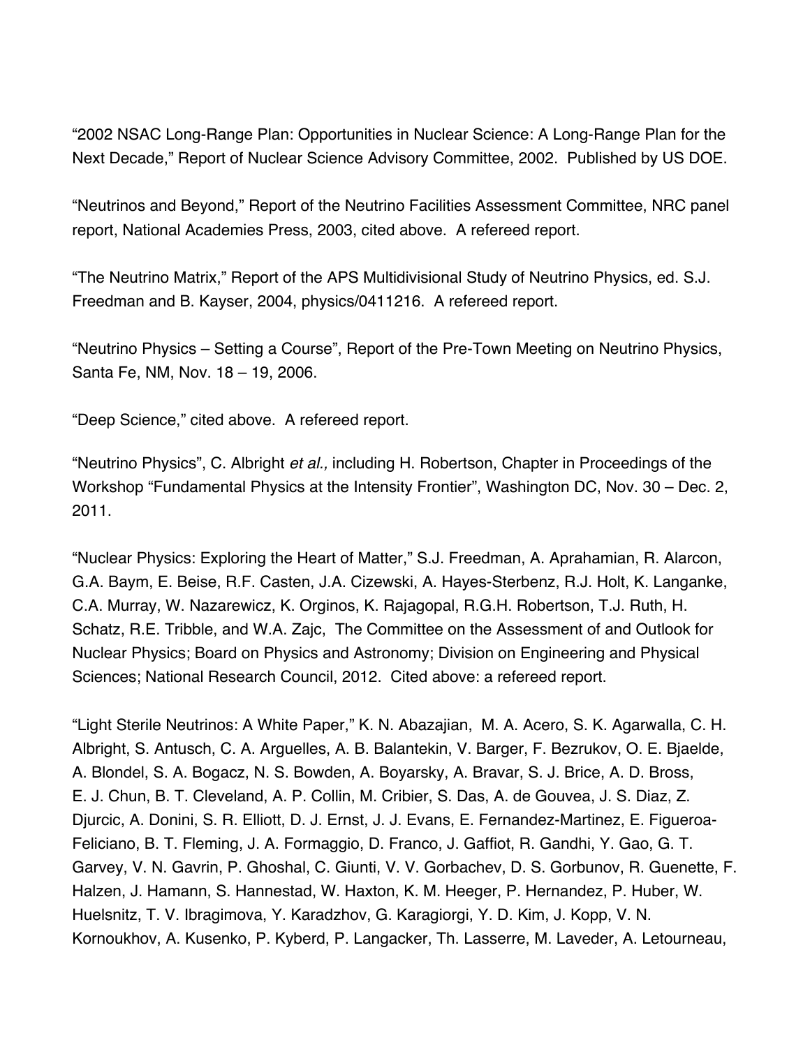“2002 NSAC Long-Range Plan: Opportunities in Nuclear Science: A Long-Range Plan for the Next Decade,” Report of Nuclear Science Advisory Committee, 2002. Published by US DOE.

“Neutrinos and Beyond,” Report of the Neutrino Facilities Assessment Committee, NRC panel report, National Academies Press, 2003, cited above. A refereed report.

“The Neutrino Matrix,” Report of the APS Multidivisional Study of Neutrino Physics, ed. S.J. Freedman and B. Kayser, 2004, physics/0411216. A refereed report.

“Neutrino Physics – Setting a Course”, Report of the Pre-Town Meeting on Neutrino Physics, Santa Fe, NM, Nov. 18 – 19, 2006.

“Deep Science,” cited above. A refereed report.

“Neutrino Physics”, C. Albright *et al.,* including H. Robertson, Chapter in Proceedings of the Workshop “Fundamental Physics at the Intensity Frontier”, Washington DC, Nov. 30 – Dec. 2, 2011.

“Nuclear Physics: Exploring the Heart of Matter,” S.J. Freedman, A. Aprahamian, R. Alarcon, G.A. Baym, E. Beise, R.F. Casten, J.A. Cizewski, A. Hayes-Sterbenz, R.J. Holt, K. Langanke, C.A. Murray, W. Nazarewicz, K. Orginos, K. Rajagopal, R.G.H. Robertson, T.J. Ruth, H. Schatz, R.E. Tribble, and W.A. Zajc, The Committee on the Assessment of and Outlook for Nuclear Physics; Board on Physics and Astronomy; Division on Engineering and Physical Sciences; National Research Council, 2012. Cited above: a refereed report.

“Light Sterile Neutrinos: A White Paper,” K. N. Abazajian, M. A. Acero, S. K. Agarwalla, C. H. Albright, S. Antusch, C. A. Arguelles, A. B. Balantekin, V. Barger, F. Bezrukov, O. E. Bjaelde, A. Blondel, S. A. Bogacz, N. S. Bowden, A. Boyarsky, A. Bravar, S. J. Brice, A. D. Bross, E. J. Chun, B. T. Cleveland, A. P. Collin, M. Cribier, S. Das, A. de Gouvea, J. S. Diaz, Z. Djurcic, A. Donini, S. R. Elliott, D. J. Ernst, J. J. Evans, E. Fernandez-Martinez, E. Figueroa-Feliciano, B. T. Fleming, J. A. Formaggio, D. Franco, J. Gaffiot, R. Gandhi, Y. Gao, G. T. Garvey, V. N. Gavrin, P. Ghoshal, C. Giunti, V. V. Gorbachev, D. S. Gorbunov, R. Guenette, F. Halzen, J. Hamann, S. Hannestad, W. Haxton, K. M. Heeger, P. Hernandez, P. Huber, W. Huelsnitz, T. V. Ibragimova, Y. Karadzhov, G. Karagiorgi, Y. D. Kim, J. Kopp, V. N. Kornoukhov, A. Kusenko, P. Kyberd, P. Langacker, Th. Lasserre, M. Laveder, A. Letourneau,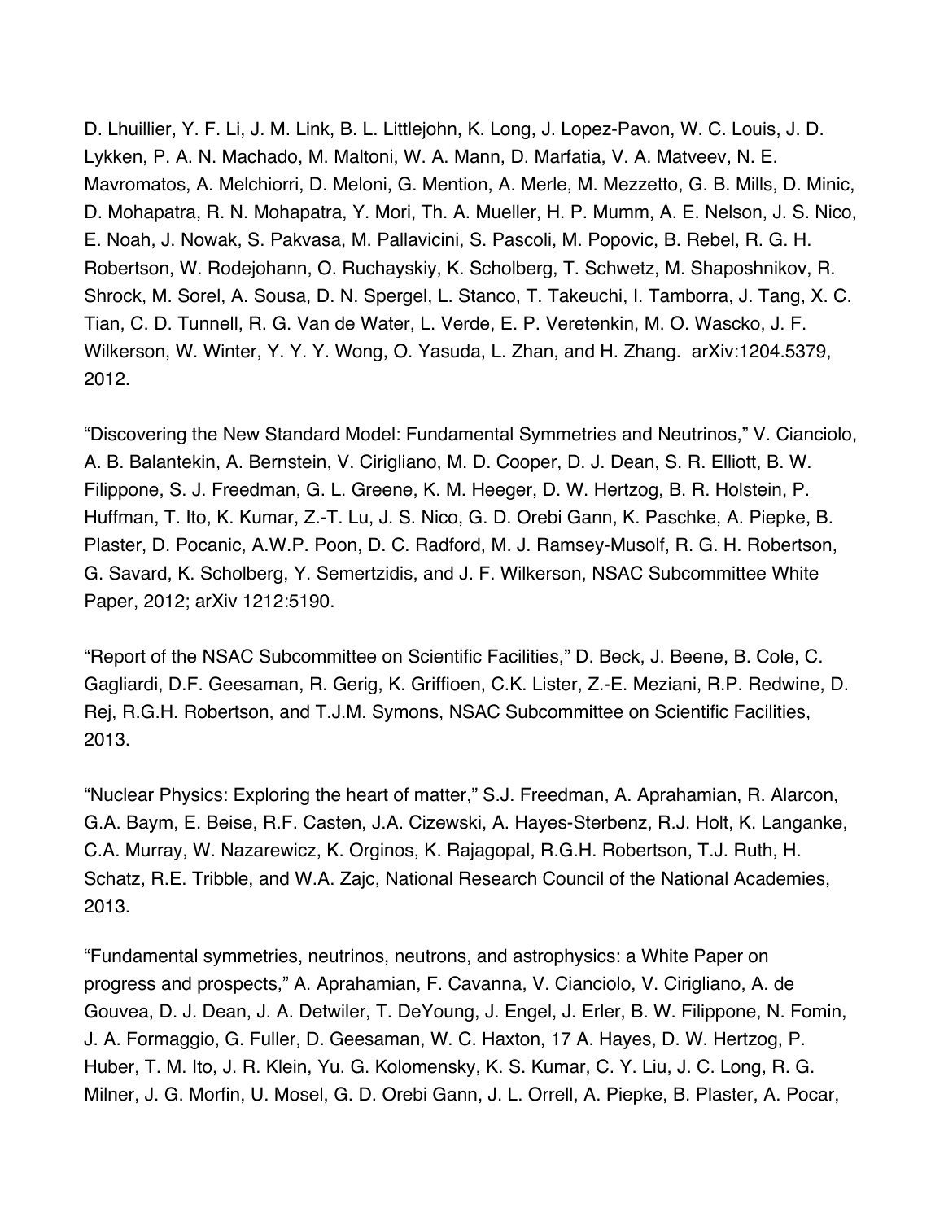D. Lhuillier, Y. F. Li, J. M. Link, B. L. Littlejohn, K. Long, J. Lopez-Pavon, W. C. Louis, J. D. Lykken, P. A. N. Machado, M. Maltoni, W. A. Mann, D. Marfatia, V. A. Matveev, N. E. Mavromatos, A. Melchiorri, D. Meloni, G. Mention, A. Merle, M. Mezzetto, G. B. Mills, D. Minic, D. Mohapatra, R. N. Mohapatra, Y. Mori, Th. A. Mueller, H. P. Mumm, A. E. Nelson, J. S. Nico, E. Noah, J. Nowak, S. Pakvasa, M. Pallavicini, S. Pascoli, M. Popovic, B. Rebel, R. G. H. Robertson, W. Rodejohann, O. Ruchayskiy, K. Scholberg, T. Schwetz, M. Shaposhnikov, R. Shrock, M. Sorel, A. Sousa, D. N. Spergel, L. Stanco, T. Takeuchi, I. Tamborra, J. Tang, X. C. Tian, C. D. Tunnell, R. G. Van de Water, L. Verde, E. P. Veretenkin, M. O. Wascko, J. F. Wilkerson, W. Winter, Y. Y. Y. Wong, O. Yasuda, L. Zhan, and H. Zhang. arXiv:1204.5379, 2012.

"Discovering the New Standard Model: Fundamental Symmetries and Neutrinos," V. Cianciolo, A. B. Balantekin, A. Bernstein, V. Cirigliano, M. D. Cooper, D. J. Dean, S. R. Elliott, B. W. Filippone, S. J. Freedman, G. L. Greene, K. M. Heeger, D. W. Hertzog, B. R. Holstein, P. Huffman, T. Ito, K. Kumar, Z.-T. Lu, J. S. Nico, G. D. Orebi Gann, K. Paschke, A. Piepke, B. Plaster, D. Pocanic, A.W.P. Poon, D. C. Radford, M. J. Ramsey-Musolf, R. G. H. Robertson, G. Savard, K. Scholberg, Y. Semertzidis, and J. F. Wilkerson, NSAC Subcommittee White Paper, 2012; arXiv 1212:5190.

"Report of the NSAC Subcommittee on Scientific Facilities," D. Beck, J. Beene, B. Cole, C. Gagliardi, D.F. Geesaman, R. Gerig, K. Griffioen, C.K. Lister, Z.-E. Meziani, R.P. Redwine, D. Rej, R.G.H. Robertson, and T.J.M. Symons, NSAC Subcommittee on Scientific Facilities, 2013.

"Nuclear Physics: Exploring the heart of matter," S.J. Freedman, A. Aprahamian, R. Alarcon, G.A. Baym, E. Beise, R.F. Casten, J.A. Cizewski, A. Hayes-Sterbenz, R.J. Holt, K. Langanke, C.A. Murray, W. Nazarewicz, K. Orginos, K. Rajagopal, R.G.H. Robertson, T.J. Ruth, H. Schatz, R.E. Tribble, and W.A. Zajc, National Research Council of the National Academies, 2013.

"Fundamental symmetries, neutrinos, neutrons, and astrophysics: a White Paper on progress and prospects," A. Aprahamian, F. Cavanna, V. Cianciolo, V. Cirigliano, A. de Gouvea, D. J. Dean, J. A. Detwiler, T. DeYoung, J. Engel, J. Erler, B. W. Filippone, N. Fomin, J. A. Formaggio, G. Fuller, D. Geesaman, W. C. Haxton, 17 A. Hayes, D. W. Hertzog, P. Huber, T. M. Ito, J. R. Klein, Yu. G. Kolomensky, K. S. Kumar, C. Y. Liu, J. C. Long, R. G. Milner, J. G. Morfin, U. Mosel, G. D. Orebi Gann, J. L. Orrell, A. Piepke, B. Plaster, A. Pocar,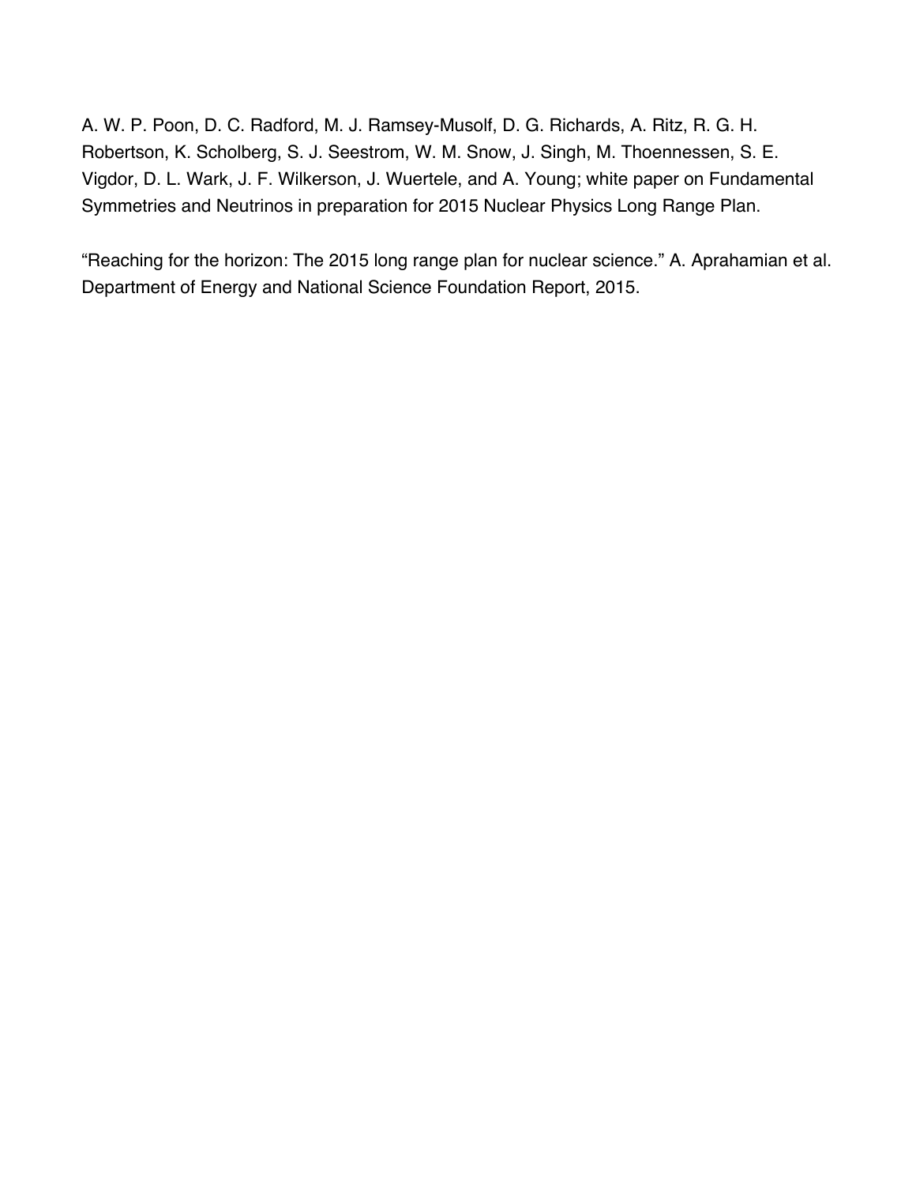A. W. P. Poon, D. C. Radford, M. J. Ramsey-Musolf, D. G. Richards, A. Ritz, R. G. H. Robertson, K. Scholberg, S. J. Seestrom, W. M. Snow, J. Singh, M. Thoennessen, S. E. Vigdor, D. L. Wark, J. F. Wilkerson, J. Wuertele, and A. Young; white paper on Fundamental Symmetries and Neutrinos in preparation for 2015 Nuclear Physics Long Range Plan.

"Reaching for the horizon: The 2015 long range plan for nuclear science." A. Aprahamian et al. Department of Energy and National Science Foundation Report, 2015.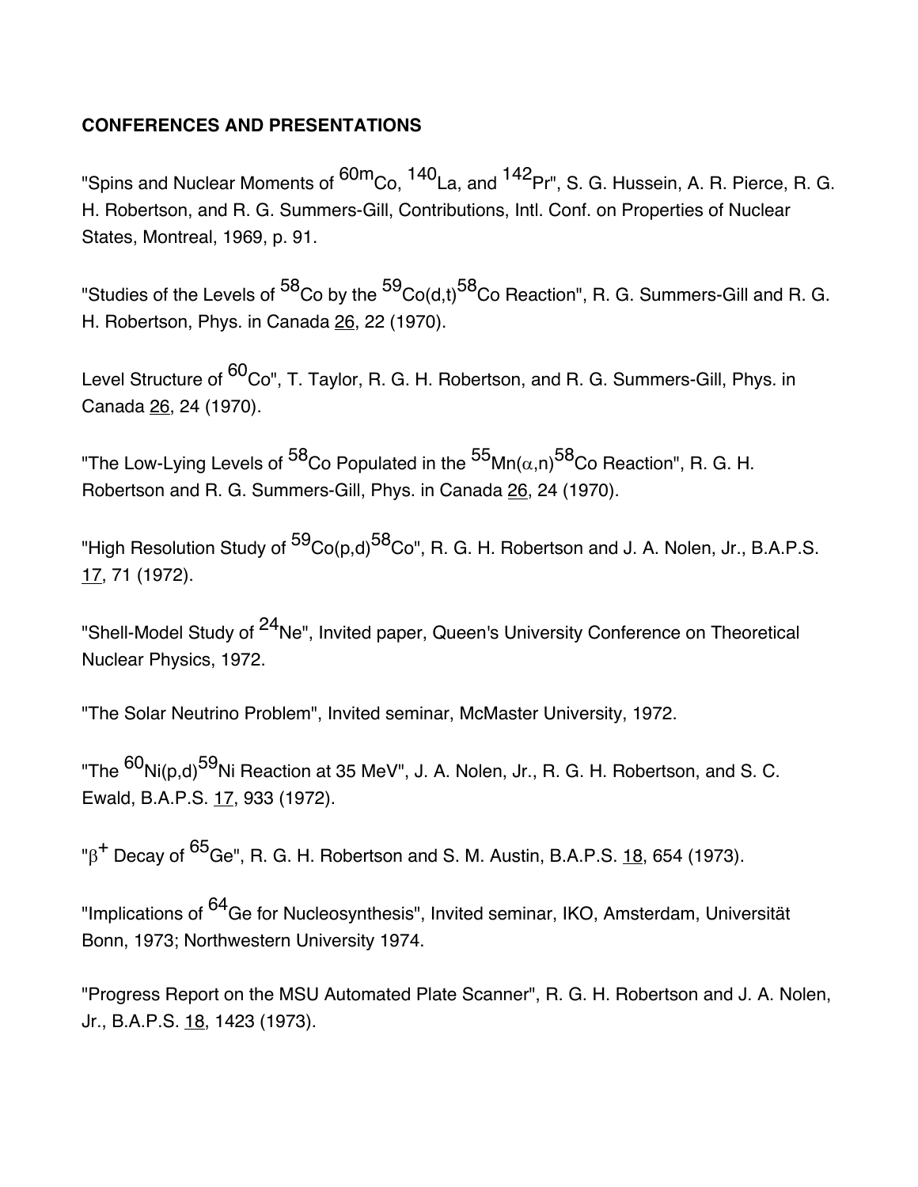**CONFERENCES AND PRESENTATIONS**

"Spins and Nuclear Moments of $^{60m}$Co, $^{140}$La, and $^{142}$Pr", S. G. Hussein, A. R. Pierce, R. G. H. Robertson, and R. G. Summers-Gill, Contributions, Intl. Conf. on Properties of Nuclear States, Montreal, 1969, p. 91.

"Studies of the Levels of $^{58}$Co by the $^{59}$Co(d,t)$^{58}$Co Reaction", R. G. Summers-Gill and R. G. H. Robertson, Phys. in Canada 26, 22 (1970).

Level Structure of $^{60}$Co", T. Taylor, R. G. H. Robertson, and R. G. Summers-Gill, Phys. in Canada 26, 24 (1970).

"The Low-Lying Levels of $^{58}$Co Populated in the $^{55}$Mn($\alpha$,n)$^{58}$Co Reaction", R. G. H. Robertson and R. G. Summers-Gill, Phys. in Canada 26, 24 (1970).

"High Resolution Study of $^{59}$Co(p,d)$^{58}$Co", R. G. H. Robertson and J. A. Nolen, Jr., B.A.P.S. 17, 71 (1972).

"Shell-Model Study of $^{24}$Ne", Invited paper, Queen's University Conference on Theoretical Nuclear Physics, 1972.

"The Solar Neutrino Problem", Invited seminar, McMaster University, 1972.

"The $^{60}$Ni(p,d)$^{59}$Ni Reaction at 35 MeV", J. A. Nolen, Jr., R. G. H. Robertson, and S. C. Ewald, B.A.P.S. 17, 933 (1972).

"$\beta^+$ Decay of $^{65}$Ge", R. G. H. Robertson and S. M. Austin, B.A.P.S. 18, 654 (1973).

"Implications of $^{64}$Ge for Nucleosynthesis", Invited seminar, IKO, Amsterdam, Universität Bonn, 1973; Northwestern University 1974.

"Progress Report on the MSU Automated Plate Scanner", R. G. H. Robertson and J. A. Nolen, Jr., B.A.P.S. 18, 1423 (1973).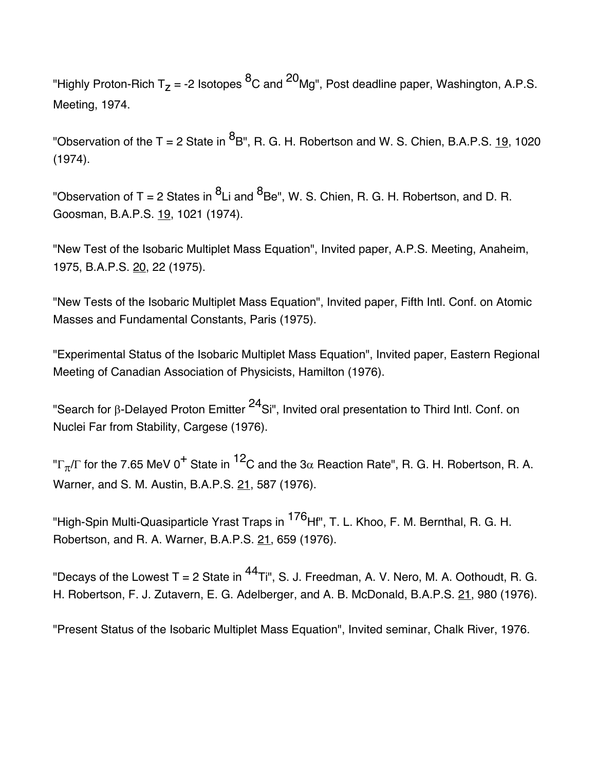"Highly Proton-Rich $T_z$ = -2 Isotopes $^{8}$C and $^{20}$Mg", Post deadline paper, Washington, A.P.S. Meeting, 1974.

"Observation of the T = 2 State in $^{8}$B", R. G. H. Robertson and W. S. Chien, B.A.P.S. 19, 1020 (1974).

"Observation of T = 2 States in $^{8}$Li and $^{8}$Be", W. S. Chien, R. G. H. Robertson, and D. R. Goosman, B.A.P.S. 19, 1021 (1974).

"New Test of the Isobaric Multiplet Mass Equation", Invited paper, A.P.S. Meeting, Anaheim, 1975, B.A.P.S. 20, 22 (1975).

"New Tests of the Isobaric Multiplet Mass Equation", Invited paper, Fifth Intl. Conf. on Atomic Masses and Fundamental Constants, Paris (1975).

"Experimental Status of the Isobaric Multiplet Mass Equation", Invited paper, Eastern Regional Meeting of Canadian Association of Physicists, Hamilton (1976).

"Search for $\beta$-Delayed Proton Emitter $^{24}$Si", Invited oral presentation to Third Intl. Conf. on Nuclei Far from Stability, Cargese (1976).

"$\Gamma_{\pi}/\Gamma$ for the 7.65 MeV $0^{+}$ State in $^{12}$C and the $3\alpha$ Reaction Rate", R. G. H. Robertson, R. A. Warner, and S. M. Austin, B.A.P.S. 21, 587 (1976).

"High-Spin Multi-Quasiparticle Yrast Traps in $^{176}$Hf", T. L. Khoo, F. M. Bernthal, R. G. H. Robertson, and R. A. Warner, B.A.P.S. 21, 659 (1976).

"Decays of the Lowest T = 2 State in $^{44}$Ti", S. J. Freedman, A. V. Nero, M. A. Oothoudt, R. G. H. Robertson, F. J. Zutavern, E. G. Adelberger, and A. B. McDonald, B.A.P.S. 21, 980 (1976).

"Present Status of the Isobaric Multiplet Mass Equation", Invited seminar, Chalk River, 1976.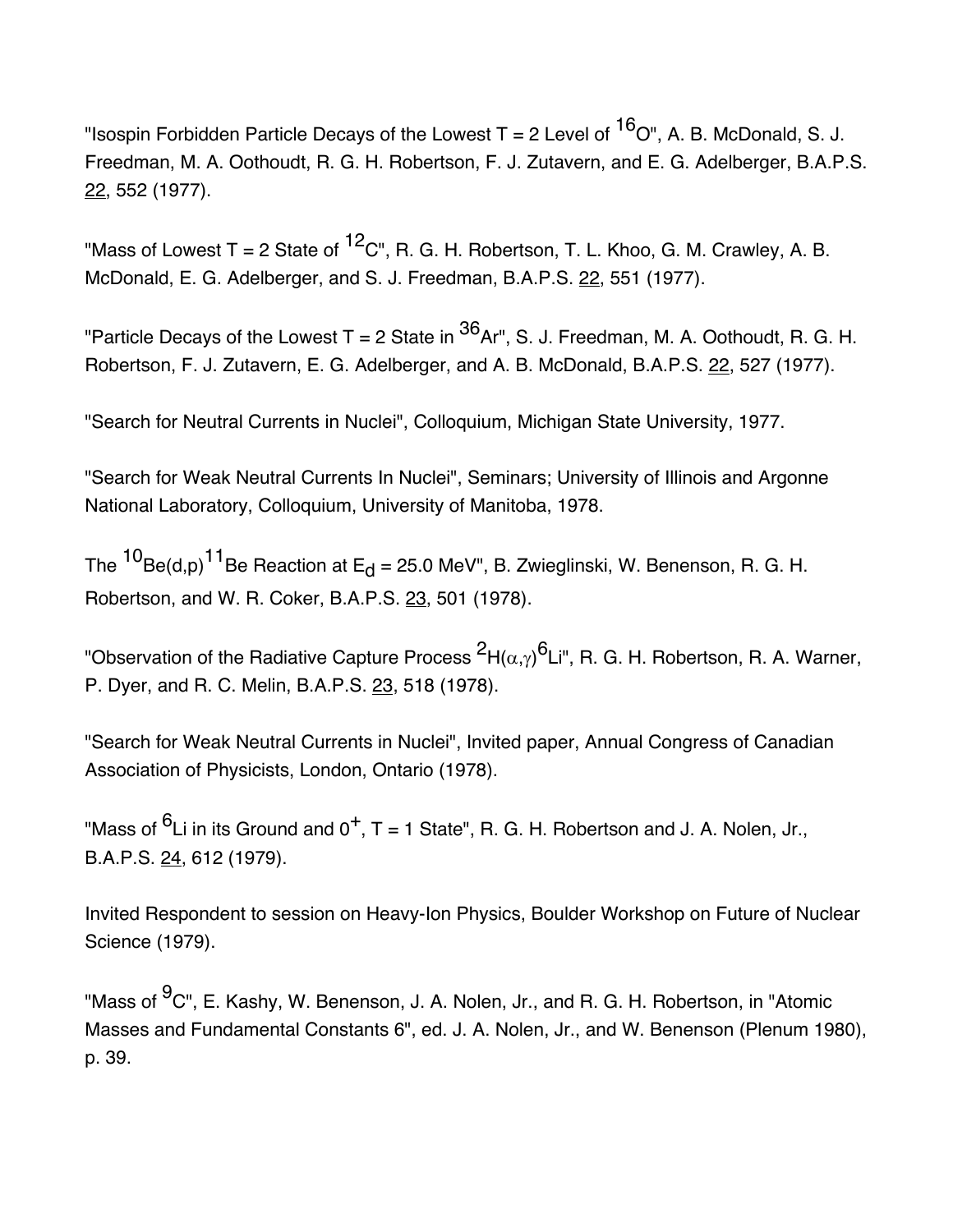"Isospin Forbidden Particle Decays of the Lowest T = 2 Level of $^{16}$O", A. B. McDonald, S. J. Freedman, M. A. Oothoudt, R. G. H. Robertson, F. J. Zutavern, and E. G. Adelberger, B.A.P.S. 22, 552 (1977).

"Mass of Lowest T = 2 State of $^{12}$C", R. G. H. Robertson, T. L. Khoo, G. M. Crawley, A. B. McDonald, E. G. Adelberger, and S. J. Freedman, B.A.P.S. 22, 551 (1977).

"Particle Decays of the Lowest T = 2 State in $^{36}$Ar", S. J. Freedman, M. A. Oothoudt, R. G. H. Robertson, F. J. Zutavern, E. G. Adelberger, and A. B. McDonald, B.A.P.S. 22, 527 (1977).

"Search for Neutral Currents in Nuclei", Colloquium, Michigan State University, 1977.

"Search for Weak Neutral Currents In Nuclei", Seminars; University of Illinois and Argonne National Laboratory, Colloquium, University of Manitoba, 1978.

The $^{10}$Be(d,p)$^{11}$Be Reaction at $E_d$ = 25.0 MeV", B. Zwieglinski, W. Benenson, R. G. H. Robertson, and W. R. Coker, B.A.P.S. 23, 501 (1978).

"Observation of the Radiative Capture Process $^{2}$H($\alpha,\gamma$)$^{6}$Li", R. G. H. Robertson, R. A. Warner, P. Dyer, and R. C. Melin, B.A.P.S. 23, 518 (1978).

"Search for Weak Neutral Currents in Nuclei", Invited paper, Annual Congress of Canadian Association of Physicists, London, Ontario (1978).

"Mass of $^{6}$Li in its Ground and $0^{+}$, T = 1 State", R. G. H. Robertson and J. A. Nolen, Jr., B.A.P.S. 24, 612 (1979).

Invited Respondent to session on Heavy-Ion Physics, Boulder Workshop on Future of Nuclear Science (1979).

"Mass of $^{9}$C", E. Kashy, W. Benenson, J. A. Nolen, Jr., and R. G. H. Robertson, in "Atomic Masses and Fundamental Constants 6", ed. J. A. Nolen, Jr., and W. Benenson (Plenum 1980), p. 39.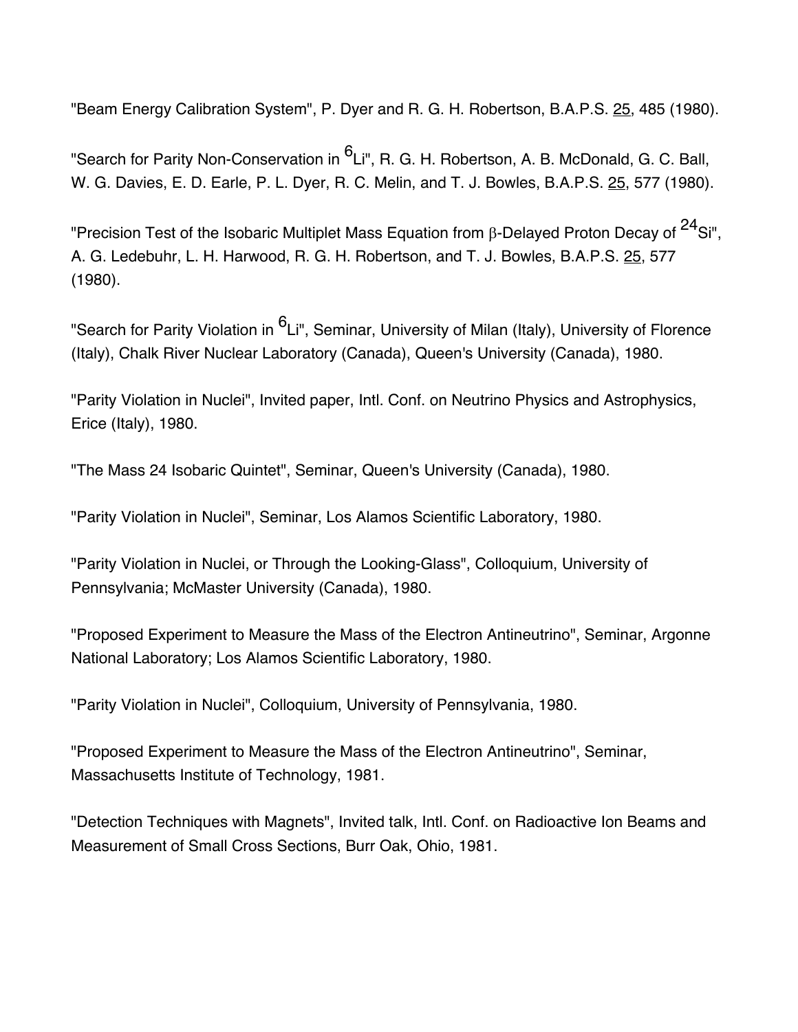"Beam Energy Calibration System", P. Dyer and R. G. H. Robertson, B.A.P.S. 25, 485 (1980).

"Search for Parity Non-Conservation in $^{6}$Li", R. G. H. Robertson, A. B. McDonald, G. C. Ball, W. G. Davies, E. D. Earle, P. L. Dyer, R. C. Melin, and T. J. Bowles, B.A.P.S. 25, 577 (1980).

"Precision Test of the Isobaric Multiplet Mass Equation from $\beta$-Delayed Proton Decay of $^{24}$Si", A. G. Ledebuhr, L. H. Harwood, R. G. H. Robertson, and T. J. Bowles, B.A.P.S. 25, 577 (1980).

"Search for Parity Violation in $^{6}$Li", Seminar, University of Milan (Italy), University of Florence (Italy), Chalk River Nuclear Laboratory (Canada), Queen's University (Canada), 1980.

"Parity Violation in Nuclei", Invited paper, Intl. Conf. on Neutrino Physics and Astrophysics, Erice (Italy), 1980.

"The Mass 24 Isobaric Quintet", Seminar, Queen's University (Canada), 1980.

"Parity Violation in Nuclei", Seminar, Los Alamos Scientific Laboratory, 1980.

"Parity Violation in Nuclei, or Through the Looking-Glass", Colloquium, University of Pennsylvania; McMaster University (Canada), 1980.

"Proposed Experiment to Measure the Mass of the Electron Antineutrino", Seminar, Argonne National Laboratory; Los Alamos Scientific Laboratory, 1980.

"Parity Violation in Nuclei", Colloquium, University of Pennsylvania, 1980.

"Proposed Experiment to Measure the Mass of the Electron Antineutrino", Seminar, Massachusetts Institute of Technology, 1981.

"Detection Techniques with Magnets", Invited talk, Intl. Conf. on Radioactive Ion Beams and Measurement of Small Cross Sections, Burr Oak, Ohio, 1981.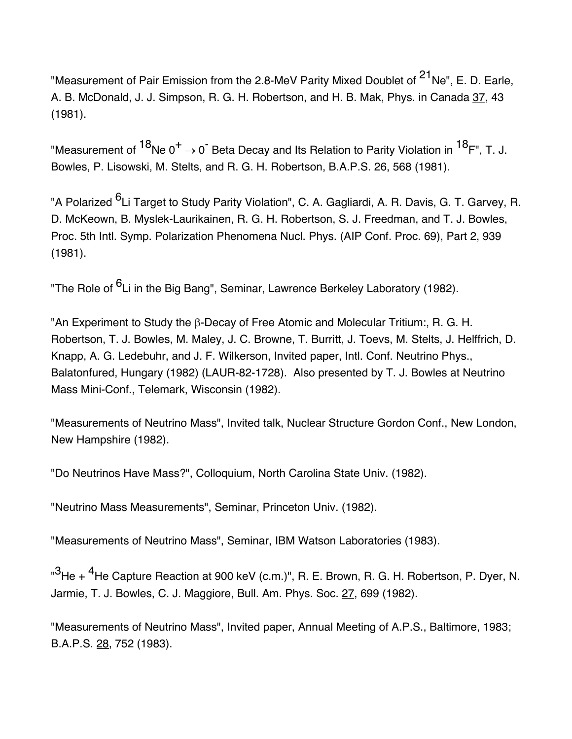"Measurement of Pair Emission from the 2.8-MeV Parity Mixed Doublet of $^{21}$Ne", E. D. Earle, A. B. McDonald, J. J. Simpson, R. G. H. Robertson, and H. B. Mak, Phys. in Canada 37, 43 (1981).

"Measurement of $^{18}$Ne $0^+ \rightarrow 0^-$ Beta Decay and Its Relation to Parity Violation in $^{18}$F", T. J. Bowles, P. Lisowski, M. Stelts, and R. G. H. Robertson, B.A.P.S. 26, 568 (1981).

"A Polarized $^{6}$Li Target to Study Parity Violation", C. A. Gagliardi, A. R. Davis, G. T. Garvey, R. D. McKeown, B. Myslek-Laurikainen, R. G. H. Robertson, S. J. Freedman, and T. J. Bowles, Proc. 5th Intl. Symp. Polarization Phenomena Nucl. Phys. (AIP Conf. Proc. 69), Part 2, 939 (1981).

"The Role of $^{6}$Li in the Big Bang", Seminar, Lawrence Berkeley Laboratory (1982).

"An Experiment to Study the $\beta$-Decay of Free Atomic and Molecular Tritium:, R. G. H. Robertson, T. J. Bowles, M. Maley, J. C. Browne, T. Burritt, J. Toevs, M. Stelts, J. Helffrich, D. Knapp, A. G. Ledebuhr, and J. F. Wilkerson, Invited paper, Intl. Conf. Neutrino Phys., Balatonfured, Hungary (1982) (LAUR-82-1728). Also presented by T. J. Bowles at Neutrino Mass Mini-Conf., Telemark, Wisconsin (1982).

"Measurements of Neutrino Mass", Invited talk, Nuclear Structure Gordon Conf., New London, New Hampshire (1982).

"Do Neutrinos Have Mass?", Colloquium, North Carolina State Univ. (1982).

"Neutrino Mass Measurements", Seminar, Princeton Univ. (1982).

"Measurements of Neutrino Mass", Seminar, IBM Watson Laboratories (1983).

"$^{3}$He + $^{4}$He Capture Reaction at 900 keV (c.m.)", R. E. Brown, R. G. H. Robertson, P. Dyer, N. Jarmie, T. J. Bowles, C. J. Maggiore, Bull. Am. Phys. Soc. 27, 699 (1982).

"Measurements of Neutrino Mass", Invited paper, Annual Meeting of A.P.S., Baltimore, 1983; B.A.P.S. 28, 752 (1983).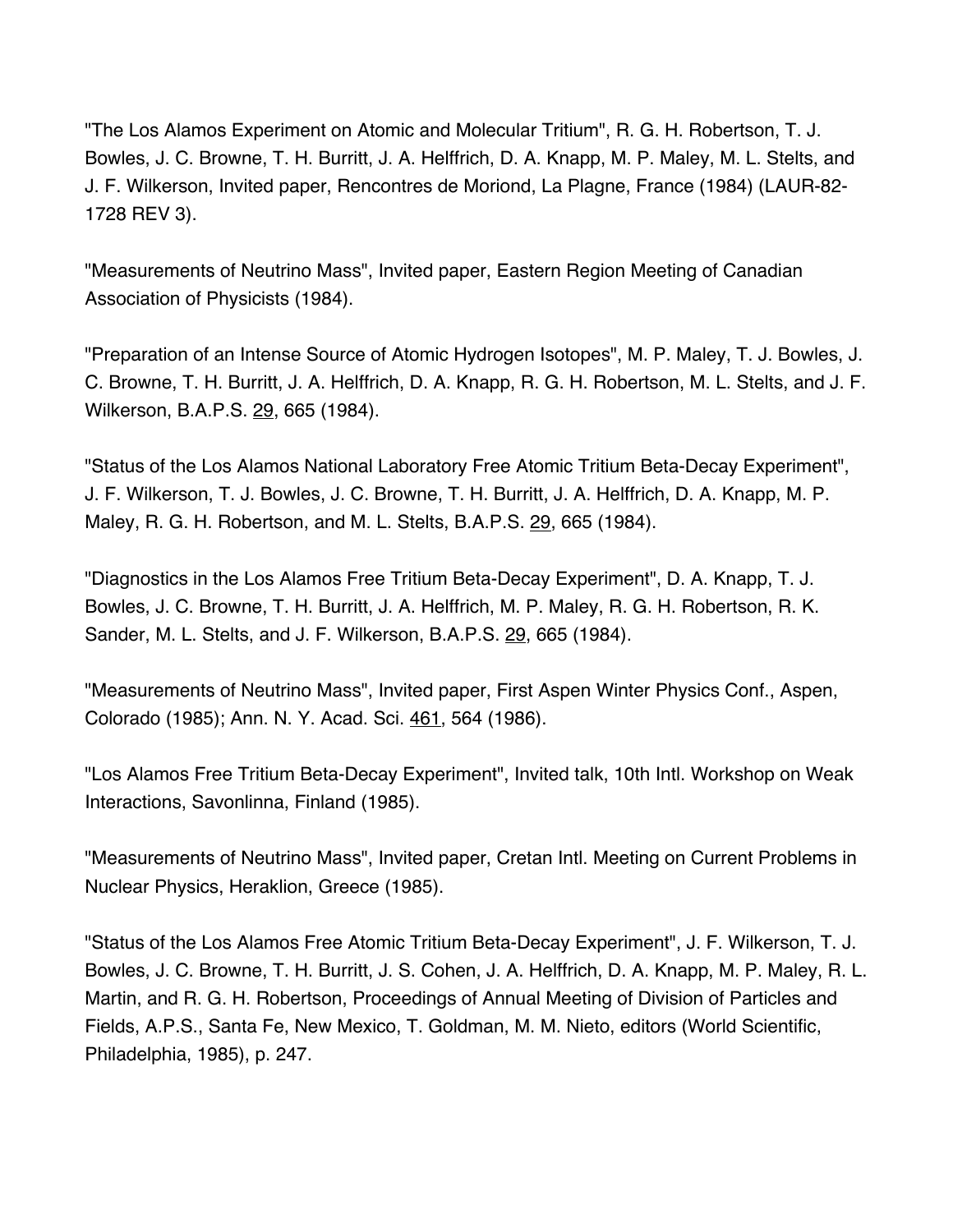"The Los Alamos Experiment on Atomic and Molecular Tritium", R. G. H. Robertson, T. J. Bowles, J. C. Browne, T. H. Burritt, J. A. Helffrich, D. A. Knapp, M. P. Maley, M. L. Stelts, and J. F. Wilkerson, Invited paper, Rencontres de Moriond, La Plagne, France (1984) (LAUR-82-1728 REV 3).

"Measurements of Neutrino Mass", Invited paper, Eastern Region Meeting of Canadian Association of Physicists (1984).

"Preparation of an Intense Source of Atomic Hydrogen Isotopes", M. P. Maley, T. J. Bowles, J. C. Browne, T. H. Burritt, J. A. Helffrich, D. A. Knapp, R. G. H. Robertson, M. L. Stelts, and J. F. Wilkerson, B.A.P.S. 29, 665 (1984).

"Status of the Los Alamos National Laboratory Free Atomic Tritium Beta-Decay Experiment", J. F. Wilkerson, T. J. Bowles, J. C. Browne, T. H. Burritt, J. A. Helffrich, D. A. Knapp, M. P. Maley, R. G. H. Robertson, and M. L. Stelts, B.A.P.S. 29, 665 (1984).

"Diagnostics in the Los Alamos Free Tritium Beta-Decay Experiment", D. A. Knapp, T. J. Bowles, J. C. Browne, T. H. Burritt, J. A. Helffrich, M. P. Maley, R. G. H. Robertson, R. K. Sander, M. L. Stelts, and J. F. Wilkerson, B.A.P.S. 29, 665 (1984).

"Measurements of Neutrino Mass", Invited paper, First Aspen Winter Physics Conf., Aspen, Colorado (1985); Ann. N. Y. Acad. Sci. 461, 564 (1986).

"Los Alamos Free Tritium Beta-Decay Experiment", Invited talk, 10th Intl. Workshop on Weak Interactions, Savonlinna, Finland (1985).

"Measurements of Neutrino Mass", Invited paper, Cretan Intl. Meeting on Current Problems in Nuclear Physics, Heraklion, Greece (1985).

"Status of the Los Alamos Free Atomic Tritium Beta-Decay Experiment", J. F. Wilkerson, T. J. Bowles, J. C. Browne, T. H. Burritt, J. S. Cohen, J. A. Helffrich, D. A. Knapp, M. P. Maley, R. L. Martin, and R. G. H. Robertson, Proceedings of Annual Meeting of Division of Particles and Fields, A.P.S., Santa Fe, New Mexico, T. Goldman, M. M. Nieto, editors (World Scientific, Philadelphia, 1985), p. 247.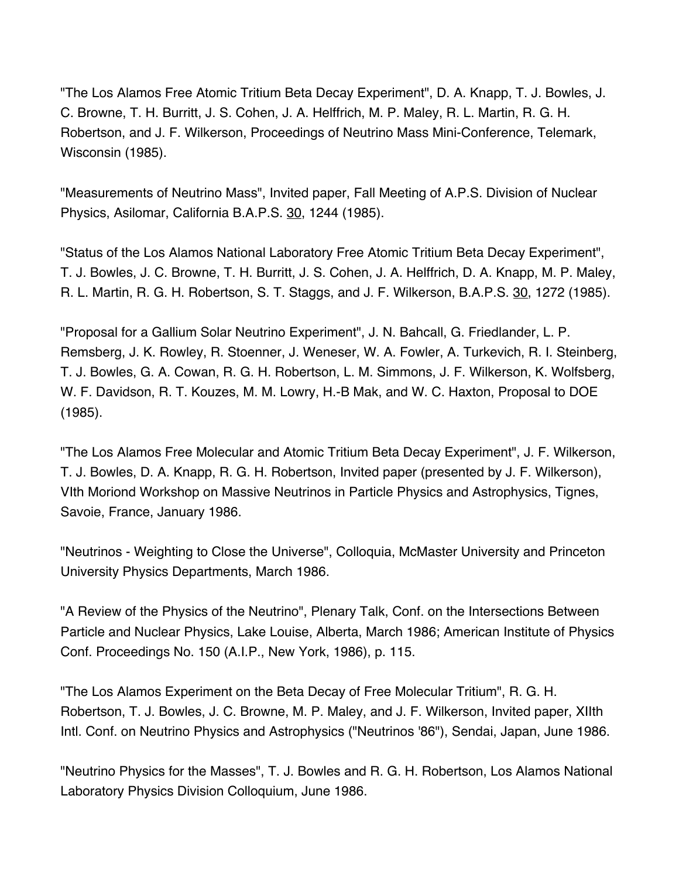"The Los Alamos Free Atomic Tritium Beta Decay Experiment", D. A. Knapp, T. J. Bowles, J. C. Browne, T. H. Burritt, J. S. Cohen, J. A. Helffrich, M. P. Maley, R. L. Martin, R. G. H. Robertson, and J. F. Wilkerson, Proceedings of Neutrino Mass Mini-Conference, Telemark, Wisconsin (1985).

"Measurements of Neutrino Mass", Invited paper, Fall Meeting of A.P.S. Division of Nuclear Physics, Asilomar, California B.A.P.S. 30, 1244 (1985).

"Status of the Los Alamos National Laboratory Free Atomic Tritium Beta Decay Experiment", T. J. Bowles, J. C. Browne, T. H. Burritt, J. S. Cohen, J. A. Helffrich, D. A. Knapp, M. P. Maley, R. L. Martin, R. G. H. Robertson, S. T. Staggs, and J. F. Wilkerson, B.A.P.S. 30, 1272 (1985).

"Proposal for a Gallium Solar Neutrino Experiment", J. N. Bahcall, G. Friedlander, L. P. Remsberg, J. K. Rowley, R. Stoenner, J. Weneser, W. A. Fowler, A. Turkevich, R. I. Steinberg, T. J. Bowles, G. A. Cowan, R. G. H. Robertson, L. M. Simmons, J. F. Wilkerson, K. Wolfsberg, W. F. Davidson, R. T. Kouzes, M. M. Lowry, H.-B Mak, and W. C. Haxton, Proposal to DOE (1985).

"The Los Alamos Free Molecular and Atomic Tritium Beta Decay Experiment", J. F. Wilkerson, T. J. Bowles, D. A. Knapp, R. G. H. Robertson, Invited paper (presented by J. F. Wilkerson), VIth Moriond Workshop on Massive Neutrinos in Particle Physics and Astrophysics, Tignes, Savoie, France, January 1986.

"Neutrinos - Weighting to Close the Universe", Colloquia, McMaster University and Princeton University Physics Departments, March 1986.

"A Review of the Physics of the Neutrino", Plenary Talk, Conf. on the Intersections Between Particle and Nuclear Physics, Lake Louise, Alberta, March 1986; American Institute of Physics Conf. Proceedings No. 150 (A.I.P., New York, 1986), p. 115.

"The Los Alamos Experiment on the Beta Decay of Free Molecular Tritium", R. G. H. Robertson, T. J. Bowles, J. C. Browne, M. P. Maley, and J. F. Wilkerson, Invited paper, XIIth Intl. Conf. on Neutrino Physics and Astrophysics ("Neutrinos '86"), Sendai, Japan, June 1986.

"Neutrino Physics for the Masses", T. J. Bowles and R. G. H. Robertson, Los Alamos National Laboratory Physics Division Colloquium, June 1986.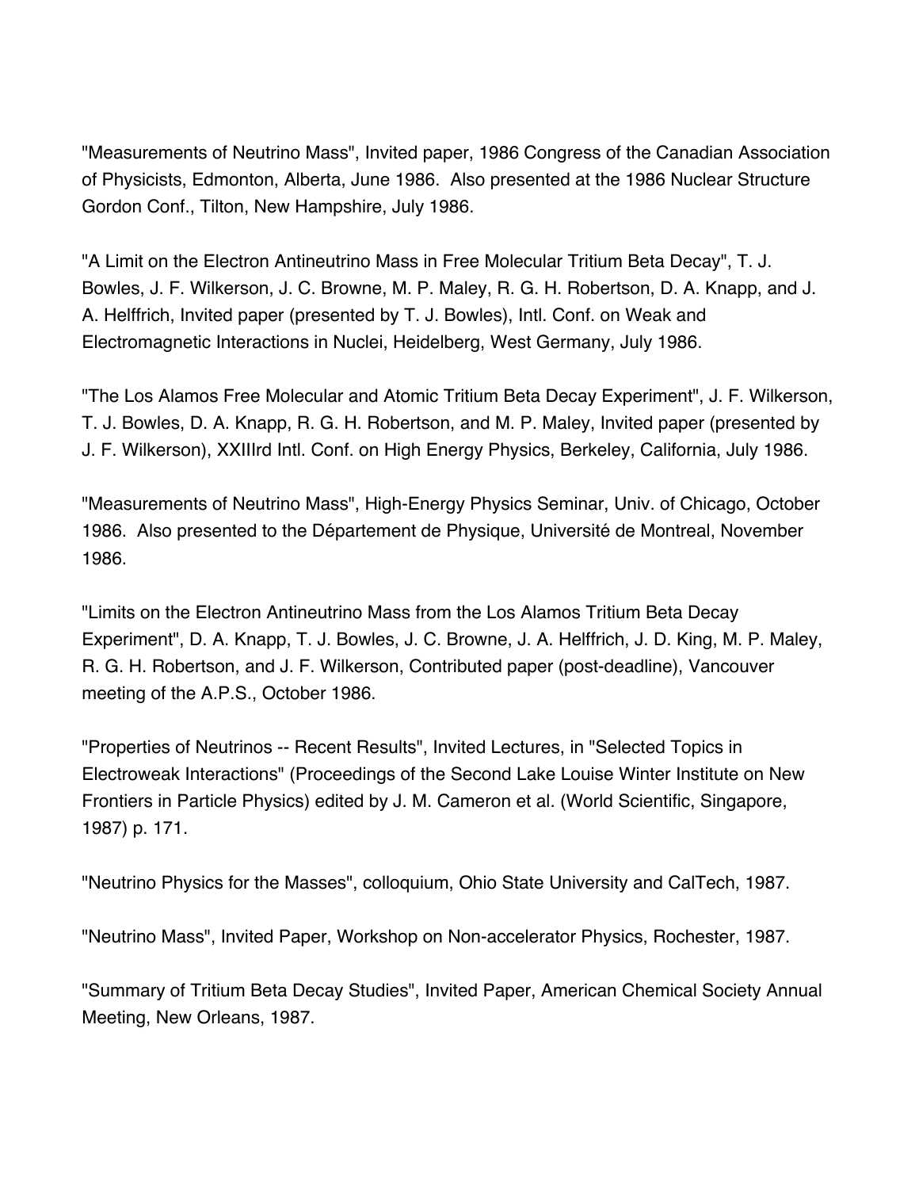"Measurements of Neutrino Mass", Invited paper, 1986 Congress of the Canadian Association of Physicists, Edmonton, Alberta, June 1986. Also presented at the 1986 Nuclear Structure Gordon Conf., Tilton, New Hampshire, July 1986.

"A Limit on the Electron Antineutrino Mass in Free Molecular Tritium Beta Decay", T. J. Bowles, J. F. Wilkerson, J. C. Browne, M. P. Maley, R. G. H. Robertson, D. A. Knapp, and J. A. Helffrich, Invited paper (presented by T. J. Bowles), Intl. Conf. on Weak and Electromagnetic Interactions in Nuclei, Heidelberg, West Germany, July 1986.

"The Los Alamos Free Molecular and Atomic Tritium Beta Decay Experiment", J. F. Wilkerson, T. J. Bowles, D. A. Knapp, R. G. H. Robertson, and M. P. Maley, Invited paper (presented by J. F. Wilkerson), XXIIIrd Intl. Conf. on High Energy Physics, Berkeley, California, July 1986.

"Measurements of Neutrino Mass", High-Energy Physics Seminar, Univ. of Chicago, October 1986. Also presented to the Département de Physique, Université de Montreal, November 1986.

"Limits on the Electron Antineutrino Mass from the Los Alamos Tritium Beta Decay Experiment", D. A. Knapp, T. J. Bowles, J. C. Browne, J. A. Helffrich, J. D. King, M. P. Maley, R. G. H. Robertson, and J. F. Wilkerson, Contributed paper (post-deadline), Vancouver meeting of the A.P.S., October 1986.

"Properties of Neutrinos -- Recent Results", Invited Lectures, in "Selected Topics in Electroweak Interactions" (Proceedings of the Second Lake Louise Winter Institute on New Frontiers in Particle Physics) edited by J. M. Cameron et al. (World Scientific, Singapore, 1987) p. 171.

"Neutrino Physics for the Masses", colloquium, Ohio State University and CalTech, 1987.

"Neutrino Mass", Invited Paper, Workshop on Non-accelerator Physics, Rochester, 1987.

"Summary of Tritium Beta Decay Studies", Invited Paper, American Chemical Society Annual Meeting, New Orleans, 1987.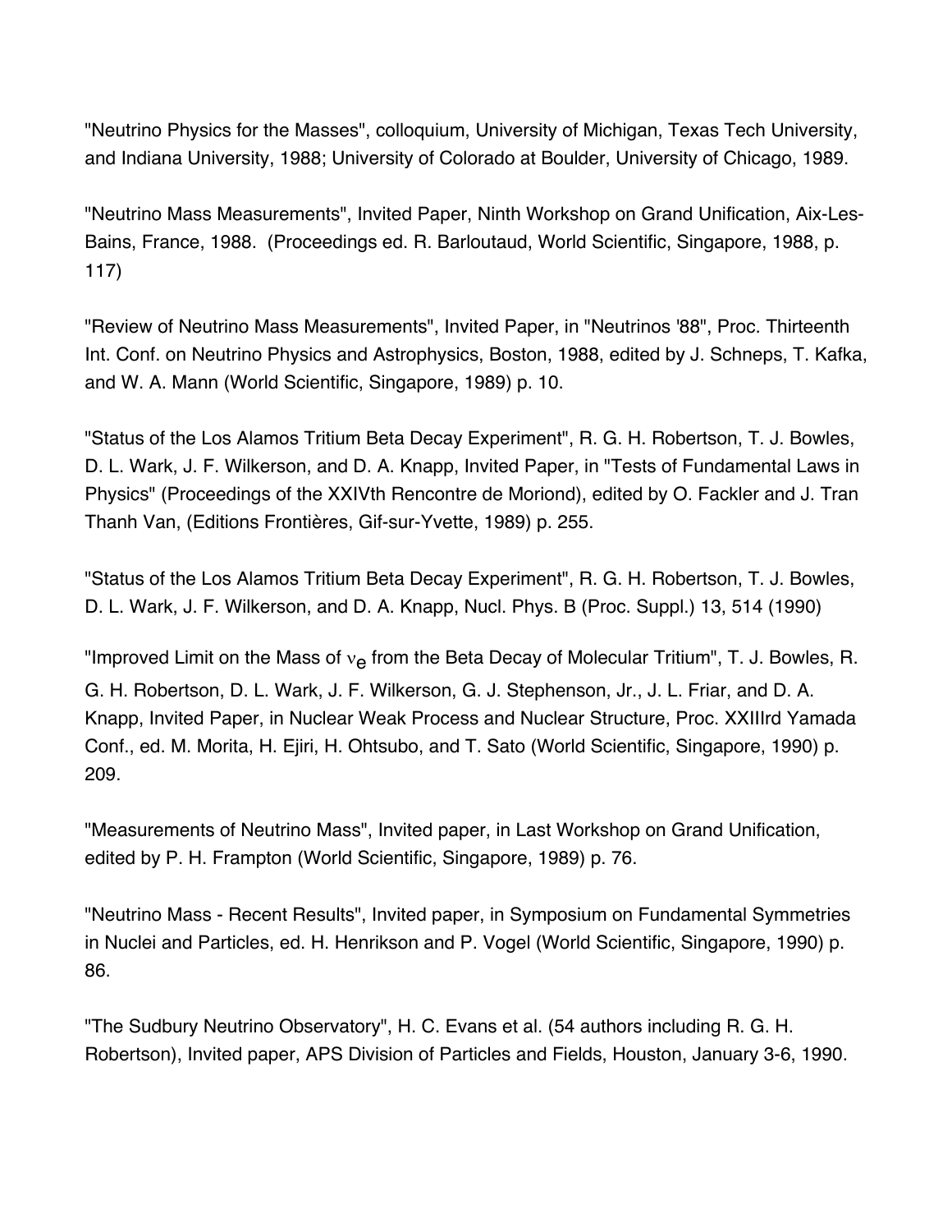"Neutrino Physics for the Masses", colloquium, University of Michigan, Texas Tech University, and Indiana University, 1988; University of Colorado at Boulder, University of Chicago, 1989.

"Neutrino Mass Measurements", Invited Paper, Ninth Workshop on Grand Unification, Aix-Les-Bains, France, 1988. (Proceedings ed. R. Barloutaud, World Scientific, Singapore, 1988, p. 117)

"Review of Neutrino Mass Measurements", Invited Paper, in "Neutrinos '88", Proc. Thirteenth Int. Conf. on Neutrino Physics and Astrophysics, Boston, 1988, edited by J. Schneps, T. Kafka, and W. A. Mann (World Scientific, Singapore, 1989) p. 10.

"Status of the Los Alamos Tritium Beta Decay Experiment", R. G. H. Robertson, T. J. Bowles, D. L. Wark, J. F. Wilkerson, and D. A. Knapp, Invited Paper, in "Tests of Fundamental Laws in Physics" (Proceedings of the XXIVth Rencontre de Moriond), edited by O. Fackler and J. Tran Thanh Van, (Editions Frontières, Gif-sur-Yvette, 1989) p. 255.

"Status of the Los Alamos Tritium Beta Decay Experiment", R. G. H. Robertson, T. J. Bowles, D. L. Wark, J. F. Wilkerson, and D. A. Knapp, Nucl. Phys. B (Proc. Suppl.) 13, 514 (1990)

"Improved Limit on the Mass of $\nu_e$ from the Beta Decay of Molecular Tritium", T. J. Bowles, R. G. H. Robertson, D. L. Wark, J. F. Wilkerson, G. J. Stephenson, Jr., J. L. Friar, and D. A. Knapp, Invited Paper, in Nuclear Weak Process and Nuclear Structure, Proc. XXIIIrd Yamada Conf., ed. M. Morita, H. Ejiri, H. Ohtsubo, and T. Sato (World Scientific, Singapore, 1990) p. 209.

"Measurements of Neutrino Mass", Invited paper, in Last Workshop on Grand Unification, edited by P. H. Frampton (World Scientific, Singapore, 1989) p. 76.

"Neutrino Mass - Recent Results", Invited paper, in Symposium on Fundamental Symmetries in Nuclei and Particles, ed. H. Henrikson and P. Vogel (World Scientific, Singapore, 1990) p. 86.

"The Sudbury Neutrino Observatory", H. C. Evans et al. (54 authors including R. G. H. Robertson), Invited paper, APS Division of Particles and Fields, Houston, January 3-6, 1990.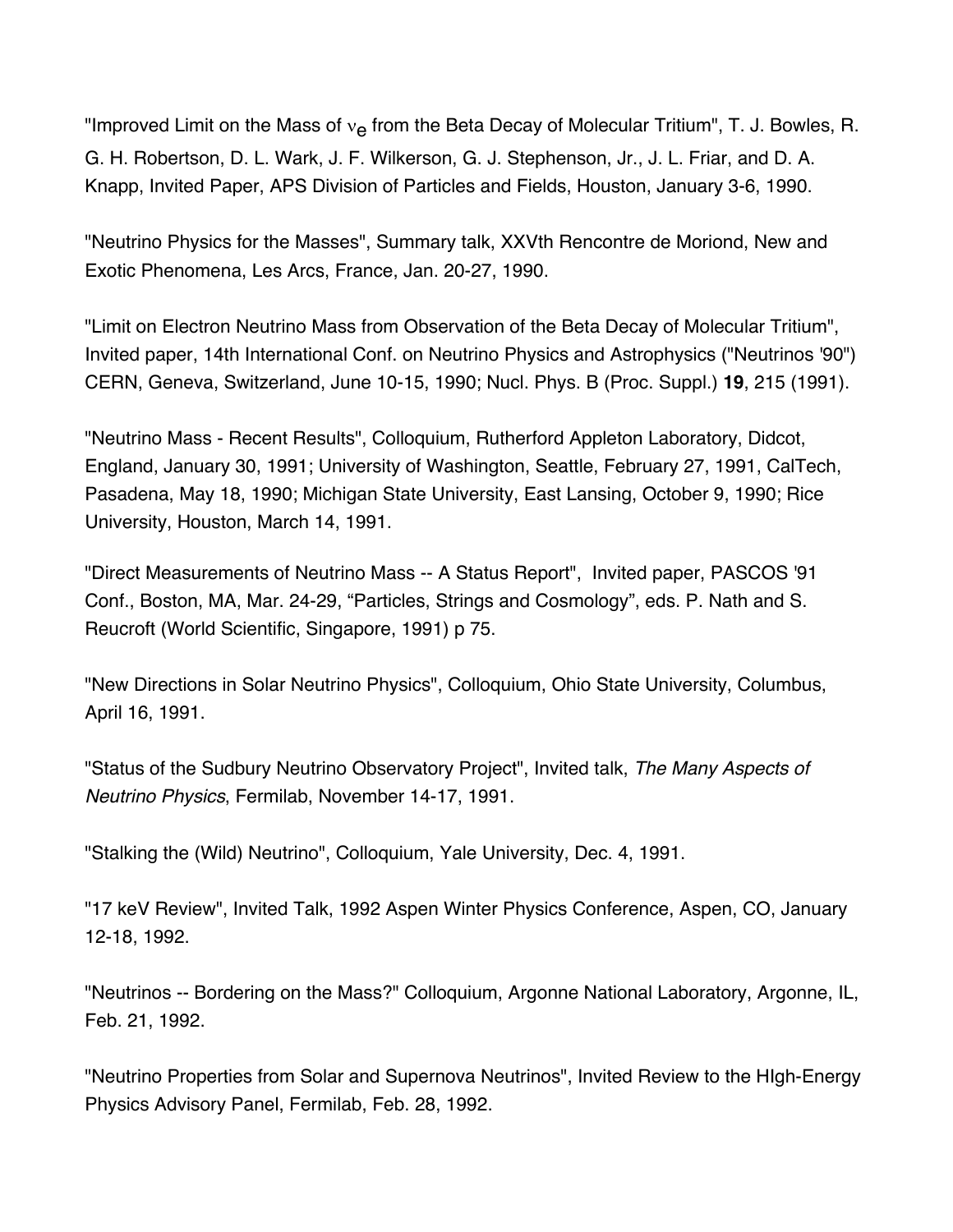"Improved Limit on the Mass of $\nu_e$ from the Beta Decay of Molecular Tritium", T. J. Bowles, R. G. H. Robertson, D. L. Wark, J. F. Wilkerson, G. J. Stephenson, Jr., J. L. Friar, and D. A. Knapp, Invited Paper, APS Division of Particles and Fields, Houston, January 3-6, 1990.

"Neutrino Physics for the Masses", Summary talk, XXVth Rencontre de Moriond, New and Exotic Phenomena, Les Arcs, France, Jan. 20-27, 1990.

"Limit on Electron Neutrino Mass from Observation of the Beta Decay of Molecular Tritium", Invited paper, 14th International Conf. on Neutrino Physics and Astrophysics ("Neutrinos '90") CERN, Geneva, Switzerland, June 10-15, 1990; Nucl. Phys. B (Proc. Suppl.) **19**, 215 (1991).

"Neutrino Mass - Recent Results", Colloquium, Rutherford Appleton Laboratory, Didcot, England, January 30, 1991; University of Washington, Seattle, February 27, 1991, CalTech, Pasadena, May 18, 1990; Michigan State University, East Lansing, October 9, 1990; Rice University, Houston, March 14, 1991.

"Direct Measurements of Neutrino Mass -- A Status Report", Invited paper, PASCOS '91 Conf., Boston, MA, Mar. 24-29, "Particles, Strings and Cosmology", eds. P. Nath and S. Reucroft (World Scientific, Singapore, 1991) p 75.

"New Directions in Solar Neutrino Physics", Colloquium, Ohio State University, Columbus, April 16, 1991.

"Status of the Sudbury Neutrino Observatory Project", Invited talk, *The Many Aspects of Neutrino Physics*, Fermilab, November 14-17, 1991.

"Stalking the (Wild) Neutrino", Colloquium, Yale University, Dec. 4, 1991.

"17 keV Review", Invited Talk, 1992 Aspen Winter Physics Conference, Aspen, CO, January 12-18, 1992.

"Neutrinos -- Bordering on the Mass?" Colloquium, Argonne National Laboratory, Argonne, IL, Feb. 21, 1992.

"Neutrino Properties from Solar and Supernova Neutrinos", Invited Review to the HIgh-Energy Physics Advisory Panel, Fermilab, Feb. 28, 1992.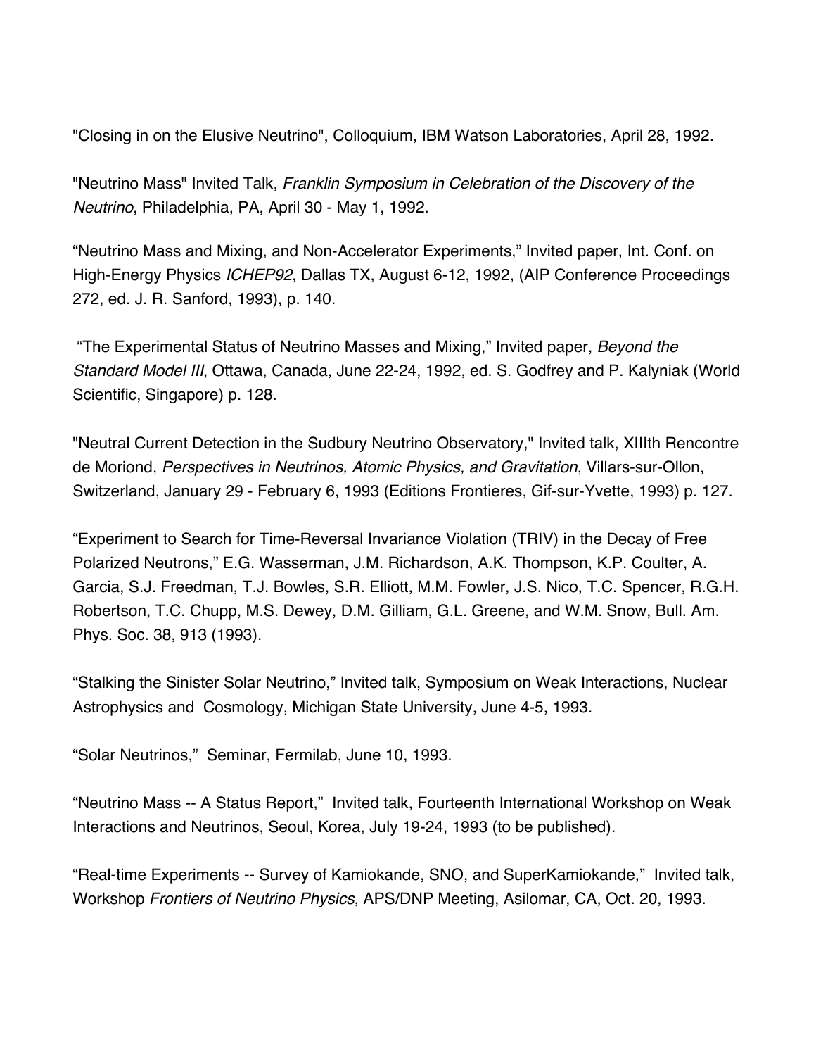"Closing in on the Elusive Neutrino", Colloquium, IBM Watson Laboratories, April 28, 1992.

"Neutrino Mass" Invited Talk, *Franklin Symposium in Celebration of the Discovery of the Neutrino*, Philadelphia, PA, April 30 - May 1, 1992.

"Neutrino Mass and Mixing, and Non-Accelerator Experiments," Invited paper, Int. Conf. on High-Energy Physics *ICHEP92*, Dallas TX, August 6-12, 1992, (AIP Conference Proceedings 272, ed. J. R. Sanford, 1993), p. 140.

"The Experimental Status of Neutrino Masses and Mixing," Invited paper, *Beyond the Standard Model III*, Ottawa, Canada, June 22-24, 1992, ed. S. Godfrey and P. Kalyniak (World Scientific, Singapore) p. 128.

"Neutral Current Detection in the Sudbury Neutrino Observatory," Invited talk, XIIIth Rencontre de Moriond, *Perspectives in Neutrinos, Atomic Physics, and Gravitation*, Villars-sur-Ollon, Switzerland, January 29 - February 6, 1993 (Editions Frontieres, Gif-sur-Yvette, 1993) p. 127.

"Experiment to Search for Time-Reversal Invariance Violation (TRIV) in the Decay of Free Polarized Neutrons," E.G. Wasserman, J.M. Richardson, A.K. Thompson, K.P. Coulter, A. Garcia, S.J. Freedman, T.J. Bowles, S.R. Elliott, M.M. Fowler, J.S. Nico, T.C. Spencer, R.G.H. Robertson, T.C. Chupp, M.S. Dewey, D.M. Gilliam, G.L. Greene, and W.M. Snow, Bull. Am. Phys. Soc. 38, 913 (1993).

"Stalking the Sinister Solar Neutrino," Invited talk, Symposium on Weak Interactions, Nuclear Astrophysics and Cosmology, Michigan State University, June 4-5, 1993.

"Solar Neutrinos," Seminar, Fermilab, June 10, 1993.

"Neutrino Mass -- A Status Report," Invited talk, Fourteenth International Workshop on Weak Interactions and Neutrinos, Seoul, Korea, July 19-24, 1993 (to be published).

"Real-time Experiments -- Survey of Kamiokande, SNO, and SuperKamiokande," Invited talk, Workshop *Frontiers of Neutrino Physics*, APS/DNP Meeting, Asilomar, CA, Oct. 20, 1993.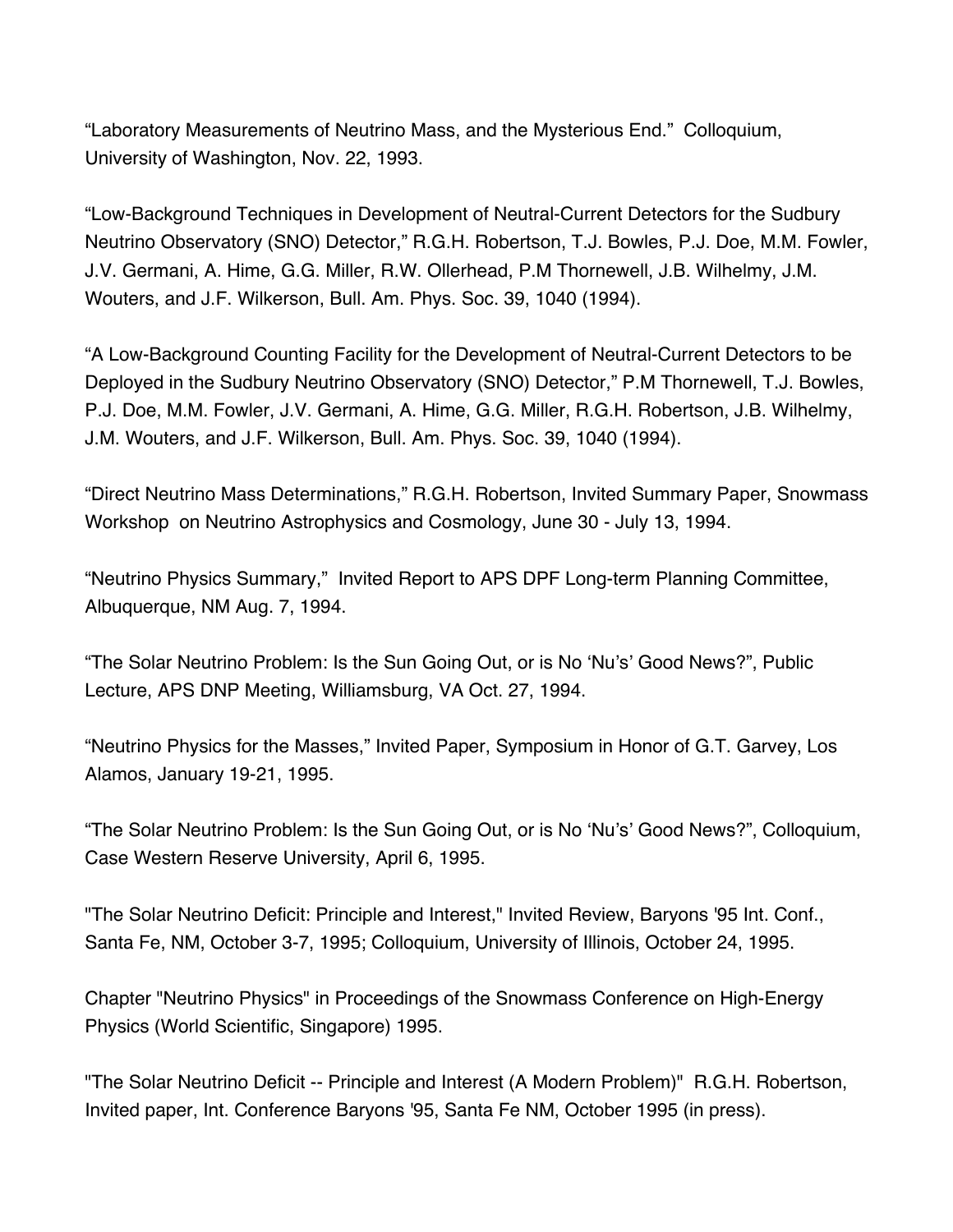“Laboratory Measurements of Neutrino Mass, and the Mysterious End.” Colloquium, University of Washington, Nov. 22, 1993.

“Low-Background Techniques in Development of Neutral-Current Detectors for the Sudbury Neutrino Observatory (SNO) Detector,” R.G.H. Robertson, T.J. Bowles, P.J. Doe, M.M. Fowler, J.V. Germani, A. Hime, G.G. Miller, R.W. Ollerhead, P.M Thornewell, J.B. Wilhelmy, J.M. Wouters, and J.F. Wilkerson, Bull. Am. Phys. Soc. 39, 1040 (1994).

“A Low-Background Counting Facility for the Development of Neutral-Current Detectors to be Deployed in the Sudbury Neutrino Observatory (SNO) Detector,” P.M Thornewell, T.J. Bowles, P.J. Doe, M.M. Fowler, J.V. Germani, A. Hime, G.G. Miller, R.G.H. Robertson, J.B. Wilhelmy, J.M. Wouters, and J.F. Wilkerson, Bull. Am. Phys. Soc. 39, 1040 (1994).

“Direct Neutrino Mass Determinations,” R.G.H. Robertson, Invited Summary Paper, Snowmass Workshop on Neutrino Astrophysics and Cosmology, June 30 - July 13, 1994.

“Neutrino Physics Summary,” Invited Report to APS DPF Long-term Planning Committee, Albuquerque, NM Aug. 7, 1994.

“The Solar Neutrino Problem: Is the Sun Going Out, or is No ‘Nu’s’ Good News?”, Public Lecture, APS DNP Meeting, Williamsburg, VA Oct. 27, 1994.

“Neutrino Physics for the Masses,” Invited Paper, Symposium in Honor of G.T. Garvey, Los Alamos, January 19-21, 1995.

“The Solar Neutrino Problem: Is the Sun Going Out, or is No ‘Nu’s’ Good News?”, Colloquium, Case Western Reserve University, April 6, 1995.

"The Solar Neutrino Deficit: Principle and Interest," Invited Review, Baryons '95 Int. Conf., Santa Fe, NM, October 3-7, 1995; Colloquium, University of Illinois, October 24, 1995.

Chapter "Neutrino Physics" in Proceedings of the Snowmass Conference on High-Energy Physics (World Scientific, Singapore) 1995.

"The Solar Neutrino Deficit -- Principle and Interest (A Modern Problem)" R.G.H. Robertson, Invited paper, Int. Conference Baryons '95, Santa Fe NM, October 1995 (in press).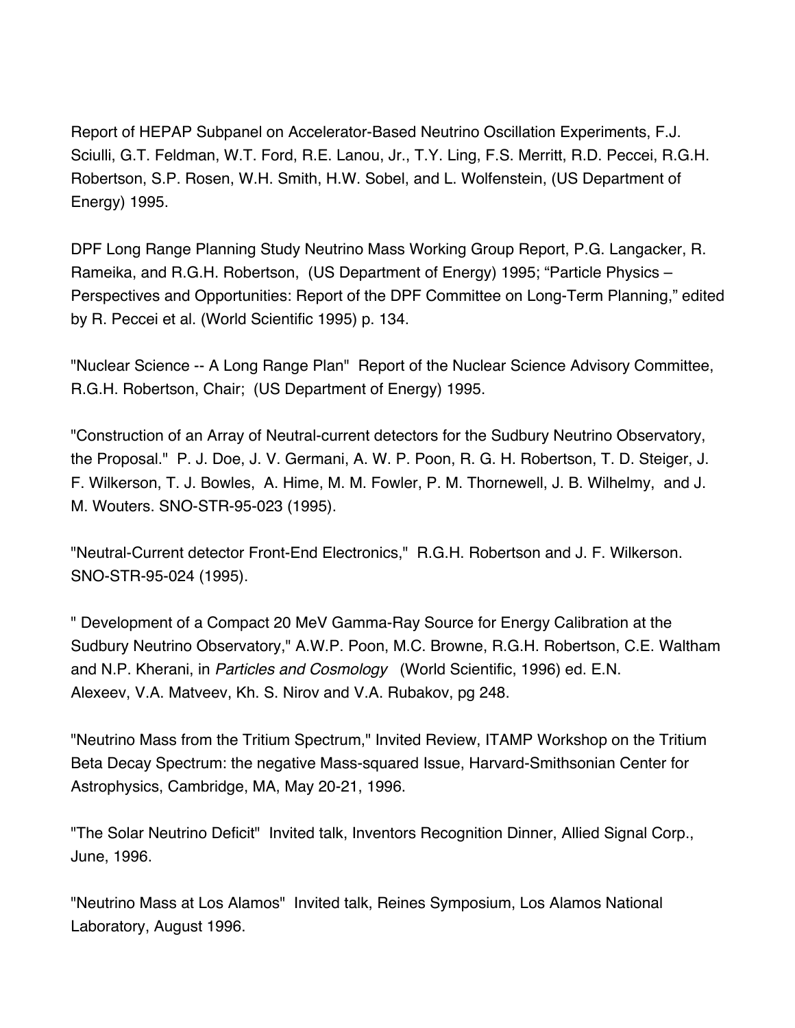Report of HEPAP Subpanel on Accelerator-Based Neutrino Oscillation Experiments, F.J. Sciulli, G.T. Feldman, W.T. Ford, R.E. Lanou, Jr., T.Y. Ling, F.S. Merritt, R.D. Peccei, R.G.H. Robertson, S.P. Rosen, W.H. Smith, H.W. Sobel, and L. Wolfenstein, (US Department of Energy) 1995.

DPF Long Range Planning Study Neutrino Mass Working Group Report, P.G. Langacker, R. Rameika, and R.G.H. Robertson, (US Department of Energy) 1995; "Particle Physics – Perspectives and Opportunities: Report of the DPF Committee on Long-Term Planning," edited by R. Peccei et al. (World Scientific 1995) p. 134.

"Nuclear Science -- A Long Range Plan" Report of the Nuclear Science Advisory Committee, R.G.H. Robertson, Chair; (US Department of Energy) 1995.

"Construction of an Array of Neutral-current detectors for the Sudbury Neutrino Observatory, the Proposal." P. J. Doe, J. V. Germani, A. W. P. Poon, R. G. H. Robertson, T. D. Steiger, J. F. Wilkerson, T. J. Bowles, A. Hime, M. M. Fowler, P. M. Thornewell, J. B. Wilhelmy, and J. M. Wouters. SNO-STR-95-023 (1995).

"Neutral-Current detector Front-End Electronics," R.G.H. Robertson and J. F. Wilkerson. SNO-STR-95-024 (1995).

" Development of a Compact 20 MeV Gamma-Ray Source for Energy Calibration at the Sudbury Neutrino Observatory," A.W.P. Poon, M.C. Browne, R.G.H. Robertson, C.E. Waltham and N.P. Kherani, in *Particles and Cosmology* (World Scientific, 1996) ed. E.N. Alexeev, V.A. Matveev, Kh. S. Nirov and V.A. Rubakov, pg 248.

"Neutrino Mass from the Tritium Spectrum," Invited Review, ITAMP Workshop on the Tritium Beta Decay Spectrum: the negative Mass-squared Issue, Harvard-Smithsonian Center for Astrophysics, Cambridge, MA, May 20-21, 1996.

"The Solar Neutrino Deficit" Invited talk, Inventors Recognition Dinner, Allied Signal Corp., June, 1996.

"Neutrino Mass at Los Alamos" Invited talk, Reines Symposium, Los Alamos National Laboratory, August 1996.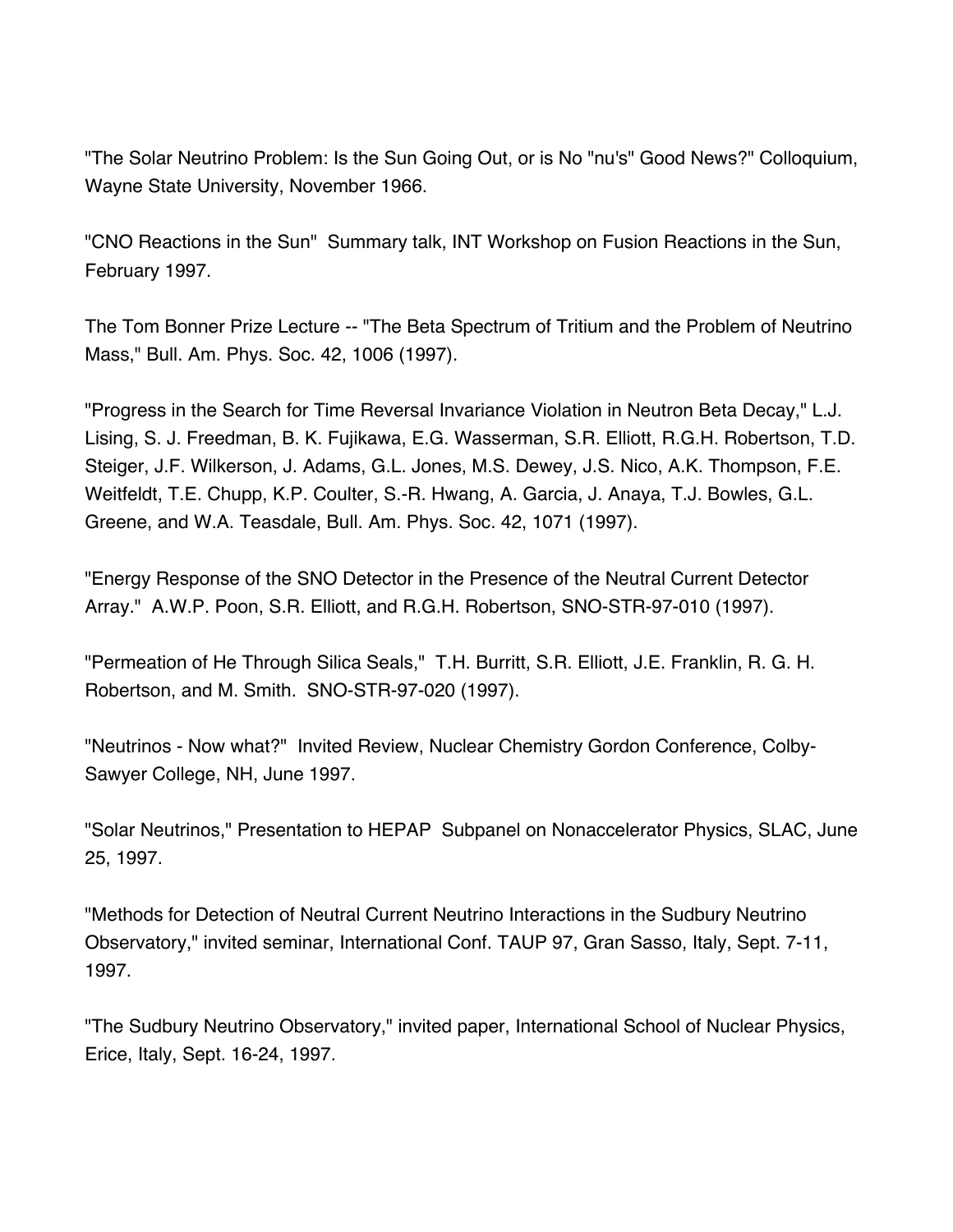"The Solar Neutrino Problem: Is the Sun Going Out, or is No "nu's" Good News?" Colloquium, Wayne State University, November 1966.

"CNO Reactions in the Sun"  Summary talk, INT Workshop on Fusion Reactions in the Sun, February 1997.

The Tom Bonner Prize Lecture -- "The Beta Spectrum of Tritium and the Problem of Neutrino Mass," Bull. Am. Phys. Soc. 42, 1006 (1997).

"Progress in the Search for Time Reversal Invariance Violation in Neutron Beta Decay," L.J. Lising, S. J. Freedman, B. K. Fujikawa, E.G. Wasserman, S.R. Elliott, R.G.H. Robertson, T.D. Steiger, J.F. Wilkerson, J. Adams, G.L. Jones, M.S. Dewey, J.S. Nico, A.K. Thompson, F.E. Weitfeldt, T.E. Chupp, K.P. Coulter, S.-R. Hwang, A. Garcia, J. Anaya, T.J. Bowles, G.L. Greene, and W.A. Teasdale, Bull. Am. Phys. Soc. 42, 1071 (1997).

"Energy Response of the SNO Detector in the Presence of the Neutral Current Detector Array."  A.W.P. Poon, S.R. Elliott, and R.G.H. Robertson, SNO-STR-97-010 (1997).

"Permeation of He Through Silica Seals,"  T.H. Burritt, S.R. Elliott, J.E. Franklin, R. G. H. Robertson, and M. Smith.  SNO-STR-97-020 (1997).

"Neutrinos - Now what?"  Invited Review, Nuclear Chemistry Gordon Conference, Colby-Sawyer College, NH, June 1997.

"Solar Neutrinos," Presentation to HEPAP  Subpanel on Nonaccelerator Physics, SLAC, June 25, 1997.

"Methods for Detection of Neutral Current Neutrino Interactions in the Sudbury Neutrino Observatory," invited seminar, International Conf. TAUP 97, Gran Sasso, Italy, Sept. 7-11, 1997.

"The Sudbury Neutrino Observatory," invited paper, International School of Nuclear Physics, Erice, Italy, Sept. 16-24, 1997.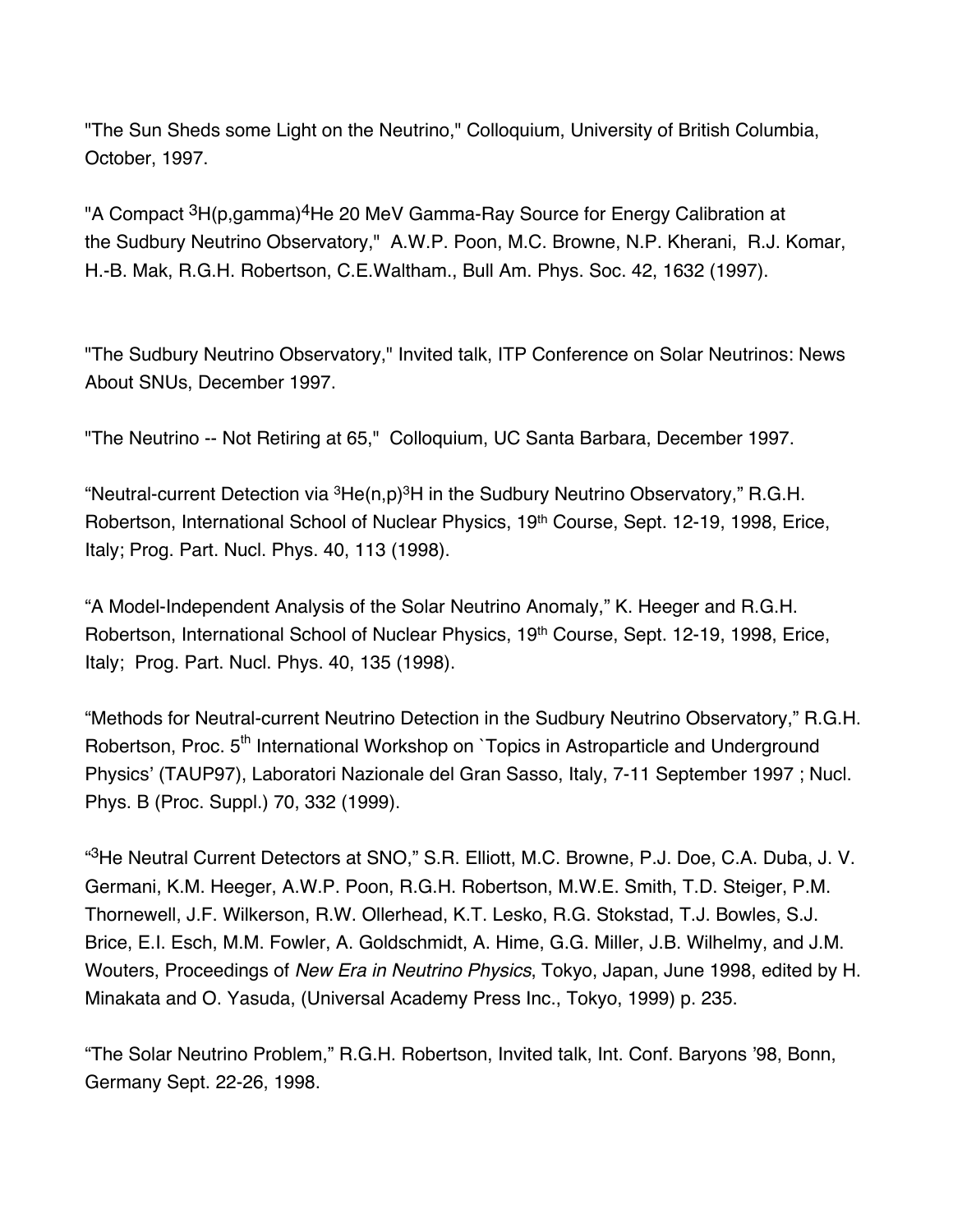"The Sun Sheds some Light on the Neutrino," Colloquium, University of British Columbia, October, 1997.

"A Compact $^{3}$H(p,gamma)$^{4}$He 20 MeV Gamma-Ray Source for Energy Calibration at the Sudbury Neutrino Observatory," A.W.P. Poon, M.C. Browne, N.P. Kherani, R.J. Komar, H.-B. Mak, R.G.H. Robertson, C.E.Waltham., Bull Am. Phys. Soc. 42, 1632 (1997).

"The Sudbury Neutrino Observatory," Invited talk, ITP Conference on Solar Neutrinos: News About SNUs, December 1997.

"The Neutrino -- Not Retiring at 65," Colloquium, UC Santa Barbara, December 1997.

"Neutral-current Detection via $^{3}$He(n,p)$^{3}$H in the Sudbury Neutrino Observatory," R.G.H. Robertson, International School of Nuclear Physics, 19$^{th}$ Course, Sept. 12-19, 1998, Erice, Italy; Prog. Part. Nucl. Phys. 40, 113 (1998).

"A Model-Independent Analysis of the Solar Neutrino Anomaly," K. Heeger and R.G.H. Robertson, International School of Nuclear Physics, 19$^{th}$ Course, Sept. 12-19, 1998, Erice, Italy; Prog. Part. Nucl. Phys. 40, 135 (1998).

"Methods for Neutral-current Neutrino Detection in the Sudbury Neutrino Observatory," R.G.H. Robertson, Proc. 5$^{th}$ International Workshop on `Topics in Astroparticle and Underground Physics' (TAUP97), Laboratori Nazionale del Gran Sasso, Italy, 7-11 September 1997 ; Nucl. Phys. B (Proc. Suppl.) 70, 332 (1999).

"$^{3}$He Neutral Current Detectors at SNO," S.R. Elliott, M.C. Browne, P.J. Doe, C.A. Duba, J. V. Germani, K.M. Heeger, A.W.P. Poon, R.G.H. Robertson, M.W.E. Smith, T.D. Steiger, P.M. Thornewell, J.F. Wilkerson, R.W. Ollerhead, K.T. Lesko, R.G. Stokstad, T.J. Bowles, S.J. Brice, E.I. Esch, M.M. Fowler, A. Goldschmidt, A. Hime, G.G. Miller, J.B. Wilhelmy, and J.M. Wouters, Proceedings of *New Era in Neutrino Physics*, Tokyo, Japan, June 1998, edited by H. Minakata and O. Yasuda, (Universal Academy Press Inc., Tokyo, 1999) p. 235.

"The Solar Neutrino Problem," R.G.H. Robertson, Invited talk, Int. Conf. Baryons '98, Bonn, Germany Sept. 22-26, 1998.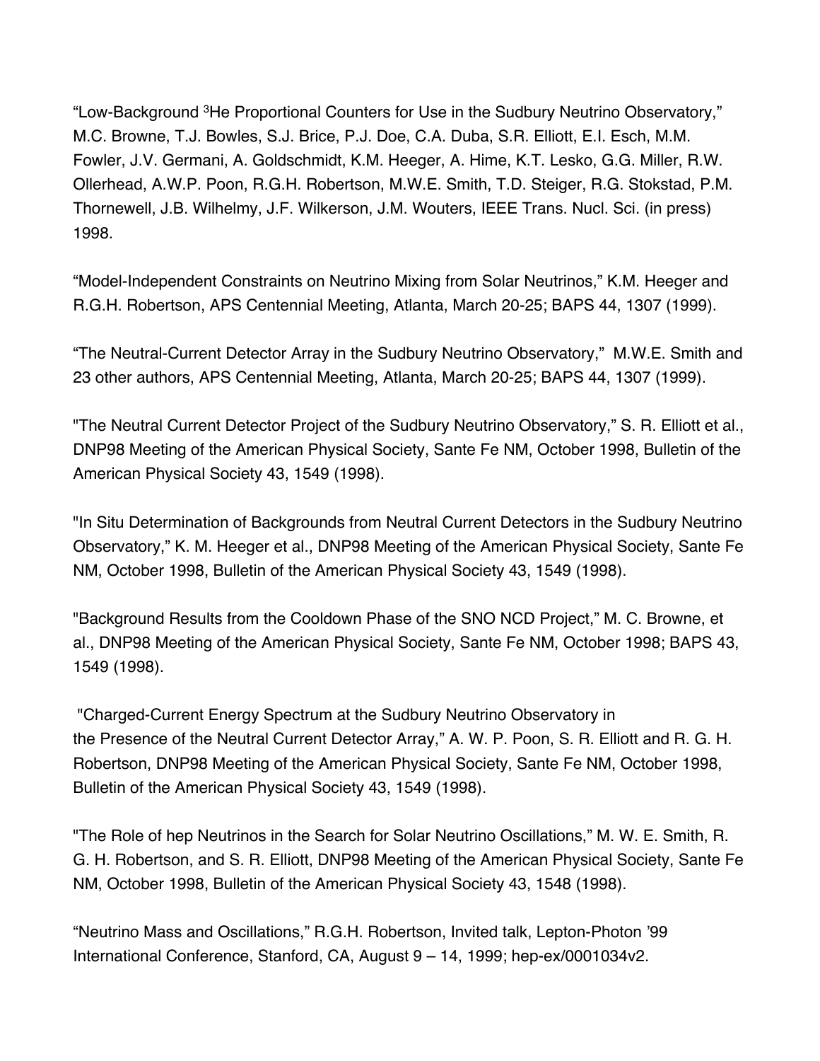“Low-Background $^{3}He$ Proportional Counters for Use in the Sudbury Neutrino Observatory,” M.C. Browne, T.J. Bowles, S.J. Brice, P.J. Doe, C.A. Duba, S.R. Elliott, E.I. Esch, M.M. Fowler, J.V. Germani, A. Goldschmidt, K.M. Heeger, A. Hime, K.T. Lesko, G.G. Miller, R.W. Ollerhead, A.W.P. Poon, R.G.H. Robertson, M.W.E. Smith, T.D. Steiger, R.G. Stokstad, P.M. Thornewell, J.B. Wilhelmy, J.F. Wilkerson, J.M. Wouters, IEEE Trans. Nucl. Sci. (in press) 1998.

“Model-Independent Constraints on Neutrino Mixing from Solar Neutrinos,” K.M. Heeger and R.G.H. Robertson, APS Centennial Meeting, Atlanta, March 20-25; BAPS 44, 1307 (1999).

“The Neutral-Current Detector Array in the Sudbury Neutrino Observatory,” M.W.E. Smith and 23 other authors, APS Centennial Meeting, Atlanta, March 20-25; BAPS 44, 1307 (1999).

"The Neutral Current Detector Project of the Sudbury Neutrino Observatory," S. R. Elliott et al., DNP98 Meeting of the American Physical Society, Sante Fe NM, October 1998, Bulletin of the American Physical Society 43, 1549 (1998).

"In Situ Determination of Backgrounds from Neutral Current Detectors in the Sudbury Neutrino Observatory," K. M. Heeger et al., DNP98 Meeting of the American Physical Society, Sante Fe NM, October 1998, Bulletin of the American Physical Society 43, 1549 (1998).

"Background Results from the Cooldown Phase of the SNO NCD Project," M. C. Browne, et al., DNP98 Meeting of the American Physical Society, Sante Fe NM, October 1998; BAPS 43, 1549 (1998).

"Charged-Current Energy Spectrum at the Sudbury Neutrino Observatory in the Presence of the Neutral Current Detector Array," A. W. P. Poon, S. R. Elliott and R. G. H. Robertson, DNP98 Meeting of the American Physical Society, Sante Fe NM, October 1998, Bulletin of the American Physical Society 43, 1549 (1998).

"The Role of hep Neutrinos in the Search for Solar Neutrino Oscillations," M. W. E. Smith, R. G. H. Robertson, and S. R. Elliott, DNP98 Meeting of the American Physical Society, Sante Fe NM, October 1998, Bulletin of the American Physical Society 43, 1548 (1998).

“Neutrino Mass and Oscillations,” R.G.H. Robertson, Invited talk, Lepton-Photon ’99 International Conference, Stanford, CA, August 9 – 14, 1999; hep-ex/0001034v2.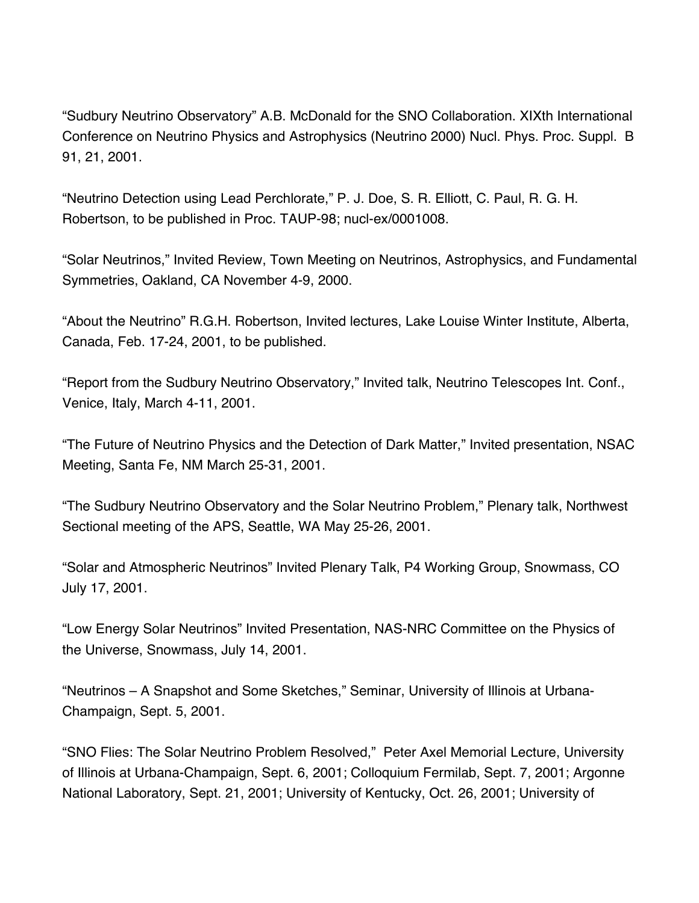"Sudbury Neutrino Observatory" A.B. McDonald for the SNO Collaboration. XIXth International Conference on Neutrino Physics and Astrophysics (Neutrino 2000) Nucl. Phys. Proc. Suppl. B 91, 21, 2001.

"Neutrino Detection using Lead Perchlorate," P. J. Doe, S. R. Elliott, C. Paul, R. G. H. Robertson, to be published in Proc. TAUP-98; nucl-ex/0001008.

"Solar Neutrinos," Invited Review, Town Meeting on Neutrinos, Astrophysics, and Fundamental Symmetries, Oakland, CA November 4-9, 2000.

"About the Neutrino" R.G.H. Robertson, Invited lectures, Lake Louise Winter Institute, Alberta, Canada, Feb. 17-24, 2001, to be published.

"Report from the Sudbury Neutrino Observatory," Invited talk, Neutrino Telescopes Int. Conf., Venice, Italy, March 4-11, 2001.

"The Future of Neutrino Physics and the Detection of Dark Matter," Invited presentation, NSAC Meeting, Santa Fe, NM March 25-31, 2001.

"The Sudbury Neutrino Observatory and the Solar Neutrino Problem," Plenary talk, Northwest Sectional meeting of the APS, Seattle, WA May 25-26, 2001.

"Solar and Atmospheric Neutrinos" Invited Plenary Talk, P4 Working Group, Snowmass, CO July 17, 2001.

"Low Energy Solar Neutrinos" Invited Presentation, NAS-NRC Committee on the Physics of the Universe, Snowmass, July 14, 2001.

"Neutrinos – A Snapshot and Some Sketches," Seminar, University of Illinois at Urbana-Champaign, Sept. 5, 2001.

"SNO Flies: The Solar Neutrino Problem Resolved," Peter Axel Memorial Lecture, University of Illinois at Urbana-Champaign, Sept. 6, 2001; Colloquium Fermilab, Sept. 7, 2001; Argonne National Laboratory, Sept. 21, 2001; University of Kentucky, Oct. 26, 2001; University of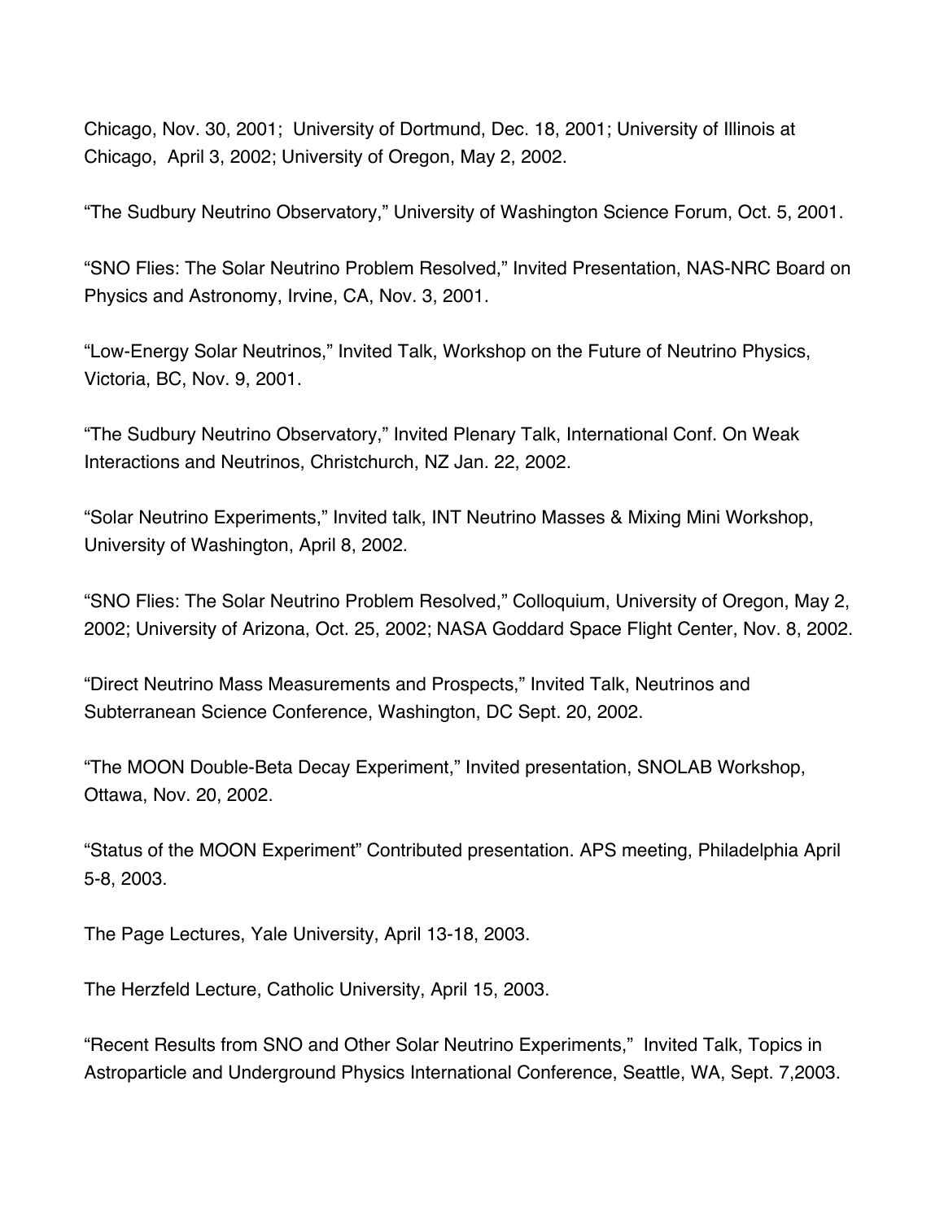Chicago, Nov. 30, 2001;  University of Dortmund, Dec. 18, 2001; University of Illinois at Chicago,  April 3, 2002; University of Oregon, May 2, 2002.

"The Sudbury Neutrino Observatory," University of Washington Science Forum, Oct. 5, 2001.

"SNO Flies: The Solar Neutrino Problem Resolved," Invited Presentation, NAS-NRC Board on Physics and Astronomy, Irvine, CA, Nov. 3, 2001.

"Low-Energy Solar Neutrinos," Invited Talk, Workshop on the Future of Neutrino Physics, Victoria, BC, Nov. 9, 2001.

"The Sudbury Neutrino Observatory," Invited Plenary Talk, International Conf. On Weak Interactions and Neutrinos, Christchurch, NZ Jan. 22, 2002.

"Solar Neutrino Experiments," Invited talk, INT Neutrino Masses & Mixing Mini Workshop, University of Washington, April 8, 2002.

"SNO Flies: The Solar Neutrino Problem Resolved," Colloquium, University of Oregon, May 2, 2002; University of Arizona, Oct. 25, 2002; NASA Goddard Space Flight Center, Nov. 8, 2002.

"Direct Neutrino Mass Measurements and Prospects," Invited Talk, Neutrinos and Subterranean Science Conference, Washington, DC Sept. 20, 2002.

"The MOON Double-Beta Decay Experiment," Invited presentation, SNOLAB Workshop, Ottawa, Nov. 20, 2002.

"Status of the MOON Experiment" Contributed presentation. APS meeting, Philadelphia April 5-8, 2003.

The Page Lectures, Yale University, April 13-18, 2003.

The Herzfeld Lecture, Catholic University, April 15, 2003.

"Recent Results from SNO and Other Solar Neutrino Experiments,"  Invited Talk, Topics in Astroparticle and Underground Physics International Conference, Seattle, WA, Sept. 7,2003.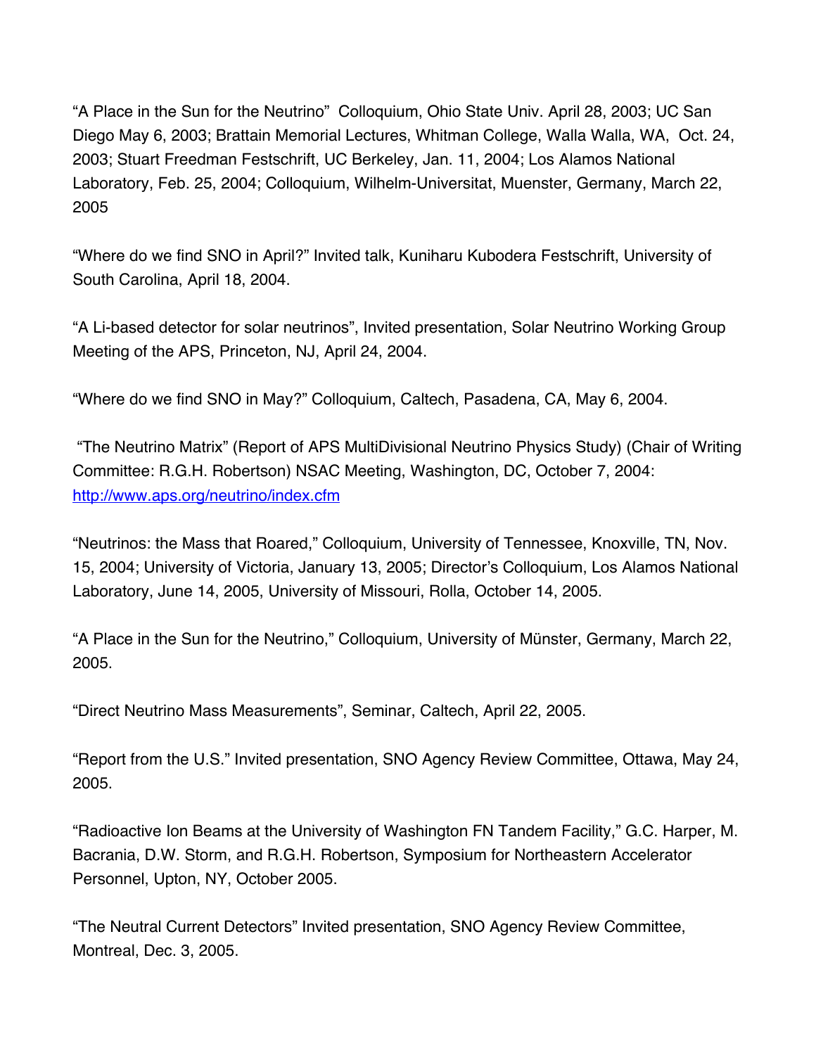“A Place in the Sun for the Neutrino” Colloquium, Ohio State Univ. April 28, 2003; UC San Diego May 6, 2003; Brattain Memorial Lectures, Whitman College, Walla Walla, WA, Oct. 24, 2003; Stuart Freedman Festschrift, UC Berkeley, Jan. 11, 2004; Los Alamos National Laboratory, Feb. 25, 2004; Colloquium, Wilhelm-Universitat, Muenster, Germany, March 22, 2005

“Where do we find SNO in April?” Invited talk, Kuniharu Kubodera Festschrift, University of South Carolina, April 18, 2004.

“A Li-based detector for solar neutrinos”, Invited presentation, Solar Neutrino Working Group Meeting of the APS, Princeton, NJ, April 24, 2004.

“Where do we find SNO in May?” Colloquium, Caltech, Pasadena, CA, May 6, 2004.

“The Neutrino Matrix” (Report of APS MultiDivisional Neutrino Physics Study) (Chair of Writing Committee: R.G.H. Robertson) NSAC Meeting, Washington, DC, October 7, 2004: http://www.aps.org/neutrino/index.cfm

“Neutrinos: the Mass that Roared,” Colloquium, University of Tennessee, Knoxville, TN, Nov. 15, 2004; University of Victoria, January 13, 2005; Director’s Colloquium, Los Alamos National Laboratory, June 14, 2005, University of Missouri, Rolla, October 14, 2005.

“A Place in the Sun for the Neutrino,” Colloquium, University of Münster, Germany, March 22, 2005.

“Direct Neutrino Mass Measurements”, Seminar, Caltech, April 22, 2005.

“Report from the U.S.” Invited presentation, SNO Agency Review Committee, Ottawa, May 24, 2005.

“Radioactive Ion Beams at the University of Washington FN Tandem Facility,” G.C. Harper, M. Bacrania, D.W. Storm, and R.G.H. Robertson, Symposium for Northeastern Accelerator Personnel, Upton, NY, October 2005.

“The Neutral Current Detectors” Invited presentation, SNO Agency Review Committee, Montreal, Dec. 3, 2005.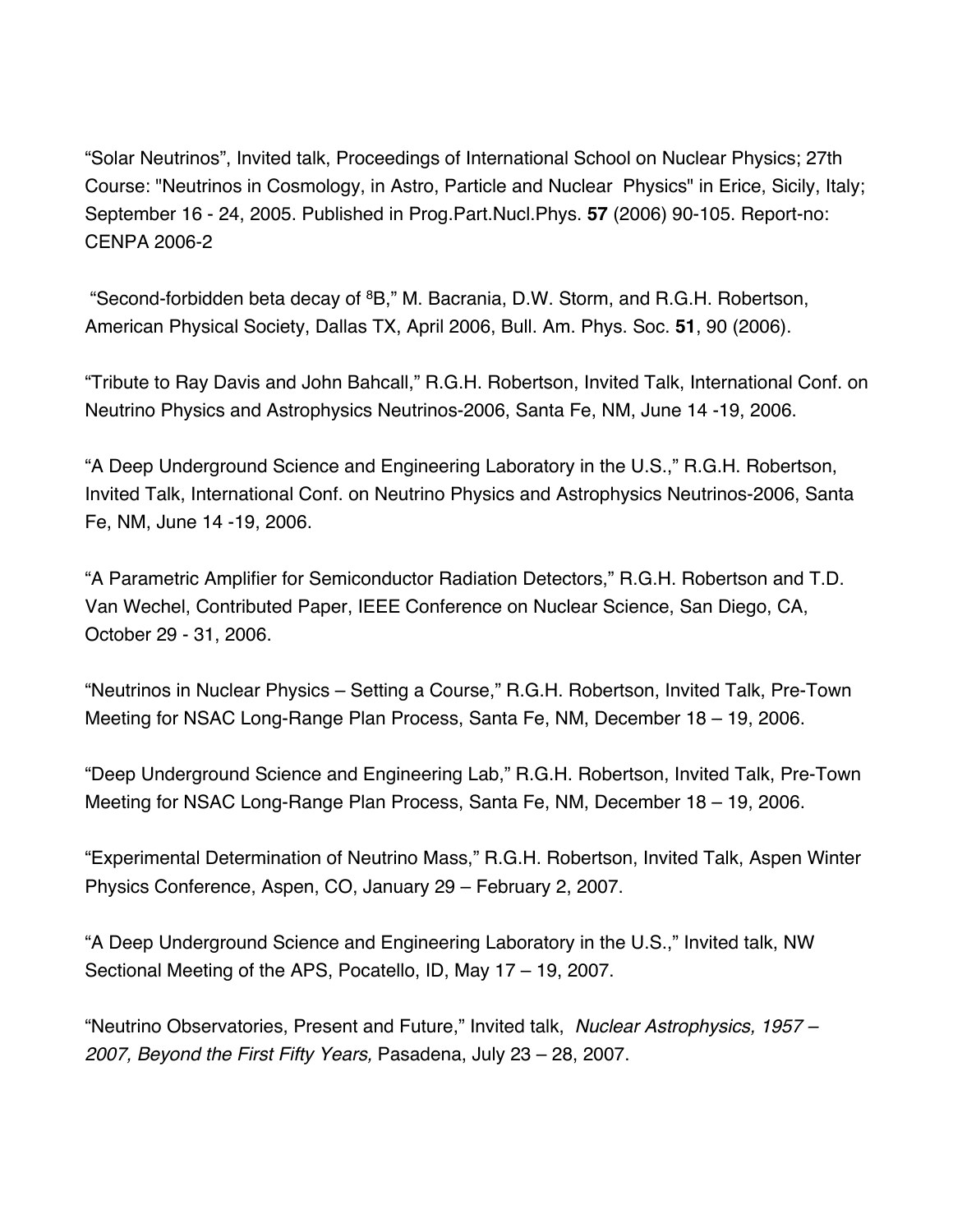“Solar Neutrinos”, Invited talk, Proceedings of International School on Nuclear Physics; 27th Course: "Neutrinos in Cosmology, in Astro, Particle and Nuclear Physics" in Erice, Sicily, Italy; September 16 - 24, 2005. Published in Prog.Part.Nucl.Phys. **57** (2006) 90-105. Report-no: CENPA 2006-2

“Second-forbidden beta decay of $^8$B,” M. Bacrania, D.W. Storm, and R.G.H. Robertson, American Physical Society, Dallas TX, April 2006, Bull. Am. Phys. Soc. **51**, 90 (2006).

“Tribute to Ray Davis and John Bahcall,” R.G.H. Robertson, Invited Talk, International Conf. on Neutrino Physics and Astrophysics Neutrinos-2006, Santa Fe, NM, June 14 -19, 2006.

“A Deep Underground Science and Engineering Laboratory in the U.S.,” R.G.H. Robertson, Invited Talk, International Conf. on Neutrino Physics and Astrophysics Neutrinos-2006, Santa Fe, NM, June 14 -19, 2006.

“A Parametric Amplifier for Semiconductor Radiation Detectors,” R.G.H. Robertson and T.D. Van Wechel, Contributed Paper, IEEE Conference on Nuclear Science, San Diego, CA, October 29 - 31, 2006.

“Neutrinos in Nuclear Physics – Setting a Course,” R.G.H. Robertson, Invited Talk, Pre-Town Meeting for NSAC Long-Range Plan Process, Santa Fe, NM, December 18 – 19, 2006.

“Deep Underground Science and Engineering Lab,” R.G.H. Robertson, Invited Talk, Pre-Town Meeting for NSAC Long-Range Plan Process, Santa Fe, NM, December 18 – 19, 2006.

“Experimental Determination of Neutrino Mass,” R.G.H. Robertson, Invited Talk, Aspen Winter Physics Conference, Aspen, CO, January 29 – February 2, 2007.

“A Deep Underground Science and Engineering Laboratory in the U.S.,” Invited talk, NW Sectional Meeting of the APS, Pocatello, ID, May 17 – 19, 2007.

“Neutrino Observatories, Present and Future,” Invited talk, *Nuclear Astrophysics, 1957 – 2007, Beyond the First Fifty Years,* Pasadena, July 23 – 28, 2007.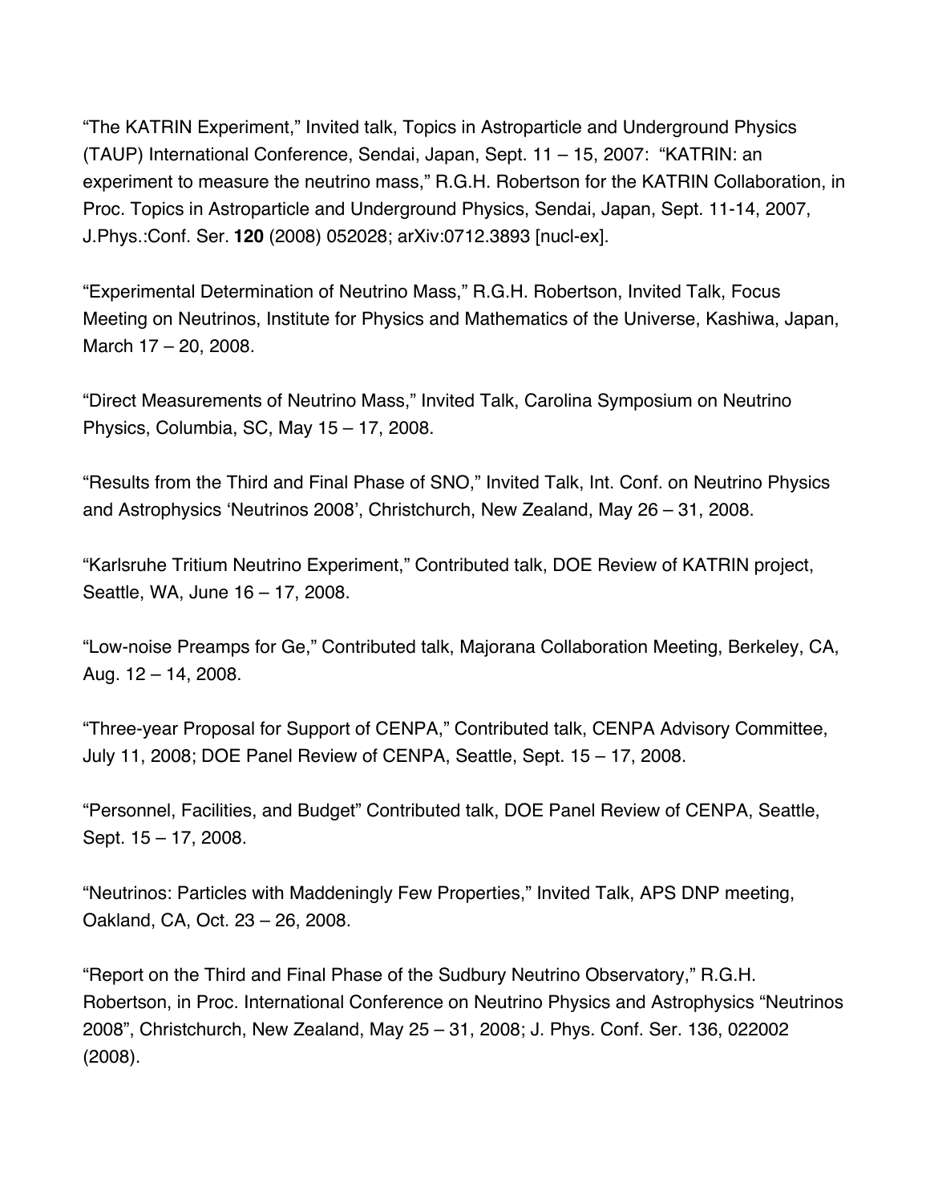“The KATRIN Experiment,” Invited talk, Topics in Astroparticle and Underground Physics (TAUP) International Conference, Sendai, Japan, Sept. 11 – 15, 2007: “KATRIN: an experiment to measure the neutrino mass,” R.G.H. Robertson for the KATRIN Collaboration, in Proc. Topics in Astroparticle and Underground Physics, Sendai, Japan, Sept. 11-14, 2007, J.Phys.:Conf. Ser. **120** (2008) 052028; arXiv:0712.3893 [nucl-ex].

“Experimental Determination of Neutrino Mass,” R.G.H. Robertson, Invited Talk, Focus Meeting on Neutrinos, Institute for Physics and Mathematics of the Universe, Kashiwa, Japan, March 17 – 20, 2008.

“Direct Measurements of Neutrino Mass,” Invited Talk, Carolina Symposium on Neutrino Physics, Columbia, SC, May 15 – 17, 2008.

“Results from the Third and Final Phase of SNO,” Invited Talk, Int. Conf. on Neutrino Physics and Astrophysics ‘Neutrinos 2008’, Christchurch, New Zealand, May 26 – 31, 2008.

“Karlsruhe Tritium Neutrino Experiment,” Contributed talk, DOE Review of KATRIN project, Seattle, WA, June 16 – 17, 2008.

“Low-noise Preamps for Ge,” Contributed talk, Majorana Collaboration Meeting, Berkeley, CA, Aug. 12 – 14, 2008.

“Three-year Proposal for Support of CENPA,” Contributed talk, CENPA Advisory Committee, July 11, 2008; DOE Panel Review of CENPA, Seattle, Sept. 15 – 17, 2008.

“Personnel, Facilities, and Budget” Contributed talk, DOE Panel Review of CENPA, Seattle, Sept. 15 – 17, 2008.

“Neutrinos: Particles with Maddeningly Few Properties,” Invited Talk, APS DNP meeting, Oakland, CA, Oct. 23 – 26, 2008.

“Report on the Third and Final Phase of the Sudbury Neutrino Observatory,” R.G.H. Robertson, in Proc. International Conference on Neutrino Physics and Astrophysics “Neutrinos 2008”, Christchurch, New Zealand, May 25 – 31, 2008; J. Phys. Conf. Ser. 136, 022002 (2008).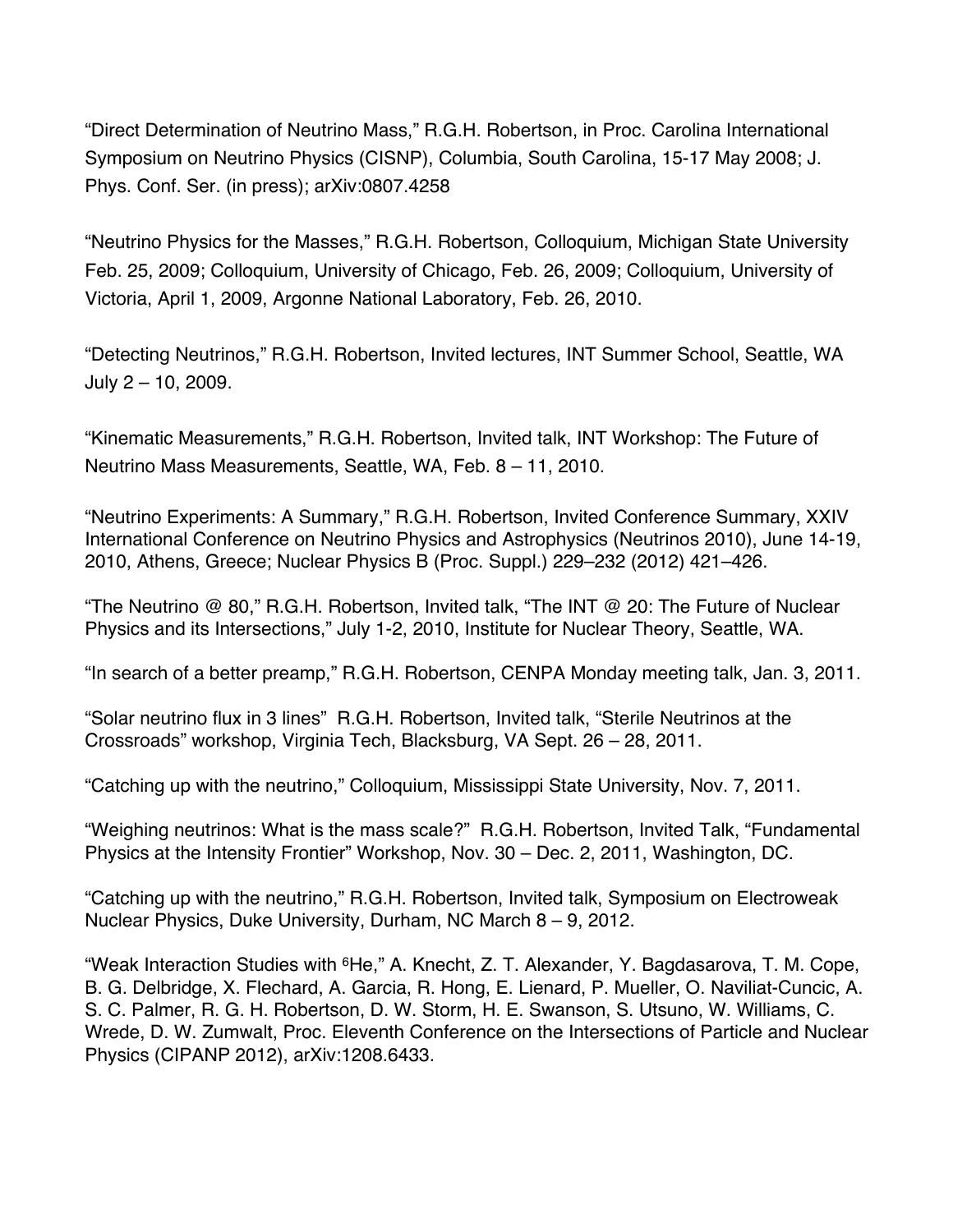“Direct Determination of Neutrino Mass,” R.G.H. Robertson, in Proc. Carolina International Symposium on Neutrino Physics (CISNP), Columbia, South Carolina, 15-17 May 2008; J. Phys. Conf. Ser. (in press); arXiv:0807.4258

“Neutrino Physics for the Masses,” R.G.H. Robertson, Colloquium, Michigan State University Feb. 25, 2009; Colloquium, University of Chicago, Feb. 26, 2009; Colloquium, University of Victoria, April 1, 2009, Argonne National Laboratory, Feb. 26, 2010.

“Detecting Neutrinos,” R.G.H. Robertson, Invited lectures, INT Summer School, Seattle, WA July 2 – 10, 2009.

“Kinematic Measurements,” R.G.H. Robertson, Invited talk, INT Workshop: The Future of Neutrino Mass Measurements, Seattle, WA, Feb. 8 – 11, 2010.

“Neutrino Experiments: A Summary,” R.G.H. Robertson, Invited Conference Summary, XXIV International Conference on Neutrino Physics and Astrophysics (Neutrinos 2010), June 14-19, 2010, Athens, Greece; Nuclear Physics B (Proc. Suppl.) 229–232 (2012) 421–426.

“The Neutrino @ 80,” R.G.H. Robertson, Invited talk, “The INT @ 20: The Future of Nuclear Physics and its Intersections,” July 1-2, 2010, Institute for Nuclear Theory, Seattle, WA.

“In search of a better preamp,” R.G.H. Robertson, CENPA Monday meeting talk, Jan. 3, 2011.

“Solar neutrino flux in 3 lines” R.G.H. Robertson, Invited talk, “Sterile Neutrinos at the Crossroads” workshop, Virginia Tech, Blacksburg, VA Sept. 26 – 28, 2011.

“Catching up with the neutrino,” Colloquium, Mississippi State University, Nov. 7, 2011.

“Weighing neutrinos: What is the mass scale?” R.G.H. Robertson, Invited Talk, “Fundamental Physics at the Intensity Frontier” Workshop, Nov. 30 – Dec. 2, 2011, Washington, DC.

“Catching up with the neutrino,” R.G.H. Robertson, Invited talk, Symposium on Electroweak Nuclear Physics, Duke University, Durham, NC March 8 – 9, 2012.

“Weak Interaction Studies with $^{6}$He,” A. Knecht, Z. T. Alexander, Y. Bagdasarova, T. M. Cope, B. G. Delbridge, X. Flechard, A. Garcia, R. Hong, E. Lienard, P. Mueller, O. Naviliat-Cuncic, A. S. C. Palmer, R. G. H. Robertson, D. W. Storm, H. E. Swanson, S. Utsuno, W. Williams, C. Wrede, D. W. Zumwalt, Proc. Eleventh Conference on the Intersections of Particle and Nuclear Physics (CIPANP 2012), arXiv:1208.6433.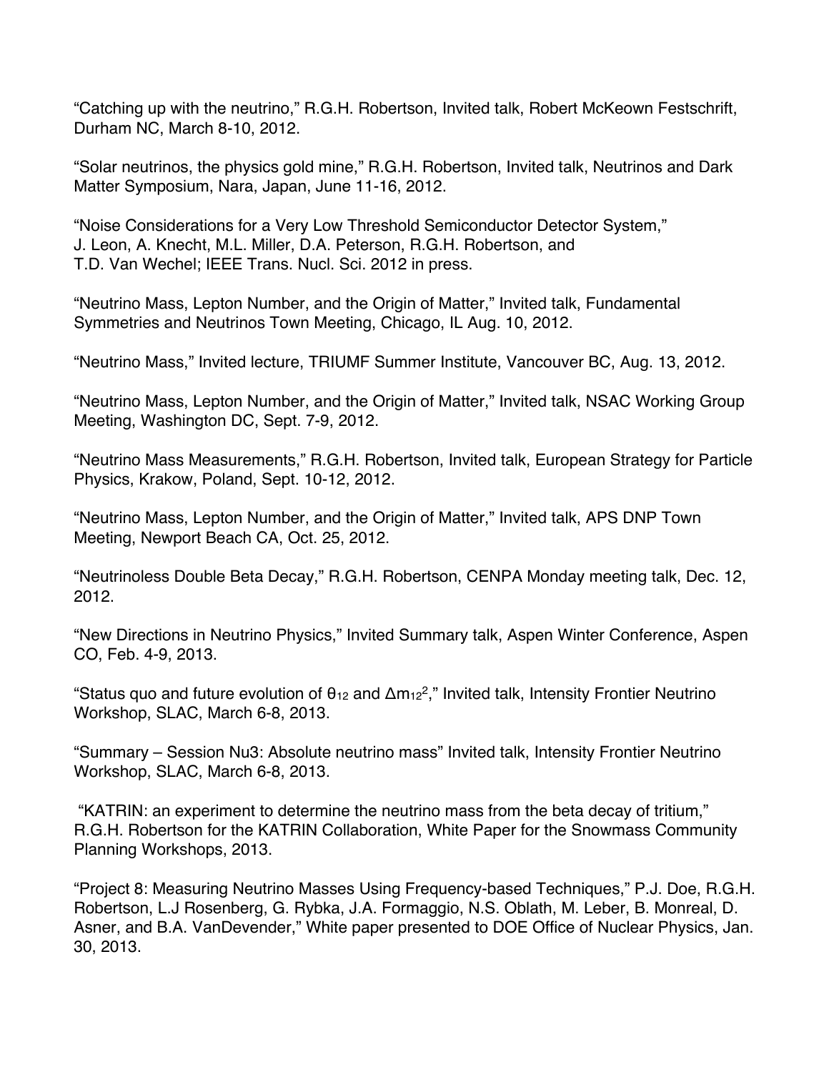"Catching up with the neutrino," R.G.H. Robertson, Invited talk, Robert McKeown Festschrift, Durham NC, March 8-10, 2012.

"Solar neutrinos, the physics gold mine," R.G.H. Robertson, Invited talk, Neutrinos and Dark Matter Symposium, Nara, Japan, June 11-16, 2012.

"Noise Considerations for a Very Low Threshold Semiconductor Detector System," J. Leon, A. Knecht, M.L. Miller, D.A. Peterson, R.G.H. Robertson, and T.D. Van Wechel; IEEE Trans. Nucl. Sci. 2012 in press.

"Neutrino Mass, Lepton Number, and the Origin of Matter," Invited talk, Fundamental Symmetries and Neutrinos Town Meeting, Chicago, IL Aug. 10, 2012.

"Neutrino Mass," Invited lecture, TRIUMF Summer Institute, Vancouver BC, Aug. 13, 2012.

"Neutrino Mass, Lepton Number, and the Origin of Matter," Invited talk, NSAC Working Group Meeting, Washington DC, Sept. 7-9, 2012.

"Neutrino Mass Measurements," R.G.H. Robertson, Invited talk, European Strategy for Particle Physics, Krakow, Poland, Sept. 10-12, 2012.

"Neutrino Mass, Lepton Number, and the Origin of Matter," Invited talk, APS DNP Town Meeting, Newport Beach CA, Oct. 25, 2012.

"Neutrinoless Double Beta Decay," R.G.H. Robertson, CENPA Monday meeting talk, Dec. 12, 2012.

"New Directions in Neutrino Physics," Invited Summary talk, Aspen Winter Conference, Aspen CO, Feb. 4-9, 2013.

"Status quo and future evolution of $\theta_{12}$ and $\Delta m_{12}^2$," Invited talk, Intensity Frontier Neutrino Workshop, SLAC, March 6-8, 2013.

"Summary – Session Nu3: Absolute neutrino mass" Invited talk, Intensity Frontier Neutrino Workshop, SLAC, March 6-8, 2013.

"KATRIN: an experiment to determine the neutrino mass from the beta decay of tritium," R.G.H. Robertson for the KATRIN Collaboration, White Paper for the Snowmass Community Planning Workshops, 2013.

"Project 8: Measuring Neutrino Masses Using Frequency-based Techniques," P.J. Doe, R.G.H. Robertson, L.J Rosenberg, G. Rybka, J.A. Formaggio, N.S. Oblath, M. Leber, B. Monreal, D. Asner, and B.A. VanDevender," White paper presented to DOE Office of Nuclear Physics, Jan. 30, 2013.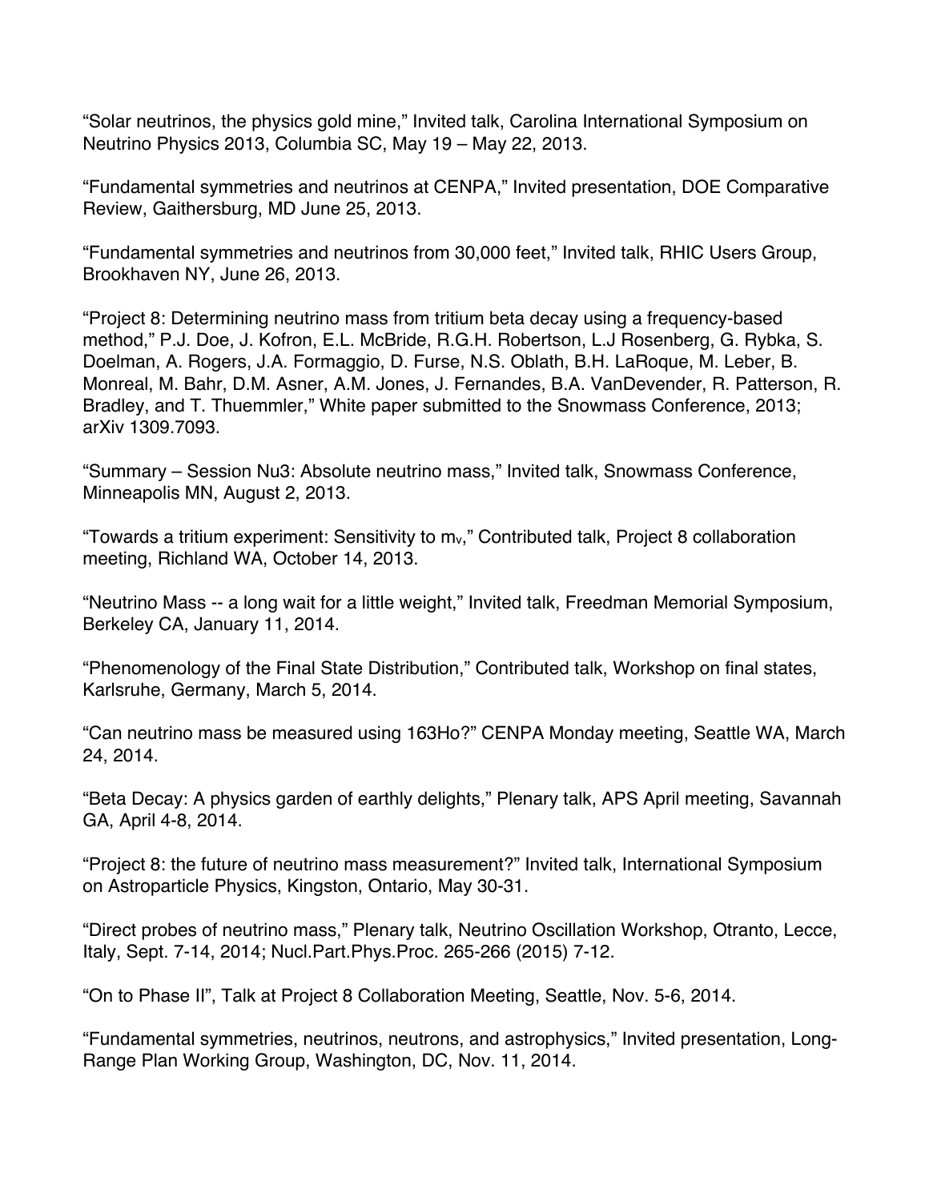"Solar neutrinos, the physics gold mine," Invited talk, Carolina International Symposium on Neutrino Physics 2013, Columbia SC, May 19 – May 22, 2013.

"Fundamental symmetries and neutrinos at CENPA," Invited presentation, DOE Comparative Review, Gaithersburg, MD June 25, 2013.

"Fundamental symmetries and neutrinos from 30,000 feet," Invited talk, RHIC Users Group, Brookhaven NY, June 26, 2013.

"Project 8: Determining neutrino mass from tritium beta decay using a frequency-based method," P.J. Doe, J. Kofron, E.L. McBride, R.G.H. Robertson, L.J Rosenberg, G. Rybka, S. Doelman, A. Rogers, J.A. Formaggio, D. Furse, N.S. Oblath, B.H. LaRoque, M. Leber, B. Monreal, M. Bahr, D.M. Asner, A.M. Jones, J. Fernandes, B.A. VanDevender, R. Patterson, R. Bradley, and T. Thuemmler," White paper submitted to the Snowmass Conference, 2013; arXiv 1309.7093.

"Summary – Session Nu3: Absolute neutrino mass," Invited talk, Snowmass Conference, Minneapolis MN, August 2, 2013.

"Towards a tritium experiment: Sensitivity to $m_\nu$," Contributed talk, Project 8 collaboration meeting, Richland WA, October 14, 2013.

"Neutrino Mass -- a long wait for a little weight," Invited talk, Freedman Memorial Symposium, Berkeley CA, January 11, 2014.

"Phenomenology of the Final State Distribution," Contributed talk, Workshop on final states, Karlsruhe, Germany, March 5, 2014.

"Can neutrino mass be measured using 163Ho?" CENPA Monday meeting, Seattle WA, March 24, 2014.

"Beta Decay: A physics garden of earthly delights," Plenary talk, APS April meeting, Savannah GA, April 4-8, 2014.

"Project 8: the future of neutrino mass measurement?" Invited talk, International Symposium on Astroparticle Physics, Kingston, Ontario, May 30-31.

"Direct probes of neutrino mass," Plenary talk, Neutrino Oscillation Workshop, Otranto, Lecce, Italy, Sept. 7-14, 2014; Nucl.Part.Phys.Proc. 265-266 (2015) 7-12.

"On to Phase II", Talk at Project 8 Collaboration Meeting, Seattle, Nov. 5-6, 2014.

"Fundamental symmetries, neutrinos, neutrons, and astrophysics," Invited presentation, Long-Range Plan Working Group, Washington, DC, Nov. 11, 2014.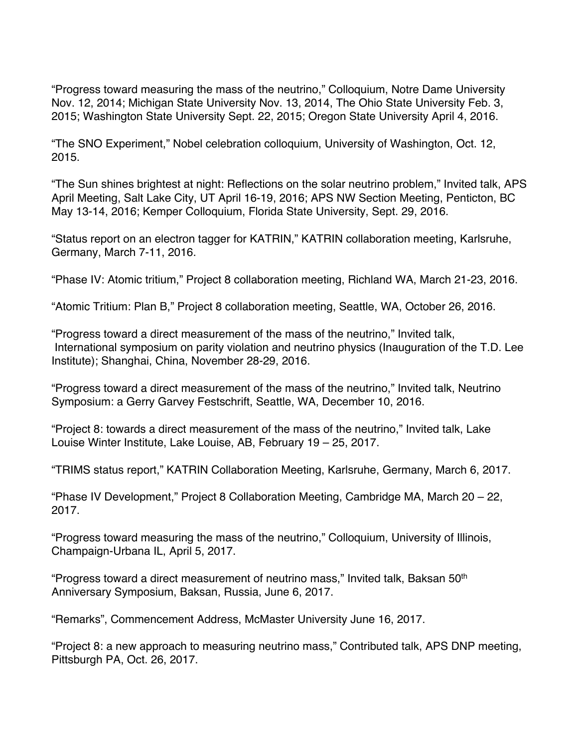“Progress toward measuring the mass of the neutrino,” Colloquium, Notre Dame University Nov. 12, 2014; Michigan State University Nov. 13, 2014, The Ohio State University Feb. 3, 2015; Washington State University Sept. 22, 2015; Oregon State University April 4, 2016.

“The SNO Experiment,” Nobel celebration colloquium, University of Washington, Oct. 12, 2015.

“The Sun shines brightest at night: Reflections on the solar neutrino problem,” Invited talk, APS April Meeting, Salt Lake City, UT April 16-19, 2016; APS NW Section Meeting, Penticton, BC May 13-14, 2016; Kemper Colloquium, Florida State University, Sept. 29, 2016.

“Status report on an electron tagger for KATRIN,” KATRIN collaboration meeting, Karlsruhe, Germany, March 7-11, 2016.

“Phase IV: Atomic tritium,” Project 8 collaboration meeting, Richland WA, March 21-23, 2016.

“Atomic Tritium: Plan B,” Project 8 collaboration meeting, Seattle, WA, October 26, 2016.

“Progress toward a direct measurement of the mass of the neutrino,” Invited talk, International symposium on parity violation and neutrino physics (Inauguration of the T.D. Lee Institute); Shanghai, China, November 28-29, 2016.

“Progress toward a direct measurement of the mass of the neutrino,” Invited talk, Neutrino Symposium: a Gerry Garvey Festschrift, Seattle, WA, December 10, 2016.

“Project 8: towards a direct measurement of the mass of the neutrino,” Invited talk, Lake Louise Winter Institute, Lake Louise, AB, February 19 – 25, 2017.

“TRIMS status report,” KATRIN Collaboration Meeting, Karlsruhe, Germany, March 6, 2017.

“Phase IV Development,” Project 8 Collaboration Meeting, Cambridge MA, March 20 – 22, 2017.

“Progress toward measuring the mass of the neutrino,” Colloquium, University of Illinois, Champaign-Urbana IL, April 5, 2017.

“Progress toward a direct measurement of neutrino mass,” Invited talk, Baksan 50th Anniversary Symposium, Baksan, Russia, June 6, 2017.

“Remarks”, Commencement Address, McMaster University June 16, 2017.

“Project 8: a new approach to measuring neutrino mass,” Contributed talk, APS DNP meeting, Pittsburgh PA, Oct. 26, 2017.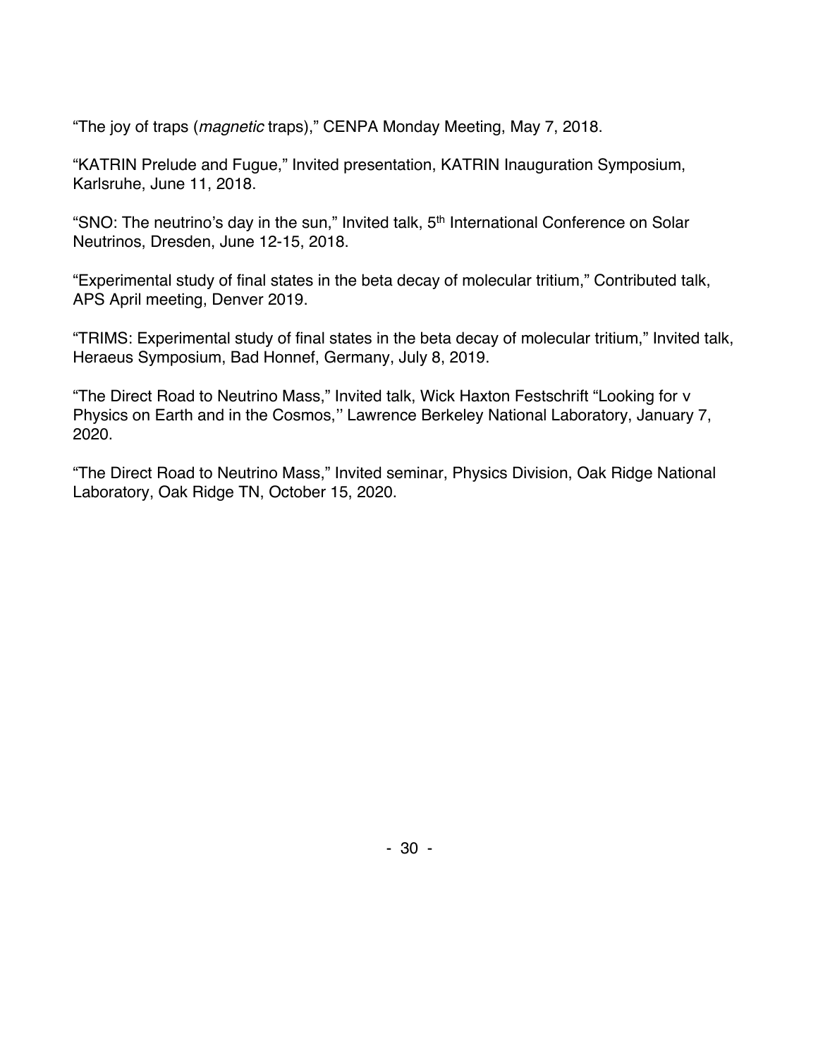“The joy of traps (*magnetic* traps),” CENPA Monday Meeting, May 7, 2018.

“KATRIN Prelude and Fugue,” Invited presentation, KATRIN Inauguration Symposium, Karlsruhe, June 11, 2018.

“SNO: The neutrino’s day in the sun,” Invited talk, 5th International Conference on Solar Neutrinos, Dresden, June 12-15, 2018.

“Experimental study of final states in the beta decay of molecular tritium,” Contributed talk, APS April meeting, Denver 2019.

“TRIMS: Experimental study of final states in the beta decay of molecular tritium,” Invited talk, Heraeus Symposium, Bad Honnef, Germany, July 8, 2019.

“The Direct Road to Neutrino Mass,” Invited talk, Wick Haxton Festschrift “Looking for ν Physics on Earth and in the Cosmos,’’ Lawrence Berkeley National Laboratory, January 7, 2020.

“The Direct Road to Neutrino Mass,” Invited seminar, Physics Division, Oak Ridge National Laboratory, Oak Ridge TN, October 15, 2020.